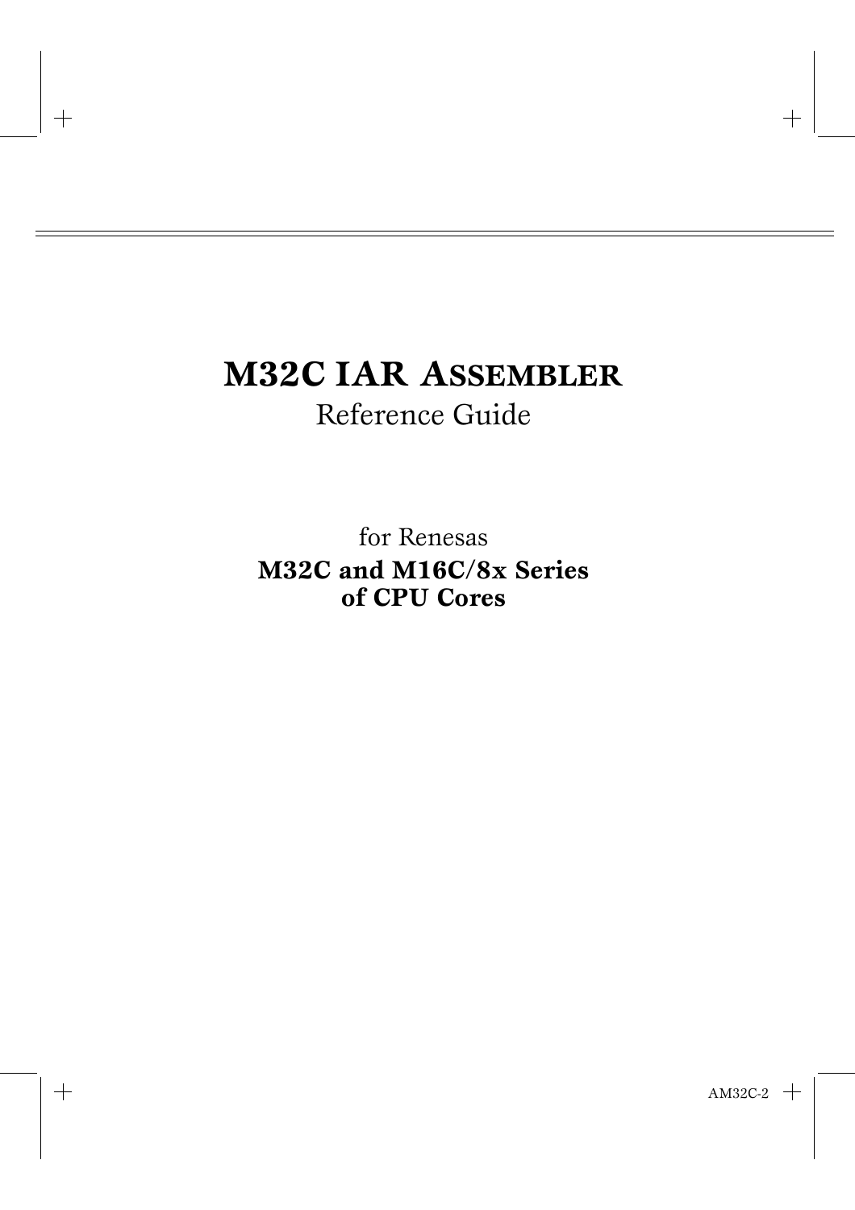# M32C IAR ASSEMBLER

Reference Guide

for Renesas

**M32C and M16C/8x Series of CPU Cores**

AM32C-2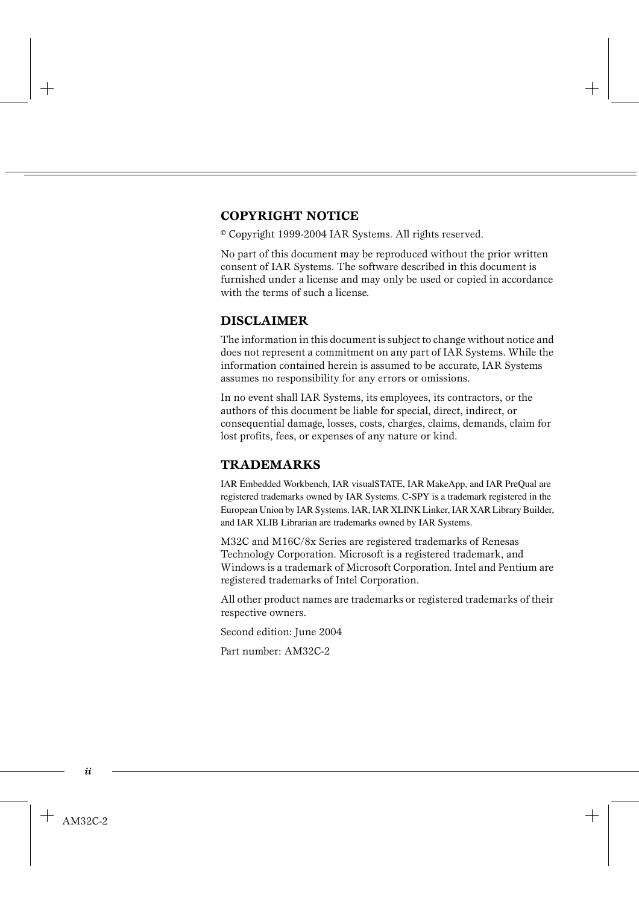## COPYRIGHT NOTICE

© Copyright 1999-2004 IAR Systems. All rights reserved.

No part of this document may be reproduced without the prior written consent of IAR Systems. The software described in this document is furnished under a license and may only be used or copied in accordance with the terms of such a license.

## DISCLAIMER

The information in this document is subject to change without notice and does not represent a commitment on any part of IAR Systems. While the information contained herein is assumed to be accurate, IAR Systems assumes no responsibility for any errors or omissions.

In no event shall IAR Systems, its employees, its contractors, or the authors of this document be liable for special, direct, indirect, or consequential damage, losses, costs, charges, claims, demands, claim for lost profits, fees, or expenses of any nature or kind.

## TRADEMARKS

IAR Embedded Workbench, IAR visualSTATE, IAR MakeApp, and IAR PreQual are registered trademarks owned by IAR Systems. C-SPY is a trademark registered in the European Union by IAR Systems. IAR, IAR XLINK Linker, IAR XAR Library Builder, and IAR XLIB Librarian are trademarks owned by IAR Systems.

M32C and M16C/8x Series are registered trademarks of Renesas Technology Corporation. Microsoft is a registered trademark, and Windows is a trademark of Microsoft Corporation. Intel and Pentium are registered trademarks of Intel Corporation.

All other product names are trademarks or registered trademarks of their respective owners.

Second edition: June 2004

Part number: AM32C-2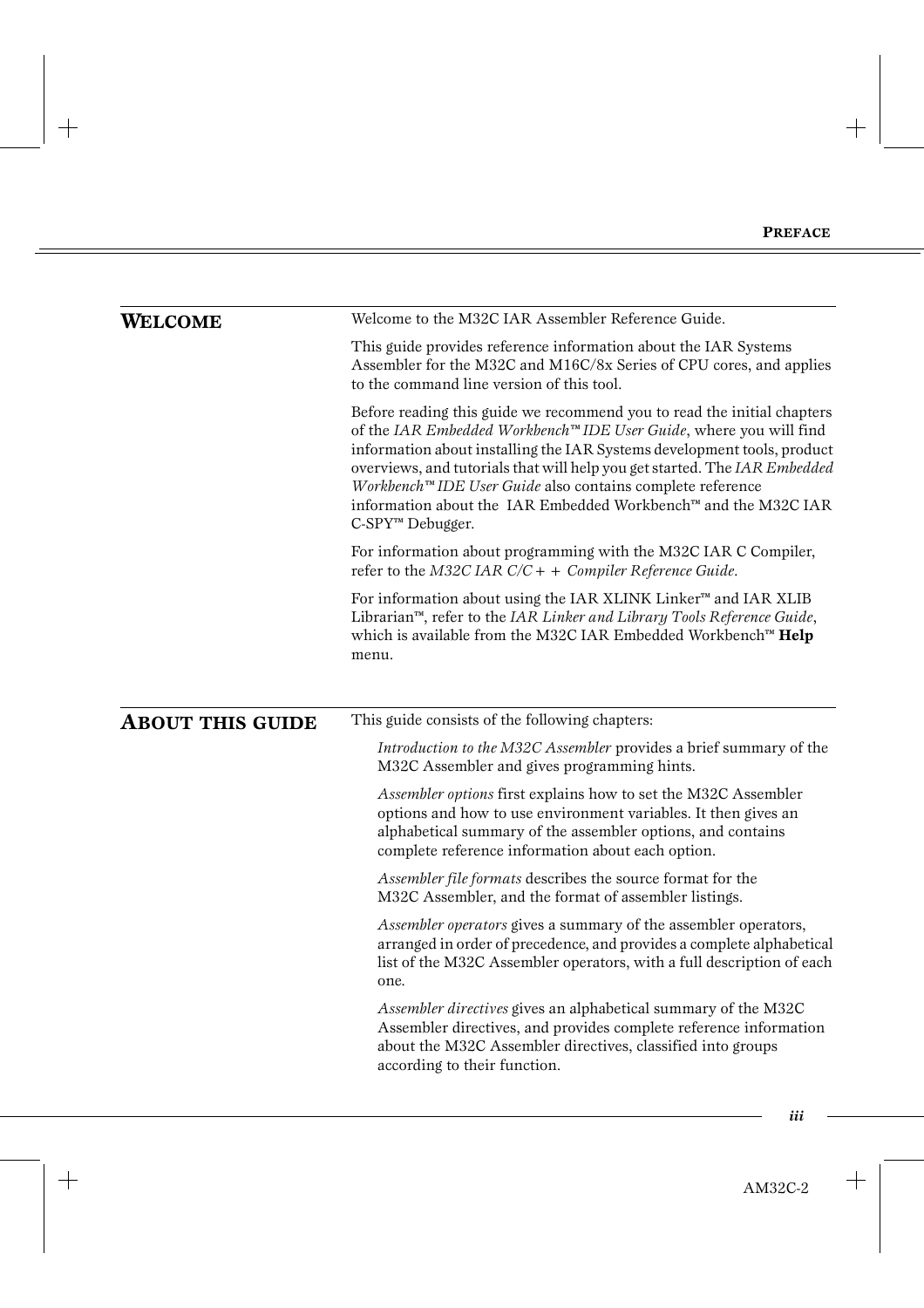## WELCOME

Welcome to the M32C IAR Assembler Reference Guide.

This guide provides reference information about the IAR Systems Assembler for the M32C and M16C/8x Series of CPU cores, and applies to the command line version of this tool.

Before reading this guide we recommend you to read the initial chapters of the *IAR Embedded Workbench™ IDE User Guide*, where you will find information about installing the IAR Systems development tools, product overviews, and tutorials that will help you get started. The *IAR Embedded Workbench™ IDE User Guide* also contains complete reference information about the IAR Embedded Workbench™ and the M32C IAR C-SPY™ Debugger.

For information about programming with the M32C IAR C Compiler, refer to the *M32C IAR C/C++ Compiler Reference Guide*.

For information about using the IAR XLINK Linker™ and IAR XLIB Librarian™, refer to the *IAR Linker and Library Tools Reference Guide*, which is available from the M32C IAR Embedded Workbench™ **Help** menu.

## ABOUT THIS GUIDE

This guide consists of the following chapters:

*Introduction to the M32C Assembler* provides a brief summary of the M32C Assembler and gives programming hints.

*Assembler options* first explains how to set the M32C Assembler options and how to use environment variables. It then gives an alphabetical summary of the assembler options, and contains complete reference information about each option.

*Assembler file formats* describes the source format for the M32C Assembler, and the format of assembler listings.

*Assembler operators* gives a summary of the assembler operators, arranged in order of precedence, and provides a complete alphabetical list of the M32C Assembler operators, with a full description of each one.

*Assembler directives* gives an alphabetical summary of the M32C Assembler directives, and provides complete reference information about the M32C Assembler directives, classified into groups according to their function.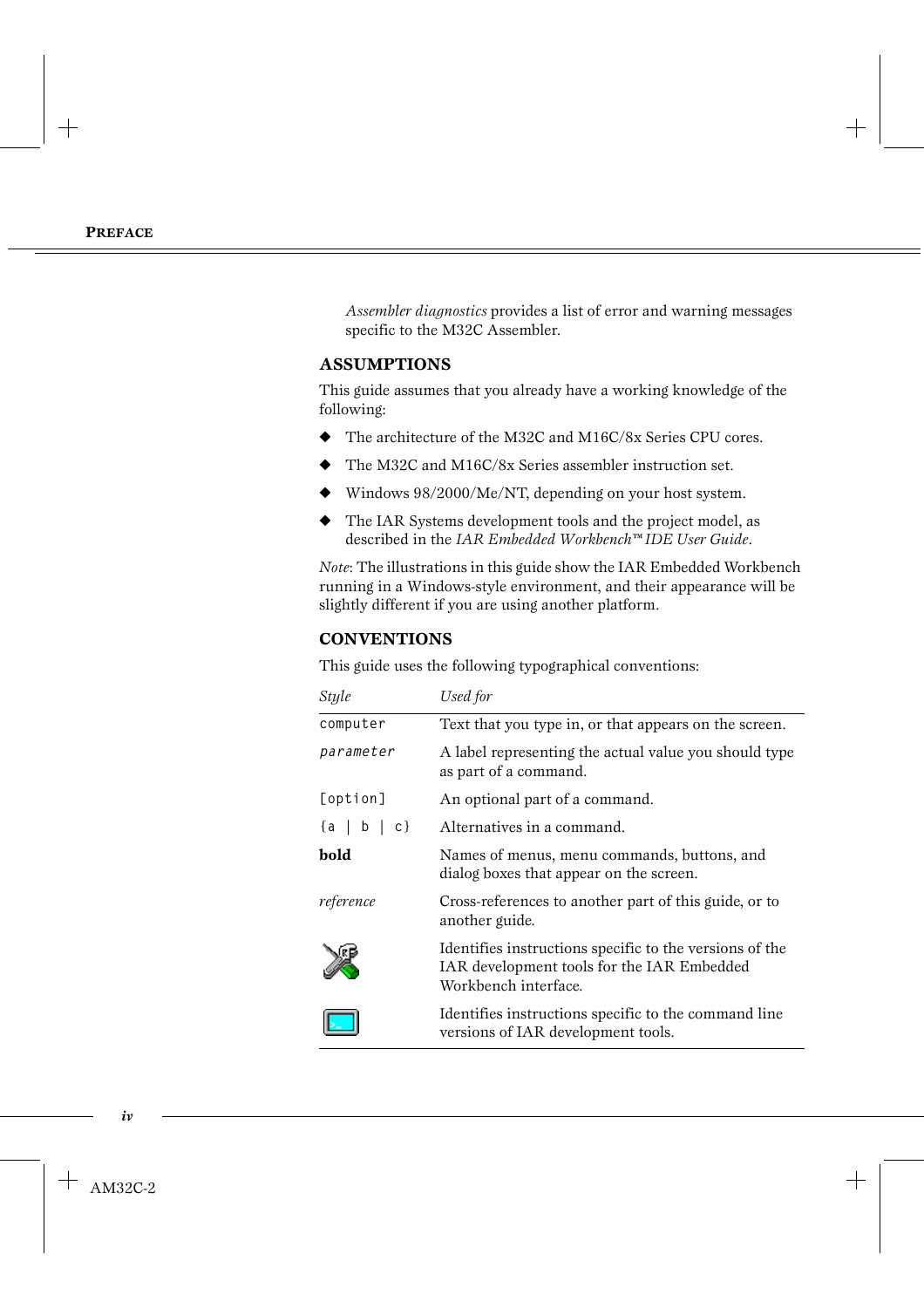*Assembler diagnostics* provides a list of error and warning messages specific to the M32C Assembler.

## ASSUMPTIONS

This guide assumes that you already have a working knowledge of the following:

- The architecture of the M32C and M16C/8x Series CPU cores.
- The M32C and M16C/8x Series assembler instruction set.
- Windows 98/2000/Me/NT, depending on your host system.
- The IAR Systems development tools and the project model, as described in the *IAR Embedded Workbench™ IDE User Guide*.

*Note*: The illustrations in this guide show the IAR Embedded Workbench running in a Windows-style environment, and their appearance will be slightly different if you are using another platform.

## CONVENTIONS

This guide uses the following typographical conventions:

| *Style* | *Used for* |
|---|---|
| `computer` | Text that you type in, or that appears on the screen. |
| *`parameter`* | A label representing the actual value you should type as part of a command. |
| `[option]` | An optional part of a command. |
| `{a | b | c}` | Alternatives in a command. |
| **bold** | Names of menus, menu commands, buttons, and dialog boxes that appear on the screen. |
| *reference* | Cross-references to another part of this guide, or to another guide. |
| | Identifies instructions specific to the versions of the IAR development tools for the IAR Embedded Workbench interface. |
| | Identifies instructions specific to the command line versions of IAR development tools. |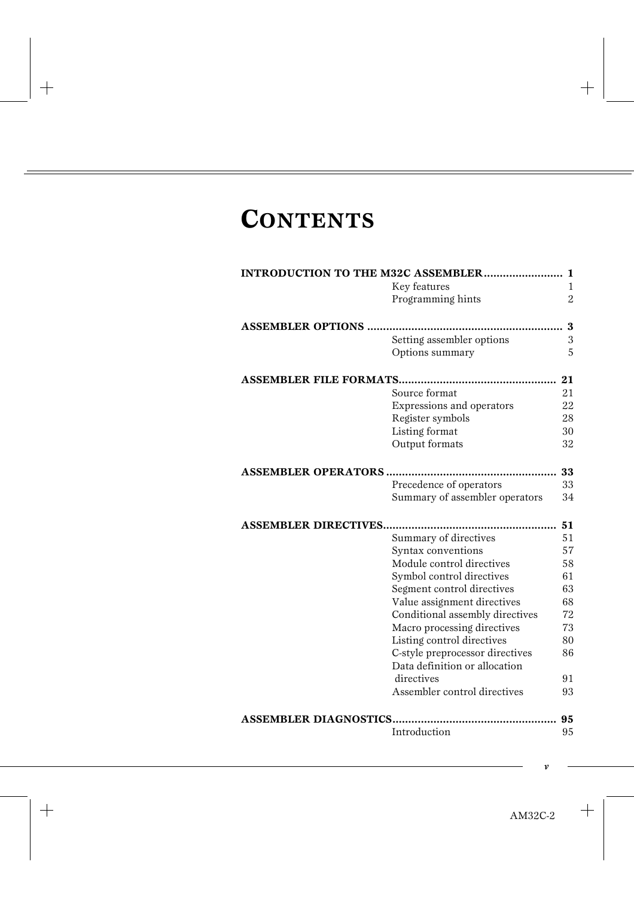# CONTENTS

**INTRODUCTION TO THE M32C ASSEMBLER ......................... 1**

- Key features 1
- Programming hints 2

**ASSEMBLER OPTIONS ............................................................ 3**

- Setting assembler options 3
- Options summary 5

**ASSEMBLER FILE FORMATS................................................. 21**

- Source format 21
- Expressions and operators 22
- Register symbols 28
- Listing format 30
- Output formats 32

**ASSEMBLER OPERATORS ..................................................... 33**

- Precedence of operators 33
- Summary of assembler operators 34

**ASSEMBLER DIRECTIVES...................................................... 51**

- Summary of directives 51
- Syntax conventions 57
- Module control directives 58
- Symbol control directives 61
- Segment control directives 63
- Value assignment directives 68
- Conditional assembly directives 72
- Macro processing directives 73
- Listing control directives 80
- C-style preprocessor directives 86
- Data definition or allocation directives 91
- Assembler control directives 93

**ASSEMBLER DIAGNOSTICS................................................... 95**

- Introduction 95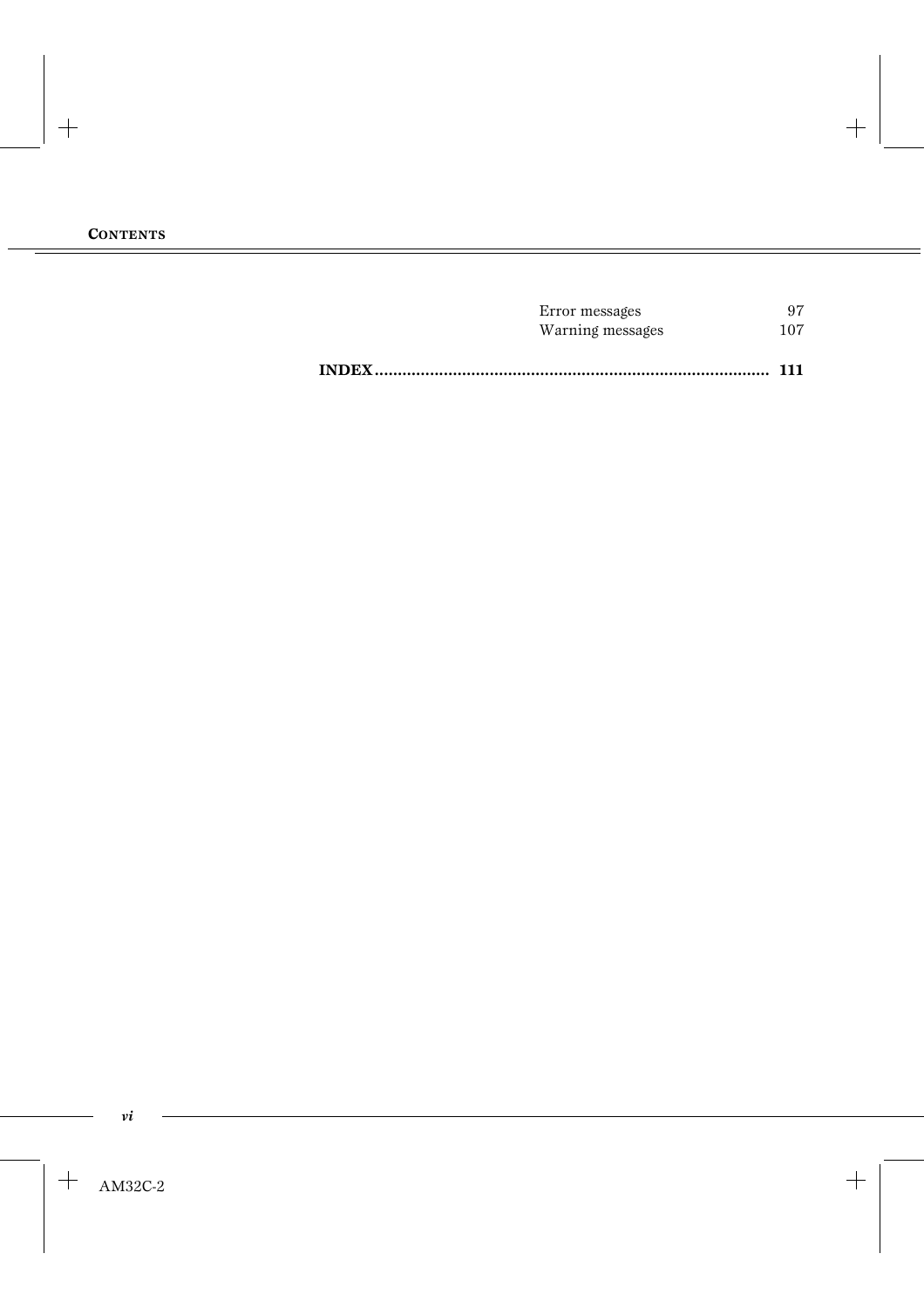| | |
|---|---|
| Error messages | 97 |
| Warning messages | 107 |

**INDEX ..................................................................................... 111**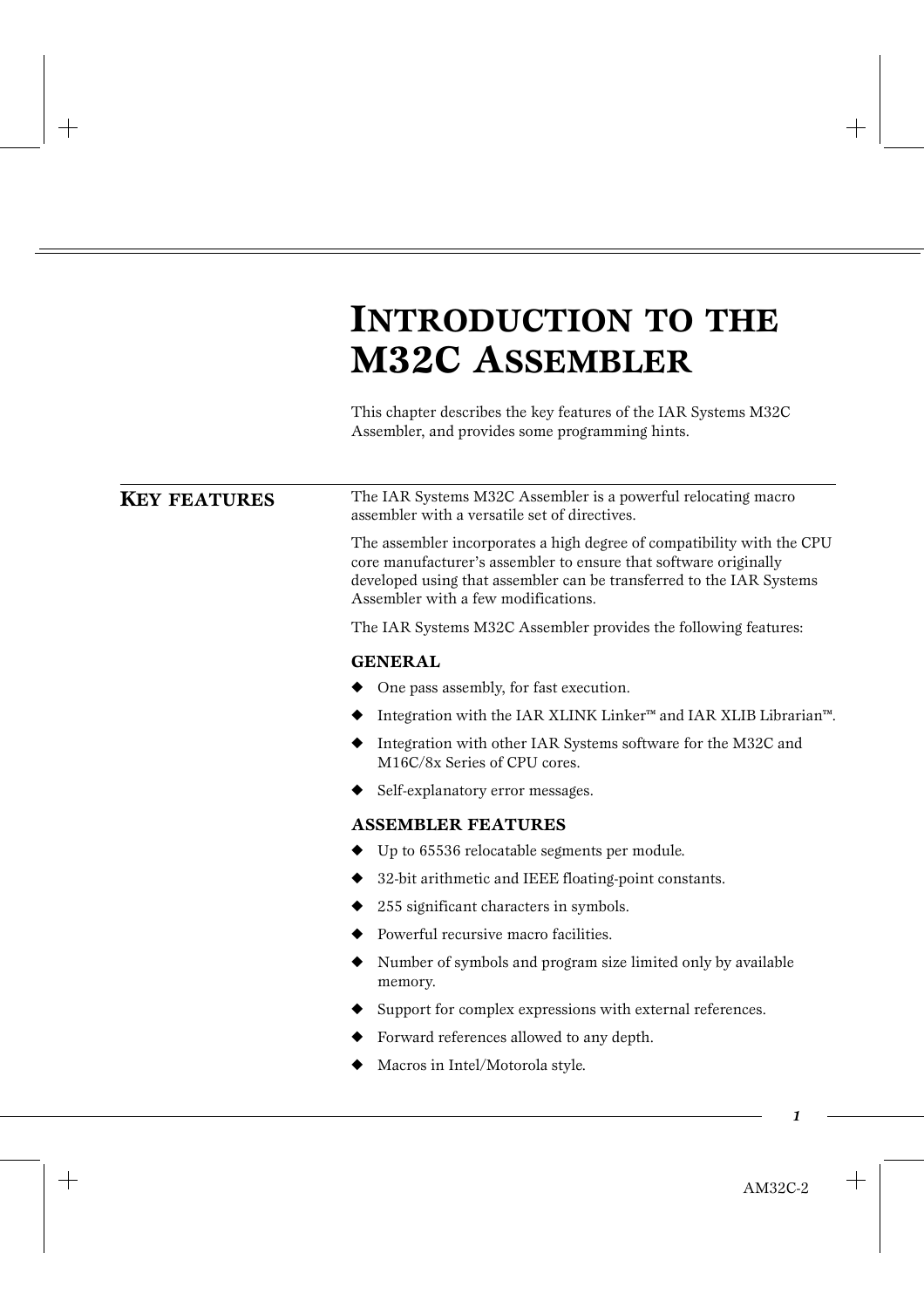# INTRODUCTION TO THE M32C ASSEMBLER

This chapter describes the key features of the IAR Systems M32C Assembler, and provides some programming hints.

## KEY FEATURES

The IAR Systems M32C Assembler is a powerful relocating macro assembler with a versatile set of directives.

The assembler incorporates a high degree of compatibility with the CPU core manufacturer's assembler to ensure that software originally developed using that assembler can be transferred to the IAR Systems Assembler with a few modifications.

The IAR Systems M32C Assembler provides the following features:

### GENERAL

- One pass assembly, for fast execution.
- Integration with the IAR XLINK Linker™ and IAR XLIB Librarian™.
- Integration with other IAR Systems software for the M32C and M16C/8x Series of CPU cores.
- Self-explanatory error messages.

### ASSEMBLER FEATURES

- Up to 65536 relocatable segments per module.
- 32-bit arithmetic and IEEE floating-point constants.
- 255 significant characters in symbols.
- Powerful recursive macro facilities.
- Number of symbols and program size limited only by available memory.
- Support for complex expressions with external references.
- Forward references allowed to any depth.
- Macros in Intel/Motorola style.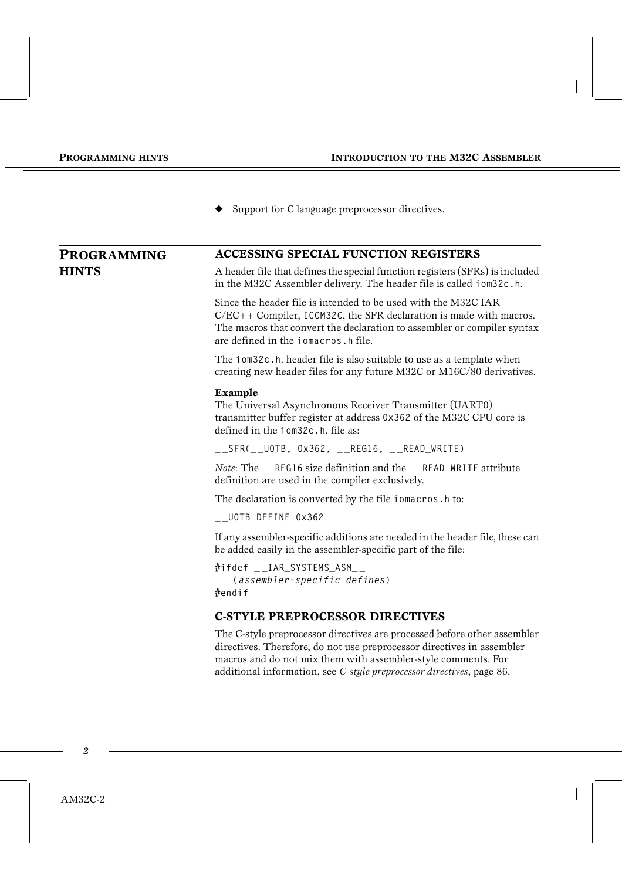- Support for C language preprocessor directives.

## PROGRAMMING HINTS

### ACCESSING SPECIAL FUNCTION REGISTERS

A header file that defines the special function registers (SFRs) is included in the M32C Assembler delivery. The header file is called `iom32c.h`.

Since the header file is intended to be used with the M32C IAR C/EC++ Compiler, `ICCM32C`, the SFR declaration is made with macros. The macros that convert the declaration to assembler or compiler syntax are defined in the `iomacros.h` file.

The `iom32c.h`. header file is also suitable to use as a template when creating new header files for any future M32C or M16C/80 derivatives.

**Example**

The Universal Asynchronous Receiver Transmitter (UART0) transmitter buffer register at address `0x362` of the M32C CPU core is defined in the `iom32c.h`. file as:

```
__SFR(__U0TB, 0x362, __REG16, __READ_WRITE)
```

*Note*: The `__REG16` size definition and the `__READ_WRITE` attribute definition are used in the compiler exclusively.

The declaration is converted by the file `iomacros.h` to:

```
__U0TB DEFINE 0x362
```

If any assembler-specific additions are needed in the header file, these can be added easily in the assembler-specific part of the file:

```
#ifdef __IAR_SYSTEMS_ASM__
   (assembler-specific defines)
#endif
```

### C-STYLE PREPROCESSOR DIRECTIVES

The C-style preprocessor directives are processed before other assembler directives. Therefore, do not use preprocessor directives in assembler macros and do not mix them with assembler-style comments. For additional information, see *C-style preprocessor directives*, page 86.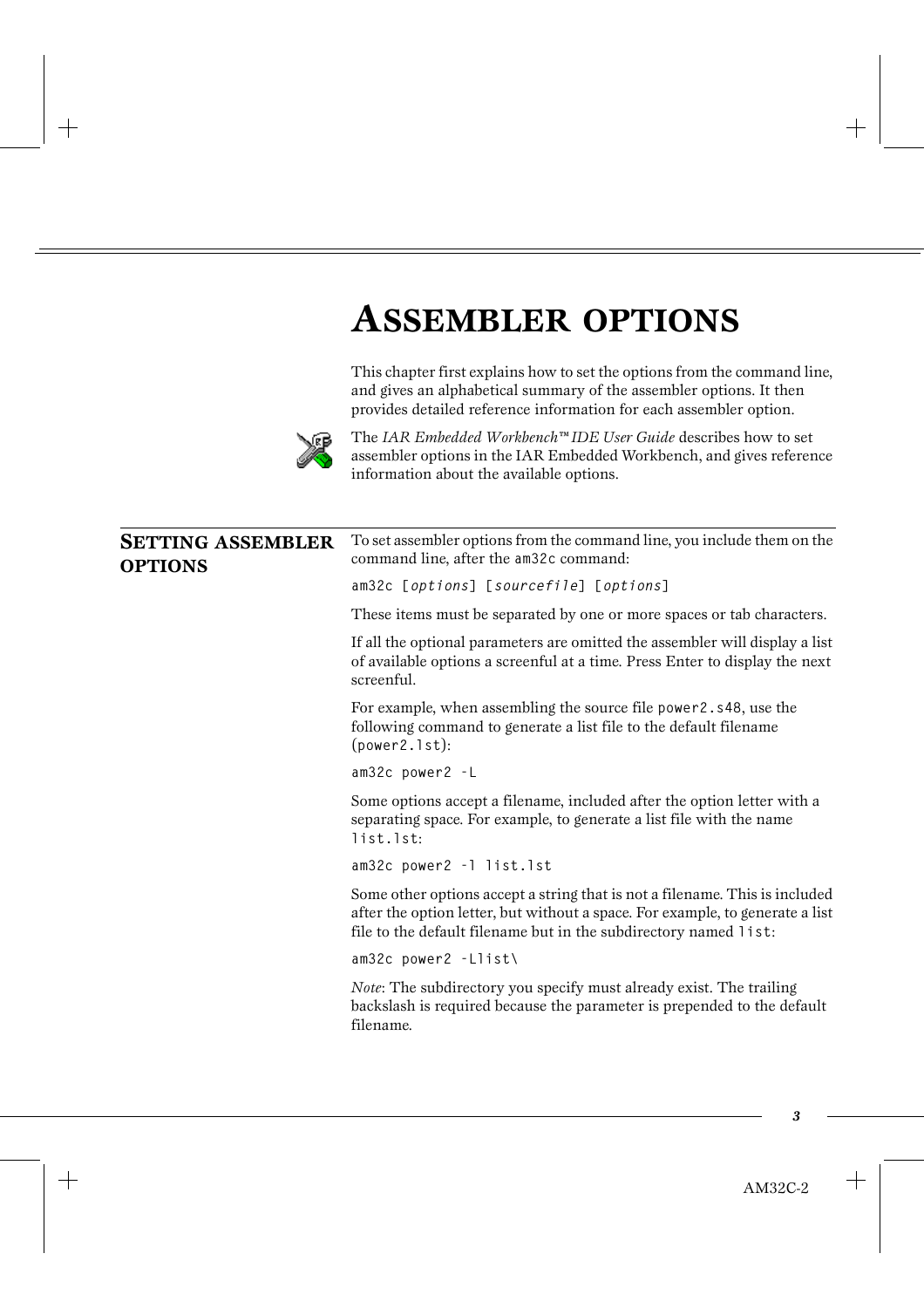# Assembler options

This chapter first explains how to set the options from the command line, and gives an alphabetical summary of the assembler options. It then provides detailed reference information for each assembler option.

The *IAR Embedded Workbench™ IDE User Guide* describes how to set assembler options in the IAR Embedded Workbench, and gives reference information about the available options.

## Setting assembler options

To set assembler options from the command line, you include them on the command line, after the `am32c` command:

```
am32c [options] [sourcefile] [options]
```

These items must be separated by one or more spaces or tab characters.

If all the optional parameters are omitted the assembler will display a list of available options a screenful at a time. Press Enter to display the next screenful.

For example, when assembling the source file `power2.s48`, use the following command to generate a list file to the default filename (`power2.lst`):

```
am32c power2 -L
```

Some options accept a filename, included after the option letter with a separating space. For example, to generate a list file with the name `list.lst`:

```
am32c power2 -l list.lst
```

Some other options accept a string that is not a filename. This is included after the option letter, but without a space. For example, to generate a list file to the default filename but in the subdirectory named `list`:

```
am32c power2 -Llist\
```

*Note*: The subdirectory you specify must already exist. The trailing backslash is required because the parameter is prepended to the default filename.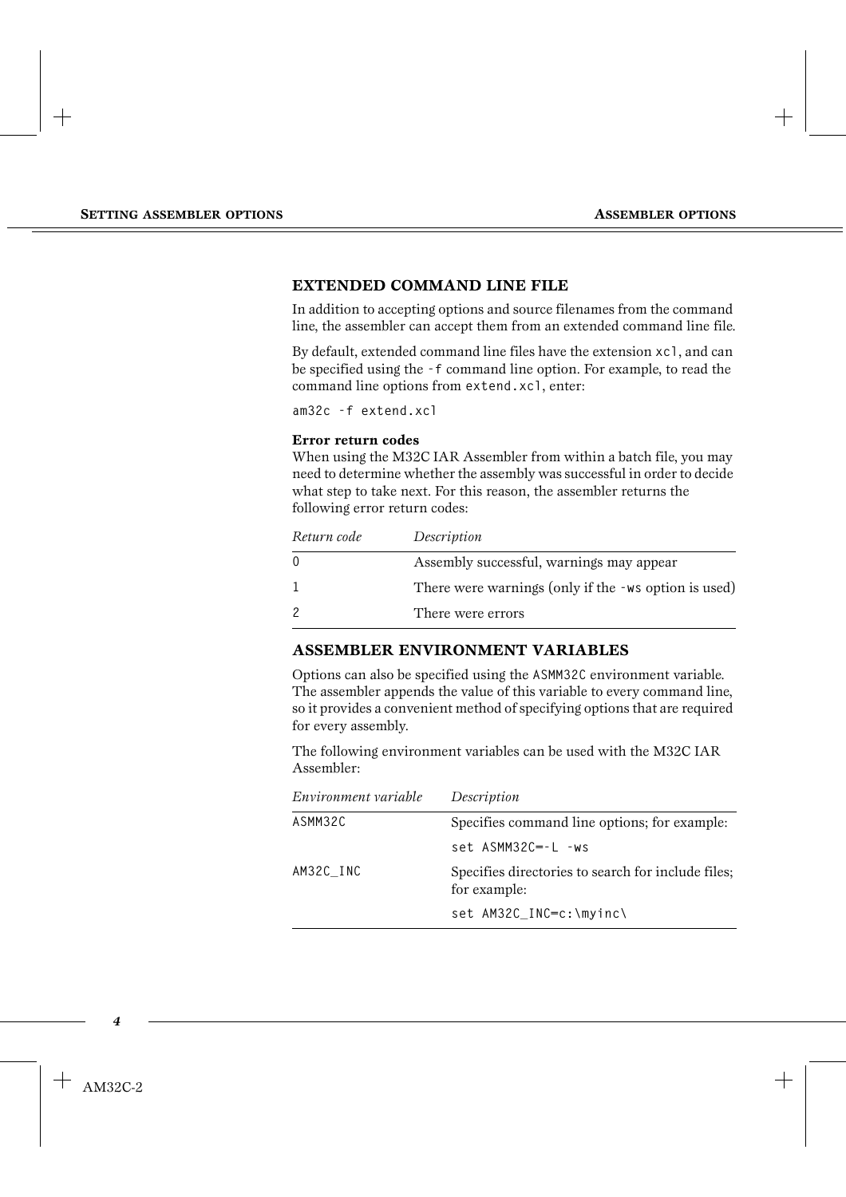## EXTENDED COMMAND LINE FILE

In addition to accepting options and source filenames from the command line, the assembler can accept them from an extended command line file.

By default, extended command line files have the extension `xcl`, and can be specified using the `-f` command line option. For example, to read the command line options from `extend.xcl`, enter:

```
am32c -f extend.xcl
```

**Error return codes**

When using the M32C IAR Assembler from within a batch file, you may need to determine whether the assembly was successful in order to decide what step to take next. For this reason, the assembler returns the following error return codes:

| *Return code* | *Description* |
|---|---|
| 0 | Assembly successful, warnings may appear |
| 1 | There were warnings (only if the `-ws` option is used) |
| 2 | There were errors |

## ASSEMBLER ENVIRONMENT VARIABLES

Options can also be specified using the `ASMM32C` environment variable. The assembler appends the value of this variable to every command line, so it provides a convenient method of specifying options that are required for every assembly.

The following environment variables can be used with the M32C IAR Assembler:

| *Environment variable* | *Description* |
|---|---|
| ASMM32C | Specifies command line options; for example: `set ASMM32C=-L -ws` |
| AM32C_INC | Specifies directories to search for include files; for example: `set AM32C_INC=c:\myinc\` |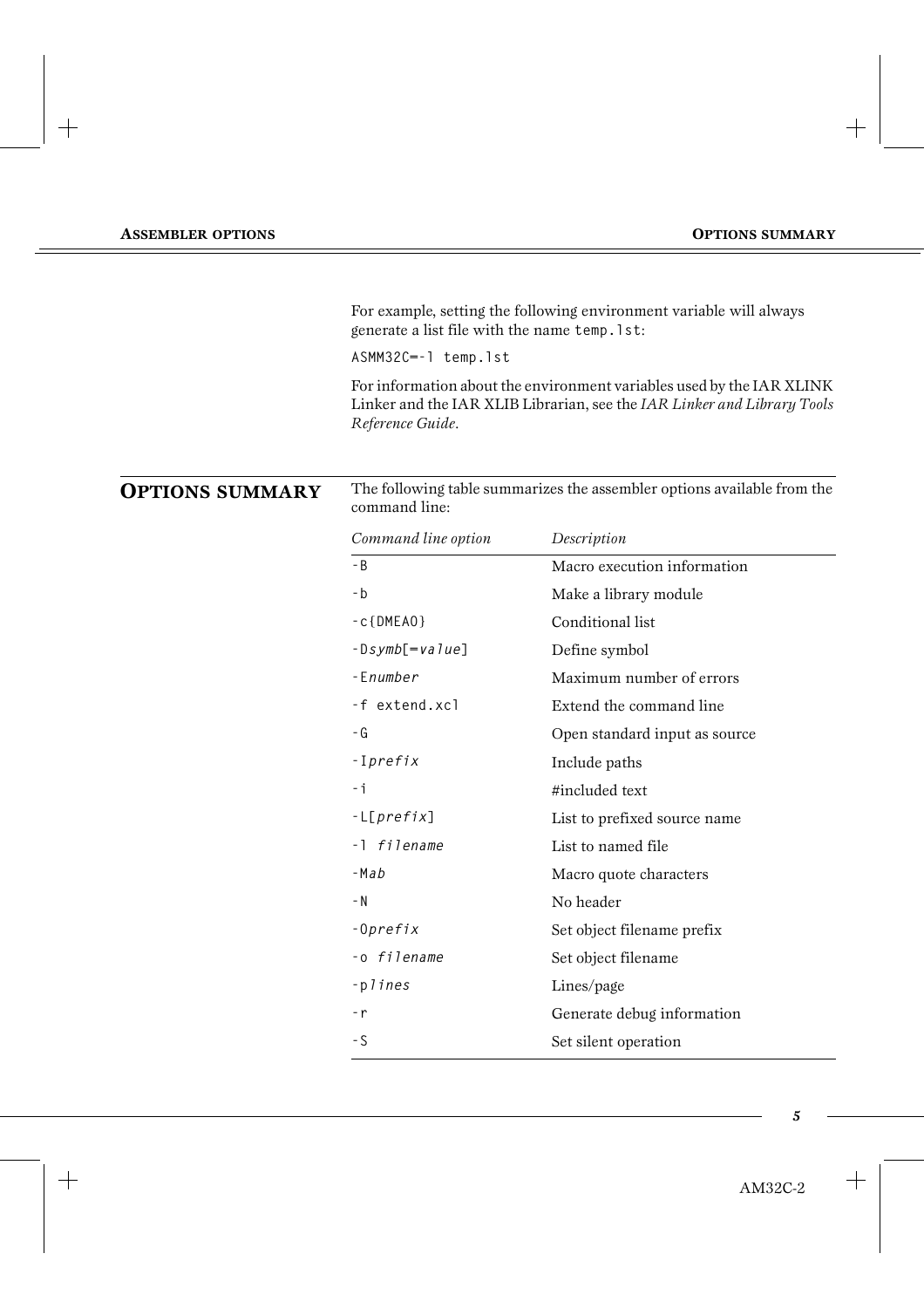For example, setting the following environment variable will always generate a list file with the name `temp.lst`:

```
ASMM32C=-l temp.lst
```

For information about the environment variables used by the IAR XLINK Linker and the IAR XLIB Librarian, see the *IAR Linker and Library Tools Reference Guide*.

## OPTIONS SUMMARY

The following table summarizes the assembler options available from the command line:

| *Command line option* | *Description* |
|---|---|
| `-B` | Macro execution information |
| `-b` | Make a library module |
| `-c{DMEAO}` | Conditional list |
| `-D`*`symb`*`[=`*`value`*`]` | Define symbol |
| `-E`*`number`* | Maximum number of errors |
| `-f extend.xcl` | Extend the command line |
| `-G` | Open standard input as source |
| `-I`*`prefix`* | Include paths |
| `-i` | #included text |
| `-L[`*`prefix`*`]` | List to prefixed source name |
| `-l` *`filename`* | List to named file |
| `-M`*`ab`* | Macro quote characters |
| `-N` | No header |
| `-O`*`prefix`* | Set object filename prefix |
| `-o` *`filename`* | Set object filename |
| `-p`*`lines`* | Lines/page |
| `-r` | Generate debug information |
| `-S` | Set silent operation |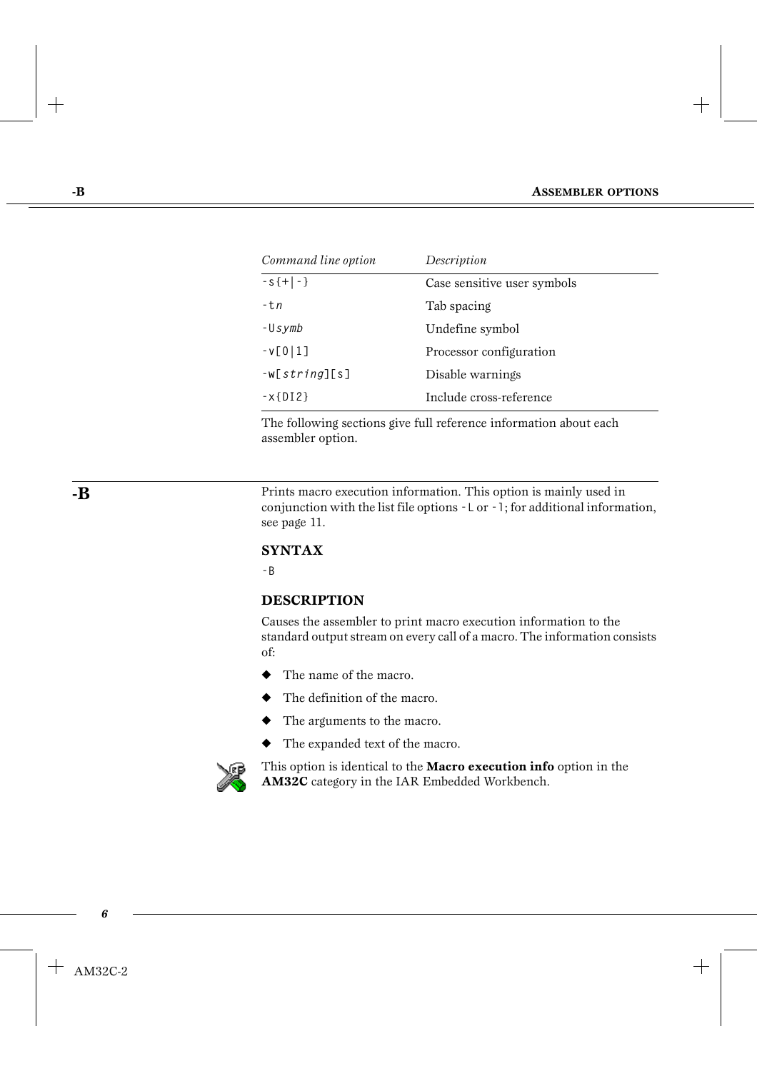| *Command line option* | *Description* |
|---|---|
| `-s{+|-}` | Case sensitive user symbols |
| `-tn` | Tab spacing |
| `-Usymb` | Undefine symbol |
| `-v[0|1]` | Processor configuration |
| `-w[string][s]` | Disable warnings |
| `-x{DI2}` | Include cross-reference |

The following sections give full reference information about each assembler option.

## -B

Prints macro execution information. This option is mainly used in conjunction with the list file options `-L` or `-l`; for additional information, see page 11.

### SYNTAX

```
-B
```

### DESCRIPTION

Causes the assembler to print macro execution information to the standard output stream on every call of a macro. The information consists of:

- The name of the macro.
- The definition of the macro.
- The arguments to the macro.
- The expanded text of the macro.

This option is identical to the **Macro execution info** option in the **AM32C** category in the IAR Embedded Workbench.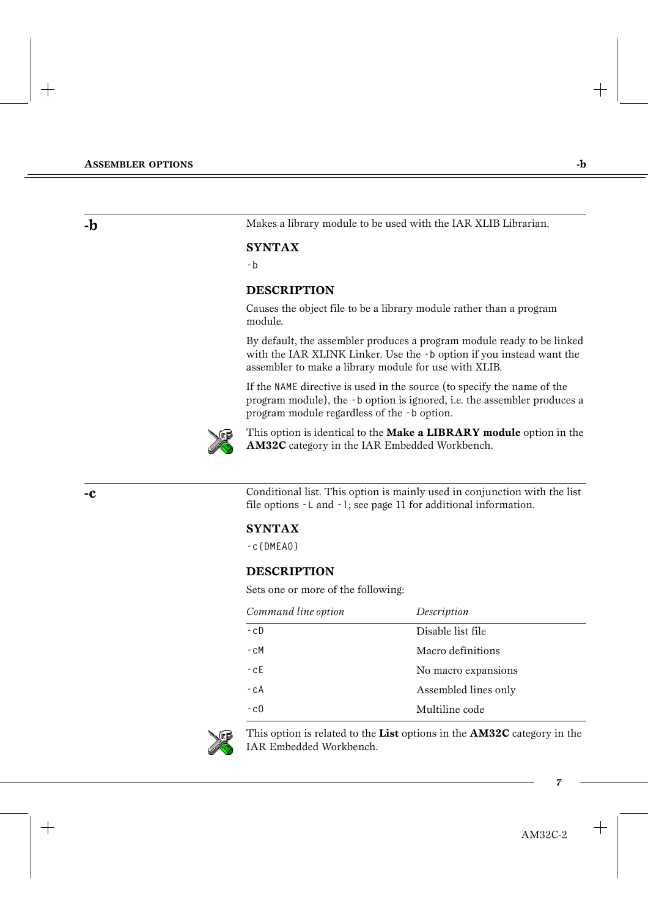## -b

Makes a library module to be used with the IAR XLIB Librarian.

### SYNTAX

```
-b
```

### DESCRIPTION

Causes the object file to be a library module rather than a program module.

By default, the assembler produces a program module ready to be linked with the IAR XLINK Linker. Use the `-b` option if you instead want the assembler to make a library module for use with XLIB.

If the `NAME` directive is used in the source (to specify the name of the program module), the `-b` option is ignored, i.e. the assembler produces a program module regardless of the `-b` option.

This option is identical to the **Make a LIBRARY module** option in the **AM32C** category in the IAR Embedded Workbench.

## -c

Conditional list. This option is mainly used in conjunction with the list file options `-L` and `-l`; see page 11 for additional information.

### SYNTAX

```
-c{DMEAO}
```

### DESCRIPTION

Sets one or more of the following:

| *Command line option* | *Description* |
|---|---|
| `-cD` | Disable list file |
| `-cM` | Macro definitions |
| `-cE` | No macro expansions |
| `-cA` | Assembled lines only |
| `-cO` | Multiline code |

This option is related to the **List** options in the **AM32C** category in the IAR Embedded Workbench.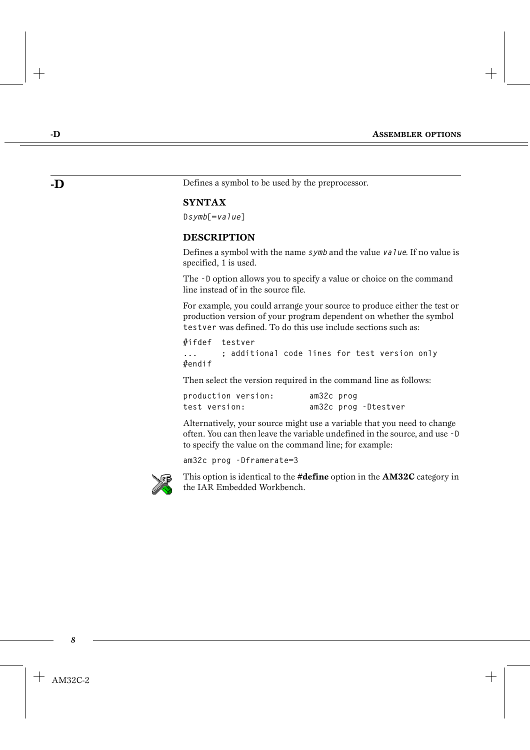## -D

Defines a symbol to be used by the preprocessor.

### SYNTAX

`Dsymb[=value]`

### DESCRIPTION

Defines a symbol with the name *symb* and the value *value*. If no value is specified, 1 is used.

The `-D` option allows you to specify a value or choice on the command line instead of in the source file.

For example, you could arrange your source to produce either the test or production version of your program dependent on whether the symbol `testver` was defined. To do this use include sections such as:

```
#ifdef  testver
...     ; additional code lines for test version only
#endif
```

Then select the version required in the command line as follows:

```
production version:       am32c prog
test version:             am32c prog -Dtestver
```

Alternatively, your source might use a variable that you need to change often. You can then leave the variable undefined in the source, and use `-D` to specify the value on the command line; for example:

```
am32c prog -Dframerate=3
```

This option is identical to the **#define** option in the **AM32C** category in the IAR Embedded Workbench.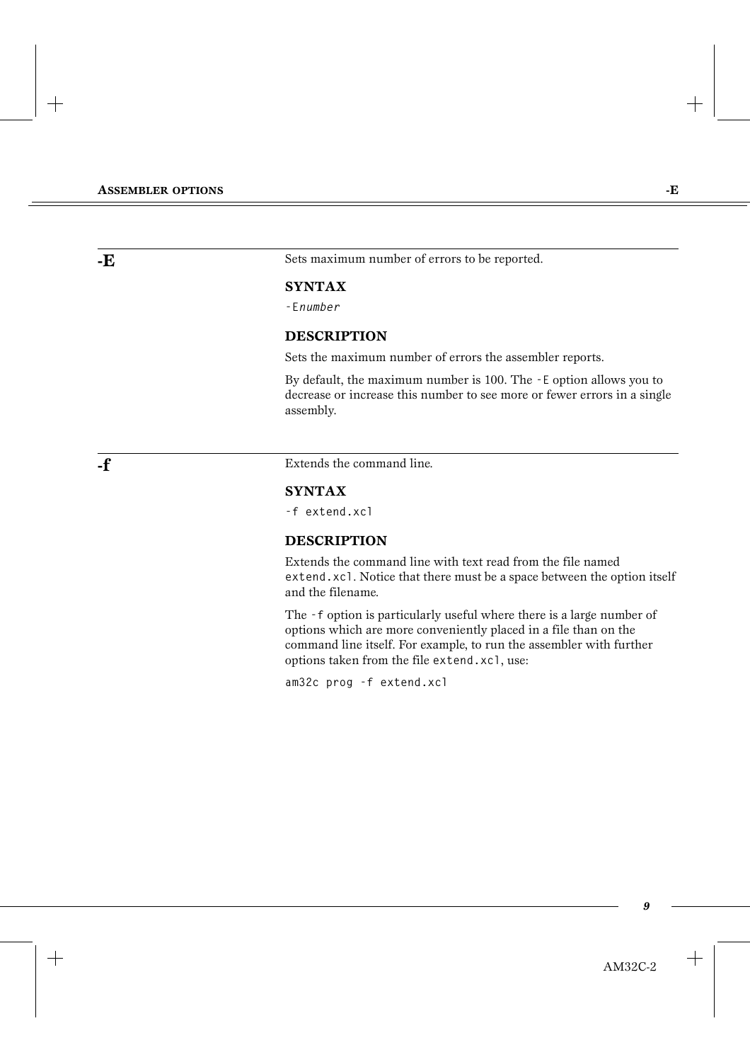## -E

Sets maximum number of errors to be reported.

### SYNTAX

`-E`*`number`*

### DESCRIPTION

Sets the maximum number of errors the assembler reports.

By default, the maximum number is 100. The `-E` option allows you to decrease or increase this number to see more or fewer errors in a single assembly.

## -f

Extends the command line.

### SYNTAX

`-f extend.xcl`

### DESCRIPTION

Extends the command line with text read from the file named `extend.xcl`. Notice that there must be a space between the option itself and the filename.

The `-f` option is particularly useful where there is a large number of options which are more conveniently placed in a file than on the command line itself. For example, to run the assembler with further options taken from the file `extend.xcl`, use:

```
am32c prog -f extend.xcl
```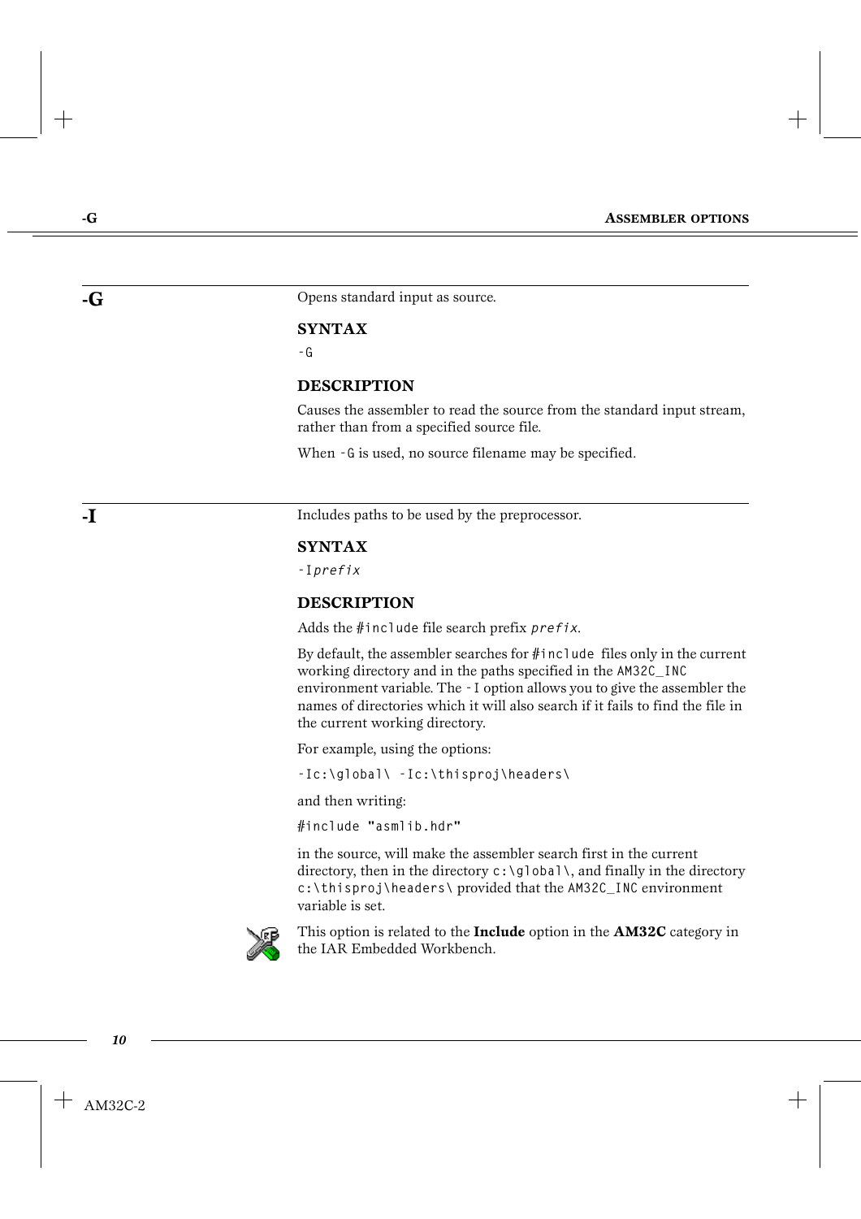## -G

Opens standard input as source.

### SYNTAX

```
-G
```

### DESCRIPTION

Causes the assembler to read the source from the standard input stream, rather than from a specified source file.

When `-G` is used, no source filename may be specified.

## -I

Includes paths to be used by the preprocessor.

### SYNTAX

-I*prefix*

### DESCRIPTION

Adds the `#include` file search prefix *prefix*.

By default, the assembler searches for `#include` files only in the current working directory and in the paths specified in the `AM32C_INC` environment variable. The `-I` option allows you to give the assembler the names of directories which it will also search if it fails to find the file in the current working directory.

For example, using the options:

```
-Ic:\global\ -Ic:\thisproj\headers\
```

and then writing:

```
#include "asmlib.hdr"
```

in the source, will make the assembler search first in the current directory, then in the directory `c:\global\`, and finally in the directory `c:\thisproj\headers\` provided that the `AM32C_INC` environment variable is set.

This option is related to the **Include** option in the **AM32C** category in the IAR Embedded Workbench.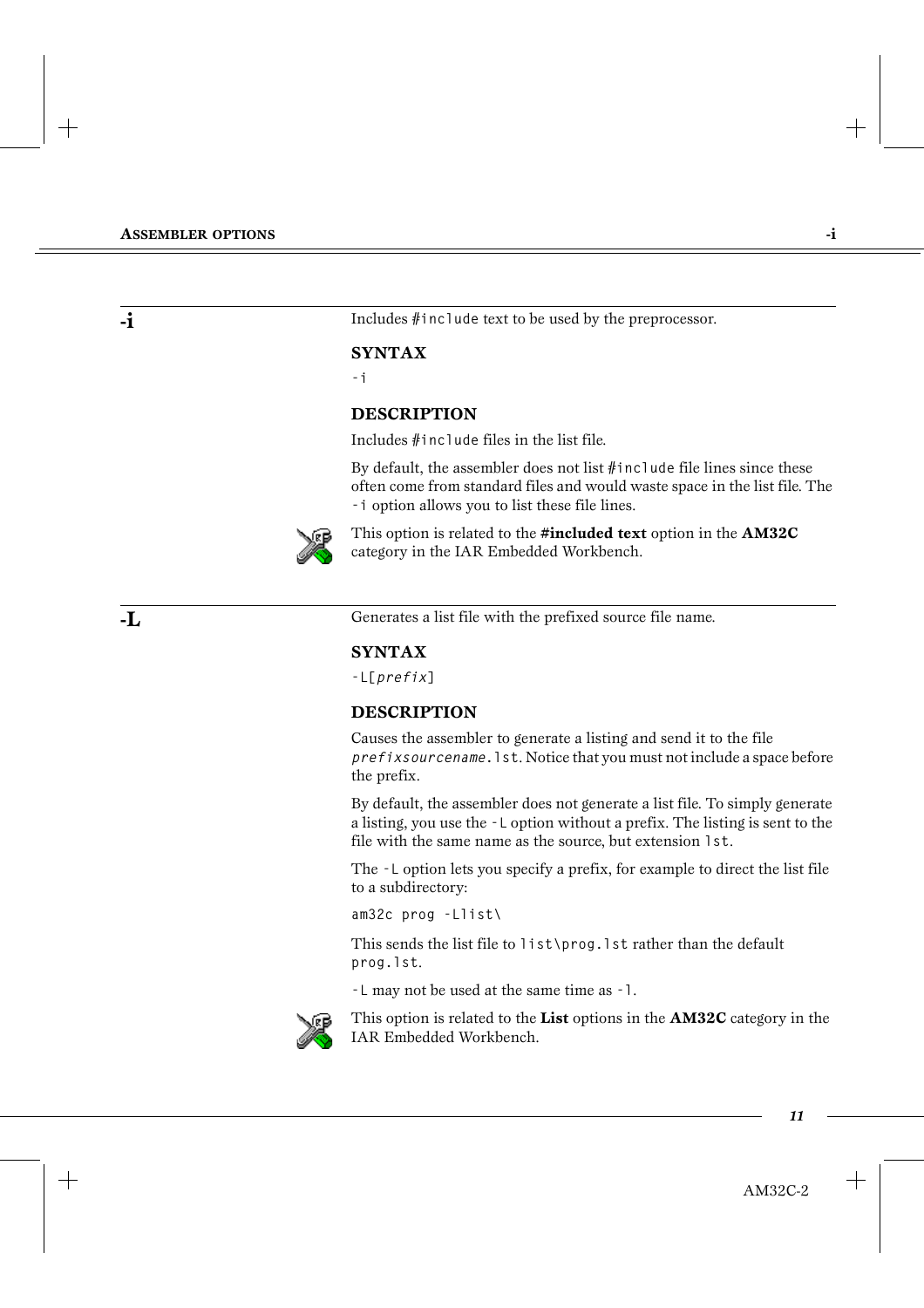## -i

Includes `#include` text to be used by the preprocessor.

### SYNTAX

`-i`

### DESCRIPTION

Includes `#include` files in the list file.

By default, the assembler does not list `#include` file lines since these often come from standard files and would waste space in the list file. The `-i` option allows you to list these file lines.

This option is related to the **#included text** option in the **AM32C** category in the IAR Embedded Workbench.

## -L

Generates a list file with the prefixed source file name.

### SYNTAX

`-L[`*`prefix`*`]`

### DESCRIPTION

Causes the assembler to generate a listing and send it to the file *`prefixsourcename`*`.lst`. Notice that you must not include a space before the prefix.

By default, the assembler does not generate a list file. To simply generate a listing, you use the `-L` option without a prefix. The listing is sent to the file with the same name as the source, but extension `lst`.

The `-L` option lets you specify a prefix, for example to direct the list file to a subdirectory:

```
am32c prog -Llist\
```

This sends the list file to `list\prog.lst` rather than the default `prog.lst`.

`-L` may not be used at the same time as `-l`.

This option is related to the **List** options in the **AM32C** category in the IAR Embedded Workbench.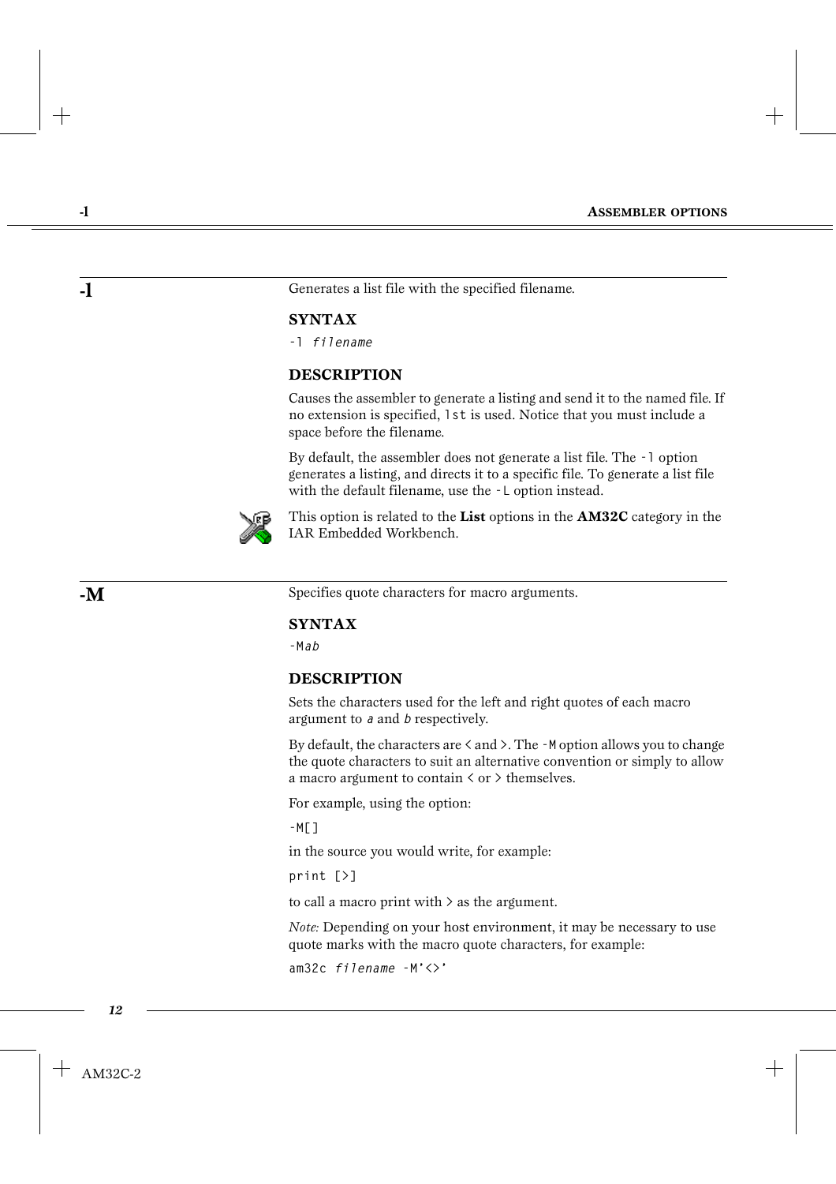## -l

Generates a list file with the specified filename.

### SYNTAX

`-l filename`

### DESCRIPTION

Causes the assembler to generate a listing and send it to the named file. If no extension is specified, `lst` is used. Notice that you must include a space before the filename.

By default, the assembler does not generate a list file. The `-l` option generates a listing, and directs it to a specific file. To generate a list file with the default filename, use the `-L` option instead.

This option is related to the **List** options in the **AM32C** category in the IAR Embedded Workbench.

## -M

Specifies quote characters for macro arguments.

### SYNTAX

`-Mab`

### DESCRIPTION

Sets the characters used for the left and right quotes of each macro argument to *a* and *b* respectively.

By default, the characters are `<` and `>`. The `-M` option allows you to change the quote characters to suit an alternative convention or simply to allow a macro argument to contain `<` or `>` themselves.

For example, using the option:

```
-M[]
```

in the source you would write, for example:

```
print [>]
```

to call a macro print with `>` as the argument.

*Note:* Depending on your host environment, it may be necessary to use quote marks with the macro quote characters, for example:

```
am32c filename -M'<>'
```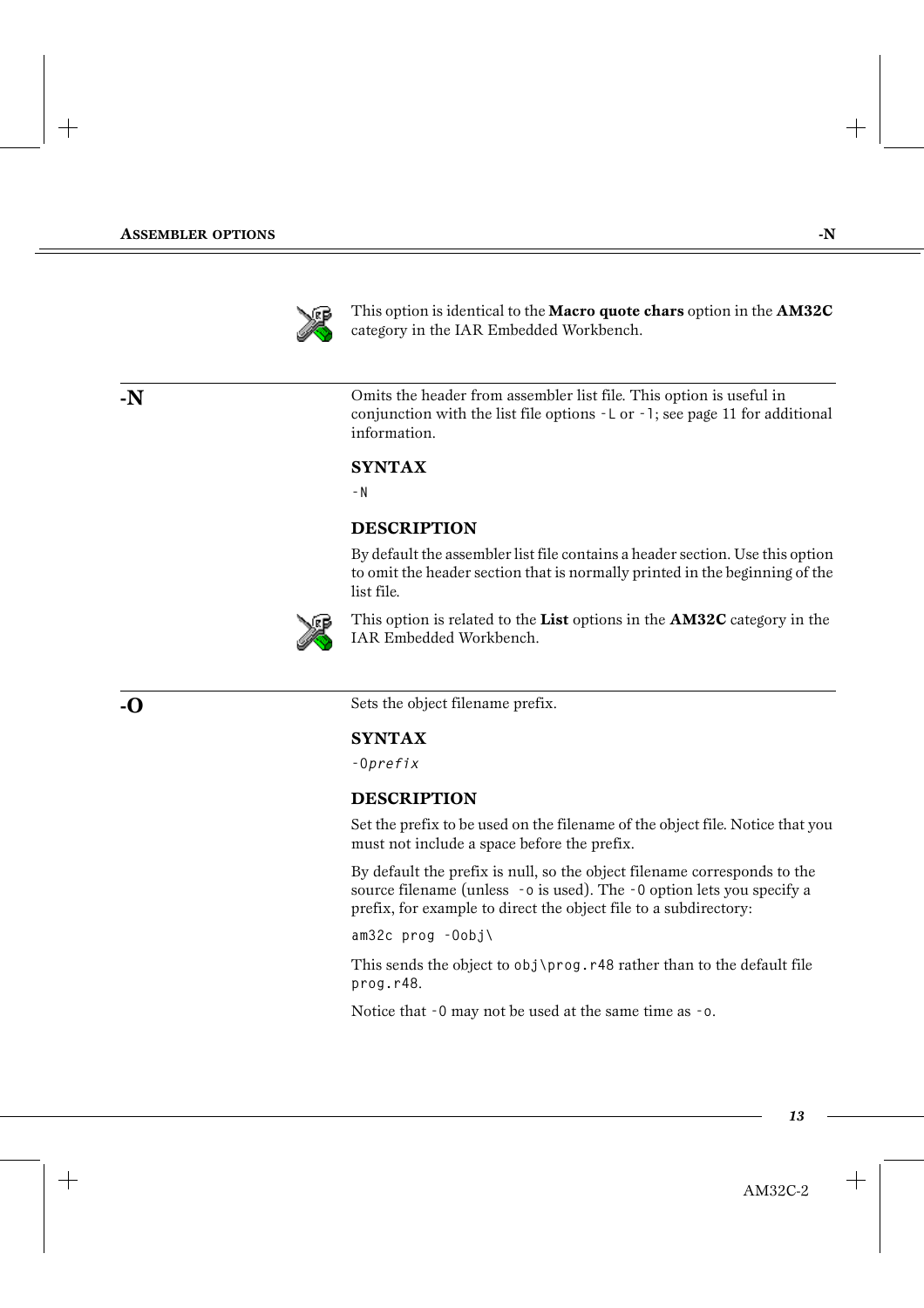This option is identical to the **Macro quote chars** option in the **AM32C** category in the IAR Embedded Workbench.

## -N

Omits the header from assembler list file. This option is useful in conjunction with the list file options `-L` or `-l`; see page 11 for additional information.

### SYNTAX

`-N`

### DESCRIPTION

By default the assembler list file contains a header section. Use this option to omit the header section that is normally printed in the beginning of the list file.

This option is related to the **List** options in the **AM32C** category in the IAR Embedded Workbench.

## -O

Sets the object filename prefix.

### SYNTAX

`-O`*`prefix`*

### DESCRIPTION

Set the prefix to be used on the filename of the object file. Notice that you must not include a space before the prefix.

By default the prefix is null, so the object filename corresponds to the source filename (unless `-o` is used). The `-O` option lets you specify a prefix, for example to direct the object file to a subdirectory:

```
am32c prog -Oobj\
```

This sends the object to `obj\prog.r48` rather than to the default file `prog.r48`.

Notice that `-O` may not be used at the same time as `-o`.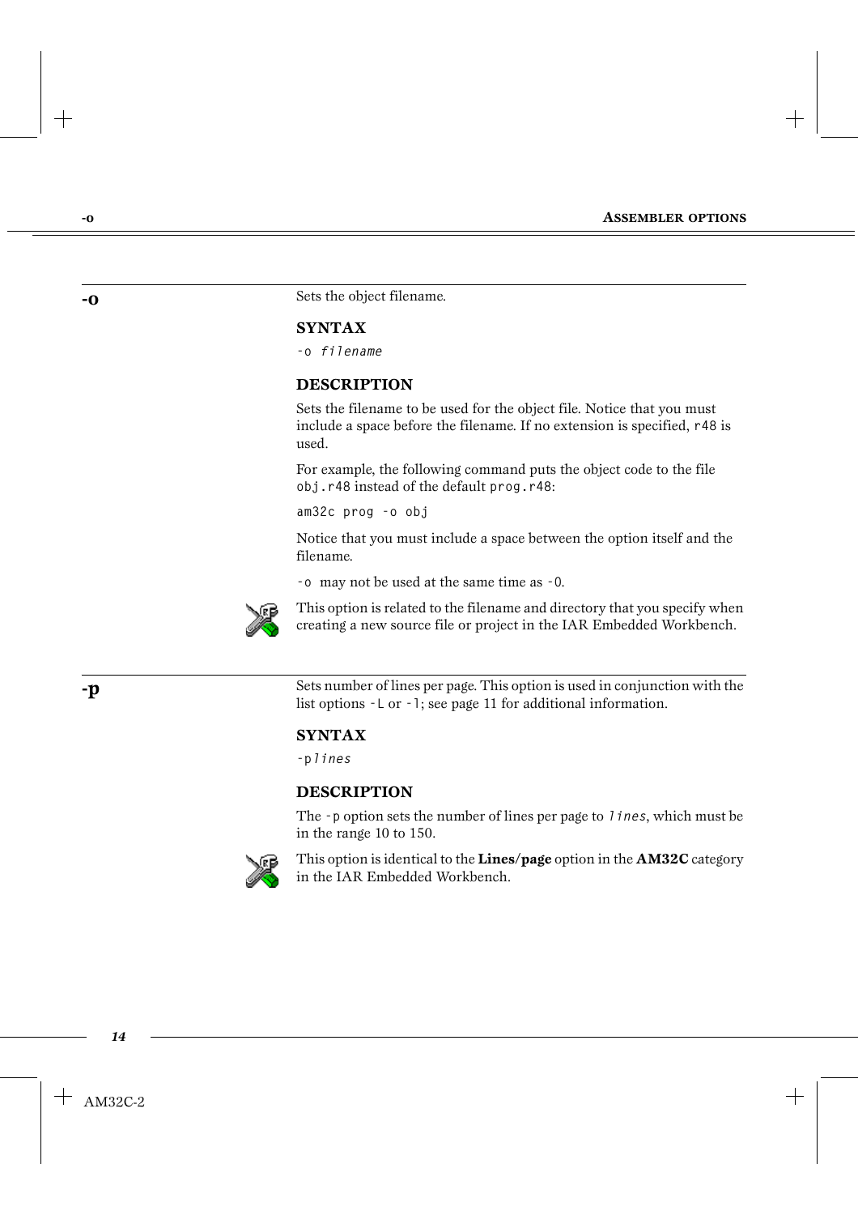## -o

Sets the object filename.

### SYNTAX

`-o filename`

### DESCRIPTION

Sets the filename to be used for the object file. Notice that you must include a space before the filename. If no extension is specified, `r48` is used.

For example, the following command puts the object code to the file `obj.r48` instead of the default `prog.r48`:

```
am32c prog -o obj
```

Notice that you must include a space between the option itself and the filename.

`-o` may not be used at the same time as `-O`.

This option is related to the filename and directory that you specify when creating a new source file or project in the IAR Embedded Workbench.

## -p

Sets number of lines per page. This option is used in conjunction with the list options `-L` or `-l`; see page 11 for additional information.

### SYNTAX

`-plines`

### DESCRIPTION

The `-p` option sets the number of lines per page to *lines*, which must be in the range 10 to 150.

This option is identical to the **Lines/page** option in the **AM32C** category in the IAR Embedded Workbench.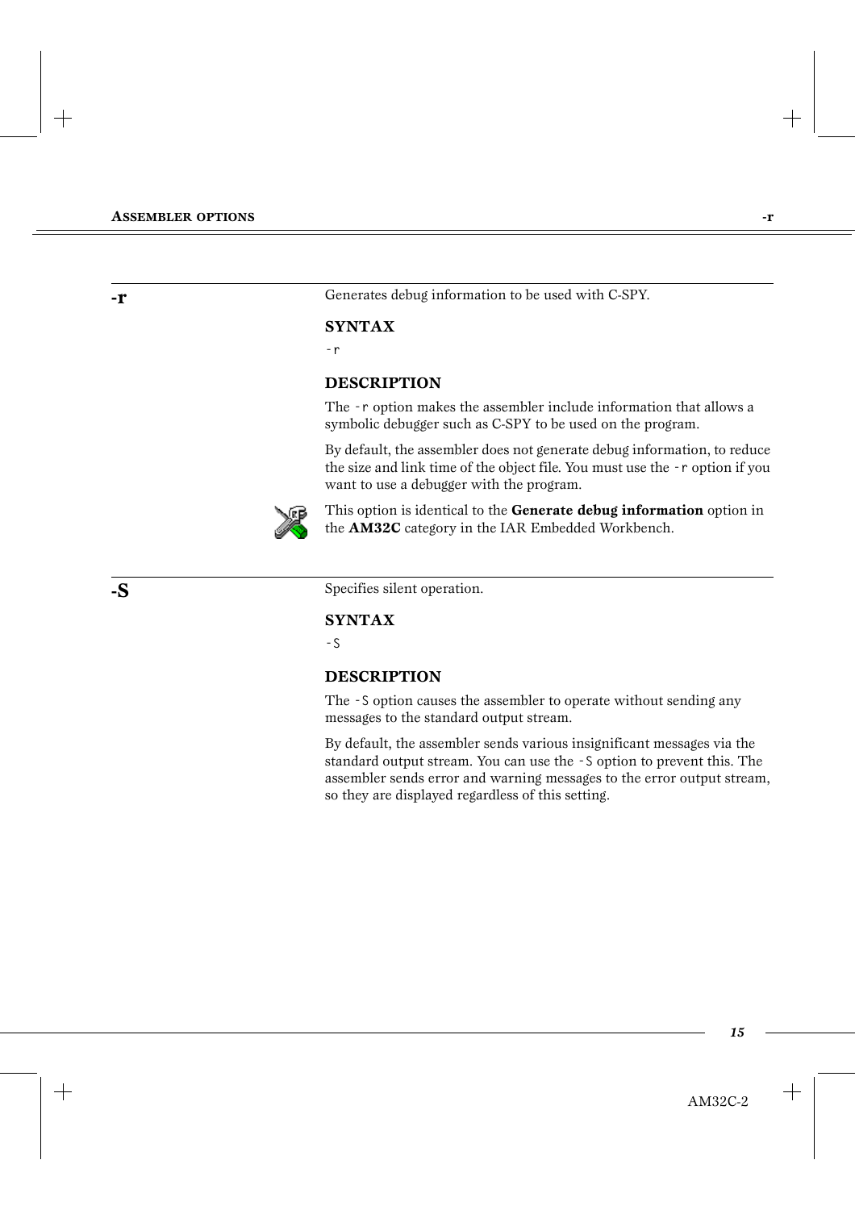## -r

Generates debug information to be used with C-SPY.

### SYNTAX

```
-r
```

### DESCRIPTION

The `-r` option makes the assembler include information that allows a symbolic debugger such as C-SPY to be used on the program.

By default, the assembler does not generate debug information, to reduce the size and link time of the object file. You must use the `-r` option if you want to use a debugger with the program.

This option is identical to the **Generate debug information** option in the **AM32C** category in the IAR Embedded Workbench.

## -S

Specifies silent operation.

### SYNTAX

```
-S
```

### DESCRIPTION

The `-S` option causes the assembler to operate without sending any messages to the standard output stream.

By default, the assembler sends various insignificant messages via the standard output stream. You can use the `-S` option to prevent this. The assembler sends error and warning messages to the error output stream, so they are displayed regardless of this setting.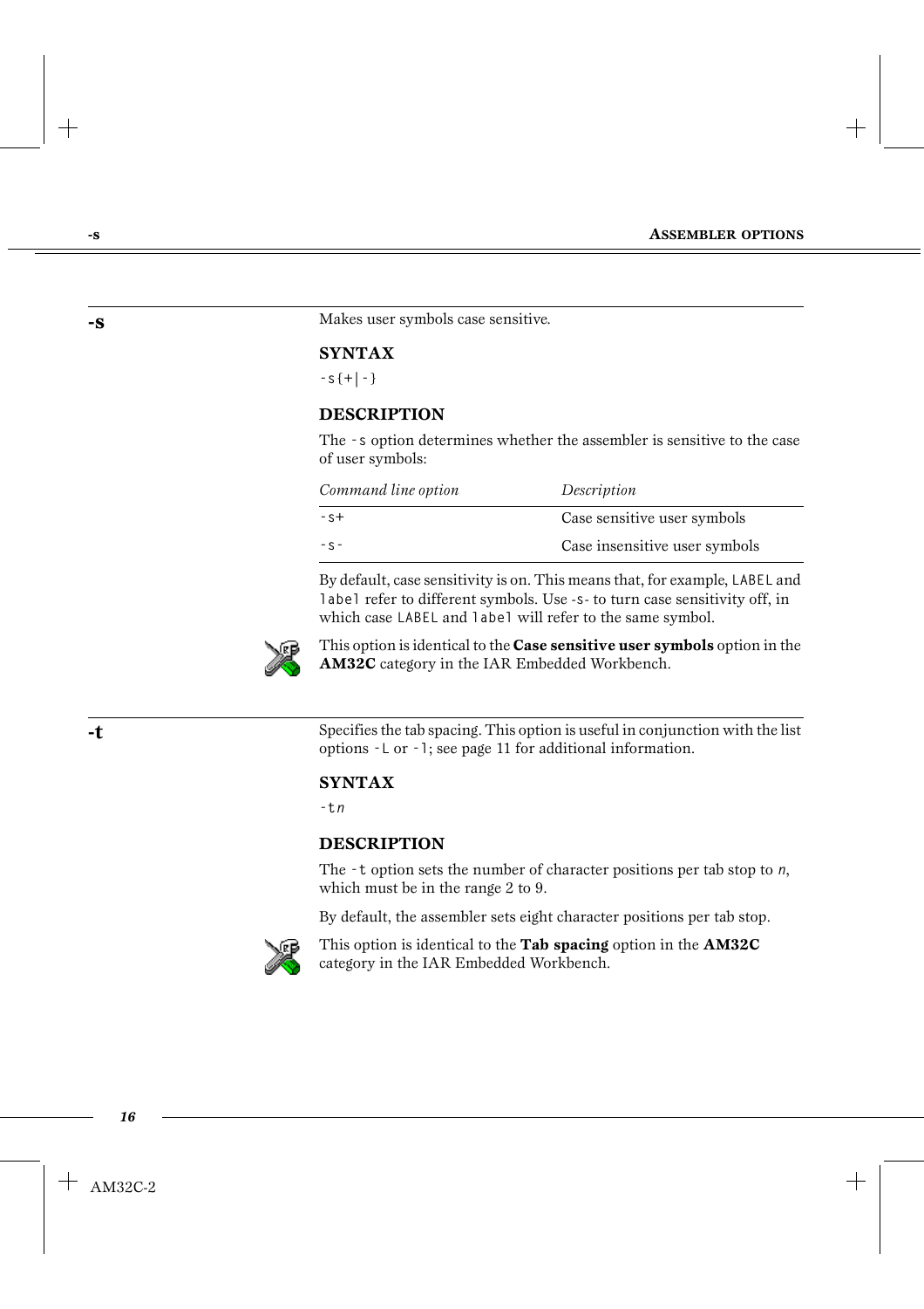## -s

Makes user symbols case sensitive.

### SYNTAX

`-s{+|-}`

### DESCRIPTION

The `-s` option determines whether the assembler is sensitive to the case of user symbols:

| *Command line option* | *Description* |
|---|---|
| `-s+` | Case sensitive user symbols |
| `-s-` | Case insensitive user symbols |

By default, case sensitivity is on. This means that, for example, `LABEL` and `label` refer to different symbols. Use `-s-` to turn case sensitivity off, in which case `LABEL` and `label` will refer to the same symbol.

This option is identical to the **Case sensitive user symbols** option in the **AM32C** category in the IAR Embedded Workbench.

## -t

Specifies the tab spacing. This option is useful in conjunction with the list options `-L` or `-l`; see page 11 for additional information.

### SYNTAX

`-t`*n*

### DESCRIPTION

The `-t` option sets the number of character positions per tab stop to *n*, which must be in the range 2 to 9.

By default, the assembler sets eight character positions per tab stop.

This option is identical to the **Tab spacing** option in the **AM32C** category in the IAR Embedded Workbench.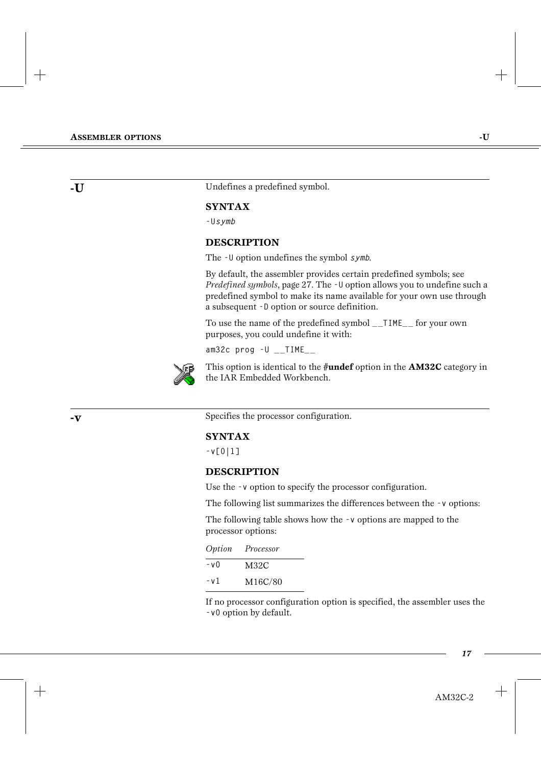## -U

Undefines a predefined symbol.

### SYNTAX

`-Usymb`

### DESCRIPTION

The `-U` option undefines the symbol *symb*.

By default, the assembler provides certain predefined symbols; see *Predefined symbols*, page 27. The `-U` option allows you to undefine such a predefined symbol to make its name available for your own use through a subsequent `-D` option or source definition.

To use the name of the predefined symbol `__TIME__` for your own purposes, you could undefine it with:

```
am32c prog -U __TIME__
```

This option is identical to the **#undef** option in the **AM32C** category in the IAR Embedded Workbench.

## -v

Specifies the processor configuration.

### SYNTAX

`-v[0|1]`

### DESCRIPTION

Use the `-v` option to specify the processor configuration.

The following list summarizes the differences between the `-v` options:

The following table shows how the `-v` options are mapped to the processor options:

| *Option* | *Processor* |
|---|---|
| `-v0` | M32C |
| `-v1` | M16C/80 |

If no processor configuration option is specified, the assembler uses the `-v0` option by default.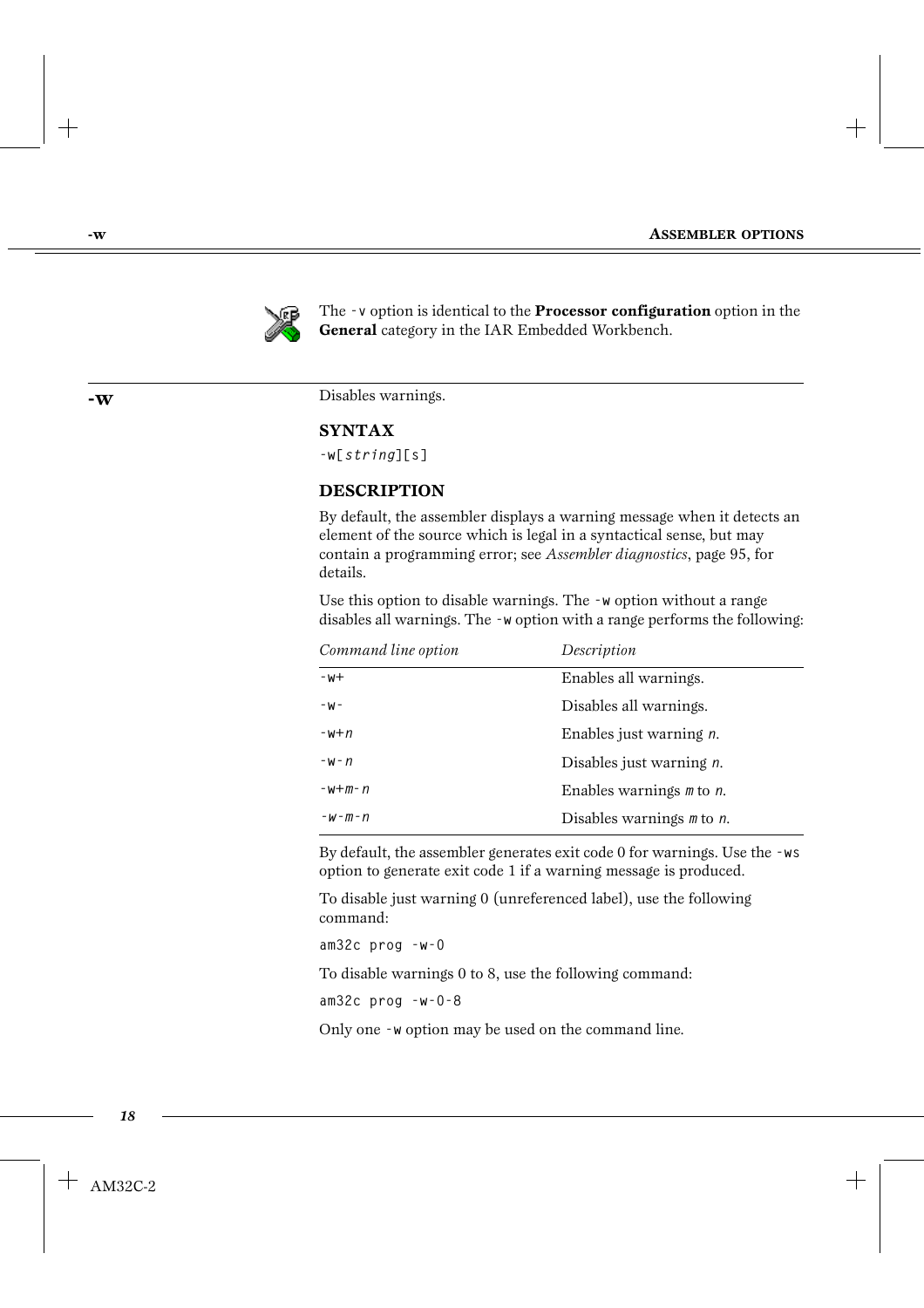The `-v` option is identical to the **Processor configuration** option in the **General** category in the IAR Embedded Workbench.

## -w

Disables warnings.

### SYNTAX

`-w[string][s]`

### DESCRIPTION

By default, the assembler displays a warning message when it detects an element of the source which is legal in a syntactical sense, but may contain a programming error; see *Assembler diagnostics*, page 95, for details.

Use this option to disable warnings. The `-w` option without a range disables all warnings. The `-w` option with a range performs the following:

| *Command line option* | *Description* |
|---|---|
| `-w+` | Enables all warnings. |
| `-w-` | Disables all warnings. |
| `-w+n` | Enables just warning *n*. |
| `-w-n` | Disables just warning *n*. |
| `-w+m-n` | Enables warnings *m* to *n*. |
| `-w-m-n` | Disables warnings *m* to *n*. |

By default, the assembler generates exit code 0 for warnings. Use the `-ws` option to generate exit code 1 if a warning message is produced.

To disable just warning 0 (unreferenced label), use the following command:

```
am32c prog -w-0
```

To disable warnings 0 to 8, use the following command:

```
am32c prog -w-0-8
```

Only one `-w` option may be used on the command line.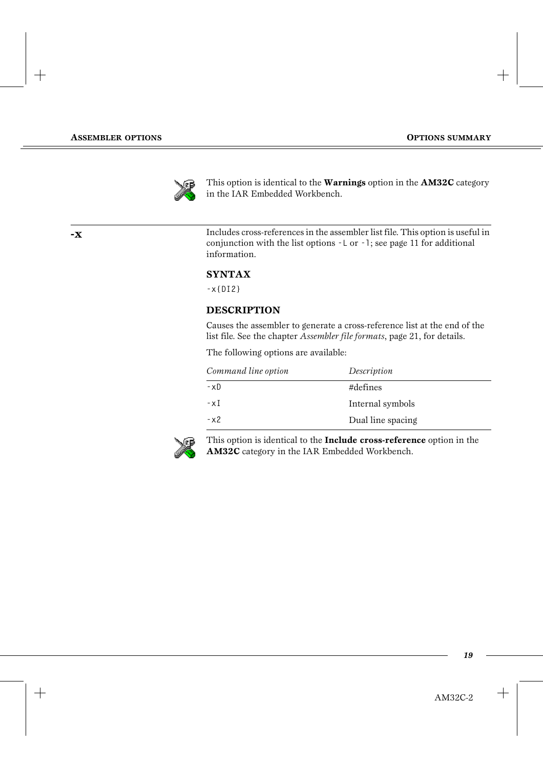This option is identical to the **Warnings** option in the **AM32C** category in the IAR Embedded Workbench.

## -x

Includes cross-references in the assembler list file. This option is useful in conjunction with the list options `-L` or `-l`; see page 11 for additional information.

### SYNTAX

`-x{DI2}`

### DESCRIPTION

Causes the assembler to generate a cross-reference list at the end of the list file. See the chapter *Assembler file formats*, page 21, for details.

The following options are available:

| *Command line option* | *Description* |
|---|---|
| `-xD` | #defines |
| `-xI` | Internal symbols |
| `-x2` | Dual line spacing |

This option is identical to the **Include cross-reference** option in the **AM32C** category in the IAR Embedded Workbench.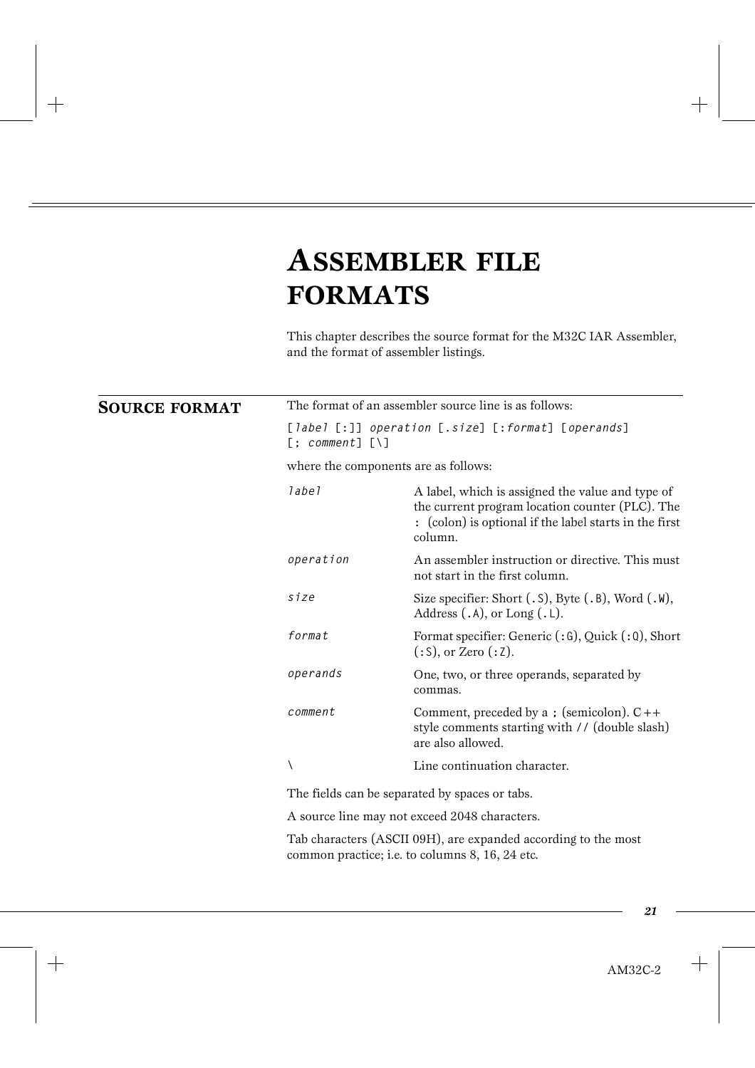# ASSEMBLER FILE FORMATS

This chapter describes the source format for the M32C IAR Assembler, and the format of assembler listings.

## SOURCE FORMAT

The format of an assembler source line is as follows:

```
[label [:]] operation [.size] [:format] [operands]
[; comment] [\]
```

where the components are as follows:

| | |
|---|---|
| *label* | A label, which is assigned the value and type of the current program location counter (PLC). The `:` (colon) is optional if the label starts in the first column. |
| *operation* | An assembler instruction or directive. This must not start in the first column. |
| *size* | Size specifier: Short (`.S`), Byte (`.B`), Word (`.W`), Address (`.A`), or Long (`.L`). |
| *format* | Format specifier: Generic (`:G`), Quick (`:Q`), Short (`:S`), or Zero (`:Z`). |
| *operands* | One, two, or three operands, separated by commas. |
| *comment* | Comment, preceded by a `;` (semicolon). C++ style comments starting with `//` (double slash) are also allowed. |
| `\` | Line continuation character. |

The fields can be separated by spaces or tabs.

A source line may not exceed 2048 characters.

Tab characters (ASCII 09H), are expanded according to the most common practice; i.e. to columns 8, 16, 24 etc.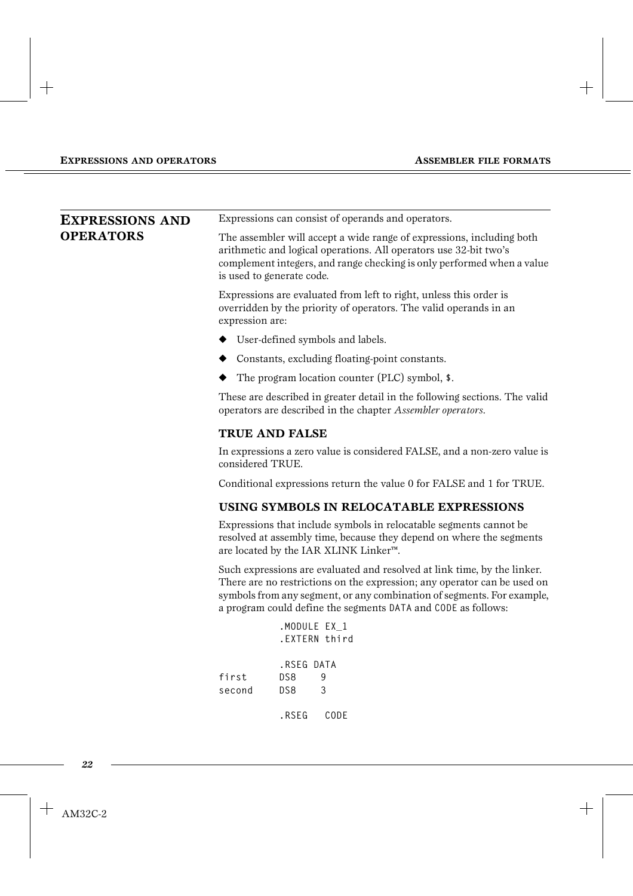## EXPRESSIONS AND OPERATORS

Expressions can consist of operands and operators.

The assembler will accept a wide range of expressions, including both arithmetic and logical operations. All operators use 32-bit two's complement integers, and range checking is only performed when a value is used to generate code.

Expressions are evaluated from left to right, unless this order is overridden by the priority of operators. The valid operands in an expression are:

- User-defined symbols and labels.
- Constants, excluding floating-point constants.
- The program location counter (PLC) symbol, `$`.

These are described in greater detail in the following sections. The valid operators are described in the chapter *Assembler operators*.

### TRUE AND FALSE

In expressions a zero value is considered FALSE, and a non-zero value is considered TRUE.

Conditional expressions return the value 0 for FALSE and 1 for TRUE.

### USING SYMBOLS IN RELOCATABLE EXPRESSIONS

Expressions that include symbols in relocatable segments cannot be resolved at assembly time, because they depend on where the segments are located by the IAR XLINK Linker™.

Such expressions are evaluated and resolved at link time, by the linker. There are no restrictions on the expression; any operator can be used on symbols from any segment, or any combination of segments. For example, a program could define the segments `DATA` and `CODE` as follows:

```
        .MODULE EX_1
        .EXTERN third

        .RSEG DATA
first   DS8    9
second  DS8    3

        .RSEG   CODE
```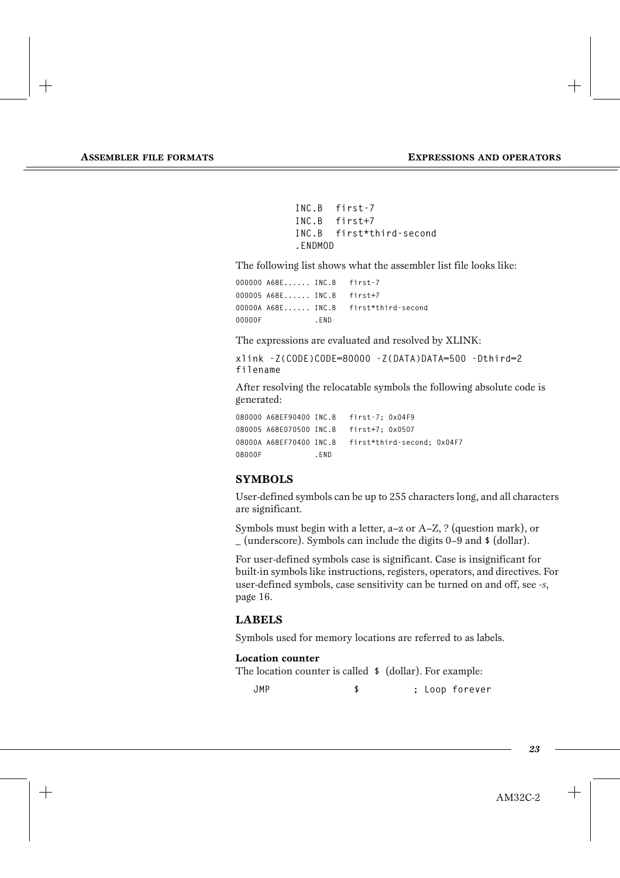```
INC.B   first-7
INC.B   first+7
INC.B   first*third-second
.ENDMOD
```

The following list shows what the assembler list file looks like:

```
000000 A68E...... INC.B   first-7
000005 A68E...... INC.B   first+7
00000A A68E...... INC.B   first*third-second
00000F            .END
```

The expressions are evaluated and resolved by XLINK:

```
xlink -Z(CODE)CODE=80000 -Z(DATA)DATA=500 -Dthird=2
filename
```

After resolving the relocatable symbols the following absolute code is generated:

```
080000 A68EF90400 INC.B   first-7; 0x04F9
080005 A68E070500 INC.B   first+7; 0x0507
08000A A68EF70400 INC.B   first*third-second; 0x04F7
08000F            .END
```

## SYMBOLS

User-defined symbols can be up to 255 characters long, and all characters are significant.

Symbols must begin with a letter, a–z or A–Z, ? (question mark), or _ (underscore). Symbols can include the digits 0–9 and `$` (dollar).

For user-defined symbols case is significant. Case is insignificant for built-in symbols like instructions, registers, operators, and directives. For user-defined symbols, case sensitivity can be turned on and off, see *-s*, page 16.

## LABELS

Symbols used for memory locations are referred to as labels.

**Location counter**

The location counter is called `$` (dollar). For example:

```
JMP              $          ; Loop forever
```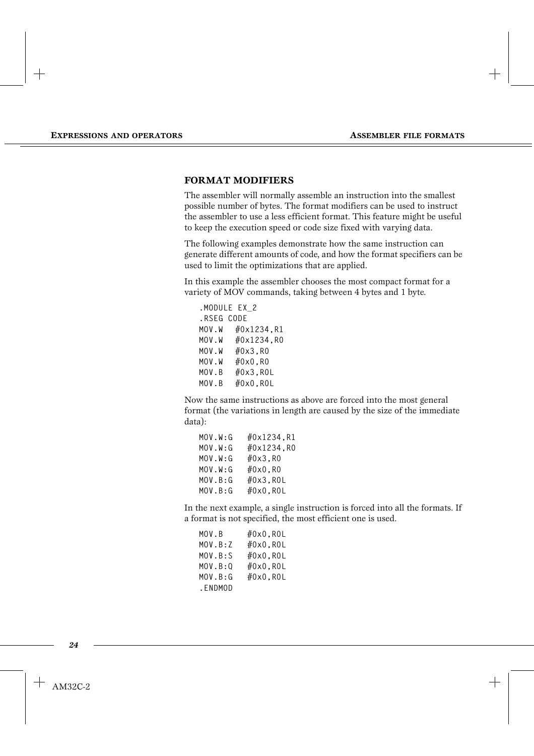## FORMAT MODIFIERS

The assembler will normally assemble an instruction into the smallest possible number of bytes. The format modifiers can be used to instruct the assembler to use a less efficient format. This feature might be useful to keep the execution speed or code size fixed with varying data.

The following examples demonstrate how the same instruction can generate different amounts of code, and how the format specifiers can be used to limit the optimizations that are applied.

In this example the assembler chooses the most compact format for a variety of MOV commands, taking between 4 bytes and 1 byte.

```
.MODULE EX_2
.RSEG CODE
MOV.W   #0x1234,R1
MOV.W   #0x1234,R0
MOV.W   #0x3,R0
MOV.W   #0x0,R0
MOV.B   #0x3,R0L
MOV.B   #0x0,R0L
```

Now the same instructions as above are forced into the most general format (the variations in length are caused by the size of the immediate data):

```
MOV.W:G    #0x1234,R1
MOV.W:G    #0x1234,R0
MOV.W:G    #0x3,R0
MOV.W:G    #0x0,R0
MOV.B:G    #0x3,R0L
MOV.B:G    #0x0,R0L
```

In the next example, a single instruction is forced into all the formats. If a format is not specified, the most efficient one is used.

```
MOV.B      #0x0,R0L
MOV.B:Z    #0x0,R0L
MOV.B:S    #0x0,R0L
MOV.B:Q    #0x0,R0L
MOV.B:G    #0x0,R0L
.ENDMOD
```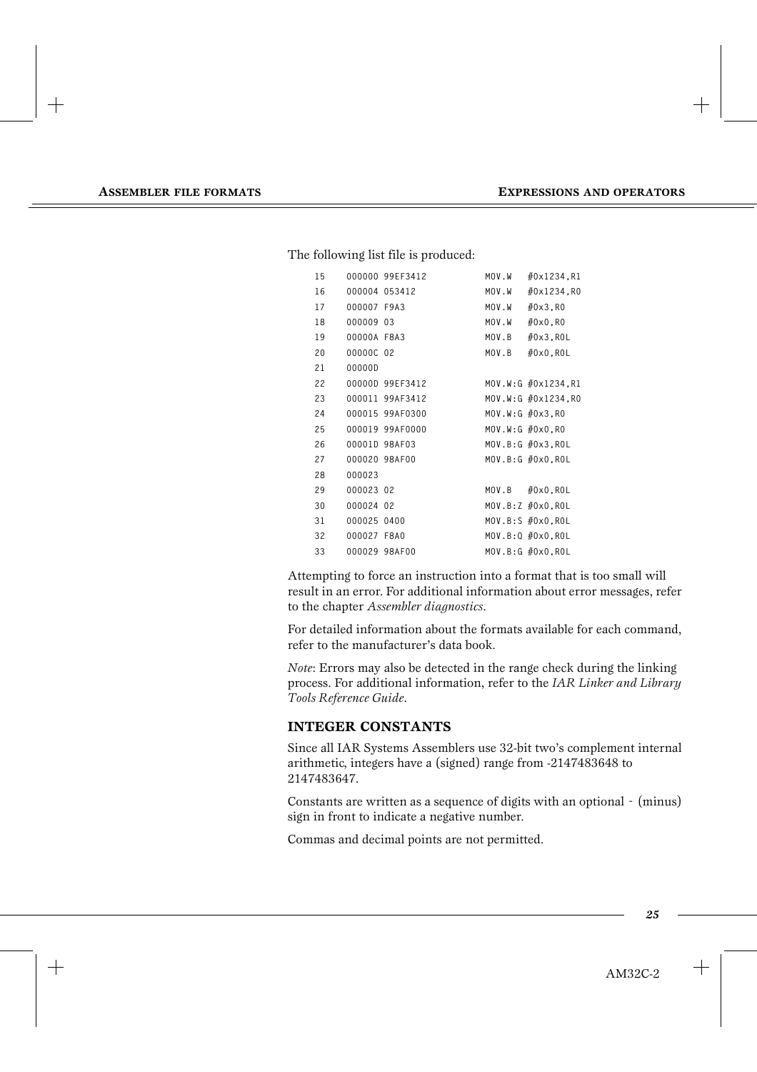The following list file is produced:

```
15    000000 99EF3412          MOV.W   #0x1234,R1
16    000004 053412            MOV.W   #0x1234,R0
17    000007 F9A3              MOV.W   #0x3,R0
18    000009 03                MOV.W   #0x0,R0
19    00000A F8A3              MOV.B   #0x3,R0L
20    00000C 02                MOV.B   #0x0,R0L
21    00000D
22    00000D 99EF3412          MOV.W:G #0x1234,R1
23    000011 99AF3412          MOV.W:G #0x1234,R0
24    000015 99AF0300          MOV.W:G #0x3,R0
25    000019 99AF0000          MOV.W:G #0x0,R0
26    00001D 98AF03            MOV.B:G #0x3,R0L
27    000020 98AF00            MOV.B:G #0x0,R0L
28    000023
29    000023 02                MOV.B   #0x0,R0L
30    000024 02                MOV.B:Z #0x0,R0L
31    000025 0400              MOV.B:S #0x0,R0L
32    000027 F8A0              MOV.B:Q #0x0,R0L
33    000029 98AF00            MOV.B:G #0x0,R0L
```

Attempting to force an instruction into a format that is too small will result in an error. For additional information about error messages, refer to the chapter *Assembler diagnostics*.

For detailed information about the formats available for each command, refer to the manufacturer's data book.

*Note*: Errors may also be detected in the range check during the linking process. For additional information, refer to the *IAR Linker and Library Tools Reference Guide*.

## INTEGER CONSTANTS

Since all IAR Systems Assemblers use 32-bit two's complement internal arithmetic, integers have a (signed) range from -2147483648 to 2147483647.

Constants are written as a sequence of digits with an optional - (minus) sign in front to indicate a negative number.

Commas and decimal points are not permitted.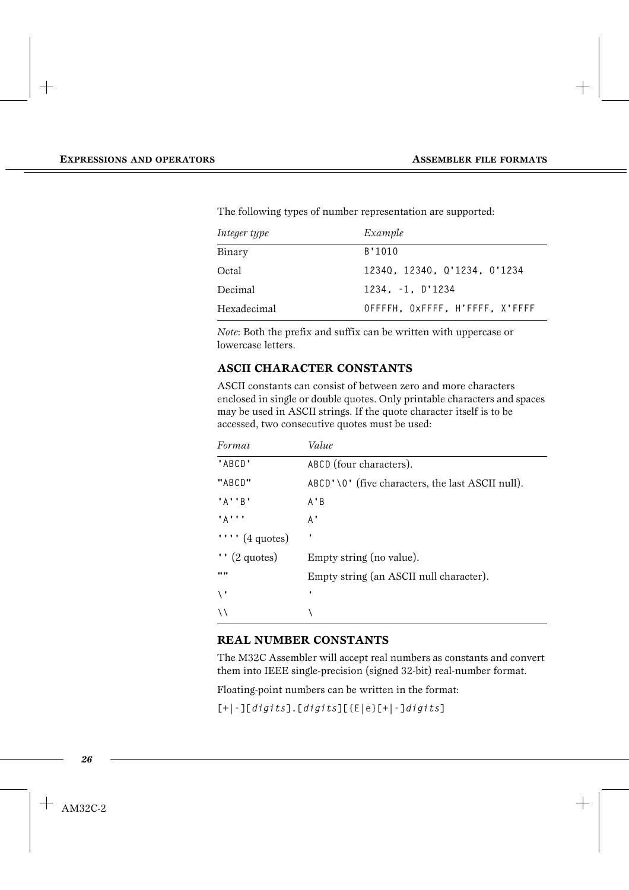The following types of number representation are supported:

| *Integer type* | *Example* |
| --- | --- |
| Binary | `B'1010` |
| Octal | `1234Q, 1234O, Q'1234, O'1234` |
| Decimal | `1234, -1, D'1234` |
| Hexadecimal | `0FFFFH, 0xFFFF, H'FFFF, X'FFFF` |

*Note*: Both the prefix and suffix can be written with uppercase or lowercase letters.

### ASCII CHARACTER CONSTANTS

ASCII constants can consist of between zero and more characters enclosed in single or double quotes. Only printable characters and spaces may be used in ASCII strings. If the quote character itself is to be accessed, two consecutive quotes must be used:

| *Format* | *Value* |
| --- | --- |
| `'ABCD'` | `ABCD` (four characters). |
| `"ABCD"` | `ABCD'\0'` (five characters, the last ASCII null). |
| `'A''B'` | `A'B` |
| `'A'''` | `A'` |
| `''''` (4 quotes) | `'` |
| `''` (2 quotes) | Empty string (no value). |
| `""` | Empty string (an ASCII null character). |
| `\'` | `'` |
| `\\` | `\` |

### REAL NUMBER CONSTANTS

The M32C Assembler will accept real numbers as constants and convert them into IEEE single-precision (signed 32-bit) real-number format.

Floating-point numbers can be written in the format:

`[+|-][digits].[digits][{E|e}[+|-]digits]`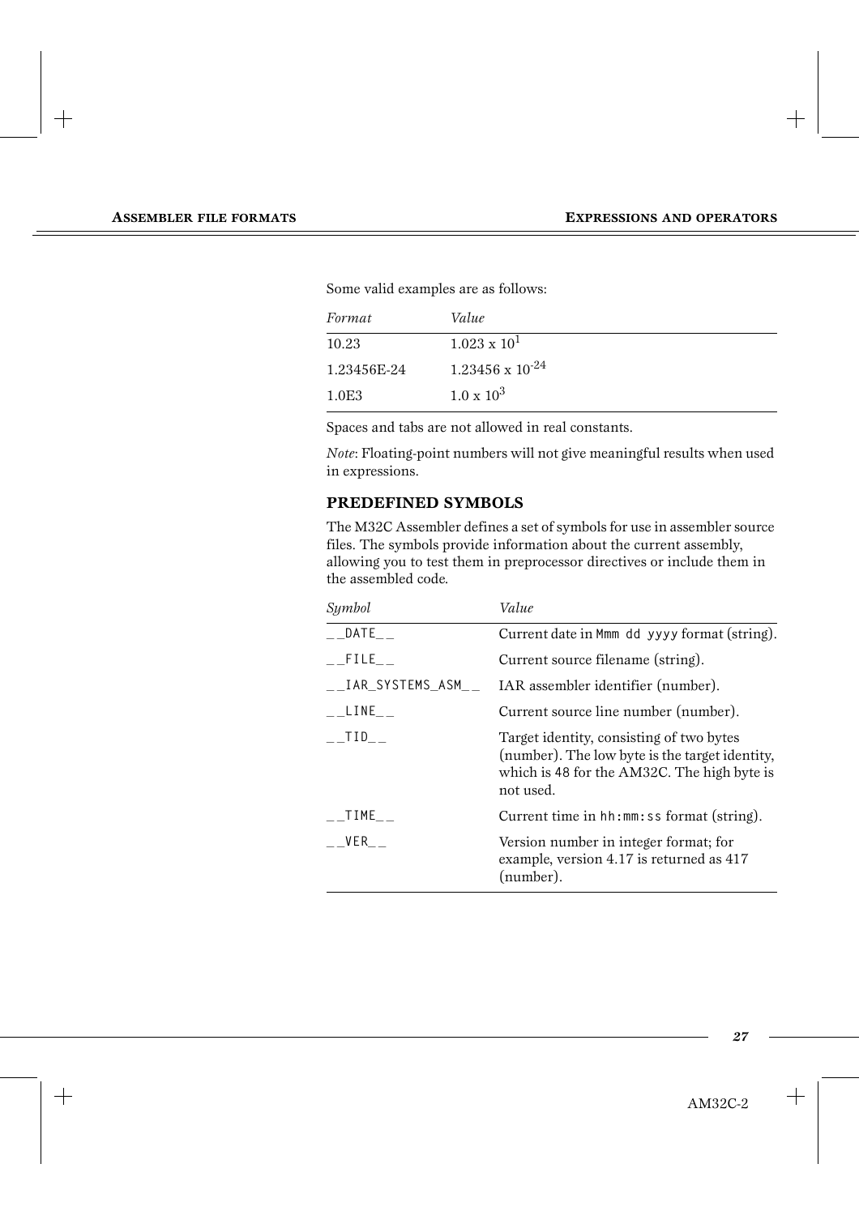Some valid examples are as follows:

| *Format* | *Value* |
|---|---|
| 10.23 | $1.023 \times 10^{1}$ |
| 1.23456E-24 | $1.23456 \times 10^{-24}$ |
| 1.0E3 | $1.0 \times 10^{3}$ |

Spaces and tabs are not allowed in real constants.

*Note*: Floating-point numbers will not give meaningful results when used in expressions.

## PREDEFINED SYMBOLS

The M32C Assembler defines a set of symbols for use in assembler source files. The symbols provide information about the current assembly, allowing you to test them in preprocessor directives or include them in the assembled code.

| *Symbol* | *Value* |
|---|---|
| `__DATE__` | Current date in `Mmm dd yyyy` format (string). |
| `__FILE__` | Current source filename (string). |
| `__IAR_SYSTEMS_ASM__` | IAR assembler identifier (number). |
| `__LINE__` | Current source line number (number). |
| `__TID__` | Target identity, consisting of two bytes (number). The low byte is the target identity, which is `48` for the AM32C. The high byte is not used. |
| `__TIME__` | Current time in `hh:mm:ss` format (string). |
| `__VER__` | Version number in integer format; for example, version 4.17 is returned as 417 (number). |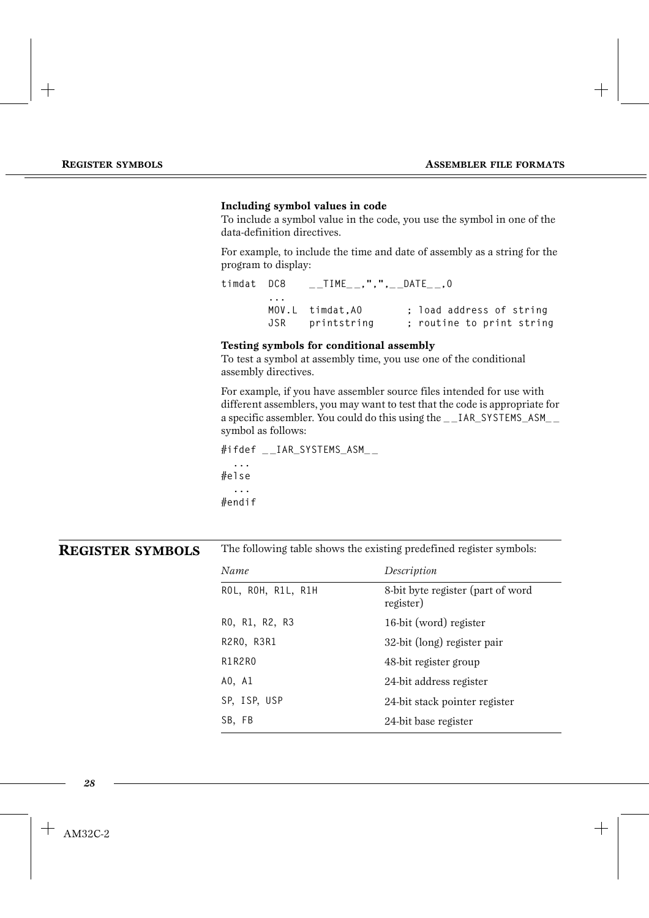#### Including symbol values in code

To include a symbol value in the code, you use the symbol in one of the data-definition directives.

For example, to include the time and date of assembly as a string for the program to display:

```
timdat  DC8    __TIME__,",",__DATE__,0
        ...
        MOV.L  timdat,A0       ; load address of string
        JSR    printstring     ; routine to print string
```

#### Testing symbols for conditional assembly

To test a symbol at assembly time, you use one of the conditional assembly directives.

For example, if you have assembler source files intended for use with different assemblers, you may want to test that the code is appropriate for a specific assembler. You could do this using the `__IAR_SYSTEMS_ASM__` symbol as follows:

```
#ifdef __IAR_SYSTEMS_ASM__
  ...
#else
  ...
#endif
```

## REGISTER SYMBOLS

The following table shows the existing predefined register symbols:

| *Name* | *Description* |
|---|---|
| R0L, R0H, R1L, R1H | 8-bit byte register (part of word register) |
| R0, R1, R2, R3 | 16-bit (word) register |
| R2R0, R3R1 | 32-bit (long) register pair |
| R1R2R0 | 48-bit register group |
| A0, A1 | 24-bit address register |
| SP, ISP, USP | 24-bit stack pointer register |
| SB, FB | 24-bit base register |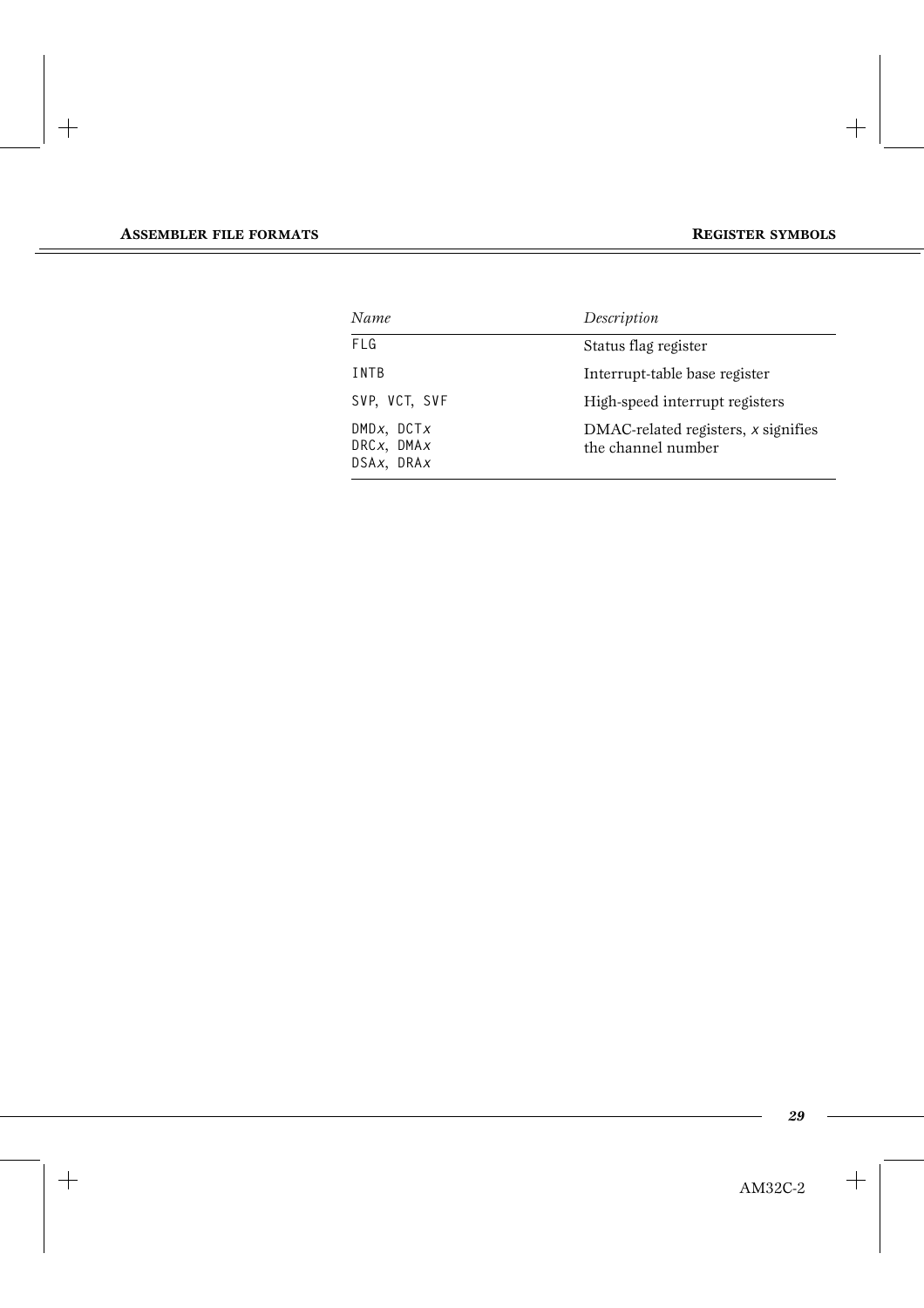| *Name* | *Description* |
| --- | --- |
| FLG | Status flag register |
| INTB | Interrupt-table base register |
| SVP, VCT, SVF | High-speed interrupt registers |
| DMD*x*, DCT*x*<br>DRC*x*, DMA*x*<br>DSA*x*, DRA*x* | DMAC-related registers, *x* signifies the channel number |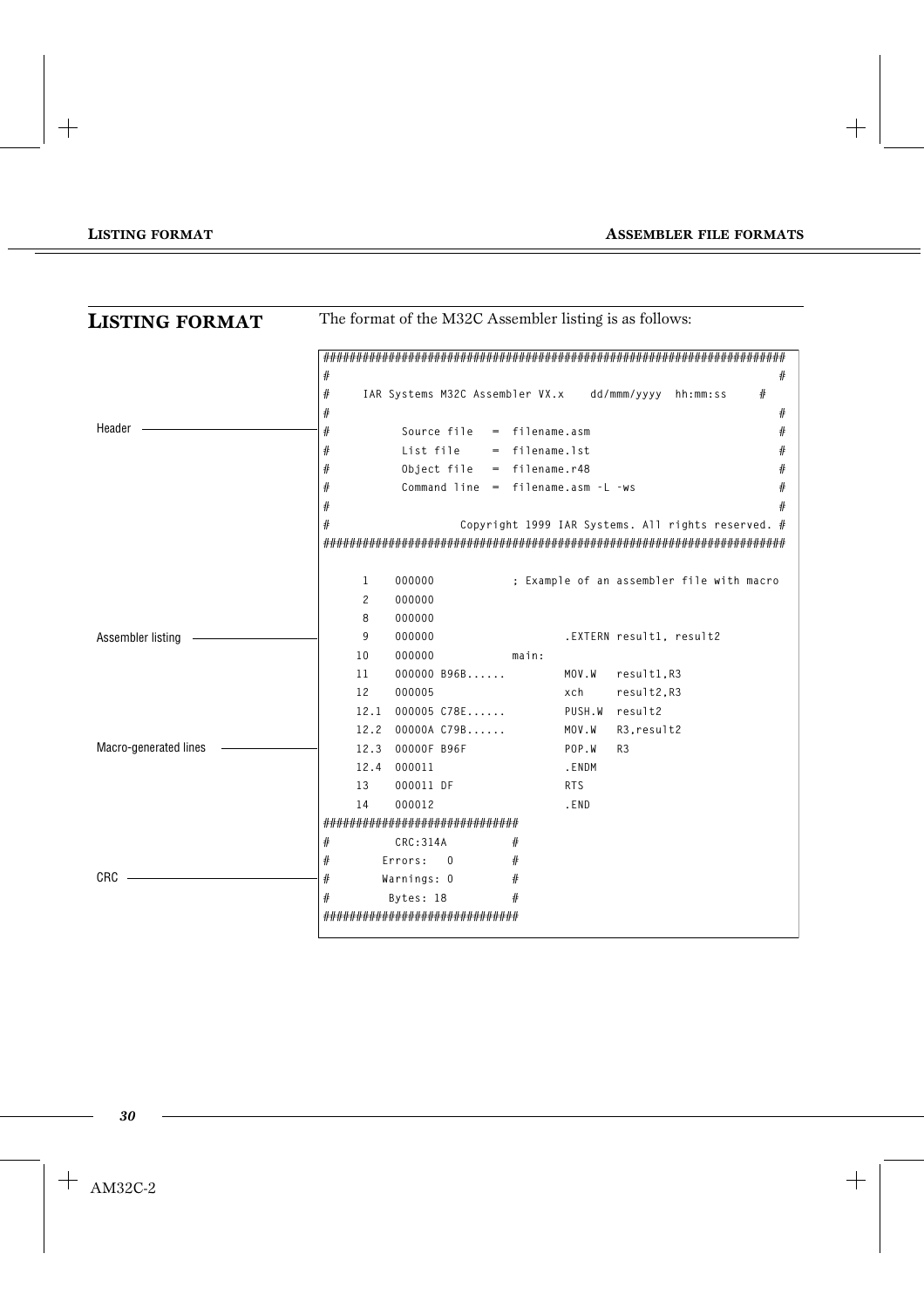## LISTING FORMAT

The format of the M32C Assembler listing is as follows:

Header

```
######################################################################
#                                                                    #
#     IAR Systems M32C Assembler VX.x    dd/mmm/yyyy  hh:mm:ss     #
#                                                                    #
#          Source file   =  filename.asm                             #
#          List file     =  filename.lst                             #
#          Object file   =  filename.r48                             #
#          Command line  =  filename.asm -L -ws                      #
#                                                                    #
#                   Copyright 1999 IAR Systems. All rights reserved. #
######################################################################

     1    000000            ; Example of an assembler file with macro
     2    000000
     8    000000
     9    000000                    .EXTERN result1, result2
    10    000000            main:
    11    000000 B96B......         MOV.W   result1,R3
    12    000005                    xch     result2,R3
    12.1  000005 C78E......         PUSH.W  result2
    12.2  00000A C79B......         MOV.W   R3,result2
    12.3  00000F B96F               POP.W   R3
    12.4  000011                    .ENDM
    13    000011 DF                 RTS
    14    000012                    .END
#############################
#         CRC:314A          #
#       Errors:   0         #
#       Warnings: 0         #
#        Bytes: 18          #
#############################
```

Assembler listing

Macro-generated lines

CRC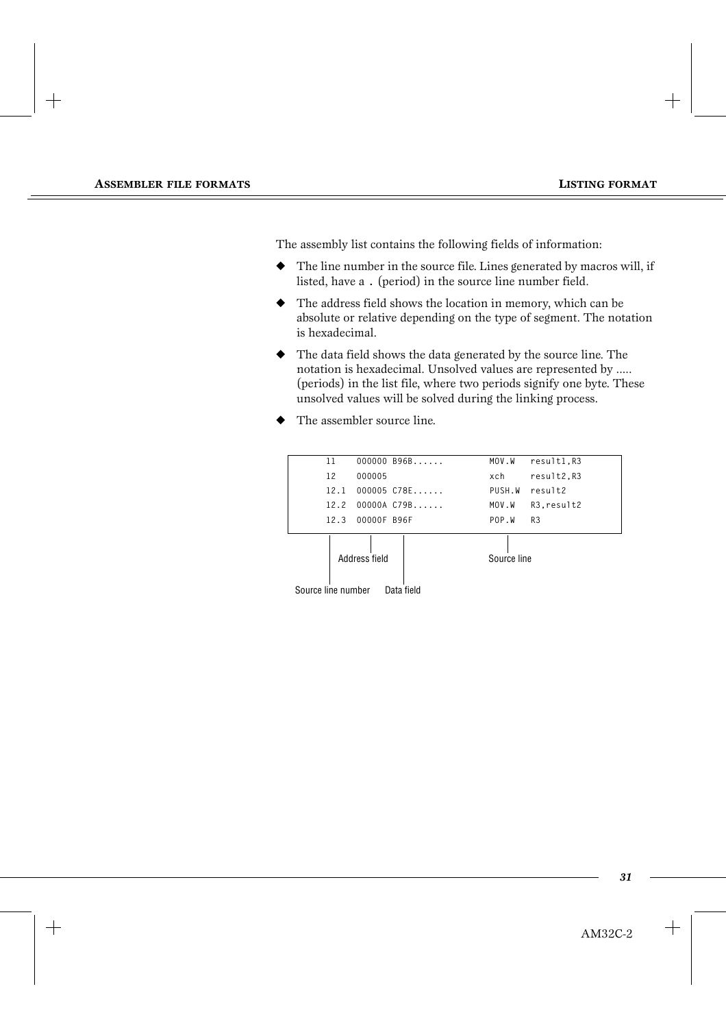The assembly list contains the following fields of information:

- The line number in the source file. Lines generated by macros will, if listed, have a `.` (period) in the source line number field.
- The address field shows the location in memory, which can be absolute or relative depending on the type of segment. The notation is hexadecimal.
- The data field shows the data generated by the source line. The notation is hexadecimal. Unsolved values are represented by ..... (periods) in the list file, where two periods signify one byte. These unsolved values will be solved during the linking process.
- The assembler source line.

```
11     000000 B96B......        MOV.W   result1,R3
12     000005                   xch     result2,R3
12.1   000005 C78E......        PUSH.W  result2
12.2   00000A C79B......        MOV.W   R3,result2
12.3   00000F B96F              POP.W   R3
```

Address field — Source line — Source line number — Data field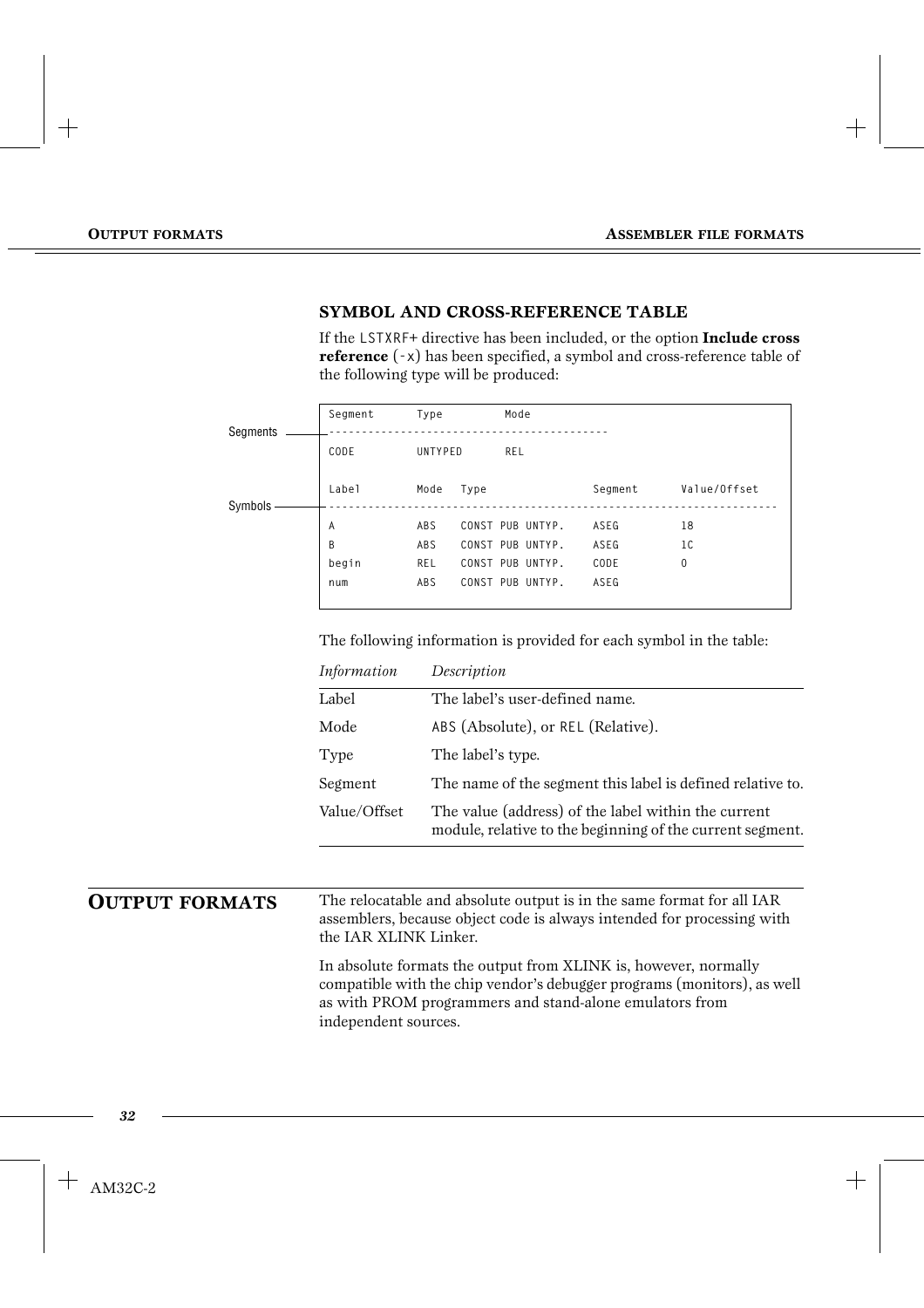### SYMBOL AND CROSS-REFERENCE TABLE

If the LSTXRF+ directive has been included, or the option **Include cross reference** (-x) has been specified, a symbol and cross-reference table of the following type will be produced:

```
Segments
Segment       Type          Mode
------------------------------------------
CODE          UNTYPED       REL

Symbols
Label         Mode   Type                Segment       Value/Offset
---------------------------------------------------------------------
A             ABS    CONST PUB UNTYP.    ASEG          18
B             ABS    CONST PUB UNTYP.    ASEG          1C
begin         REL    CONST PUB UNTYP.    CODE          0
num           ABS    CONST PUB UNTYP.    ASEG
```

The following information is provided for each symbol in the table:

| *Information* | *Description* |
|---|---|
| Label | The label's user-defined name. |
| Mode | ABS (Absolute), or REL (Relative). |
| Type | The label's type. |
| Segment | The name of the segment this label is defined relative to. |
| Value/Offset | The value (address) of the label within the current module, relative to the beginning of the current segment. |

## OUTPUT FORMATS

The relocatable and absolute output is in the same format for all IAR assemblers, because object code is always intended for processing with the IAR XLINK Linker.

In absolute formats the output from XLINK is, however, normally compatible with the chip vendor's debugger programs (monitors), as well as with PROM programmers and stand-alone emulators from independent sources.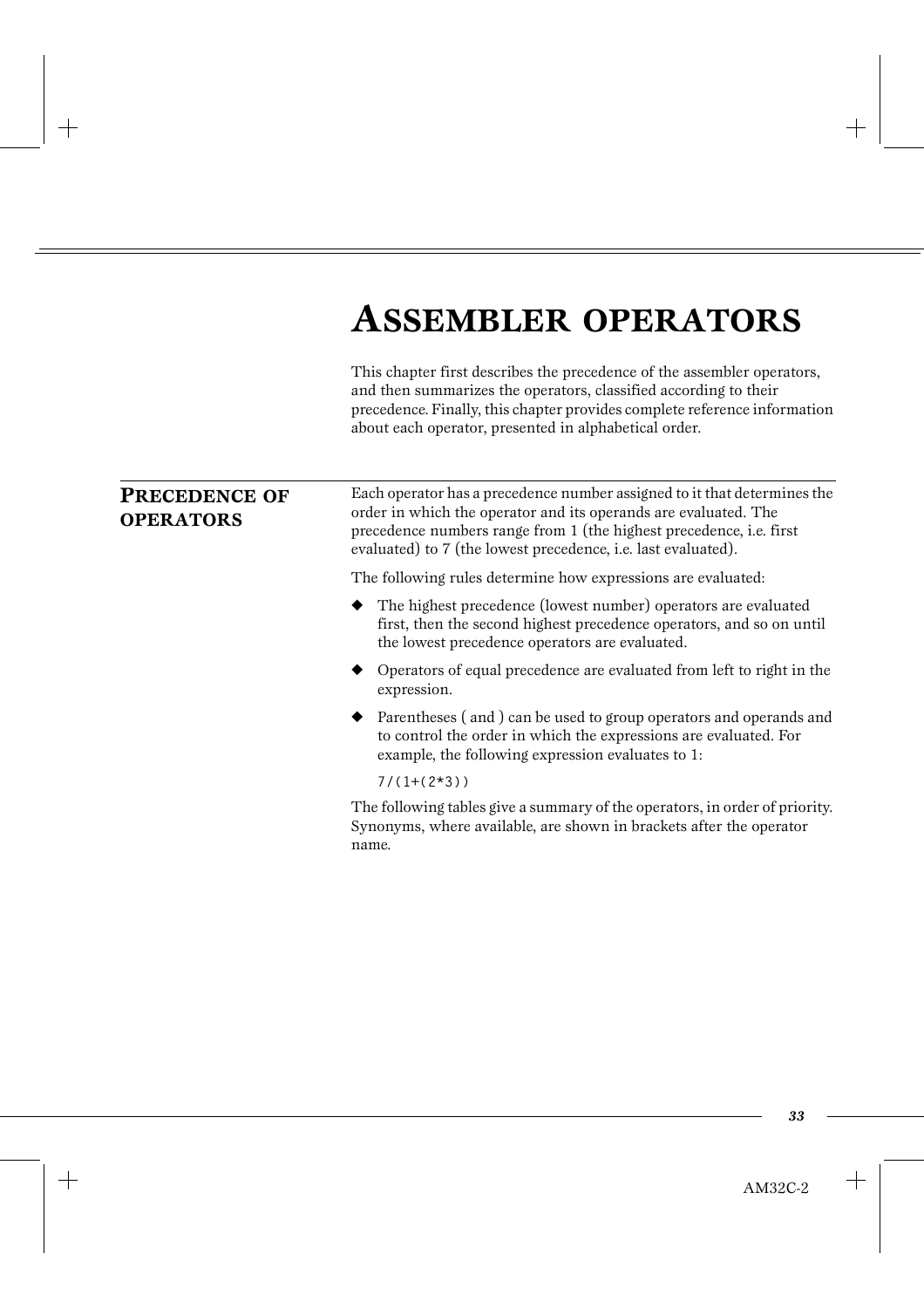# ASSEMBLER OPERATORS

This chapter first describes the precedence of the assembler operators, and then summarizes the operators, classified according to their precedence. Finally, this chapter provides complete reference information about each operator, presented in alphabetical order.

## PRECEDENCE OF OPERATORS

Each operator has a precedence number assigned to it that determines the order in which the operator and its operands are evaluated. The precedence numbers range from 1 (the highest precedence, i.e. first evaluated) to 7 (the lowest precedence, i.e. last evaluated).

The following rules determine how expressions are evaluated:

- The highest precedence (lowest number) operators are evaluated first, then the second highest precedence operators, and so on until the lowest precedence operators are evaluated.
- Operators of equal precedence are evaluated from left to right in the expression.
- Parentheses ( and ) can be used to group operators and operands and to control the order in which the expressions are evaluated. For example, the following expression evaluates to 1:

```
7/(1+(2*3))
```

The following tables give a summary of the operators, in order of priority. Synonyms, where available, are shown in brackets after the operator name.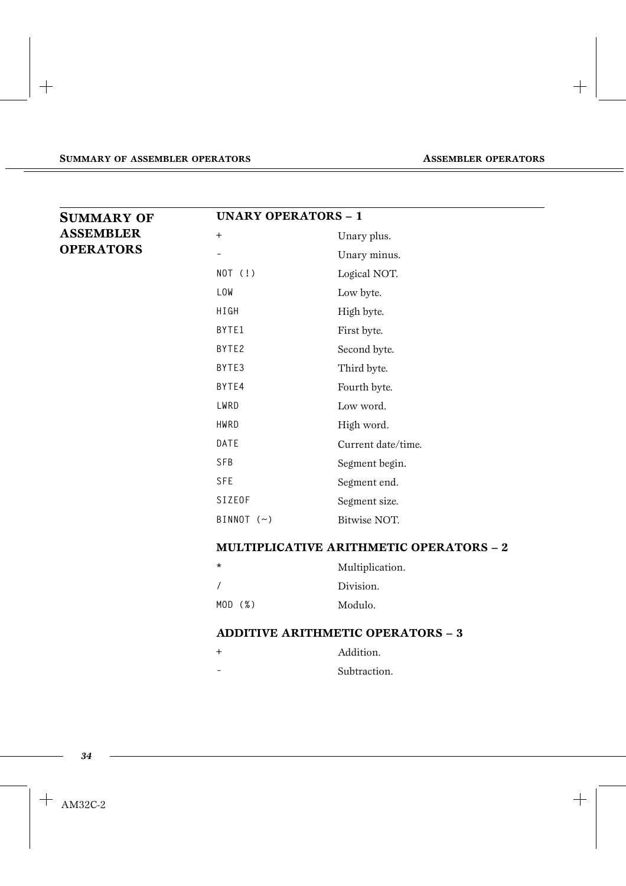## SUMMARY OF ASSEMBLER OPERATORS

### UNARY OPERATORS – 1

| | |
|---|---|
| `+` | Unary plus. |
| `-` | Unary minus. |
| `NOT (!)` | Logical NOT. |
| `LOW` | Low byte. |
| `HIGH` | High byte. |
| `BYTE1` | First byte. |
| `BYTE2` | Second byte. |
| `BYTE3` | Third byte. |
| `BYTE4` | Fourth byte. |
| `LWRD` | Low word. |
| `HWRD` | High word. |
| `DATE` | Current date/time. |
| `SFB` | Segment begin. |
| `SFE` | Segment end. |
| `SIZEOF` | Segment size. |
| `BINNOT (~)` | Bitwise NOT. |

### MULTIPLICATIVE ARITHMETIC OPERATORS – 2

| | |
|---|---|
| `*` | Multiplication. |
| `/` | Division. |
| `MOD (%)` | Modulo. |

### ADDITIVE ARITHMETIC OPERATORS – 3

| | |
|---|---|
| `+` | Addition. |
| `-` | Subtraction. |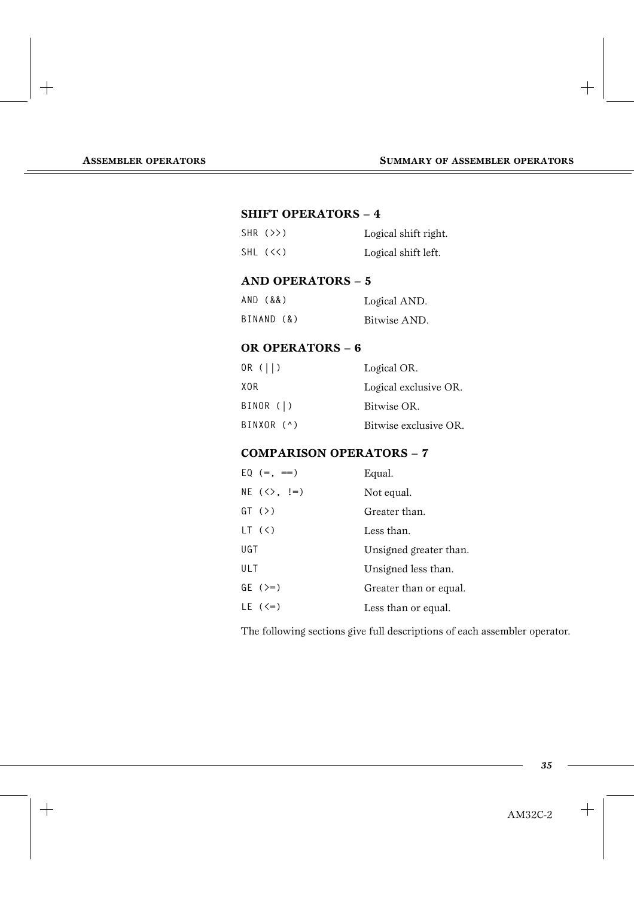### SHIFT OPERATORS – 4

| | |
|---|---|
| `SHR (>>)` | Logical shift right. |
| `SHL (<<)` | Logical shift left. |

### AND OPERATORS – 5

| | |
|---|---|
| `AND (&&)` | Logical AND. |
| `BINAND (&)` | Bitwise AND. |

### OR OPERATORS – 6

| | |
|---|---|
| `OR (\|\|)` | Logical OR. |
| `XOR` | Logical exclusive OR. |
| `BINOR (\|)` | Bitwise OR. |
| `BINXOR (^)` | Bitwise exclusive OR. |

### COMPARISON OPERATORS – 7

| | |
|---|---|
| `EQ (=, ==)` | Equal. |
| `NE (<>, !=)` | Not equal. |
| `GT (>)` | Greater than. |
| `LT (<)` | Less than. |
| `UGT` | Unsigned greater than. |
| `ULT` | Unsigned less than. |
| `GE (>=)` | Greater than or equal. |
| `LE (<=)` | Less than or equal. |

The following sections give full descriptions of each assembler operator.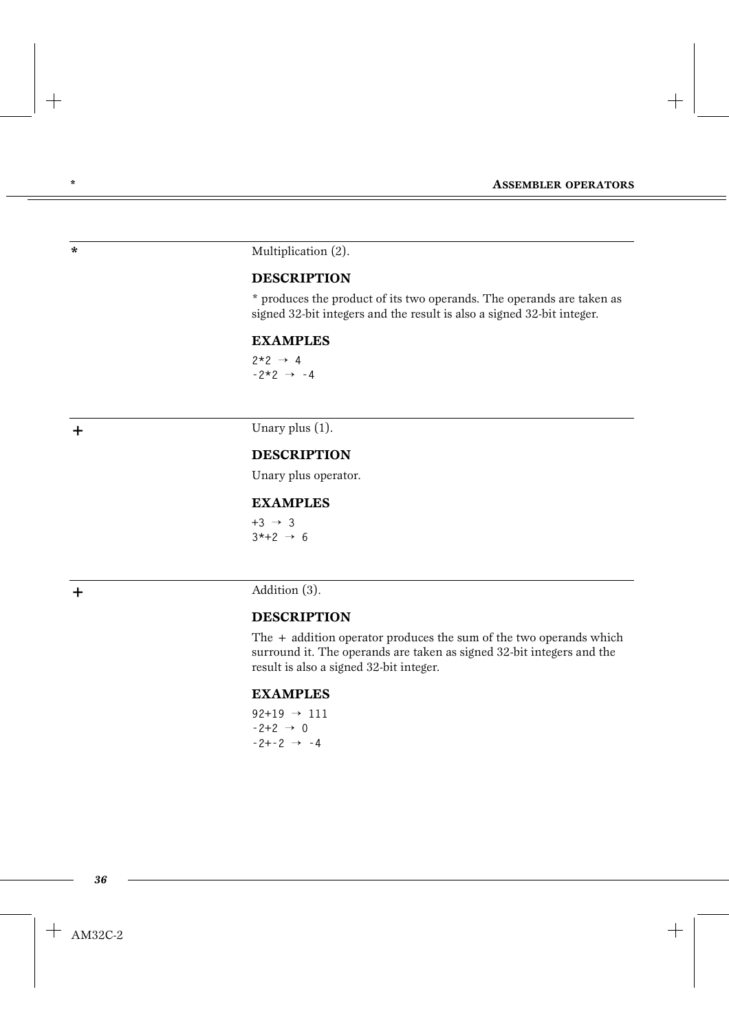## *

Multiplication (2).

### DESCRIPTION

* produces the product of its two operands. The operands are taken as signed 32-bit integers and the result is also a signed 32-bit integer.

### EXAMPLES

```
2*2  → 4
-2*2  → -4
```

## +

Unary plus (1).

### DESCRIPTION

Unary plus operator.

### EXAMPLES

```
+3  → 3
3*+2  → 6
```

## +

Addition (3).

### DESCRIPTION

The + addition operator produces the sum of the two operands which surround it. The operands are taken as signed 32-bit integers and the result is also a signed 32-bit integer.

### EXAMPLES

```
92+19  → 111
-2+2  → 0
-2+-2  → -4
```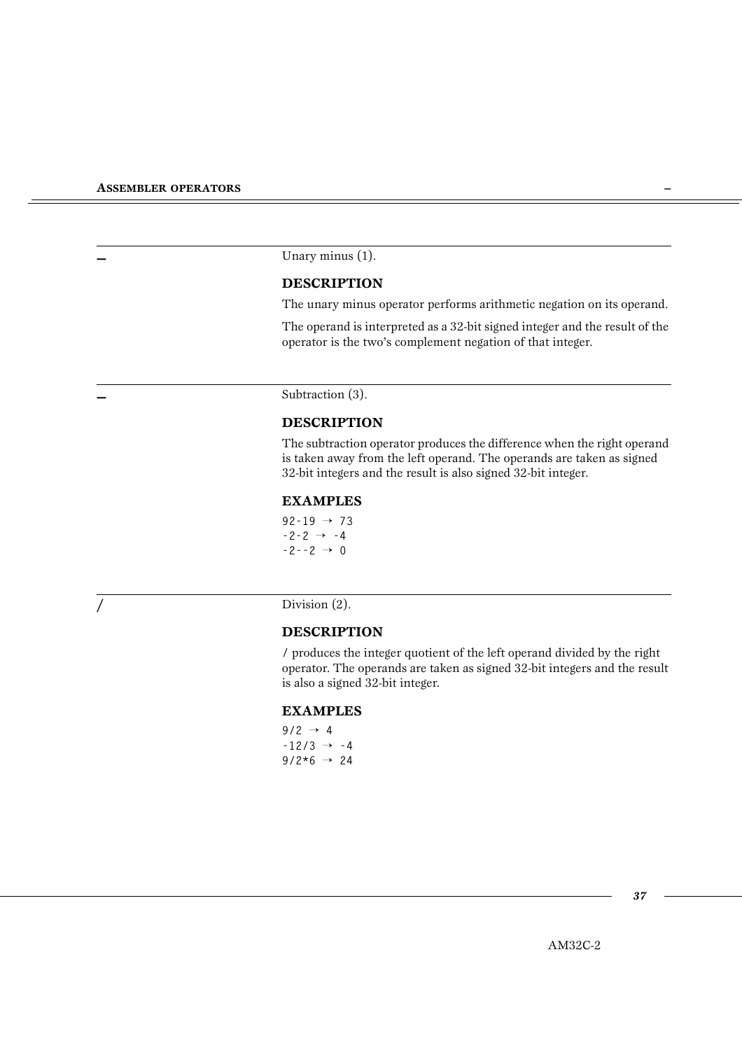## –

Unary minus (1).

### DESCRIPTION

The unary minus operator performs arithmetic negation on its operand.

The operand is interpreted as a 32-bit signed integer and the result of the operator is the two's complement negation of that integer.

## –

Subtraction (3).

### DESCRIPTION

The subtraction operator produces the difference when the right operand is taken away from the left operand. The operands are taken as signed 32-bit integers and the result is also signed 32-bit integer.

### EXAMPLES

```
92-19 → 73
-2-2 → -4
-2--2 → 0
```

## /

Division (2).

### DESCRIPTION

/ produces the integer quotient of the left operand divided by the right operator. The operands are taken as signed 32-bit integers and the result is also a signed 32-bit integer.

### EXAMPLES

```
9/2 → 4
-12/3 → -4
9/2*6 → 24
```

AM32C-2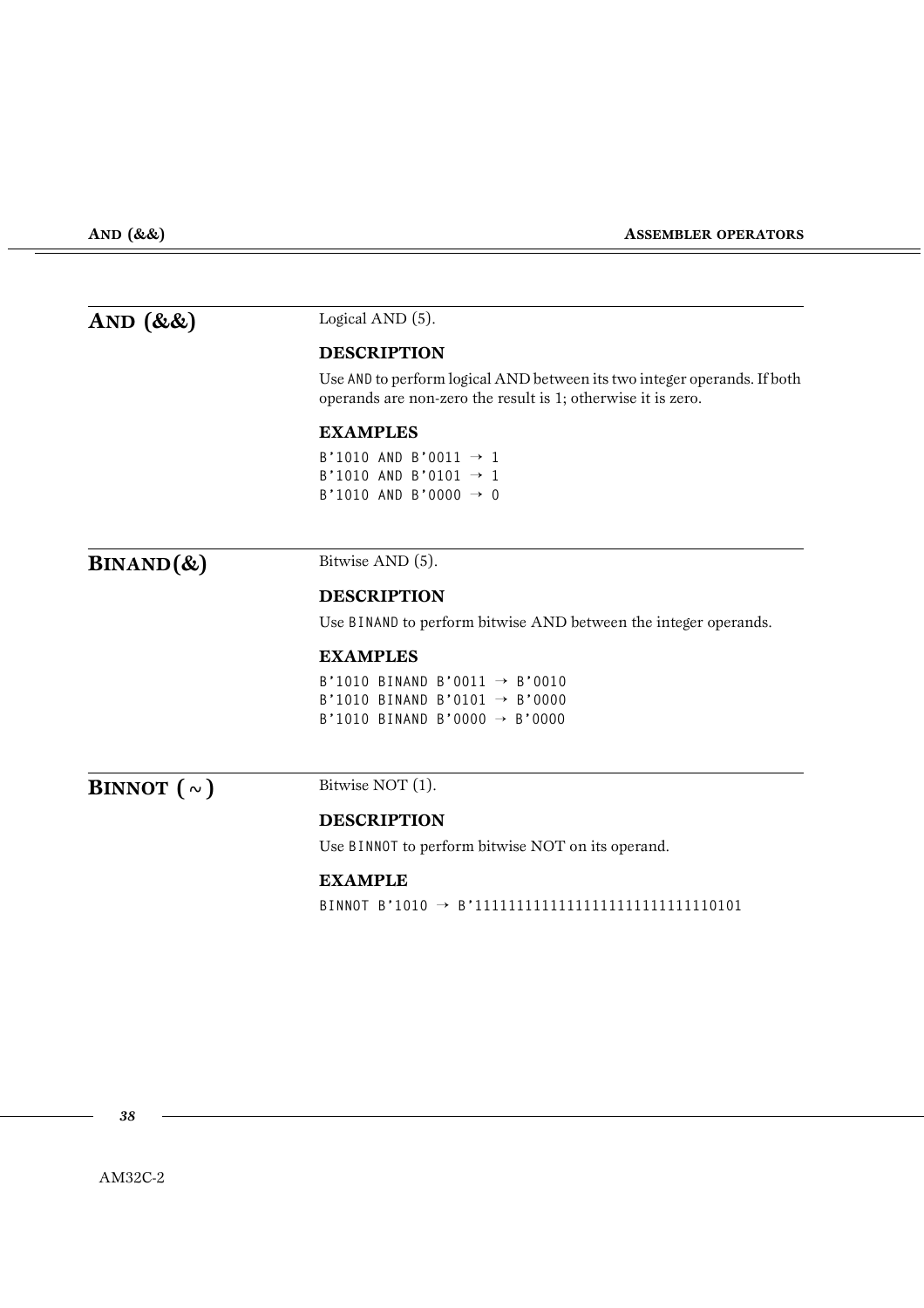## AND (&&)

Logical AND (5).

### DESCRIPTION

Use AND to perform logical AND between its two integer operands. If both operands are non-zero the result is 1; otherwise it is zero.

### EXAMPLES

```
B'1010 AND B'0011 → 1
B'1010 AND B'0101 → 1
B'1010 AND B'0000 → 0
```

## BINAND(&)

Bitwise AND (5).

### DESCRIPTION

Use BINAND to perform bitwise AND between the integer operands.

### EXAMPLES

```
B'1010 BINAND B'0011 → B'0010
B'1010 BINAND B'0101 → B'0000
B'1010 BINAND B'0000 → B'0000
```

## BINNOT ( ~ )

Bitwise NOT (1).

### DESCRIPTION

Use BINNOT to perform bitwise NOT on its operand.

### EXAMPLE

```
BINNOT B'1010 → B'11111111111111111111111111110101
```

AM32C-2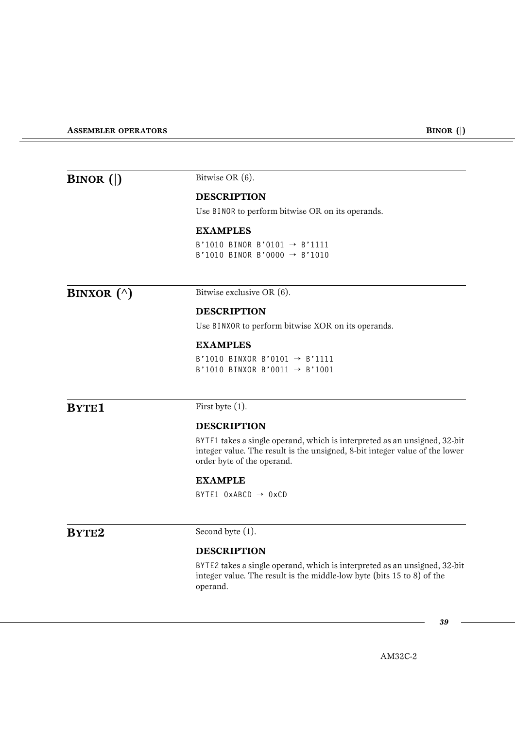## BINOR (|)

Bitwise OR (6).

### DESCRIPTION

Use `BINOR` to perform bitwise OR on its operands.

### EXAMPLES

```
B'1010 BINOR B'0101 → B'1111
B'1010 BINOR B'0000 → B'1010
```

## BINXOR (^)

Bitwise exclusive OR (6).

### DESCRIPTION

Use `BINXOR` to perform bitwise XOR on its operands.

### EXAMPLES

```
B'1010 BINXOR B'0101 → B'1111
B'1010 BINXOR B'0011 → B'1001
```

## BYTE1

First byte (1).

### DESCRIPTION

`BYTE1` takes a single operand, which is interpreted as an unsigned, 32-bit integer value. The result is the unsigned, 8-bit integer value of the lower order byte of the operand.

### EXAMPLE

```
BYTE1 0xABCD → 0xCD
```

## BYTE2

Second byte (1).

### DESCRIPTION

`BYTE2` takes a single operand, which is interpreted as an unsigned, 32-bit integer value. The result is the middle-low byte (bits 15 to 8) of the operand.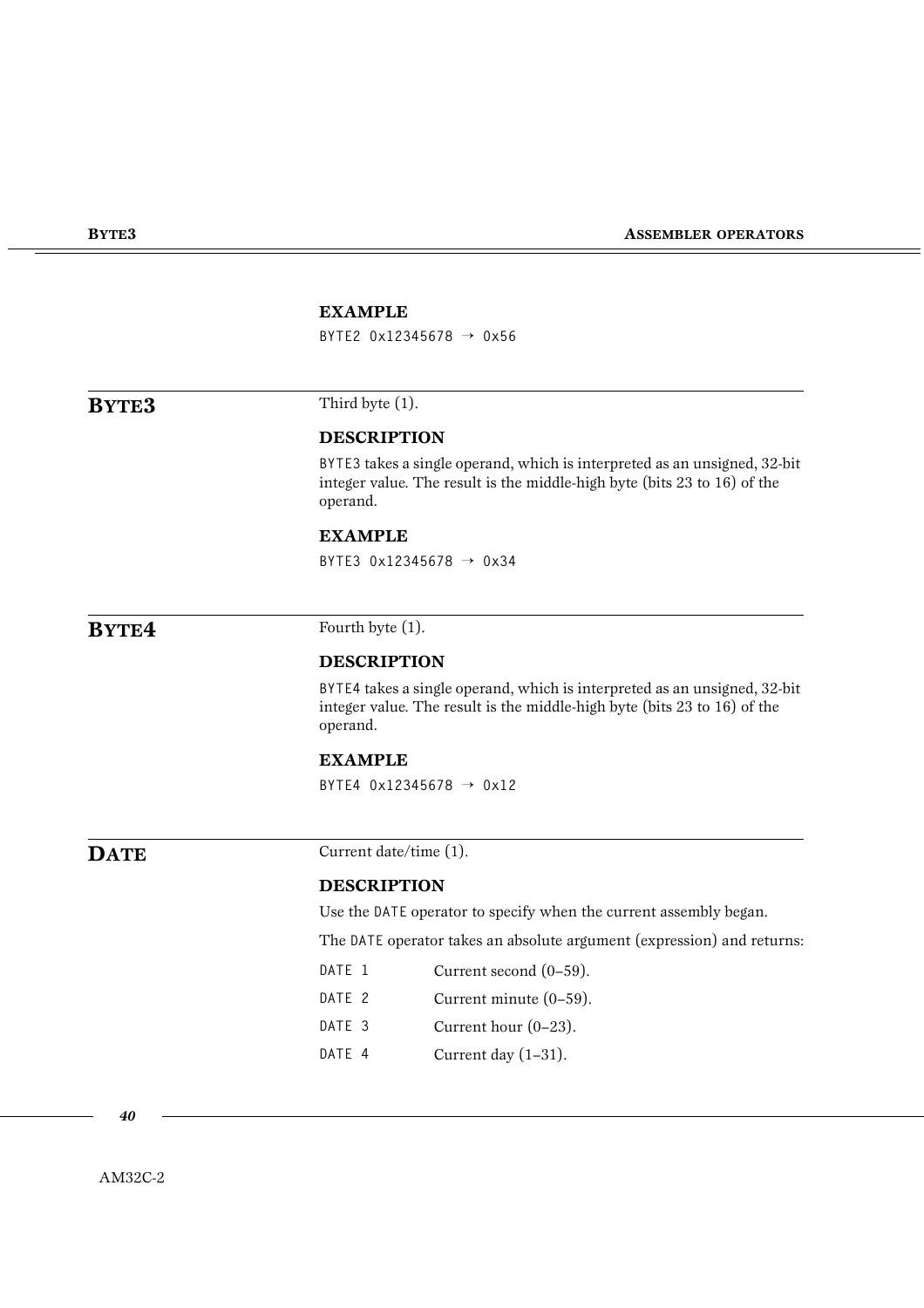### EXAMPLE

```
BYTE2 0x12345678 → 0x56
```

## BYTE3

Third byte (1).

### DESCRIPTION

BYTE3 takes a single operand, which is interpreted as an unsigned, 32-bit integer value. The result is the middle-high byte (bits 23 to 16) of the operand.

### EXAMPLE

```
BYTE3 0x12345678 → 0x34
```

## BYTE4

Fourth byte (1).

### DESCRIPTION

BYTE4 takes a single operand, which is interpreted as an unsigned, 32-bit integer value. The result is the middle-high byte (bits 23 to 16) of the operand.

### EXAMPLE

```
BYTE4 0x12345678 → 0x12
```

## DATE

Current date/time (1).

### DESCRIPTION

Use the DATE operator to specify when the current assembly began.

The DATE operator takes an absolute argument (expression) and returns:

| | |
|---|---|
| DATE 1 | Current second (0–59). |
| DATE 2 | Current minute (0–59). |
| DATE 3 | Current hour (0–23). |
| DATE 4 | Current day (1–31). |

AM32C-2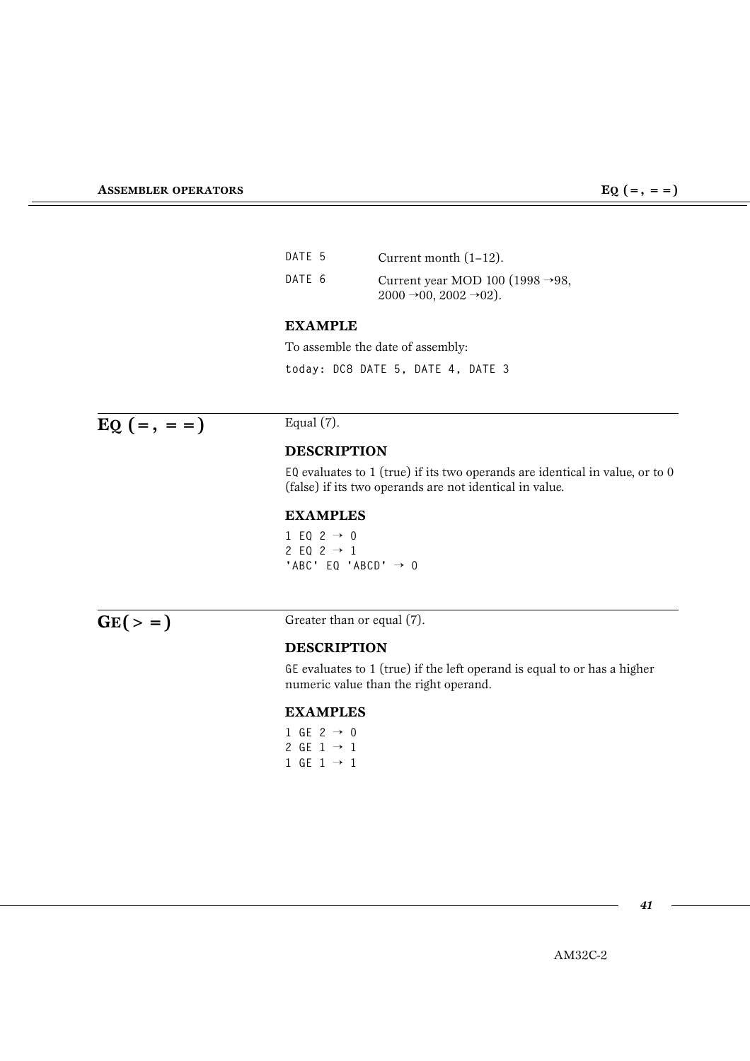| | |
|---|---|
| `DATE 5` | Current month (1–12). |
| `DATE 6` | Current year MOD 100 (1998 →98, 2000 →00, 2002 →02). |

### EXAMPLE

To assemble the date of assembly:

```
today: DC8 DATE 5, DATE 4, DATE 3
```

## EQ (=, ==)

Equal (7).

### DESCRIPTION

`EQ` evaluates to 1 (true) if its two operands are identical in value, or to 0 (false) if its two operands are not identical in value.

### EXAMPLES

```
1 EQ 2 → 0
2 EQ 2 → 1
'ABC' EQ 'ABCD' → 0
```

## GE(>=)

Greater than or equal (7).

### DESCRIPTION

`GE` evaluates to 1 (true) if the left operand is equal to or has a higher numeric value than the right operand.

### EXAMPLES

```
1 GE 2 → 0
2 GE 1 → 1
1 GE 1 → 1
```

AM32C-2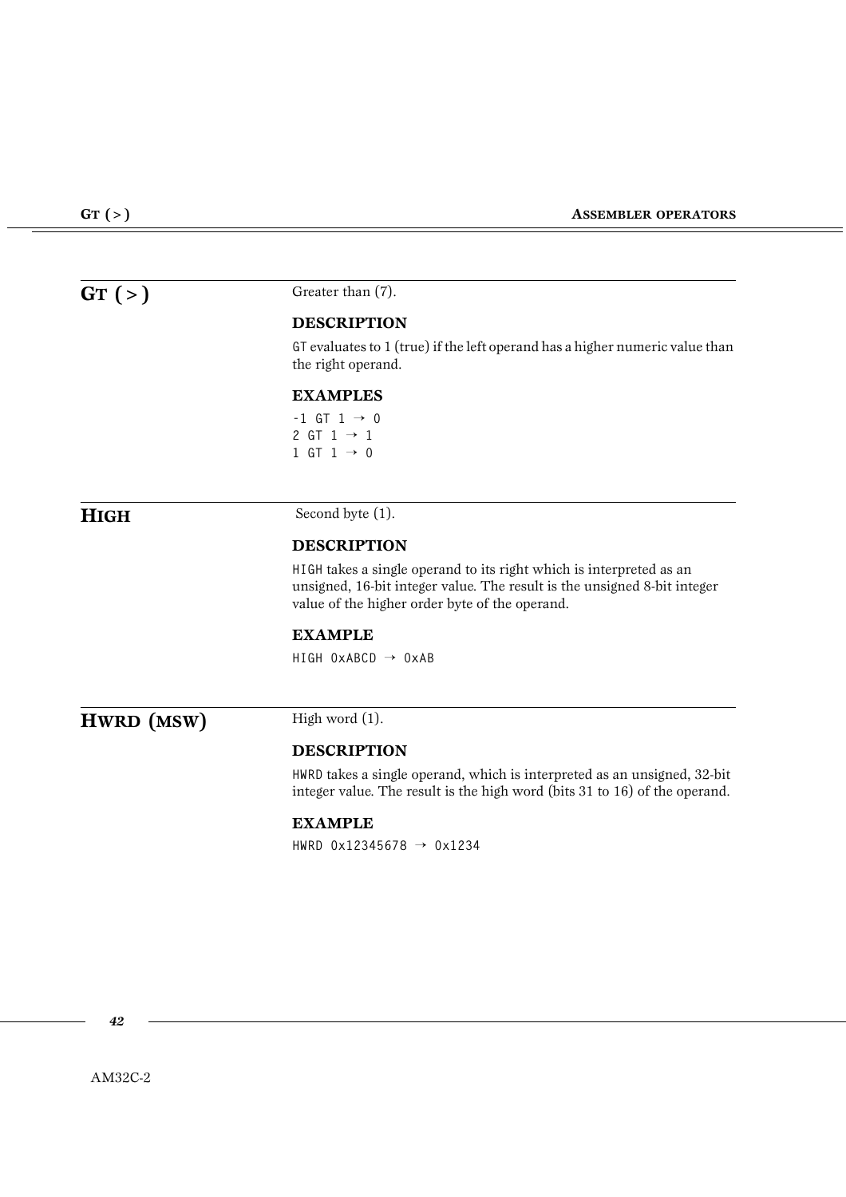## GT ( > )

Greater than (7).

### DESCRIPTION

GT evaluates to 1 (true) if the left operand has a higher numeric value than the right operand.

### EXAMPLES

```
-1 GT 1 → 0
2 GT 1 → 1
1 GT 1 → 0
```

## HIGH

Second byte (1).

### DESCRIPTION

HIGH takes a single operand to its right which is interpreted as an unsigned, 16-bit integer value. The result is the unsigned 8-bit integer value of the higher order byte of the operand.

### EXAMPLE

```
HIGH 0xABCD → 0xAB
```

## HWRD (MSW)

High word (1).

### DESCRIPTION

HWRD takes a single operand, which is interpreted as an unsigned, 32-bit integer value. The result is the high word (bits 31 to 16) of the operand.

### EXAMPLE

```
HWRD 0x12345678 → 0x1234
```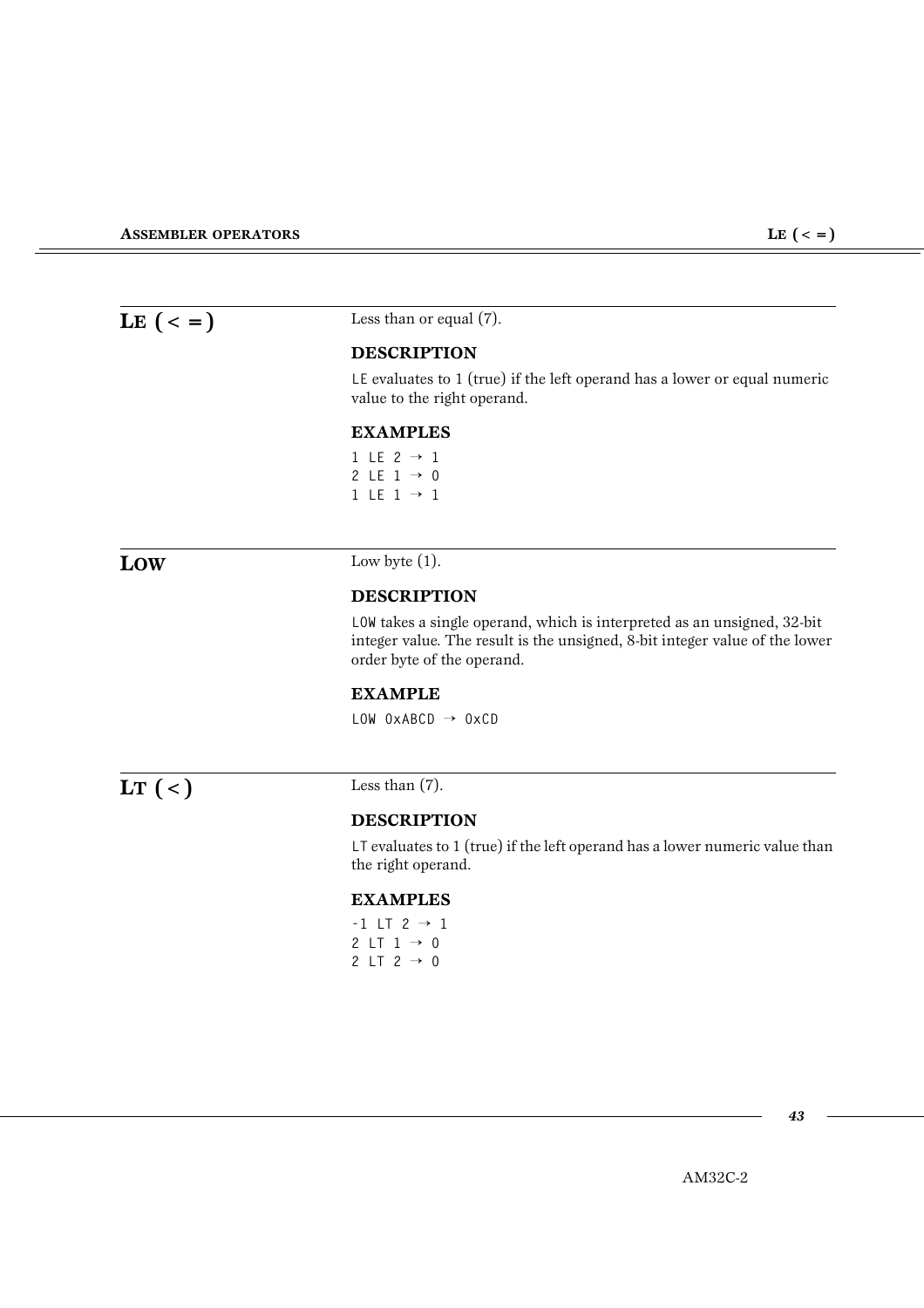## LE ( < = )

Less than or equal (7).

### DESCRIPTION

`LE` evaluates to 1 (true) if the left operand has a lower or equal numeric value to the right operand.

### EXAMPLES

```
1 LE 2 → 1
2 LE 1 → 0
1 LE 1 → 1
```

## LOW

Low byte (1).

### DESCRIPTION

`LOW` takes a single operand, which is interpreted as an unsigned, 32-bit integer value. The result is the unsigned, 8-bit integer value of the lower order byte of the operand.

### EXAMPLE

```
LOW 0xABCD → 0xCD
```

## LT ( < )

Less than (7).

### DESCRIPTION

`LT` evaluates to 1 (true) if the left operand has a lower numeric value than the right operand.

### EXAMPLES

```
-1 LT 2 → 1
2 LT 1 → 0
2 LT 2 → 0
```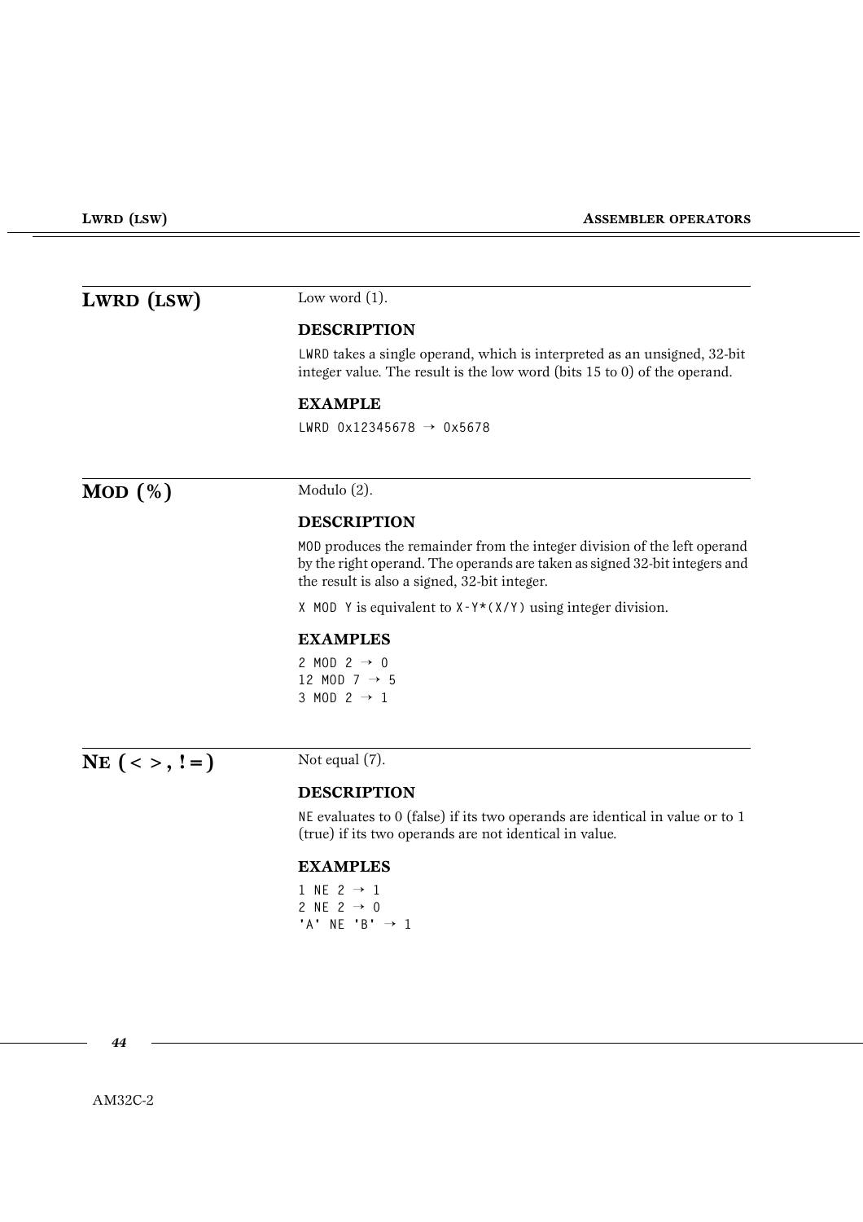## LWRD (LSW)

Low word (1).

### DESCRIPTION

LWRD takes a single operand, which is interpreted as an unsigned, 32-bit integer value. The result is the low word (bits 15 to 0) of the operand.

### EXAMPLE

```
LWRD 0x12345678 → 0x5678
```

## MOD (%)

Modulo (2).

### DESCRIPTION

MOD produces the remainder from the integer division of the left operand by the right operand. The operands are taken as signed 32-bit integers and the result is also a signed, 32-bit integer.

`X MOD Y` is equivalent to `X-Y*(X/Y)` using integer division.

### EXAMPLES

```
2 MOD 2 → 0
12 MOD 7 → 5
3 MOD 2 → 1
```

## NE (<>, !=)

Not equal (7).

### DESCRIPTION

NE evaluates to 0 (false) if its two operands are identical in value or to 1 (true) if its two operands are not identical in value.

### EXAMPLES

```
1 NE 2 → 1
2 NE 2 → 0
'A' NE 'B' → 1
```

AM32C-2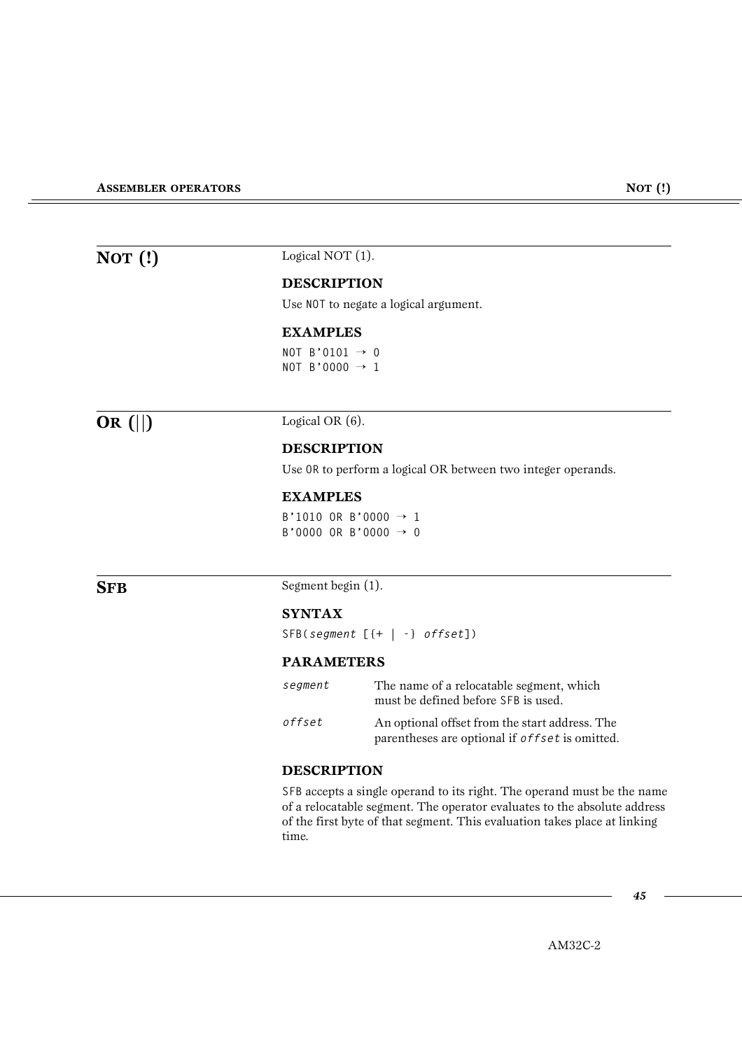## NOT (!)

Logical NOT (1).

### DESCRIPTION

Use NOT to negate a logical argument.

### EXAMPLES

```
NOT B'0101 → 0
NOT B'0000 → 1
```

## OR (||)

Logical OR (6).

### DESCRIPTION

Use OR to perform a logical OR between two integer operands.

### EXAMPLES

```
B'1010 OR B'0000 → 1
B'0000 OR B'0000 → 0
```

## SFB

Segment begin (1).

### SYNTAX

```
SFB(segment [{+ | -} offset])
```

### PARAMETERS

| | |
|---|---|
| *segment* | The name of a relocatable segment, which must be defined before SFB is used. |
| *offset* | An optional offset from the start address. The parentheses are optional if *offset* is omitted. |

### DESCRIPTION

SFB accepts a single operand to its right. The operand must be the name of a relocatable segment. The operator evaluates to the absolute address of the first byte of that segment. This evaluation takes place at linking time.

AM32C-2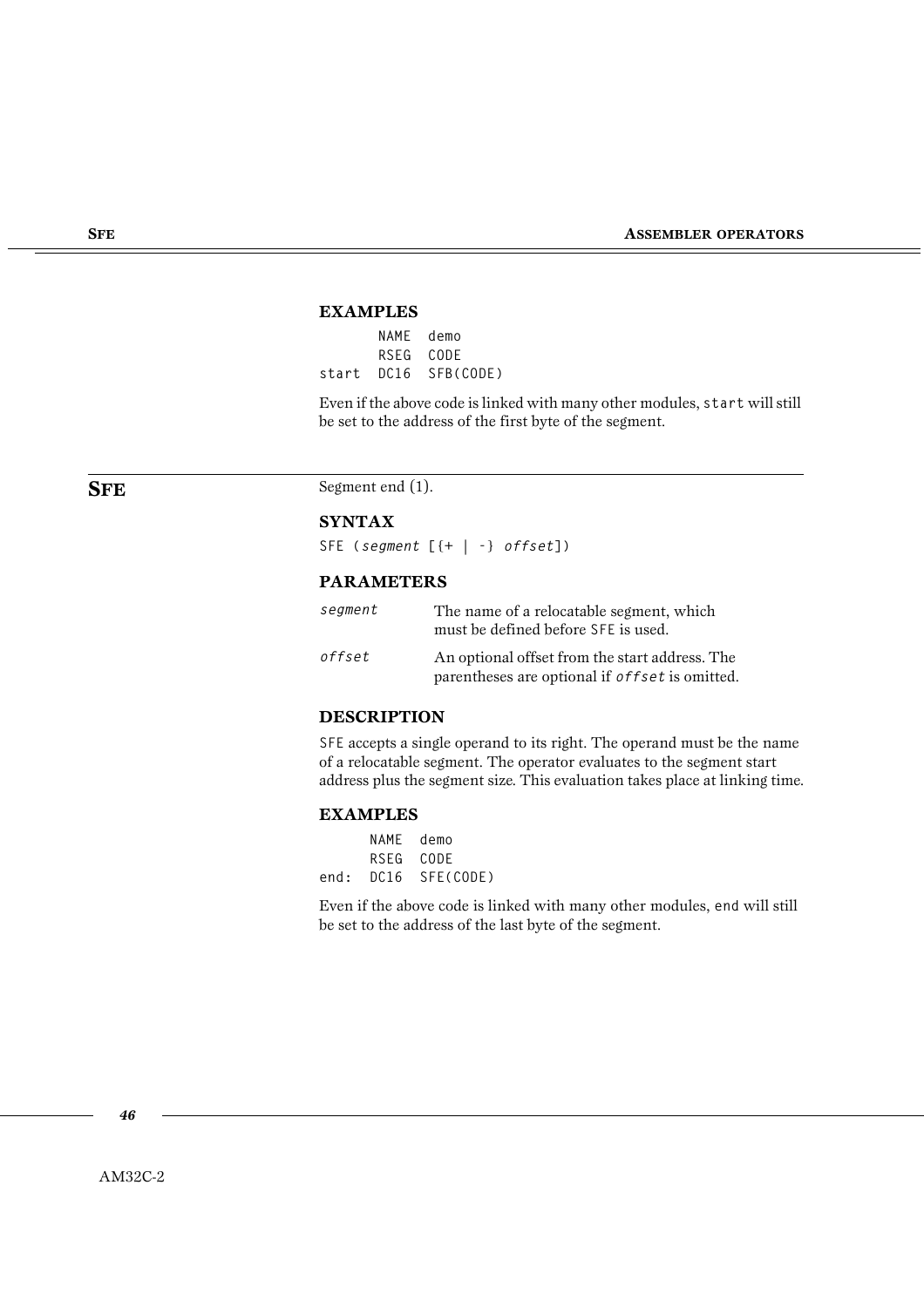### EXAMPLES

```
      NAME  demo
      RSEG  CODE
start DC16  SFB(CODE)
```

Even if the above code is linked with many other modules, `start` will still be set to the address of the first byte of the segment.

## SFE

Segment end (1).

### SYNTAX

SFE (*segment* [{+ | -} *offset*])

### PARAMETERS

| | |
|---|---|
| *segment* | The name of a relocatable segment, which must be defined before SFE is used. |
| *offset* | An optional offset from the start address. The parentheses are optional if *offset* is omitted. |

### DESCRIPTION

SFE accepts a single operand to its right. The operand must be the name of a relocatable segment. The operator evaluates to the segment start address plus the segment size. This evaluation takes place at linking time.

### EXAMPLES

```
      NAME  demo
      RSEG  CODE
end:  DC16  SFE(CODE)
```

Even if the above code is linked with many other modules, `end` will still be set to the address of the last byte of the segment.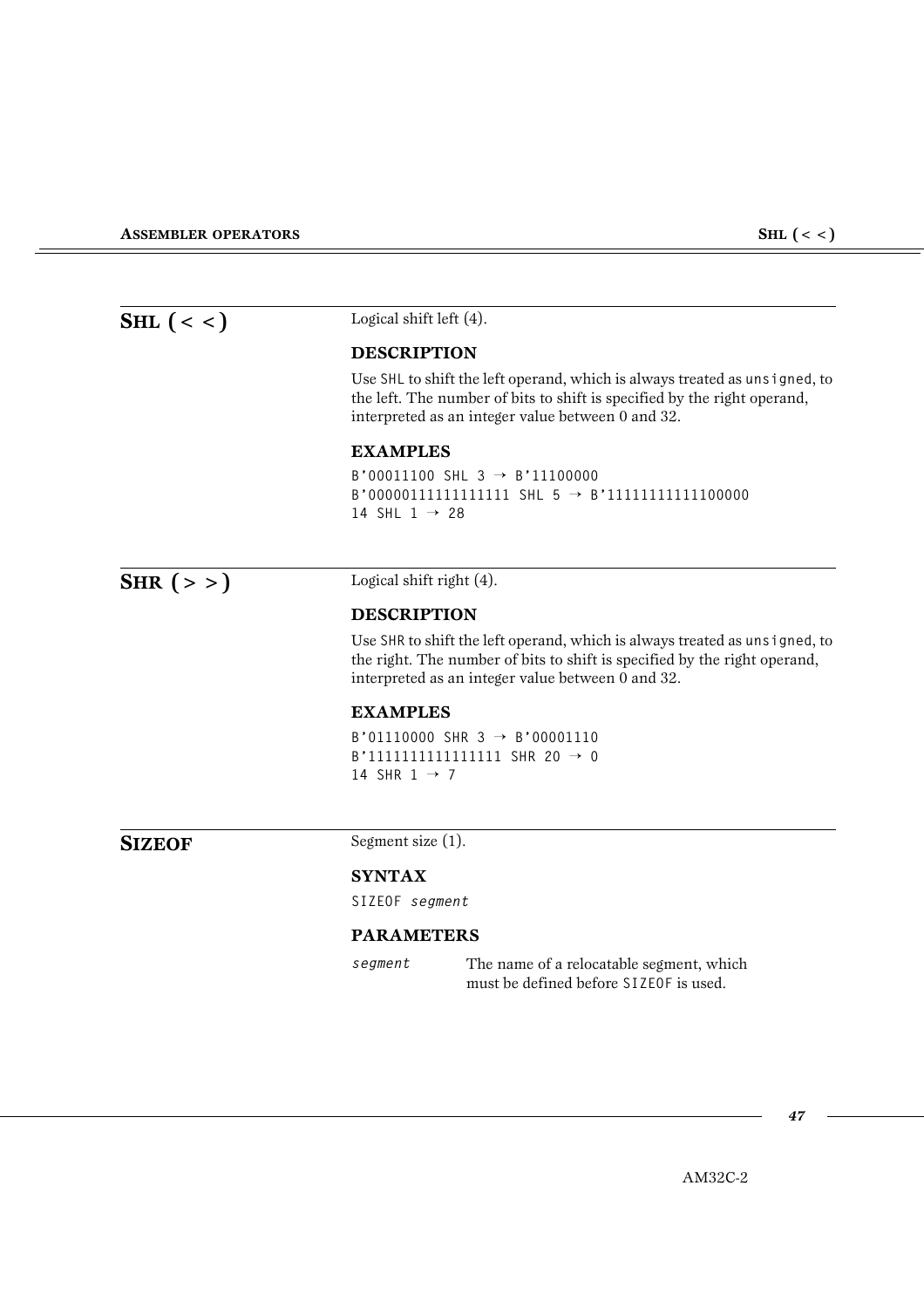## SHL ( < < )

Logical shift left (4).

### DESCRIPTION

Use `SHL` to shift the left operand, which is always treated as `unsigned`, to the left. The number of bits to shift is specified by the right operand, interpreted as an integer value between 0 and 32.

### EXAMPLES

```
B'00011100 SHL 3 → B'11100000
B'0000011111111111 SHL 5 → B'1111111111100000
14 SHL 1 → 28
```

## SHR ( > > )

Logical shift right (4).

### DESCRIPTION

Use `SHR` to shift the left operand, which is always treated as `unsigned`, to the right. The number of bits to shift is specified by the right operand, interpreted as an integer value between 0 and 32.

### EXAMPLES

```
B'01110000 SHR 3 → B'00001110
B'1111111111111111 SHR 20 → 0
14 SHR 1 → 7
```

## SIZEOF

Segment size (1).

### SYNTAX

```
SIZEOF segment
```

### PARAMETERS

| | |
|---|---|
| *segment* | The name of a relocatable segment, which must be defined before `SIZEOF` is used. |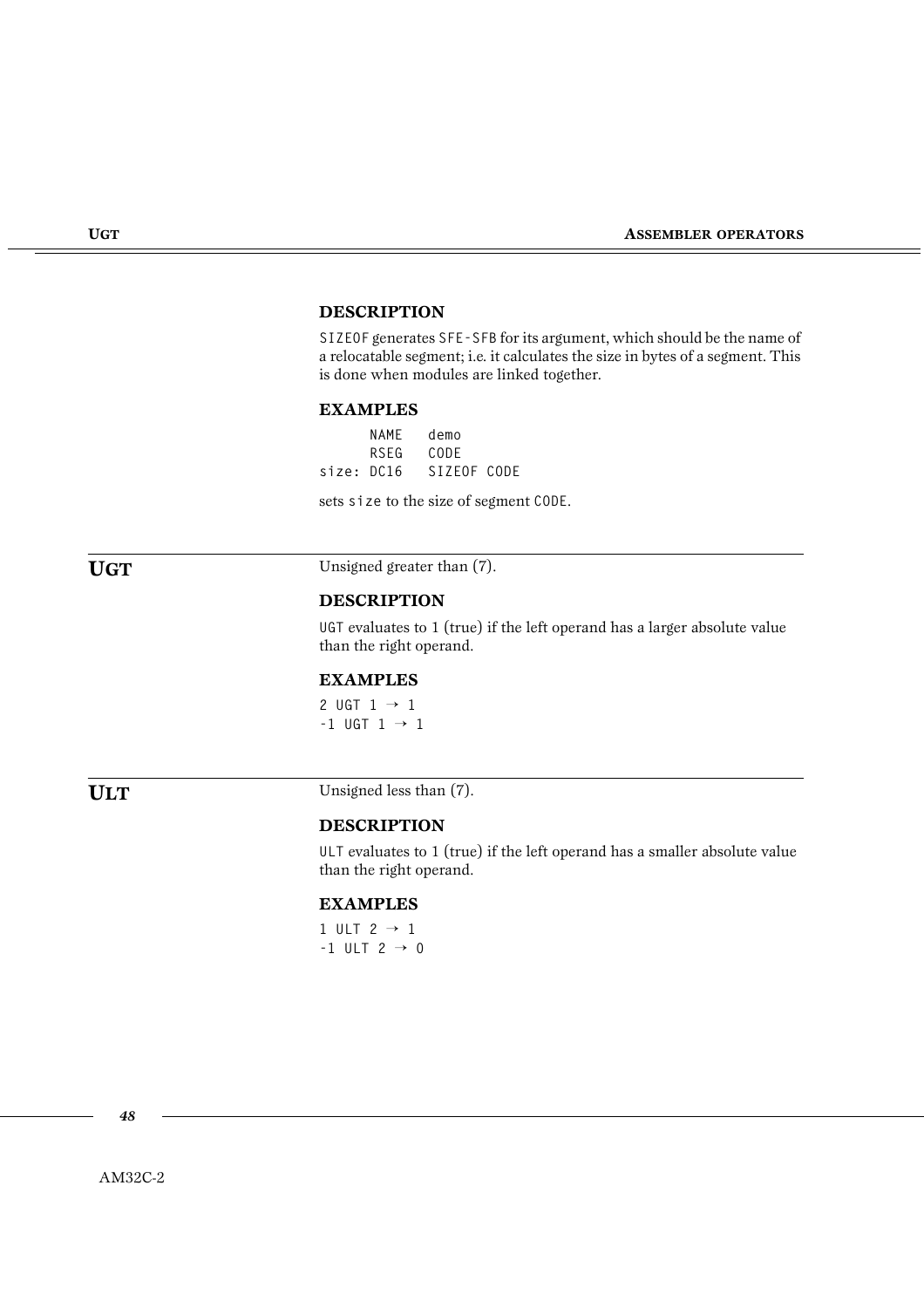### DESCRIPTION

`SIZEOF` generates `SFE-SFB` for its argument, which should be the name of a relocatable segment; i.e. it calculates the size in bytes of a segment. This is done when modules are linked together.

### EXAMPLES

```
      NAME   demo
      RSEG   CODE
size: DC16   SIZEOF CODE
```

sets `size` to the size of segment `CODE`.

## UGT

Unsigned greater than (7).

### DESCRIPTION

`UGT` evaluates to 1 (true) if the left operand has a larger absolute value than the right operand.

### EXAMPLES

```
2 UGT 1 → 1
-1 UGT 1 → 1
```

## ULT

Unsigned less than (7).

### DESCRIPTION

`ULT` evaluates to 1 (true) if the left operand has a smaller absolute value than the right operand.

### EXAMPLES

```
1 ULT 2 → 1
-1 ULT 2 → 0
```

AM32C-2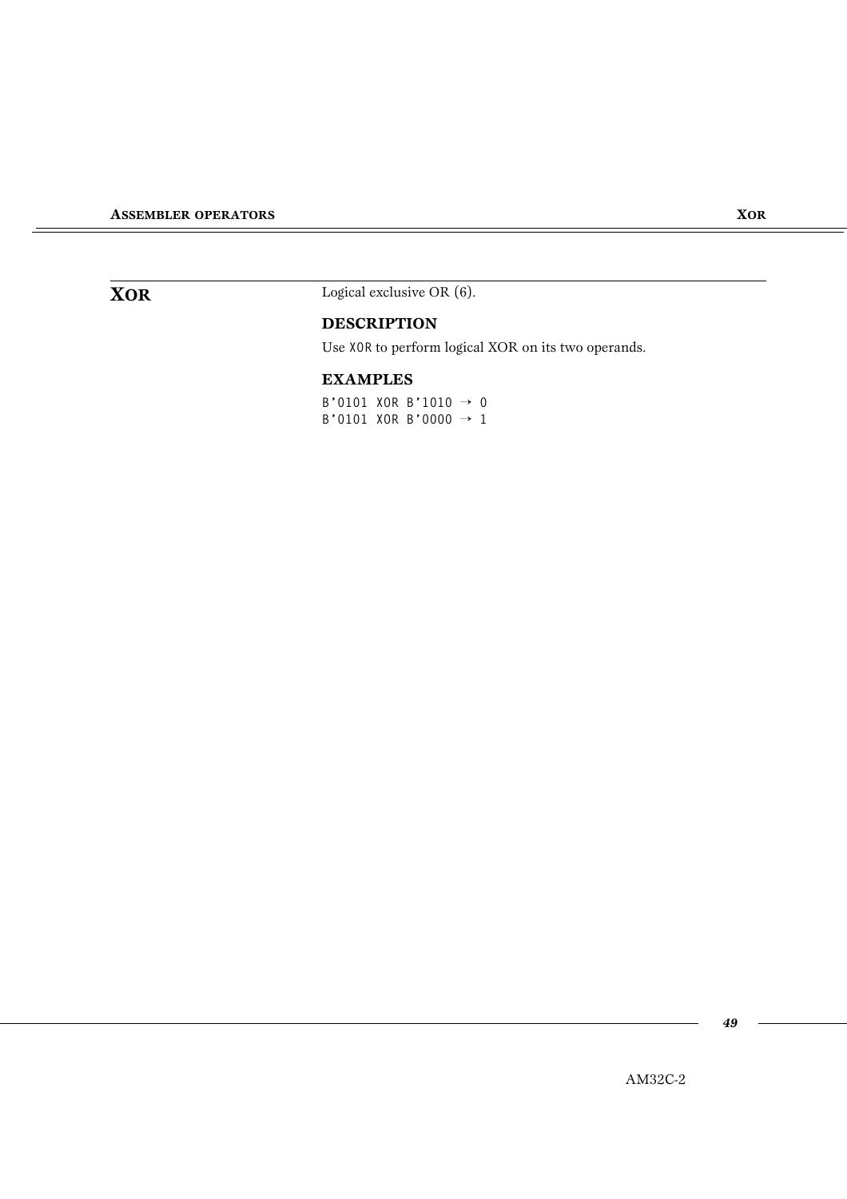## XOR

Logical exclusive OR (6).

### DESCRIPTION

Use `XOR` to perform logical XOR on its two operands.

### EXAMPLES

```
B'0101 XOR B'1010 → 0
B'0101 XOR B'0000 → 1
```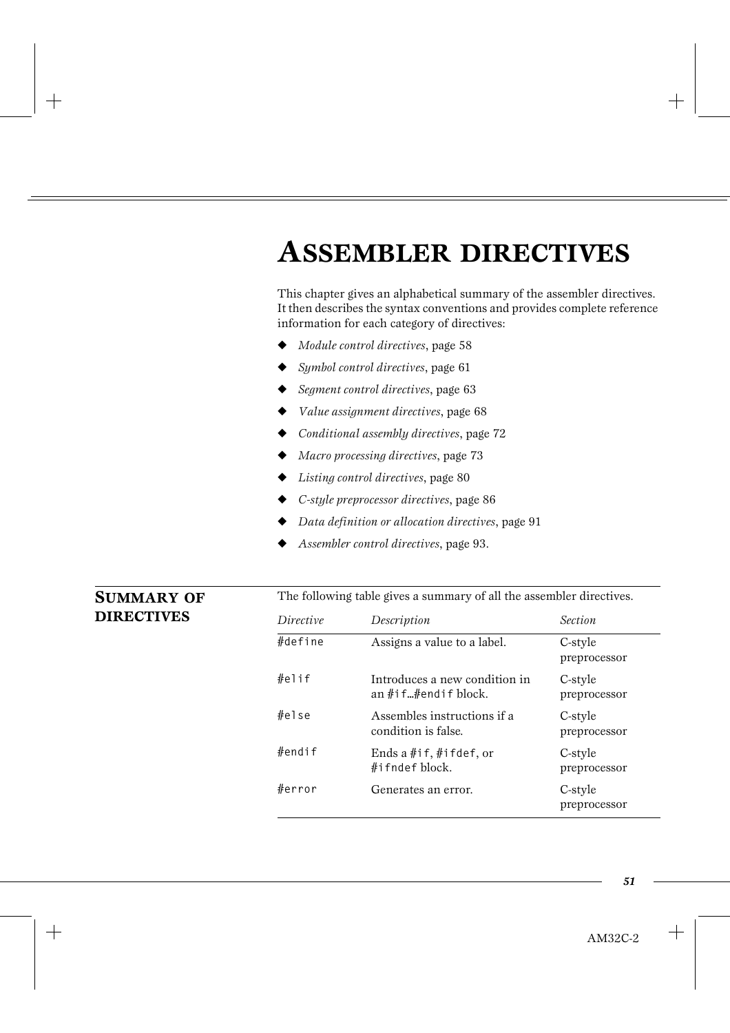# ASSEMBLER DIRECTIVES

This chapter gives an alphabetical summary of the assembler directives. It then describes the syntax conventions and provides complete reference information for each category of directives:

- *Module control directives*, page 58
- *Symbol control directives*, page 61
- *Segment control directives*, page 63
- *Value assignment directives*, page 68
- *Conditional assembly directives*, page 72
- *Macro processing directives*, page 73
- *Listing control directives*, page 80
- *C-style preprocessor directives*, page 86
- *Data definition or allocation directives*, page 91
- *Assembler control directives*, page 93.

## SUMMARY OF DIRECTIVES

The following table gives a summary of all the assembler directives.

| *Directive* | *Description* | *Section* |
|---|---|---|
| `#define` | Assigns a value to a label. | C-style preprocessor |
| `#elif` | Introduces a new condition in an `#if`…`#endif` block. | C-style preprocessor |
| `#else` | Assembles instructions if a condition is false. | C-style preprocessor |
| `#endif` | Ends a `#if`, `#ifdef`, or `#ifndef` block. | C-style preprocessor |
| `#error` | Generates an error. | C-style preprocessor |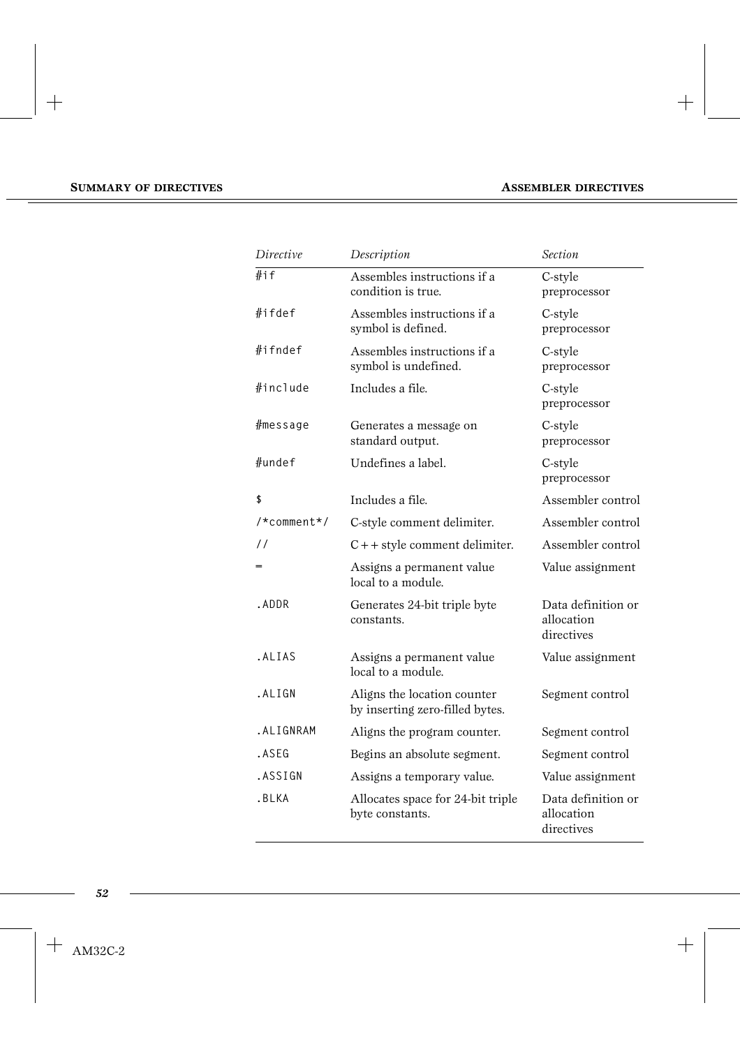| *Directive* | *Description* | *Section* |
| --- | --- | --- |
| `#if` | Assembles instructions if a condition is true. | C-style preprocessor |
| `#ifdef` | Assembles instructions if a symbol is defined. | C-style preprocessor |
| `#ifndef` | Assembles instructions if a symbol is undefined. | C-style preprocessor |
| `#include` | Includes a file. | C-style preprocessor |
| `#message` | Generates a message on standard output. | C-style preprocessor |
| `#undef` | Undefines a label. | C-style preprocessor |
| `$` | Includes a file. | Assembler control |
| `/*comment*/` | C-style comment delimiter. | Assembler control |
| `//` | C++ style comment delimiter. | Assembler control |
| `=` | Assigns a permanent value local to a module. | Value assignment |
| `.ADDR` | Generates 24-bit triple byte constants. | Data definition or allocation directives |
| `.ALIAS` | Assigns a permanent value local to a module. | Value assignment |
| `.ALIGN` | Aligns the location counter by inserting zero-filled bytes. | Segment control |
| `.ALIGNRAM` | Aligns the program counter. | Segment control |
| `.ASEG` | Begins an absolute segment. | Segment control |
| `.ASSIGN` | Assigns a temporary value. | Value assignment |
| `.BLKA` | Allocates space for 24-bit triple byte constants. | Data definition or allocation directives |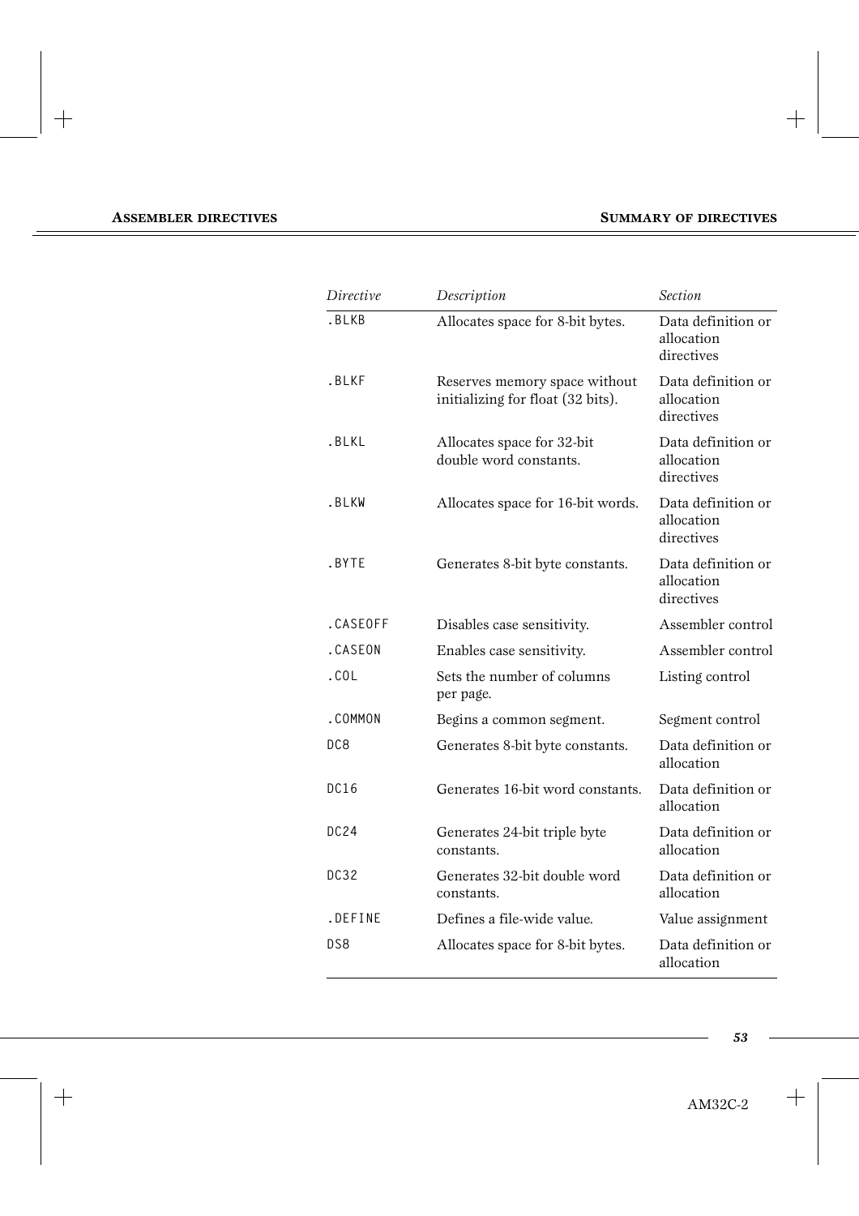| Directive | Description | Section |
|---|---|---|
| .BLKB | Allocates space for 8-bit bytes. | Data definition or allocation directives |
| .BLKF | Reserves memory space without initializing for float (32 bits). | Data definition or allocation directives |
| .BLKL | Allocates space for 32-bit double word constants. | Data definition or allocation directives |
| .BLKW | Allocates space for 16-bit words. | Data definition or allocation directives |
| .BYTE | Generates 8-bit byte constants. | Data definition or allocation directives |
| .CASEOFF | Disables case sensitivity. | Assembler control |
| .CASEON | Enables case sensitivity. | Assembler control |
| .COL | Sets the number of columns per page. | Listing control |
| .COMMON | Begins a common segment. | Segment control |
| DC8 | Generates 8-bit byte constants. | Data definition or allocation |
| DC16 | Generates 16-bit word constants. | Data definition or allocation |
| DC24 | Generates 24-bit triple byte constants. | Data definition or allocation |
| DC32 | Generates 32-bit double word constants. | Data definition or allocation |
| .DEFINE | Defines a file-wide value. | Value assignment |
| DS8 | Allocates space for 8-bit bytes. | Data definition or allocation |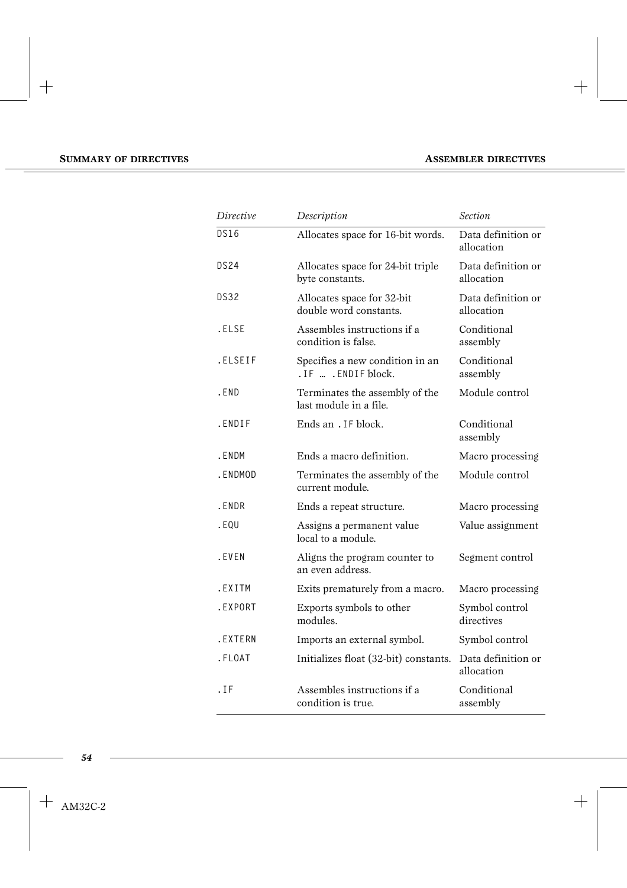| *Directive* | *Description* | *Section* |
| --- | --- | --- |
| `DS16` | Allocates space for 16-bit words. | Data definition or allocation |
| `DS24` | Allocates space for 24-bit triple byte constants. | Data definition or allocation |
| `DS32` | Allocates space for 32-bit double word constants. | Data definition or allocation |
| `.ELSE` | Assembles instructions if a condition is false. | Conditional assembly |
| `.ELSEIF` | Specifies a new condition in an `.IF … .ENDIF` block. | Conditional assembly |
| `.END` | Terminates the assembly of the last module in a file. | Module control |
| `.ENDIF` | Ends an `.IF` block. | Conditional assembly |
| `.ENDM` | Ends a macro definition. | Macro processing |
| `.ENDMOD` | Terminates the assembly of the current module. | Module control |
| `.ENDR` | Ends a repeat structure. | Macro processing |
| `.EQU` | Assigns a permanent value local to a module. | Value assignment |
| `.EVEN` | Aligns the program counter to an even address. | Segment control |
| `.EXITM` | Exits prematurely from a macro. | Macro processing |
| `.EXPORT` | Exports symbols to other modules. | Symbol control directives |
| `.EXTERN` | Imports an external symbol. | Symbol control |
| `.FLOAT` | Initializes float (32-bit) constants. | Data definition or allocation |
| `.IF` | Assembles instructions if a condition is true. | Conditional assembly |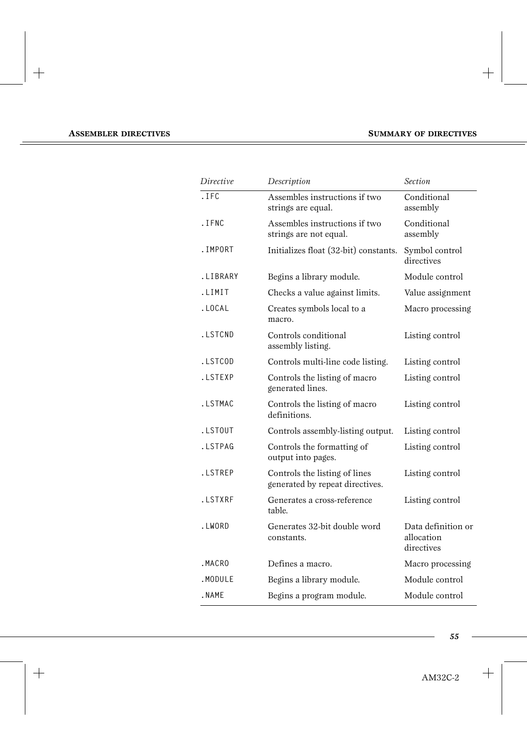| *Directive* | *Description* | *Section* |
| --- | --- | --- |
| `.IFC` | Assembles instructions if two strings are equal. | Conditional assembly |
| `.IFNC` | Assembles instructions if two strings are not equal. | Conditional assembly |
| `.IMPORT` | Initializes float (32-bit) constants. | Symbol control directives |
| `.LIBRARY` | Begins a library module. | Module control |
| `.LIMIT` | Checks a value against limits. | Value assignment |
| `.LOCAL` | Creates symbols local to a macro. | Macro processing |
| `.LSTCND` | Controls conditional assembly listing. | Listing control |
| `.LSTCOD` | Controls multi-line code listing. | Listing control |
| `.LSTEXP` | Controls the listing of macro generated lines. | Listing control |
| `.LSTMAC` | Controls the listing of macro definitions. | Listing control |
| `.LSTOUT` | Controls assembly-listing output. | Listing control |
| `.LSTPAG` | Controls the formatting of output into pages. | Listing control |
| `.LSTREP` | Controls the listing of lines generated by repeat directives. | Listing control |
| `.LSTXRF` | Generates a cross-reference table. | Listing control |
| `.LWORD` | Generates 32-bit double word constants. | Data definition or allocation directives |
| `.MACRO` | Defines a macro. | Macro processing |
| `.MODULE` | Begins a library module. | Module control |
| `.NAME` | Begins a program module. | Module control |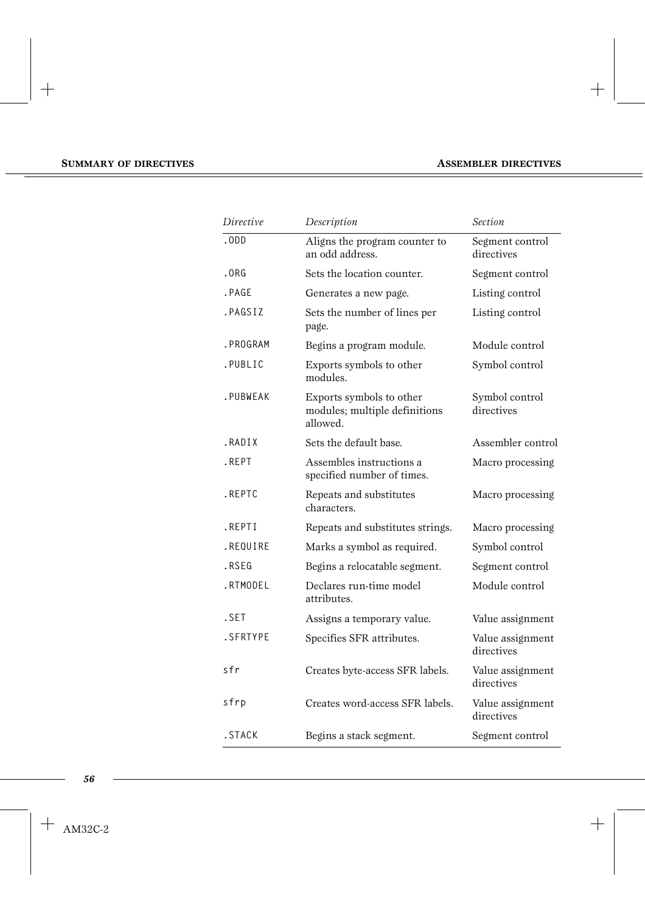| *Directive* | *Description* | *Section* |
|---|---|---|
| `.ODD` | Aligns the program counter to an odd address. | Segment control directives |
| `.ORG` | Sets the location counter. | Segment control |
| `.PAGE` | Generates a new page. | Listing control |
| `.PAGSIZ` | Sets the number of lines per page. | Listing control |
| `.PROGRAM` | Begins a program module. | Module control |
| `.PUBLIC` | Exports symbols to other modules. | Symbol control |
| `.PUBWEAK` | Exports symbols to other modules; multiple definitions allowed. | Symbol control directives |
| `.RADIX` | Sets the default base. | Assembler control |
| `.REPT` | Assembles instructions a specified number of times. | Macro processing |
| `.REPTC` | Repeats and substitutes characters. | Macro processing |
| `.REPTI` | Repeats and substitutes strings. | Macro processing |
| `.REQUIRE` | Marks a symbol as required. | Symbol control |
| `.RSEG` | Begins a relocatable segment. | Segment control |
| `.RTMODEL` | Declares run-time model attributes. | Module control |
| `.SET` | Assigns a temporary value. | Value assignment |
| `.SFRTYPE` | Specifies SFR attributes. | Value assignment directives |
| `sfr` | Creates byte-access SFR labels. | Value assignment directives |
| `sfrp` | Creates word-access SFR labels. | Value assignment directives |
| `.STACK` | Begins a stack segment. | Segment control |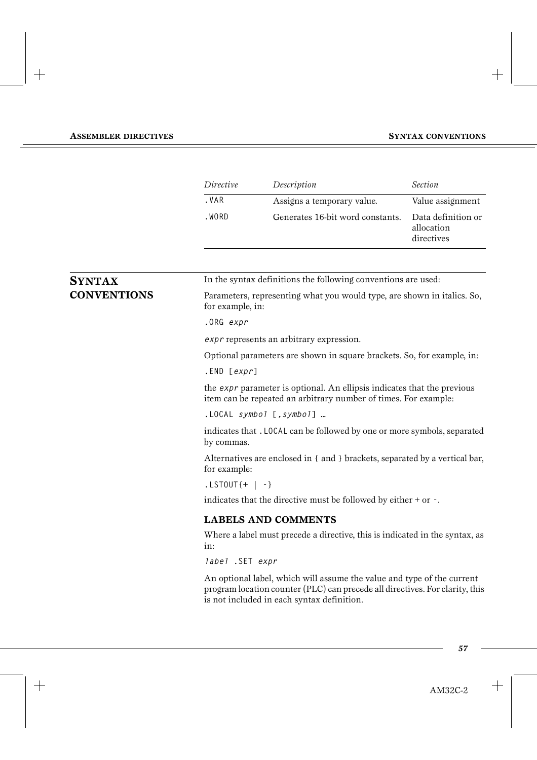| *Directive* | *Description* | *Section* |
| --- | --- | --- |
| `.VAR` | Assigns a temporary value. | Value assignment |
| `.WORD` | Generates 16-bit word constants. | Data definition or allocation directives |

## SYNTAX CONVENTIONS

In the syntax definitions the following conventions are used:

Parameters, representing what you would type, are shown in italics. So, for example, in:

`.ORG` *`expr`*

*`expr`* represents an arbitrary expression.

Optional parameters are shown in square brackets. So, for example, in:

`.END [`*`expr`*`]`

the *`expr`* parameter is optional. An ellipsis indicates that the previous item can be repeated an arbitrary number of times. For example:

`.LOCAL` *`symbol`* `[,`*`symbol`*`] …`

indicates that `.LOCAL` can be followed by one or more symbols, separated by commas.

Alternatives are enclosed in { and } brackets, separated by a vertical bar, for example:

`.LSTOUT{+ | -}`

indicates that the directive must be followed by either + or -.

### LABELS AND COMMENTS

Where a label must precede a directive, this is indicated in the syntax, as in:

*`label`* `.SET` *`expr`*

An optional label, which will assume the value and type of the current program location counter (PLC) can precede all directives. For clarity, this is not included in each syntax definition.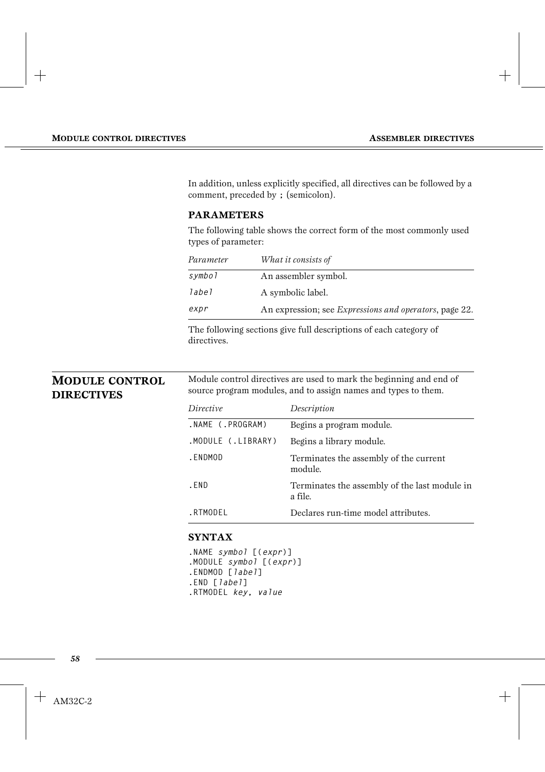In addition, unless explicitly specified, all directives can be followed by a comment, preceded by `;` (semicolon).

### PARAMETERS

The following table shows the correct form of the most commonly used types of parameter:

| *Parameter* | *What it consists of* |
|---|---|
| *symbol* | An assembler symbol. |
| *label* | A symbolic label. |
| *expr* | An expression; see *Expressions and operators*, page 22. |

The following sections give full descriptions of each category of directives.

## MODULE CONTROL DIRECTIVES

Module control directives are used to mark the beginning and end of source program modules, and to assign names and types to them.

| *Directive* | *Description* |
|---|---|
| `.NAME (.PROGRAM)` | Begins a program module. |
| `.MODULE (.LIBRARY)` | Begins a library module. |
| `.ENDMOD` | Terminates the assembly of the current module. |
| `.END` | Terminates the assembly of the last module in a file. |
| `.RTMODEL` | Declares run-time model attributes. |

### SYNTAX

```
.NAME symbol [(expr)]
.MODULE symbol [(expr)]
.ENDMOD [label]
.END [label]
.RTMODEL key, value
```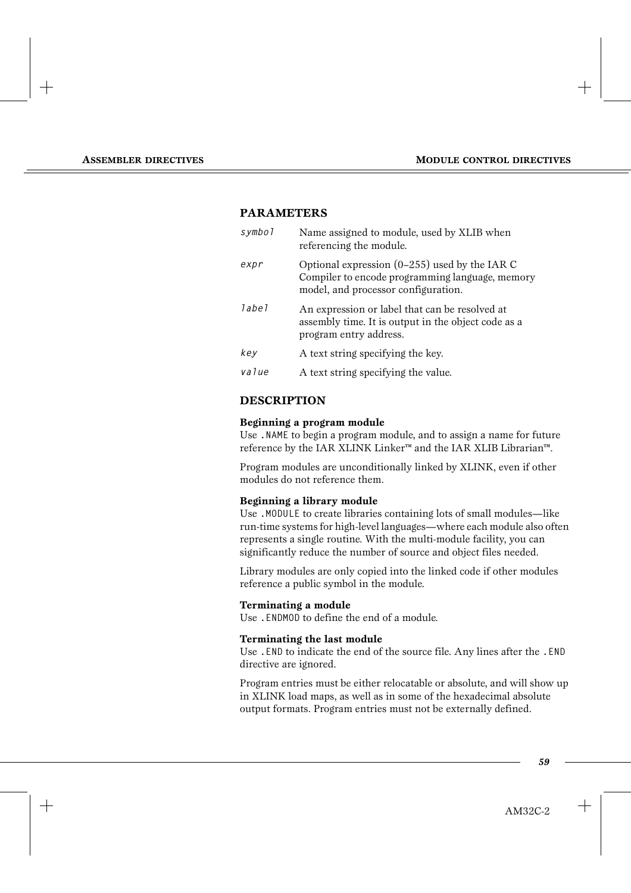## PARAMETERS

| | |
|---|---|
| *symbol* | Name assigned to module, used by XLIB when referencing the module. |
| *expr* | Optional expression (0–255) used by the IAR C Compiler to encode programming language, memory model, and processor configuration. |
| *label* | An expression or label that can be resolved at assembly time. It is output in the object code as a program entry address. |
| *key* | A text string specifying the key. |
| *value* | A text string specifying the value. |

## DESCRIPTION

**Beginning a program module**

Use `.NAME` to begin a program module, and to assign a name for future reference by the IAR XLINK Linker™ and the IAR XLIB Librarian™.

Program modules are unconditionally linked by XLINK, even if other modules do not reference them.

**Beginning a library module**

Use `.MODULE` to create libraries containing lots of small modules—like run-time systems for high-level languages—where each module also often represents a single routine. With the multi-module facility, you can significantly reduce the number of source and object files needed.

Library modules are only copied into the linked code if other modules reference a public symbol in the module.

**Terminating a module**

Use `.ENDMOD` to define the end of a module.

**Terminating the last module**

Use `.END` to indicate the end of the source file. Any lines after the `.END` directive are ignored.

Program entries must be either relocatable or absolute, and will show up in XLINK load maps, as well as in some of the hexadecimal absolute output formats. Program entries must not be externally defined.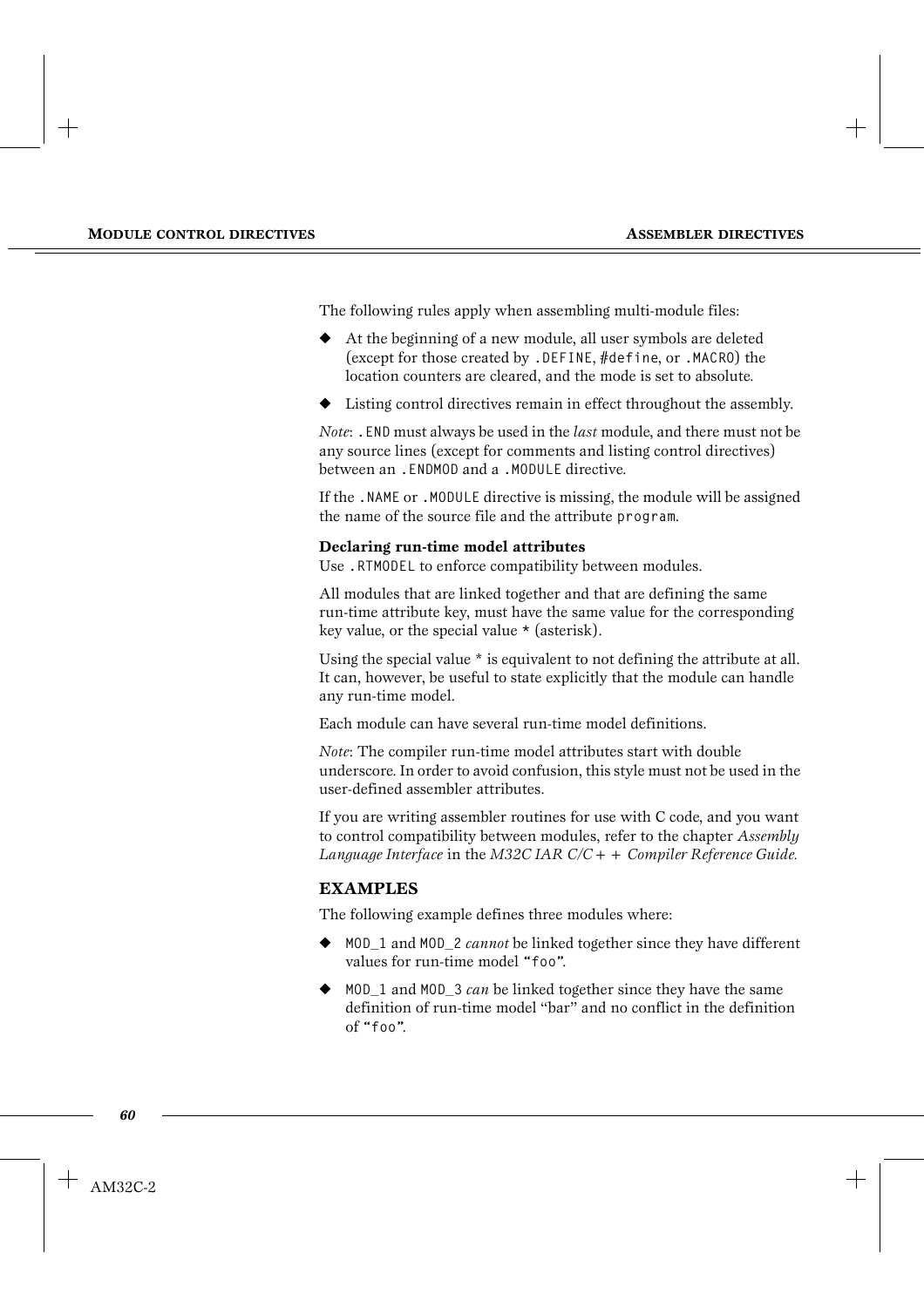The following rules apply when assembling multi-module files:

- At the beginning of a new module, all user symbols are deleted (except for those created by `.DEFINE`, `#define`, or `.MACRO`) the location counters are cleared, and the mode is set to absolute.
- Listing control directives remain in effect throughout the assembly.

*Note*: `.END` must always be used in the *last* module, and there must not be any source lines (except for comments and listing control directives) between an `.ENDMOD` and a `.MODULE` directive.

If the `.NAME` or `.MODULE` directive is missing, the module will be assigned the name of the source file and the attribute `program`.

**Declaring run-time model attributes**

Use `.RTMODEL` to enforce compatibility between modules.

All modules that are linked together and that are defining the same run-time attribute key, must have the same value for the corresponding key value, or the special value `*` (asterisk).

Using the special value * is equivalent to not defining the attribute at all. It can, however, be useful to state explicitly that the module can handle any run-time model.

Each module can have several run-time model definitions.

*Note*: The compiler run-time model attributes start with double underscore. In order to avoid confusion, this style must not be used in the user-defined assembler attributes.

If you are writing assembler routines for use with C code, and you want to control compatibility between modules, refer to the chapter *Assembly Language Interface* in the *M32C IAR C/C++ Compiler Reference Guide.*

## EXAMPLES

The following example defines three modules where:

- `MOD_1` and `MOD_2` *cannot* be linked together since they have different values for run-time model "`foo`".
- `MOD_1` and `MOD_3` *can* be linked together since they have the same definition of run-time model "bar" and no conflict in the definition of "`foo`".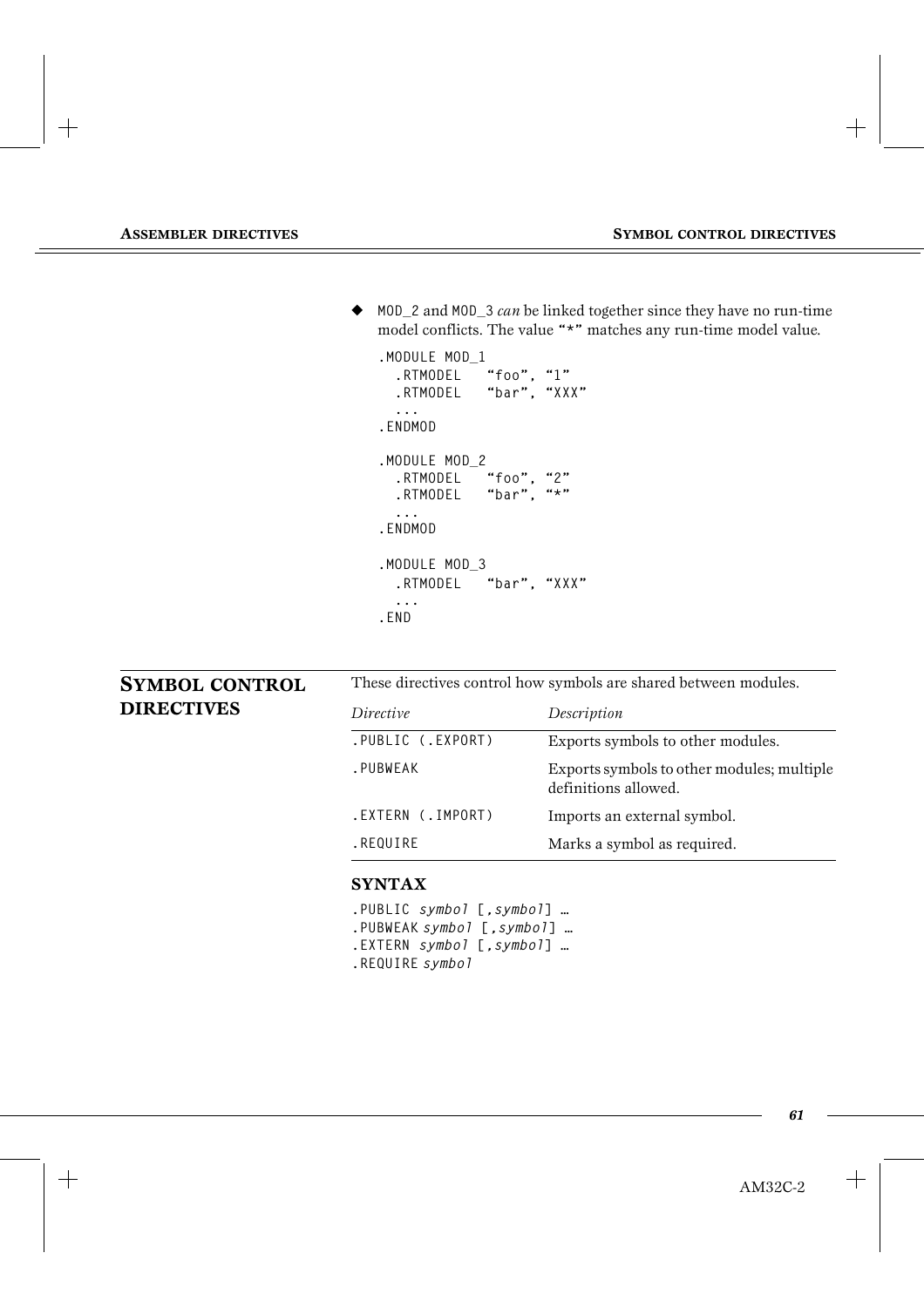- MOD_2 and MOD_3 *can* be linked together since they have no run-time model conflicts. The value "*" matches any run-time model value.

```
.MODULE MOD_1
  .RTMODEL   "foo", "1"
  .RTMODEL   "bar", "XXX"
  ...
.ENDMOD

.MODULE MOD_2
  .RTMODEL   "foo", "2"
  .RTMODEL   "bar", "*"
  ...
.ENDMOD

.MODULE MOD_3
  .RTMODEL   "bar", "XXX"
  ...
.END
```

## SYMBOL CONTROL DIRECTIVES

These directives control how symbols are shared between modules.

| *Directive* | *Description* |
|---|---|
| .PUBLIC (.EXPORT) | Exports symbols to other modules. |
| .PUBWEAK | Exports symbols to other modules; multiple definitions allowed. |
| .EXTERN (.IMPORT) | Imports an external symbol. |
| .REQUIRE | Marks a symbol as required. |

### SYNTAX

```
.PUBLIC symbol [,symbol] …
.PUBWEAK symbol [,symbol] …
.EXTERN symbol [,symbol] …
.REQUIRE symbol
```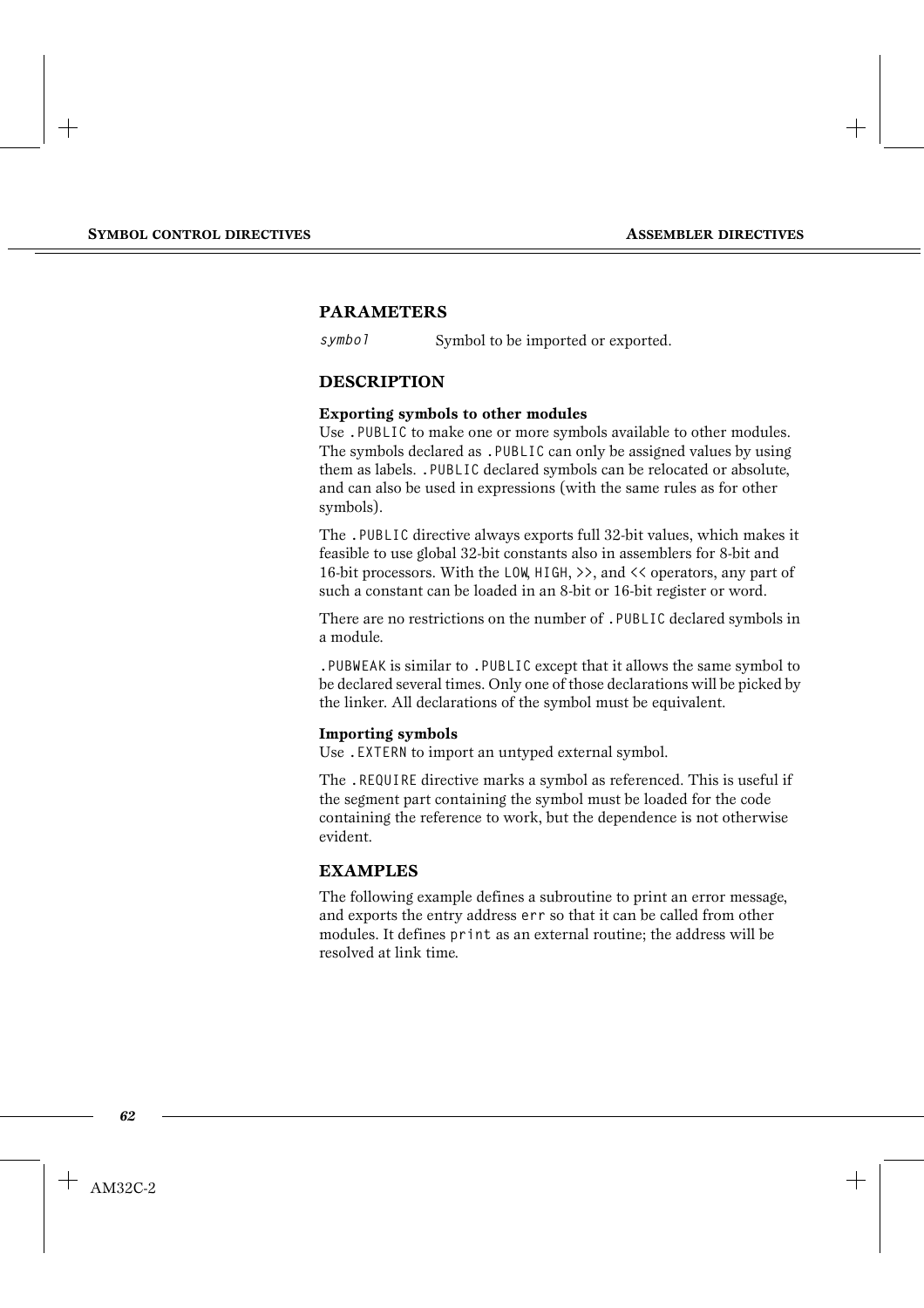## PARAMETERS

*symbol* Symbol to be imported or exported.

## DESCRIPTION

**Exporting symbols to other modules**

Use `.PUBLIC` to make one or more symbols available to other modules. The symbols declared as `.PUBLIC` can only be assigned values by using them as labels. `.PUBLIC` declared symbols can be relocated or absolute, and can also be used in expressions (with the same rules as for other symbols).

The `.PUBLIC` directive always exports full 32-bit values, which makes it feasible to use global 32-bit constants also in assemblers for 8-bit and 16-bit processors. With the `LOW`, `HIGH`, `>>`, and `<<` operators, any part of such a constant can be loaded in an 8-bit or 16-bit register or word.

There are no restrictions on the number of `.PUBLIC` declared symbols in a module.

`.PUBWEAK` is similar to `.PUBLIC` except that it allows the same symbol to be declared several times. Only one of those declarations will be picked by the linker. All declarations of the symbol must be equivalent.

**Importing symbols**

Use `.EXTERN` to import an untyped external symbol.

The `.REQUIRE` directive marks a symbol as referenced. This is useful if the segment part containing the symbol must be loaded for the code containing the reference to work, but the dependence is not otherwise evident.

## EXAMPLES

The following example defines a subroutine to print an error message, and exports the entry address `err` so that it can be called from other modules. It defines `print` as an external routine; the address will be resolved at link time.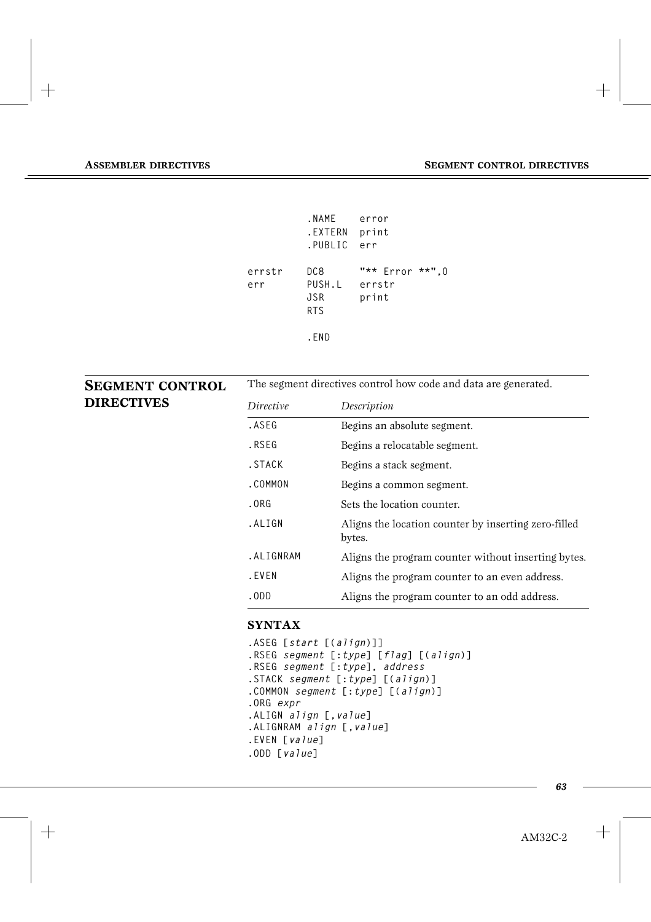```
        .NAME    error
        .EXTERN  print
        .PUBLIC  err

errstr  DC8      "** Error **",0
err     PUSH.L   errstr
        JSR      print
        RTS

        .END
```

## SEGMENT CONTROL DIRECTIVES

The segment directives control how code and data are generated.

| *Directive* | *Description* |
|---|---|
| `.ASEG` | Begins an absolute segment. |
| `.RSEG` | Begins a relocatable segment. |
| `.STACK` | Begins a stack segment. |
| `.COMMON` | Begins a common segment. |
| `.ORG` | Sets the location counter. |
| `.ALIGN` | Aligns the location counter by inserting zero-filled bytes. |
| `.ALIGNRAM` | Aligns the program counter without inserting bytes. |
| `.EVEN` | Aligns the program counter to an even address. |
| `.ODD` | Aligns the program counter to an odd address. |

### SYNTAX

```
.ASEG [start [(align)]]
.RSEG segment [:type] [flag] [(align)]
.RSEG segment [:type], address
.STACK segment [:type] [(align)]
.COMMON segment [:type] [(align)]
.ORG expr
.ALIGN align [,value]
.ALIGNRAM align [,value]
.EVEN [value]
.ODD [value]
```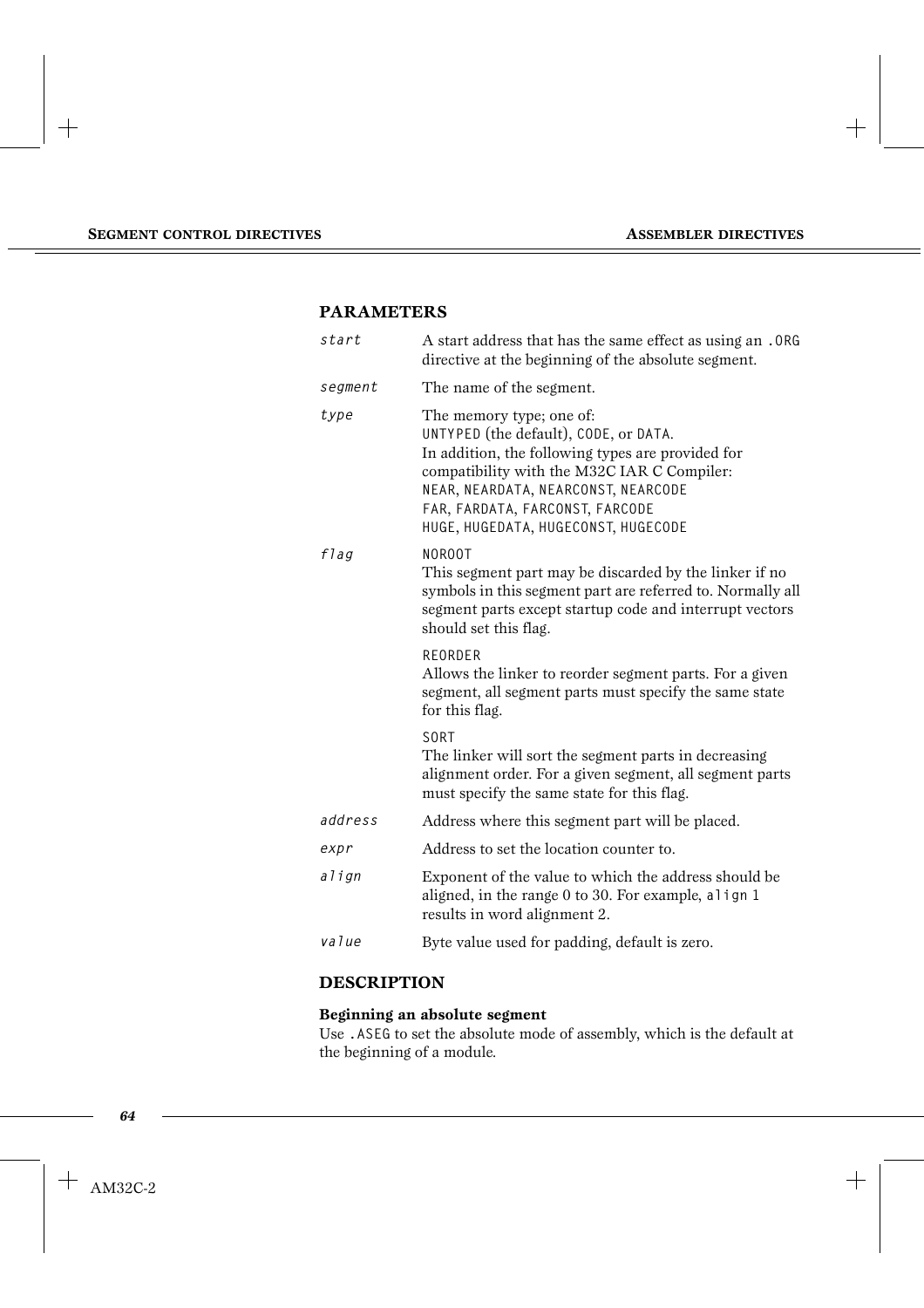## PARAMETERS

| | |
|---|---|
| *start* | A start address that has the same effect as using an `.ORG` directive at the beginning of the absolute segment. |
| *segment* | The name of the segment. |
| *type* | The memory type; one of:<br>`UNTYPED` (the default), `CODE`, or `DATA`.<br>In addition, the following types are provided for compatibility with the M32C IAR C Compiler:<br>`NEAR`, `NEARDATA`, `NEARCONST`, `NEARCODE`<br>`FAR`, `FARDATA`, `FARCONST`, `FARCODE`<br>`HUGE`, `HUGEDATA`, `HUGECONST`, `HUGECODE` |
| *flag* | `NOROOT`<br>This segment part may be discarded by the linker if no symbols in this segment part are referred to. Normally all segment parts except startup code and interrupt vectors should set this flag.<br><br>`REORDER`<br>Allows the linker to reorder segment parts. For a given segment, all segment parts must specify the same state for this flag.<br><br>`SORT`<br>The linker will sort the segment parts in decreasing alignment order. For a given segment, all segment parts must specify the same state for this flag. |
| *address* | Address where this segment part will be placed. |
| *expr* | Address to set the location counter to. |
| *align* | Exponent of the value to which the address should be aligned, in the range 0 to 30. For example, `align 1` results in word alignment 2. |
| *value* | Byte value used for padding, default is zero. |

## DESCRIPTION

### Beginning an absolute segment

Use `.ASEG` to set the absolute mode of assembly, which is the default at the beginning of a module.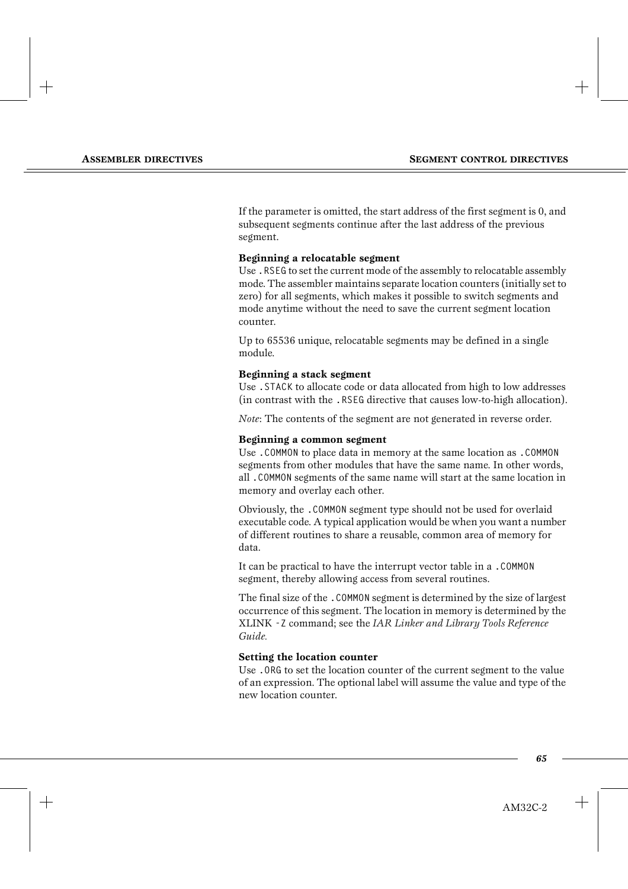If the parameter is omitted, the start address of the first segment is 0, and subsequent segments continue after the last address of the previous segment.

#### Beginning a relocatable segment

Use `.RSEG` to set the current mode of the assembly to relocatable assembly mode. The assembler maintains separate location counters (initially set to zero) for all segments, which makes it possible to switch segments and mode anytime without the need to save the current segment location counter.

Up to 65536 unique, relocatable segments may be defined in a single module.

#### Beginning a stack segment

Use `.STACK` to allocate code or data allocated from high to low addresses (in contrast with the `.RSEG` directive that causes low-to-high allocation).

*Note*: The contents of the segment are not generated in reverse order.

#### Beginning a common segment

Use `.COMMON` to place data in memory at the same location as `.COMMON` segments from other modules that have the same name. In other words, all `.COMMON` segments of the same name will start at the same location in memory and overlay each other.

Obviously, the `.COMMON` segment type should not be used for overlaid executable code. A typical application would be when you want a number of different routines to share a reusable, common area of memory for data.

It can be practical to have the interrupt vector table in a `.COMMON` segment, thereby allowing access from several routines.

The final size of the `.COMMON` segment is determined by the size of largest occurrence of this segment. The location in memory is determined by the XLINK `-Z` command; see the *IAR Linker and Library Tools Reference Guide.*

#### Setting the location counter

Use `.ORG` to set the location counter of the current segment to the value of an expression. The optional label will assume the value and type of the new location counter.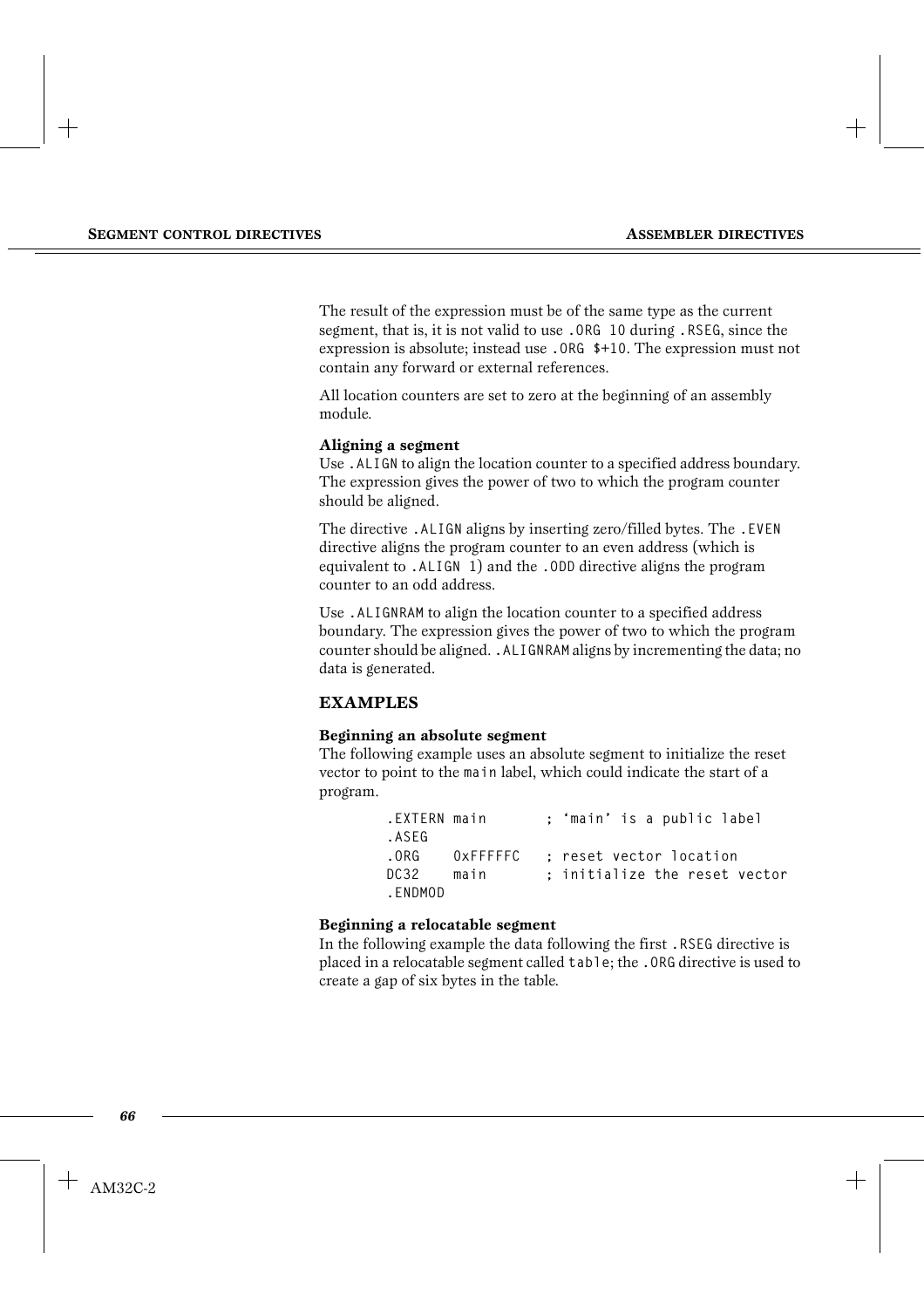The result of the expression must be of the same type as the current segment, that is, it is not valid to use `.ORG 10` during `.RSEG`, since the expression is absolute; instead use `.ORG $+10`. The expression must not contain any forward or external references.

All location counters are set to zero at the beginning of an assembly module.

**Aligning a segment**

Use `.ALIGN` to align the location counter to a specified address boundary. The expression gives the power of two to which the program counter should be aligned.

The directive `.ALIGN` aligns by inserting zero/filled bytes. The `.EVEN` directive aligns the program counter to an even address (which is equivalent to `.ALIGN 1`) and the `.ODD` directive aligns the program counter to an odd address.

Use `.ALIGNRAM` to align the location counter to a specified address boundary. The expression gives the power of two to which the program counter should be aligned. `.ALIGNRAM` aligns by incrementing the data; no data is generated.

## EXAMPLES

**Beginning an absolute segment**

The following example uses an absolute segment to initialize the reset vector to point to the `main` label, which could indicate the start of a program.

```
.EXTERN main        ; 'main' is a public label
.ASEG
.ORG    0xFFFFFC    ; reset vector location
DC32    main        ; initialize the reset vector
.ENDMOD
```

**Beginning a relocatable segment**

In the following example the data following the first `.RSEG` directive is placed in a relocatable segment called `table`; the `.ORG` directive is used to create a gap of six bytes in the table.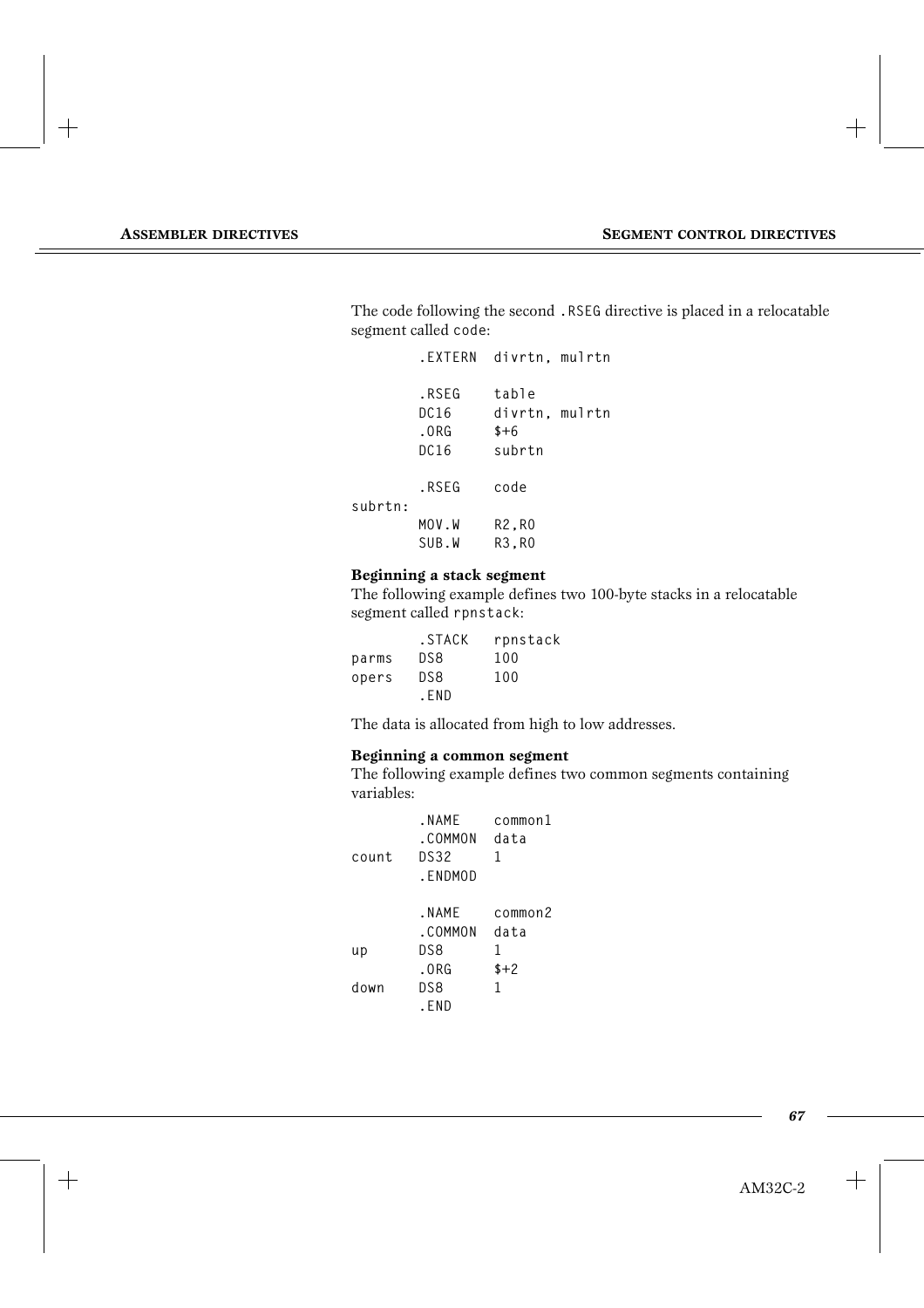The code following the second `.RSEG` directive is placed in a relocatable segment called `code`:

```
        .EXTERN  divrtn, mulrtn

        .RSEG    table
        DC16     divrtn, mulrtn
        .ORG     $+6
        DC16     subrtn

        .RSEG    code
subrtn:
        MOV.W    R2,R0
        SUB.W    R3,R0
```

### Beginning a stack segment

The following example defines two 100-byte stacks in a relocatable segment called `rpnstack`:

```
        .STACK   rpnstack
parms   DS8      100
opers   DS8      100
        .END
```

The data is allocated from high to low addresses.

### Beginning a common segment

The following example defines two common segments containing variables:

```
        .NAME    common1
        .COMMON  data
count   DS32     1
        .ENDMOD

        .NAME    common2
        .COMMON  data
up      DS8      1
        .ORG     $+2
down    DS8      1
        .END
```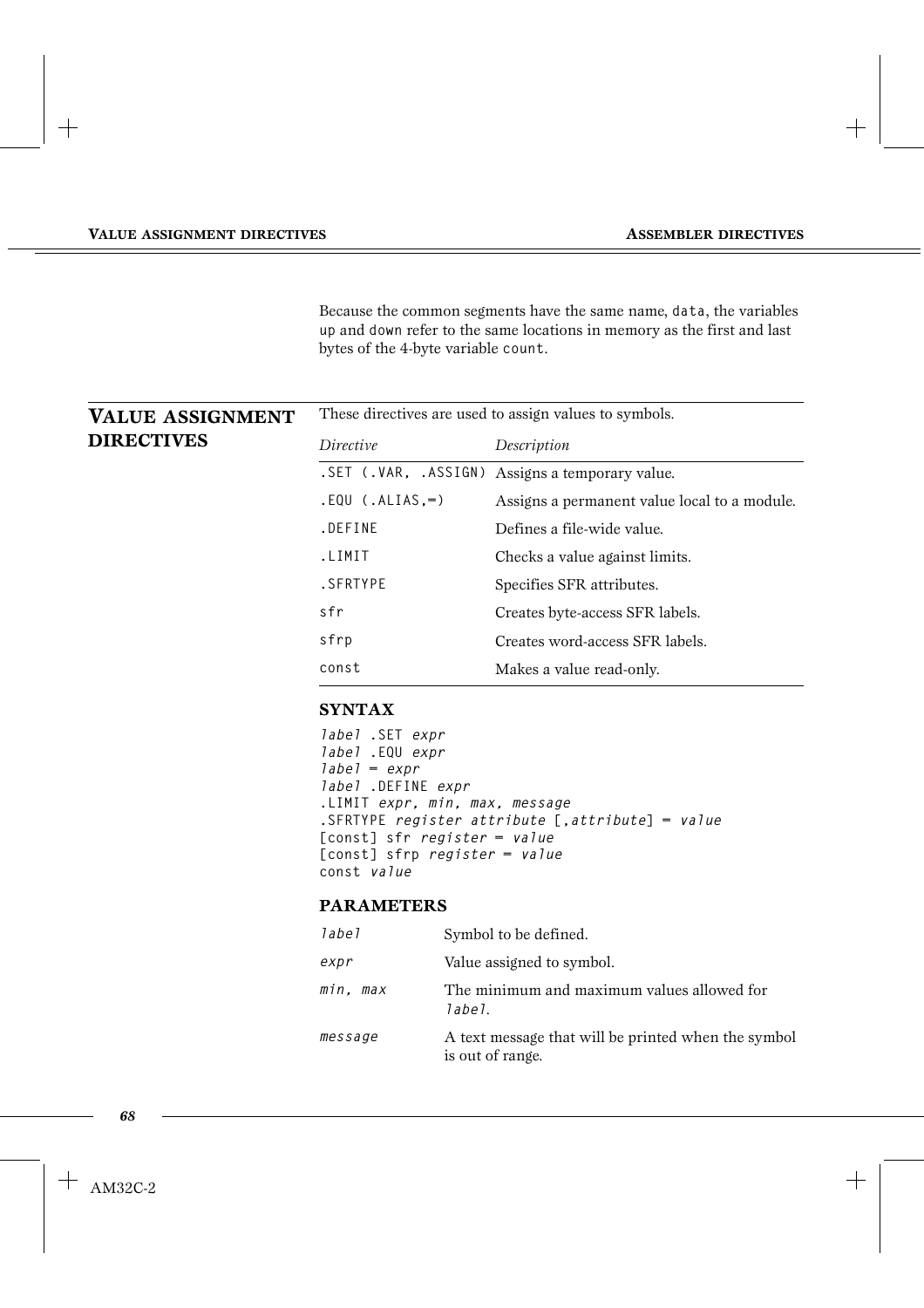Because the common segments have the same name, `data`, the variables `up` and `down` refer to the same locations in memory as the first and last bytes of the 4-byte variable `count`.

## VALUE ASSIGNMENT DIRECTIVES

These directives are used to assign values to symbols.

| *Directive* | *Description* |
| --- | --- |
| `.SET (.VAR, .ASSIGN)` | Assigns a temporary value. |
| `.EQU (.ALIAS,=)` | Assigns a permanent value local to a module. |
| `.DEFINE` | Defines a file-wide value. |
| `.LIMIT` | Checks a value against limits. |
| `.SFRTYPE` | Specifies SFR attributes. |
| `sfr` | Creates byte-access SFR labels. |
| `sfrp` | Creates word-access SFR labels. |
| `const` | Makes a value read-only. |

### SYNTAX

```
label .SET expr
label .EQU expr
label = expr
label .DEFINE expr
.LIMIT expr, min, max, message
.SFRTYPE register attribute [,attribute] = value
[const] sfr register = value
[const] sfrp register = value
const value
```

### PARAMETERS

| | |
| --- | --- |
| *label* | Symbol to be defined. |
| *expr* | Value assigned to symbol. |
| *min, max* | The minimum and maximum values allowed for *label*. |
| *message* | A text message that will be printed when the symbol is out of range. |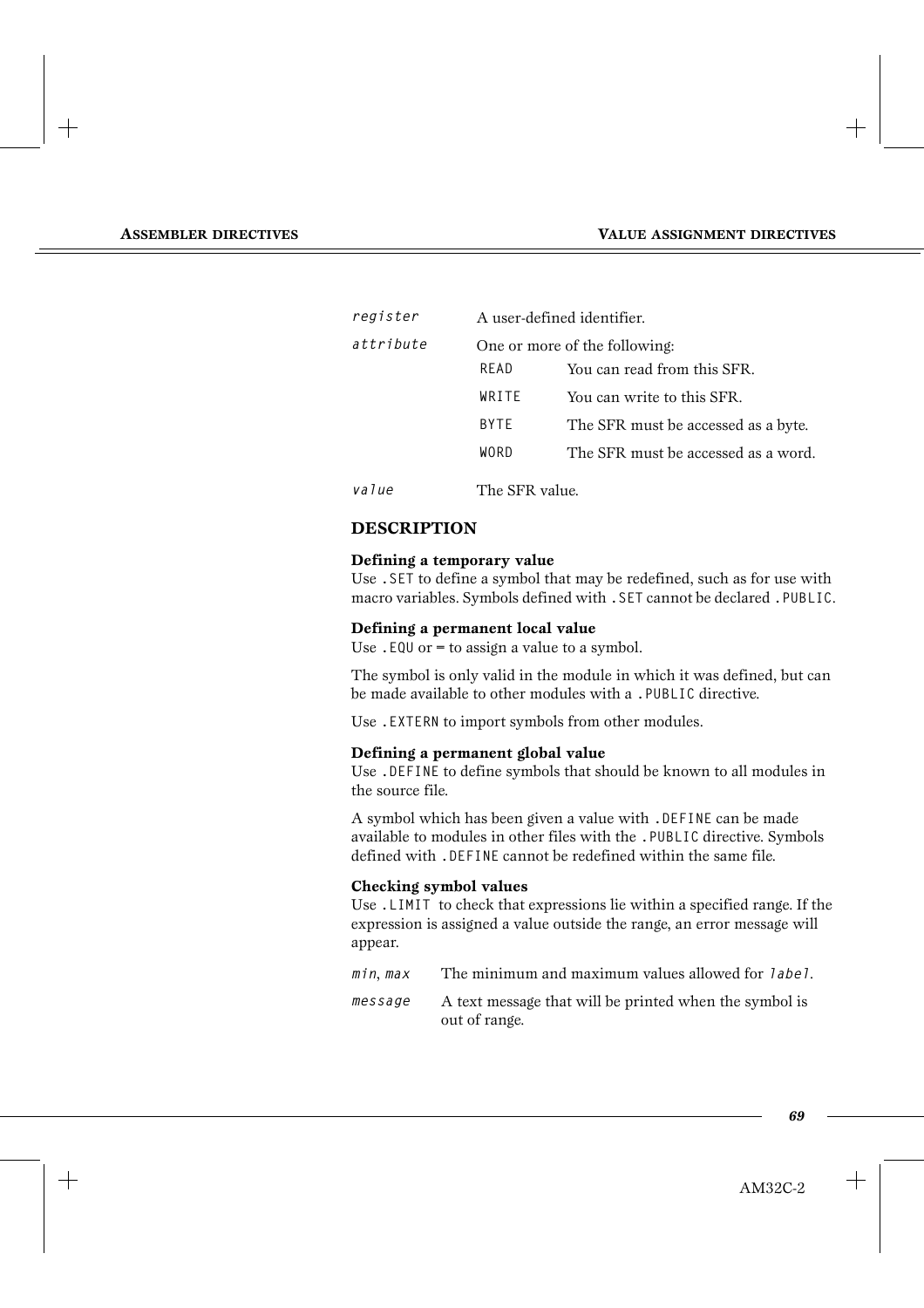| | | |
|---|---|---|
| *register* | A user-defined identifier. | |
| *attribute* | One or more of the following: | |
| | `READ` | You can read from this SFR. |
| | `WRITE` | You can write to this SFR. |
| | `BYTE` | The SFR must be accessed as a byte. |
| | `WORD` | The SFR must be accessed as a word. |
| *value* | The SFR value. | |

## DESCRIPTION

**Defining a temporary value**

Use `.SET` to define a symbol that may be redefined, such as for use with macro variables. Symbols defined with `.SET` cannot be declared `.PUBLIC`.

**Defining a permanent local value**

Use `.EQU` or = to assign a value to a symbol.

The symbol is only valid in the module in which it was defined, but can be made available to other modules with a `.PUBLIC` directive.

Use `.EXTERN` to import symbols from other modules.

**Defining a permanent global value**

Use `.DEFINE` to define symbols that should be known to all modules in the source file.

A symbol which has been given a value with `.DEFINE` can be made available to modules in other files with the `.PUBLIC` directive. Symbols defined with `.DEFINE` cannot be redefined within the same file.

**Checking symbol values**

Use `.LIMIT` to check that expressions lie within a specified range. If the expression is assigned a value outside the range, an error message will appear.

| | |
|---|---|
| *min*, *max* | The minimum and maximum values allowed for *label*. |
| *message* | A text message that will be printed when the symbol is out of range. |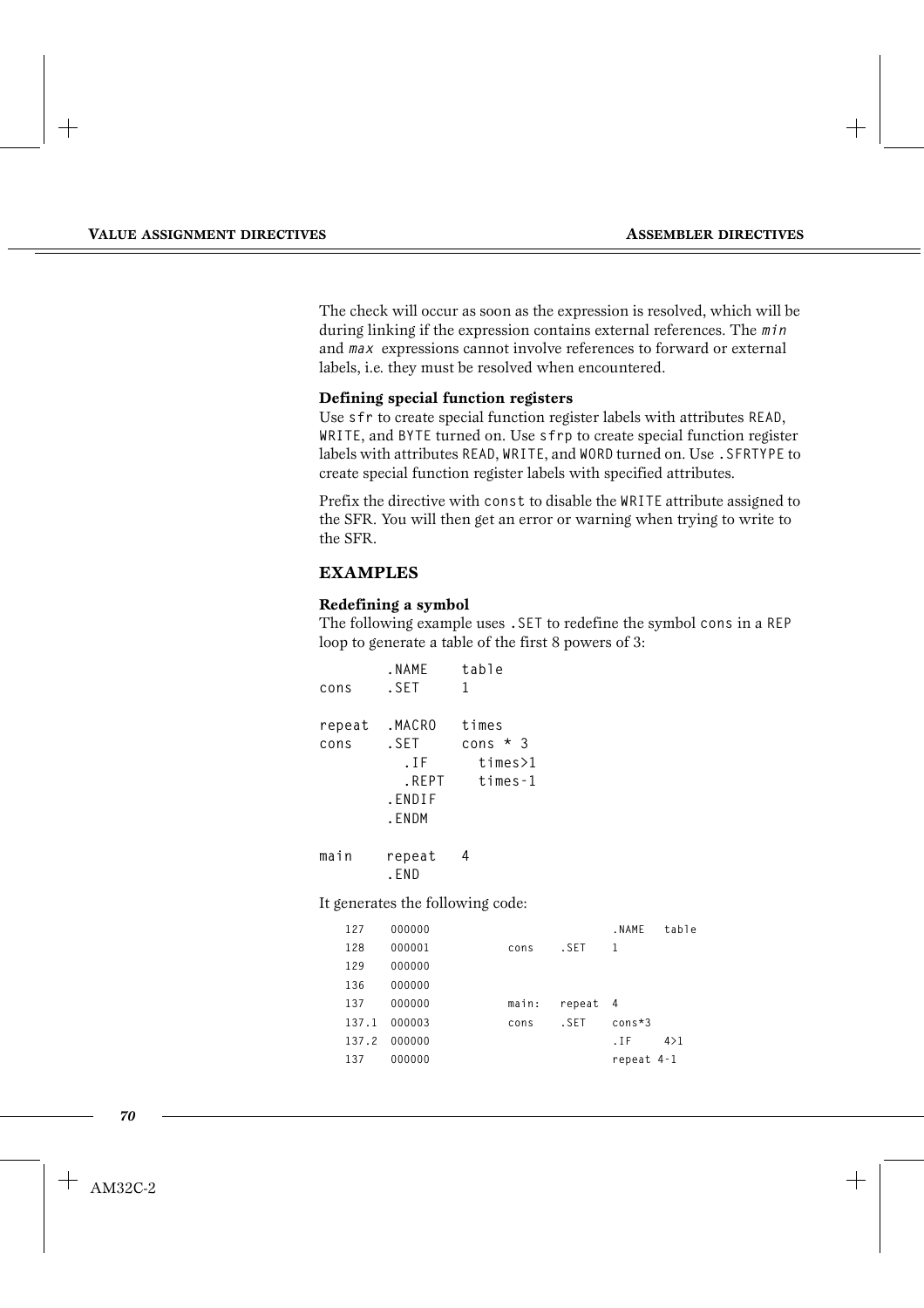The check will occur as soon as the expression is resolved, which will be during linking if the expression contains external references. The *min* and *max* expressions cannot involve references to forward or external labels, i.e. they must be resolved when encountered.

**Defining special function registers**

Use `sfr` to create special function register labels with attributes `READ`, `WRITE`, and `BYTE` turned on. Use `sfrp` to create special function register labels with attributes `READ`, `WRITE`, and `WORD` turned on. Use `.SFRTYPE` to create special function register labels with specified attributes.

Prefix the directive with `const` to disable the `WRITE` attribute assigned to the SFR. You will then get an error or warning when trying to write to the SFR.

## EXAMPLES

**Redefining a symbol**

The following example uses `.SET` to redefine the symbol `cons` in a `REP` loop to generate a table of the first 8 powers of 3:

```
        .NAME    table
cons    .SET     1

repeat  .MACRO   times
cons    .SET     cons * 3
          .IF      times>1
          .REPT    times-1
        .ENDIF
        .ENDM

main    repeat   4
        .END
```

It generates the following code:

```
127     000000                          .NAME   table
128     000001          cons    .SET    1
129     000000
136     000000
137     000000          main:   repeat  4
137.1   000003          cons    .SET    cons*3
137.2   000000                          .IF     4>1
137     000000                          repeat 4-1
```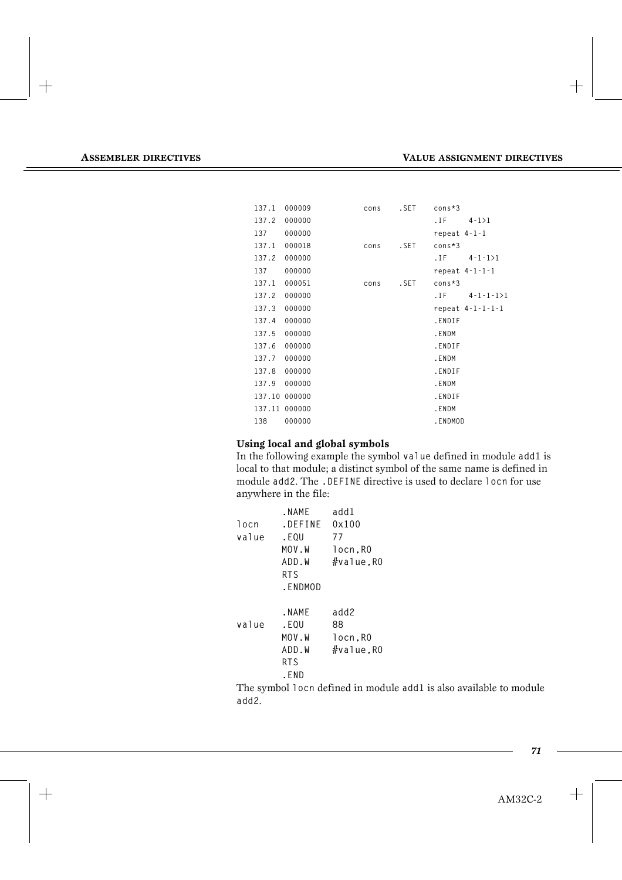```
137.1  000009          cons    .SET    cons*3
137.2  000000                          .IF     4-1>1
137    000000                          repeat 4-1-1
137.1  00001B          cons    .SET    cons*3
137.2  000000                          .IF     4-1-1>1
137    000000                          repeat 4-1-1-1
137.1  000051          cons    .SET    cons*3
137.2  000000                          .IF     4-1-1-1>1
137.3  000000                          repeat 4-1-1-1-1
137.4  000000                          .ENDIF
137.5  000000                          .ENDM
137.6  000000                          .ENDIF
137.7  000000                          .ENDM
137.8  000000                          .ENDIF
137.9  000000                          .ENDM
137.10 000000                          .ENDIF
137.11 000000                          .ENDM
138    000000                          .ENDMOD
```

#### Using local and global symbols

In the following example the symbol `value` defined in module `add1` is local to that module; a distinct symbol of the same name is defined in module `add2`. The `.DEFINE` directive is used to declare `locn` for use anywhere in the file:

```
        .NAME    add1
locn    .DEFINE  0x100
value   .EQU     77
        MOV.W    locn,R0
        ADD.W    #value,R0
        RTS
        .ENDMOD

        .NAME    add2
value   .EQU     88
        MOV.W    locn,R0
        ADD.W    #value,R0
        RTS
        .END
```

The symbol `locn` defined in module `add1` is also available to module `add2`.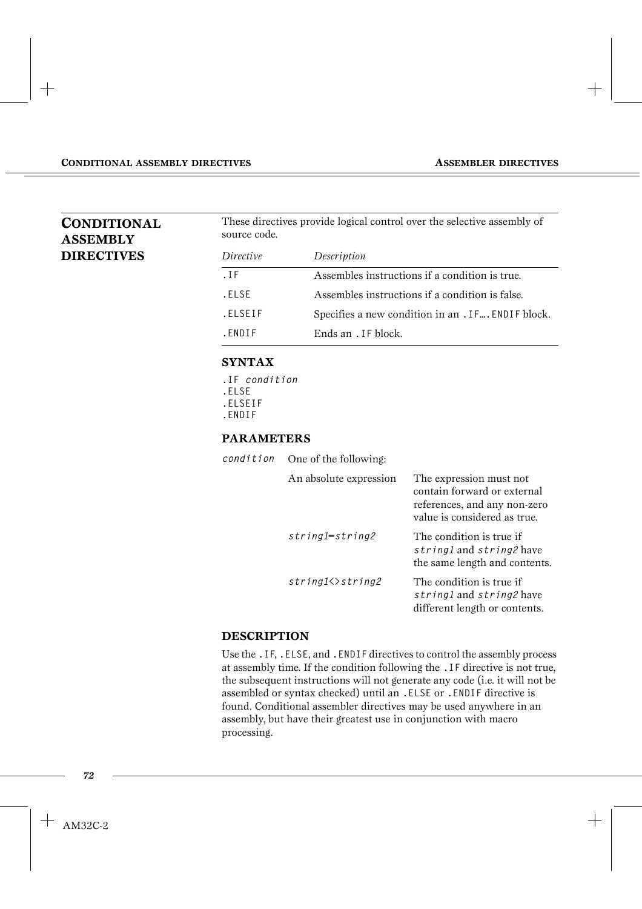# CONDITIONAL ASSEMBLY DIRECTIVES

These directives provide logical control over the selective assembly of source code.

| *Directive* | *Description* |
|---|---|
| `.IF` | Assembles instructions if a condition is true. |
| `.ELSE` | Assembles instructions if a condition is false. |
| `.ELSEIF` | Specifies a new condition in an `.IF….ENDIF` block. |
| `.ENDIF` | Ends an `.IF` block. |

## SYNTAX

```
.IF condition
.ELSE
.ELSEIF
.ENDIF
```

## PARAMETERS

*condition* One of the following:

| | |
|---|---|
| An absolute expression | The expression must not contain forward or external references, and any non-zero value is considered as true. |
| `string1=string2` | The condition is true if `string1` and `string2` have the same length and contents. |
| `string1<>string2` | The condition is true if `string1` and `string2` have different length or contents. |

## DESCRIPTION

Use the `.IF`, `.ELSE`, and `.ENDIF` directives to control the assembly process at assembly time. If the condition following the `.IF` directive is not true, the subsequent instructions will not generate any code (i.e. it will not be assembled or syntax checked) until an `.ELSE` or `.ENDIF` directive is found. Conditional assembler directives may be used anywhere in an assembly, but have their greatest use in conjunction with macro processing.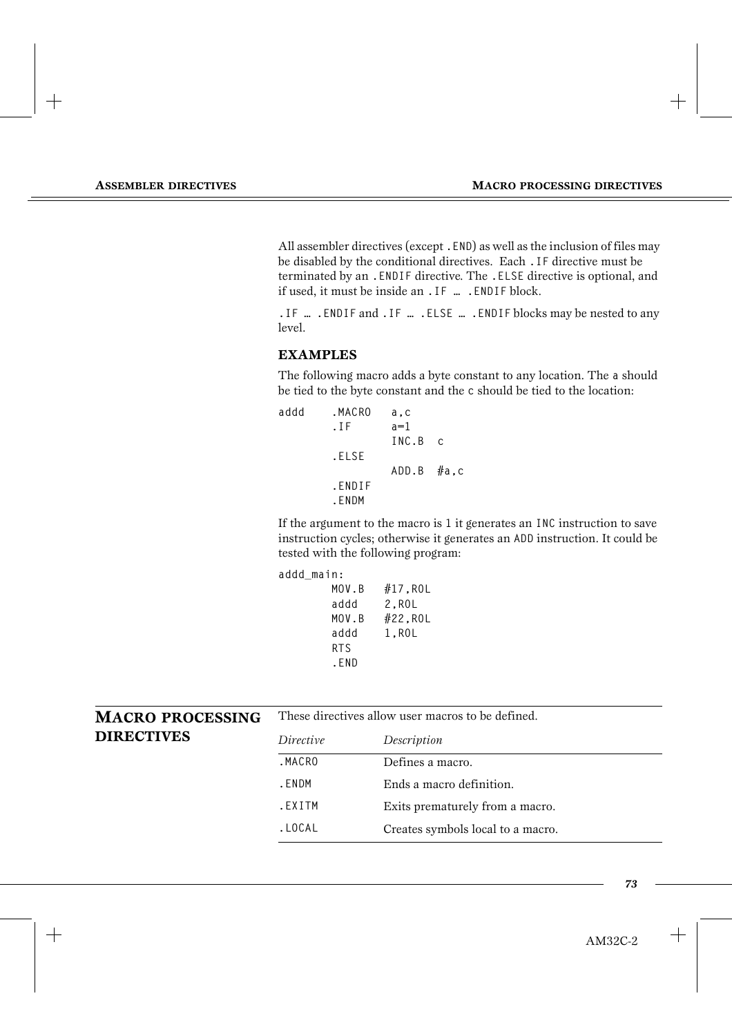All assembler directives (except `.END`) as well as the inclusion of files may be disabled by the conditional directives. Each `.IF` directive must be terminated by an `.ENDIF` directive. The `.ELSE` directive is optional, and if used, it must be inside an `.IF … .ENDIF` block.

`.IF … .ENDIF` and `.IF … .ELSE … .ENDIF` blocks may be nested to any level.

### EXAMPLES

The following macro adds a byte constant to any location. The `a` should be tied to the byte constant and the `c` should be tied to the location:

```
addd    .MACRO   a,c
        .IF      a=1
                 INC.B  c
        .ELSE
                 ADD.B  #a,c
        .ENDIF
        .ENDM
```

If the argument to the macro is `1` it generates an `INC` instruction to save instruction cycles; otherwise it generates an `ADD` instruction. It could be tested with the following program:

```
addd_main:
        MOV.B   #17,R0L
        addd    2,R0L
        MOV.B   #22,R0L
        addd    1,R0L
        RTS
        .END
```

## MACRO PROCESSING DIRECTIVES

These directives allow user macros to be defined.

| *Directive* | *Description* |
|---|---|
| `.MACRO` | Defines a macro. |
| `.ENDM` | Ends a macro definition. |
| `.EXITM` | Exits prematurely from a macro. |
| `.LOCAL` | Creates symbols local to a macro. |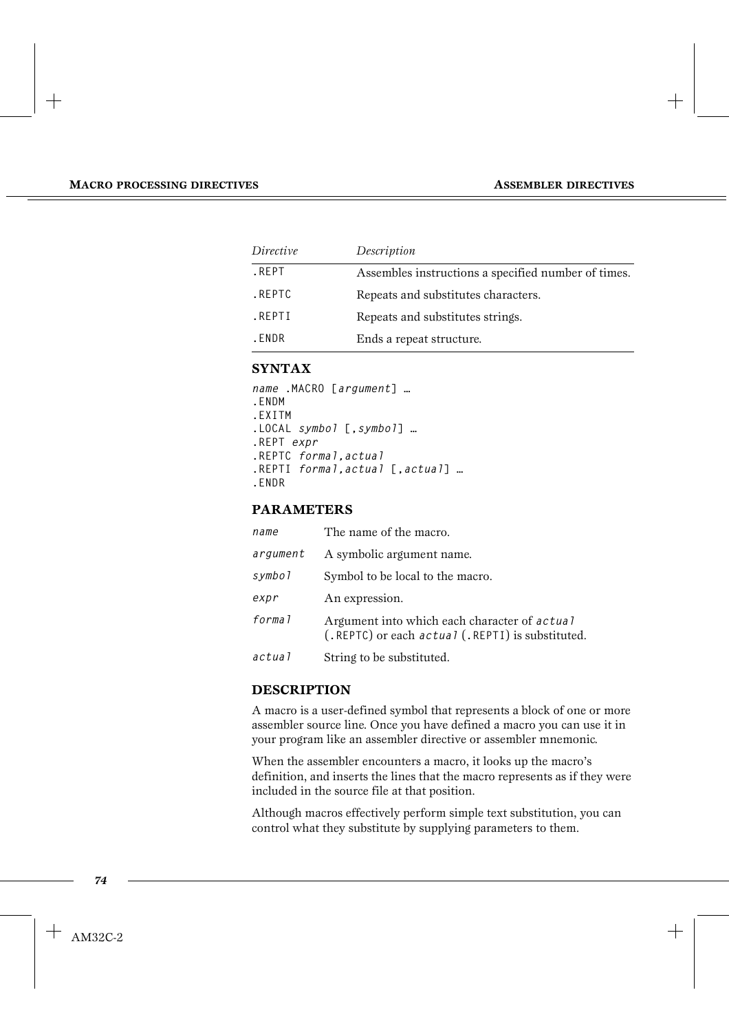| *Directive* | *Description* |
|---|---|
| `.REPT` | Assembles instructions a specified number of times. |
| `.REPTC` | Repeats and substitutes characters. |
| `.REPTI` | Repeats and substitutes strings. |
| `.ENDR` | Ends a repeat structure. |

### SYNTAX

```
name .MACRO [argument] …
.ENDM
.EXITM
.LOCAL symbol [,symbol] …
.REPT expr
.REPTC formal,actual
.REPTI formal,actual [,actual] …
.ENDR
```

### PARAMETERS

| | |
|---|---|
| *name* | The name of the macro. |
| *argument* | A symbolic argument name. |
| *symbol* | Symbol to be local to the macro. |
| *expr* | An expression. |
| *formal* | Argument into which each character of *actual* (`.REPTC`) or each *actual* (`.REPTI`) is substituted. |
| *actual* | String to be substituted. |

### DESCRIPTION

A macro is a user-defined symbol that represents a block of one or more assembler source line. Once you have defined a macro you can use it in your program like an assembler directive or assembler mnemonic.

When the assembler encounters a macro, it looks up the macro's definition, and inserts the lines that the macro represents as if they were included in the source file at that position.

Although macros effectively perform simple text substitution, you can control what they substitute by supplying parameters to them.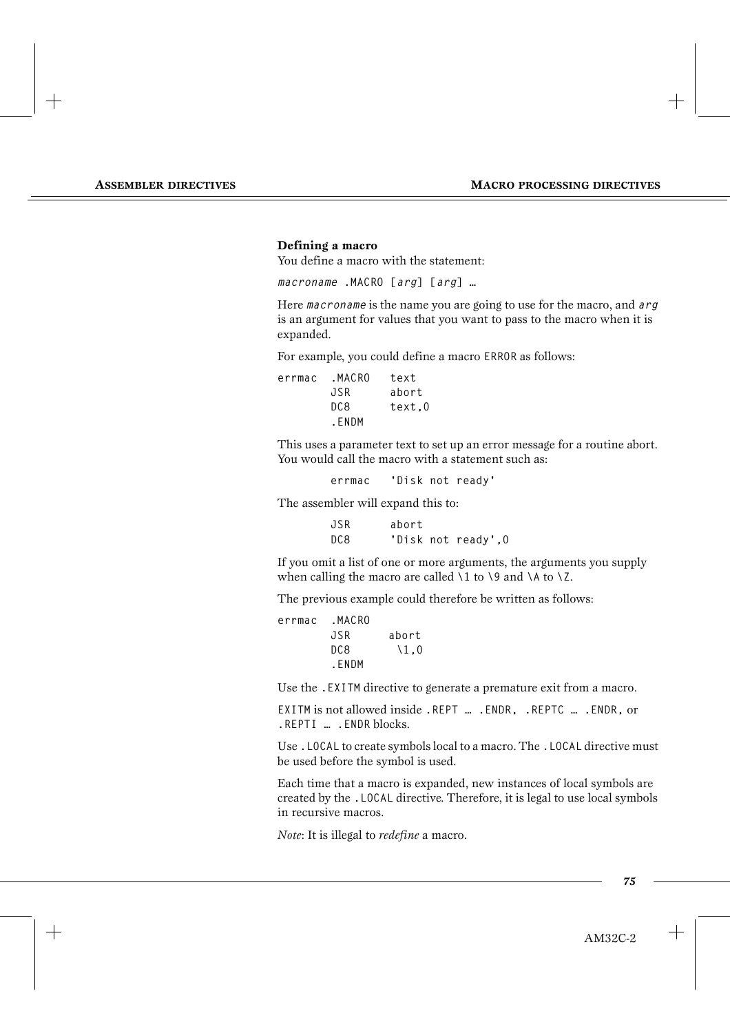### Defining a macro

You define a macro with the statement:

```
macroname .MACRO [arg] [arg] …
```

Here `macroname` is the name you are going to use for the macro, and `arg` is an argument for values that you want to pass to the macro when it is expanded.

For example, you could define a macro `ERROR` as follows:

```
errmac  .MACRO   text
        JSR      abort
        DC8      text,0
        .ENDM
```

This uses a parameter text to set up an error message for a routine abort. You would call the macro with a statement such as:

```
        errmac   'Disk not ready'
```

The assembler will expand this to:

```
        JSR      abort
        DC8      'Disk not ready',0
```

If you omit a list of one or more arguments, the arguments you supply when calling the macro are called `\1` to `\9` and `\A` to `\Z`.

The previous example could therefore be written as follows:

```
errmac  .MACRO
        JSR      abort
        DC8       \1,0
        .ENDM
```

Use the `.EXITM` directive to generate a premature exit from a macro.

`EXITM` is not allowed inside `.REPT … .ENDR`, `.REPTC … .ENDR`, or `.REPTI … .ENDR` blocks.

Use `.LOCAL` to create symbols local to a macro. The `.LOCAL` directive must be used before the symbol is used.

Each time that a macro is expanded, new instances of local symbols are created by the `.LOCAL` directive. Therefore, it is legal to use local symbols in recursive macros.

*Note*: It is illegal to *redefine* a macro.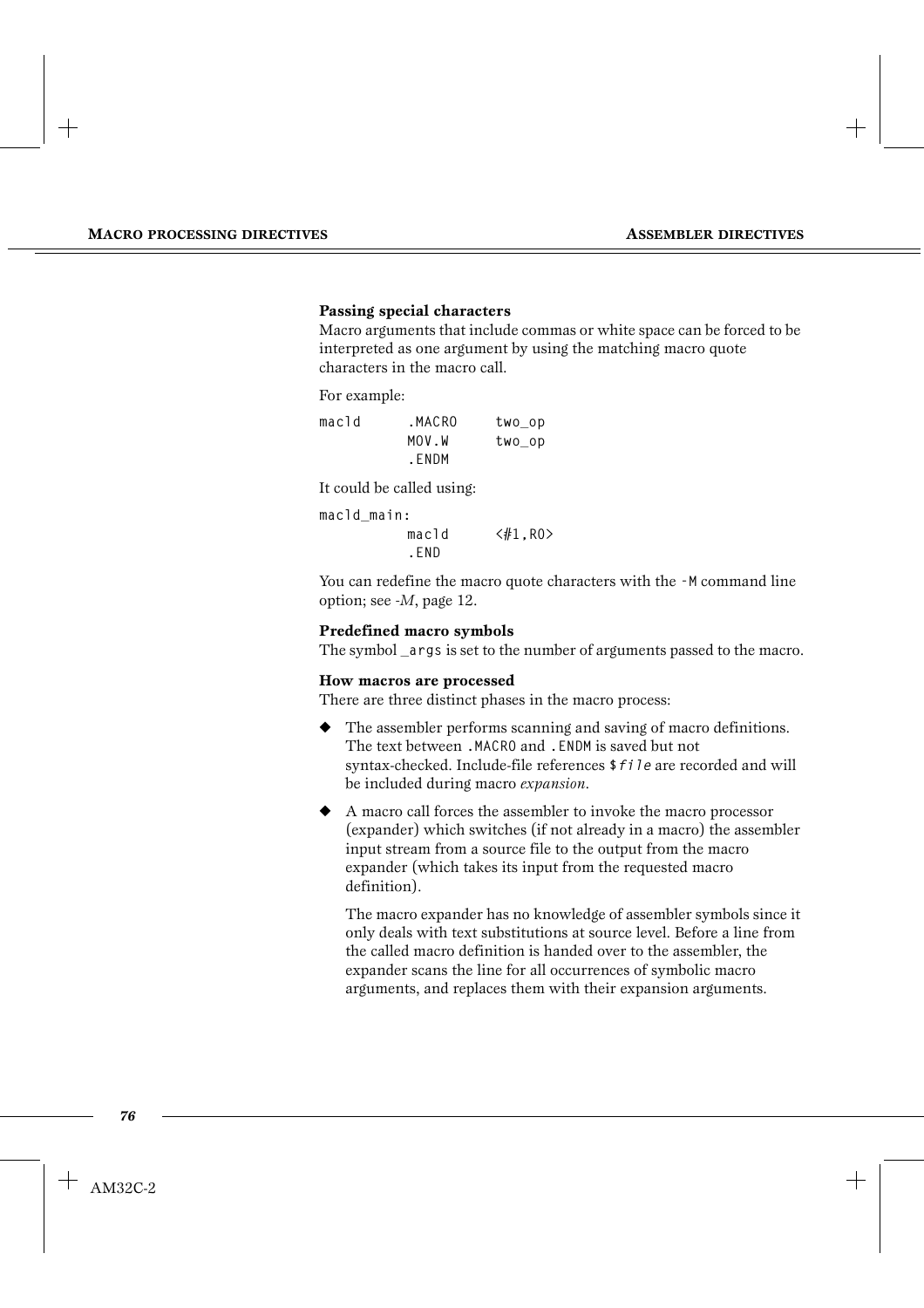### Passing special characters

Macro arguments that include commas or white space can be forced to be interpreted as one argument by using the matching macro quote characters in the macro call.

For example:

```
macld      .MACRO     two_op
           MOV.W      two_op
           .ENDM
```

It could be called using:

```
macld_main:
           macld      <#1,R0>
           .END
```

You can redefine the macro quote characters with the `-M` command line option; see *-M*, page 12.

### Predefined macro symbols

The symbol `_args` is set to the number of arguments passed to the macro.

### How macros are processed

There are three distinct phases in the macro process:

- The assembler performs scanning and saving of macro definitions. The text between `.MACRO` and `.ENDM` is saved but not syntax-checked. Include-file references `$file` are recorded and will be included during macro *expansion*.
- A macro call forces the assembler to invoke the macro processor (expander) which switches (if not already in a macro) the assembler input stream from a source file to the output from the macro expander (which takes its input from the requested macro definition).

  The macro expander has no knowledge of assembler symbols since it only deals with text substitutions at source level. Before a line from the called macro definition is handed over to the assembler, the expander scans the line for all occurrences of symbolic macro arguments, and replaces them with their expansion arguments.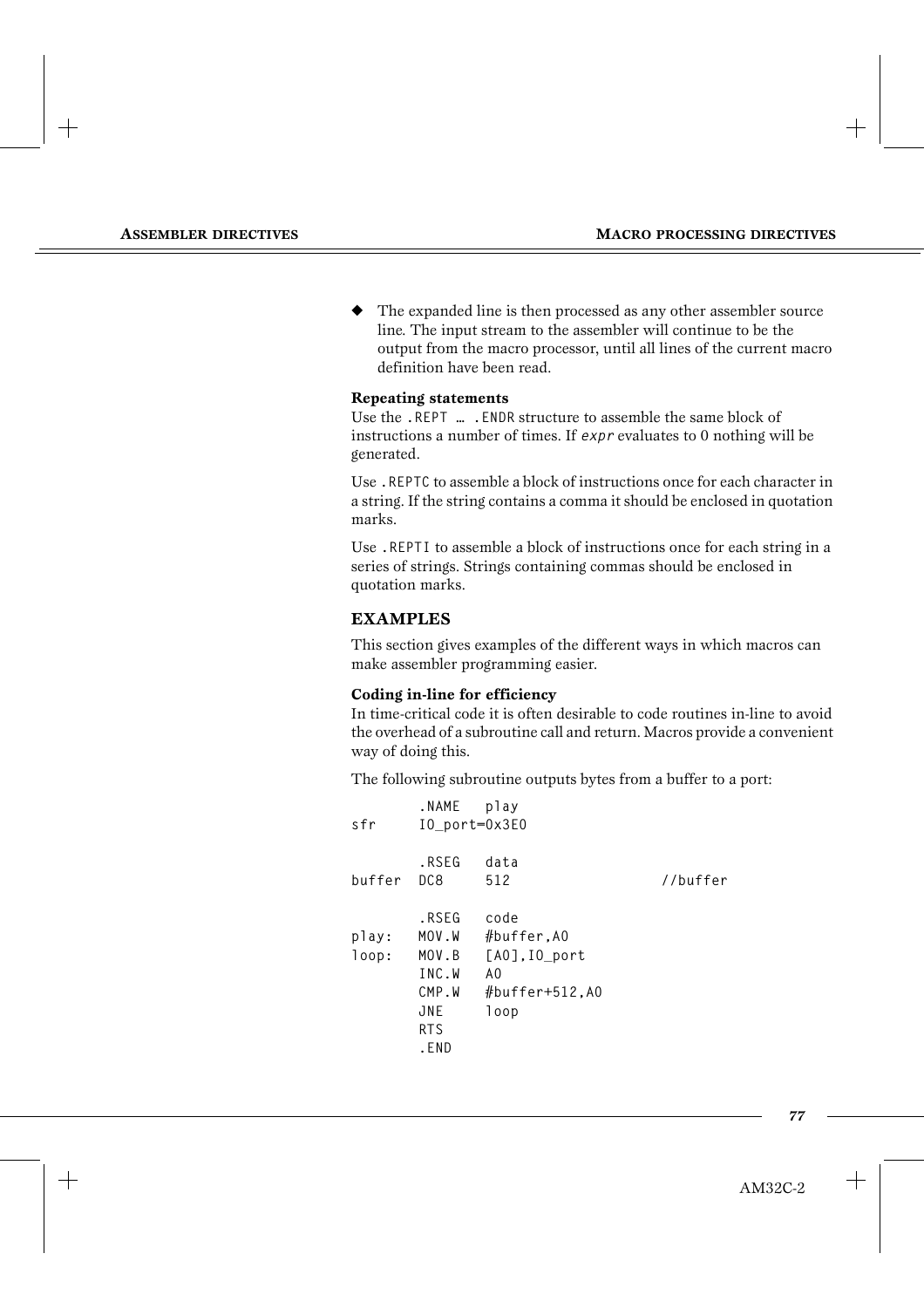- The expanded line is then processed as any other assembler source line. The input stream to the assembler will continue to be the output from the macro processor, until all lines of the current macro definition have been read.

**Repeating statements**

Use the `.REPT … .ENDR` structure to assemble the same block of instructions a number of times. If *expr* evaluates to 0 nothing will be generated.

Use `.REPTC` to assemble a block of instructions once for each character in a string. If the string contains a comma it should be enclosed in quotation marks.

Use `.REPTI` to assemble a block of instructions once for each string in a series of strings. Strings containing commas should be enclosed in quotation marks.

## EXAMPLES

This section gives examples of the different ways in which macros can make assembler programming easier.

**Coding in-line for efficiency**

In time-critical code it is often desirable to code routines in-line to avoid the overhead of a subroutine call and return. Macros provide a convenient way of doing this.

The following subroutine outputs bytes from a buffer to a port:

```
        .NAME   play
sfr     IO_port=0x3E0

        .RSEG   data
buffer  DC8     512                     //buffer

        .RSEG   code
play:   MOV.W   #buffer,A0
loop:   MOV.B   [A0],IO_port
        INC.W   A0
        CMP.W   #buffer+512,A0
        JNE     loop
        RTS
        .END
```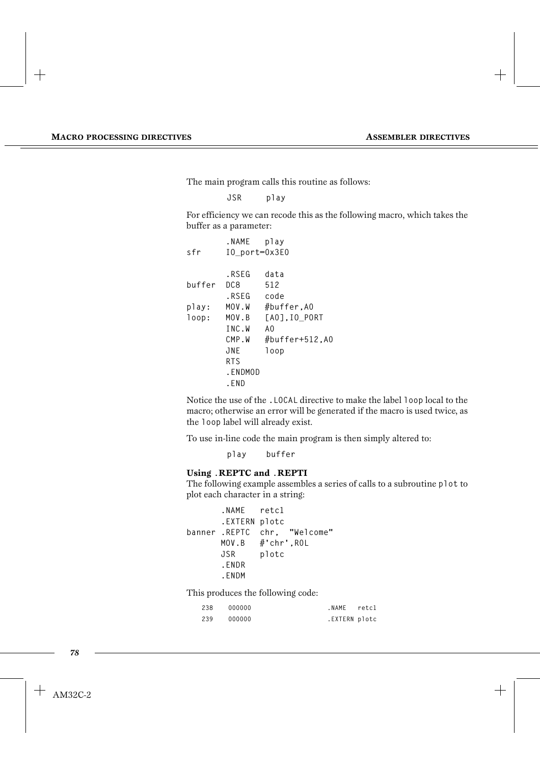The main program calls this routine as follows:

```
JSR     play
```

For efficiency we can recode this as the following macro, which takes the buffer as a parameter:

```
        .NAME   play
sfr     IO_port=0x3E0

        .RSEG   data
buffer  DC8     512
        .RSEG   code
play:   MOV.W   #buffer,A0
loop:   MOV.B   [A0],IO_PORT
        INC.W   A0
        CMP.W   #buffer+512,A0
        JNE     loop
        RTS
        .ENDMOD
        .END
```

Notice the use of the `.LOCAL` directive to make the label `loop` local to the macro; otherwise an error will be generated if the macro is used twice, as the `loop` label will already exist.

To use in-line code the main program is then simply altered to:

```
play    buffer
```

### Using .REPTC and .REPTI

The following example assembles a series of calls to a subroutine `plot` to plot each character in a string:

```
       .NAME   retc1
       .EXTERN plotc
banner .REPTC  chr, "Welcome"
       MOV.B   #'chr',R0L
       JSR     plotc
       .ENDR
       .ENDM
```

This produces the following code:

```
   238    000000                   .NAME   retc1
   239    000000                   .EXTERN plotc
```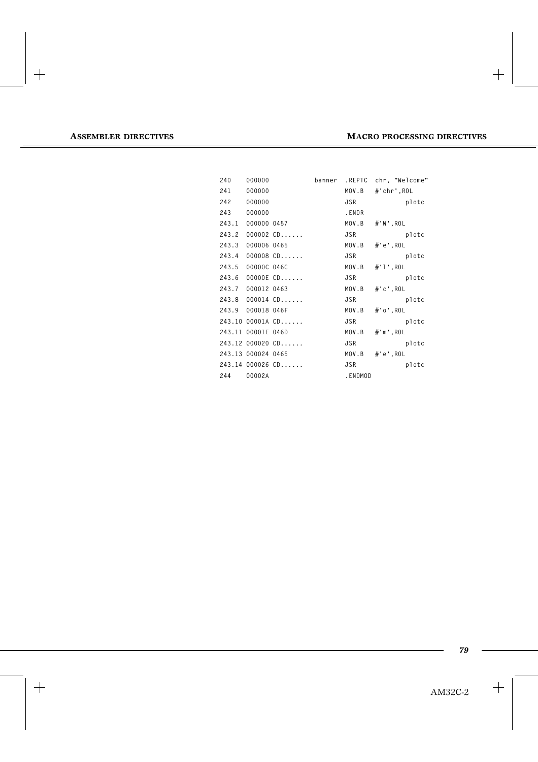```
240    000000           banner  .REPTC  chr, "Welcome"
241    000000                   MOV.B   #'chr',R0L
242    000000                   JSR           plotc
243    000000                   .ENDR
243.1  000000 0457              MOV.B   #'W',R0L
243.2  000002 CD......          JSR           plotc
243.3  000006 0465              MOV.B   #'e',R0L
243.4  000008 CD......          JSR           plotc
243.5  00000C 046C              MOV.B   #'l',R0L
243.6  00000E CD......          JSR           plotc
243.7  000012 0463              MOV.B   #'c',R0L
243.8  000014 CD......          JSR           plotc
243.9  000018 046F              MOV.B   #'o',R0L
243.10 00001A CD......          JSR           plotc
243.11 00001E 046D              MOV.B   #'m',R0L
243.12 000020 CD......          JSR           plotc
243.13 000024 0465              MOV.B   #'e',R0L
243.14 000026 CD......          JSR           plotc
244    00002A                   .ENDMOD
```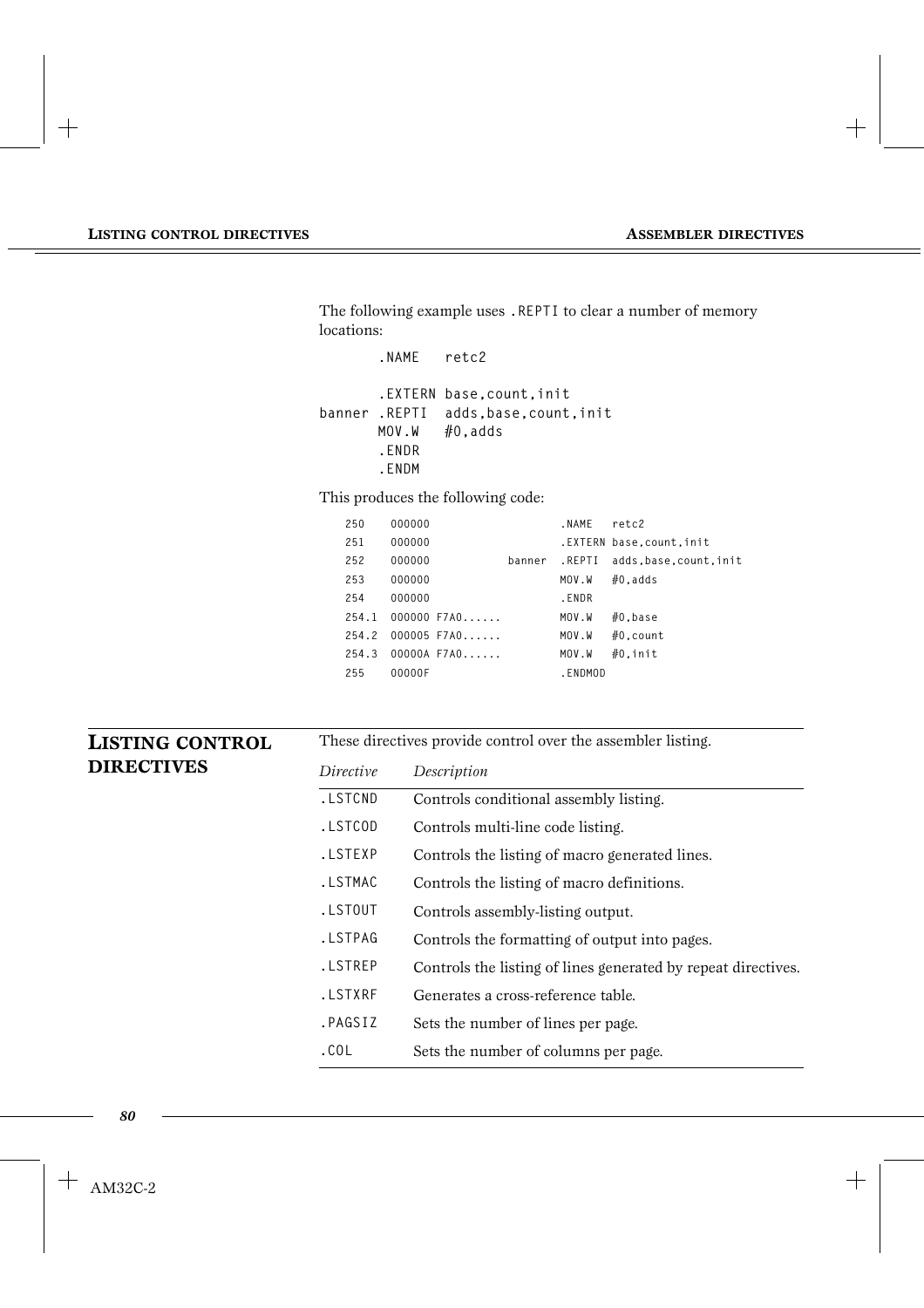The following example uses `.REPTI` to clear a number of memory locations:

```
       .NAME   retc2

       .EXTERN base,count,init
banner .REPTI  adds,base,count,init
       MOV.W   #0,adds
       .ENDR
       .ENDM
```

This produces the following code:

```
   250    000000                      .NAME   retc2
   251    000000                      .EXTERN base,count,init
   252    000000               banner  .REPTI  adds,base,count,init
   253    000000                      MOV.W   #0,adds
   254    000000                      .ENDR
   254.1  000000 F7A0......           MOV.W   #0,base
   254.2  000005 F7A0......           MOV.W   #0,count
   254.3  00000A F7A0......           MOV.W   #0,init
   255    00000F                      .ENDMOD
```

## LISTING CONTROL DIRECTIVES

These directives provide control over the assembler listing.

| *Directive* | *Description* |
|---|---|
| `.LSTCND` | Controls conditional assembly listing. |
| `.LSTCOD` | Controls multi-line code listing. |
| `.LSTEXP` | Controls the listing of macro generated lines. |
| `.LSTMAC` | Controls the listing of macro definitions. |
| `.LSTOUT` | Controls assembly-listing output. |
| `.LSTPAG` | Controls the formatting of output into pages. |
| `.LSTREP` | Controls the listing of lines generated by repeat directives. |
| `.LSTXRF` | Generates a cross-reference table. |
| `.PAGSIZ` | Sets the number of lines per page. |
| `.COL` | Sets the number of columns per page. |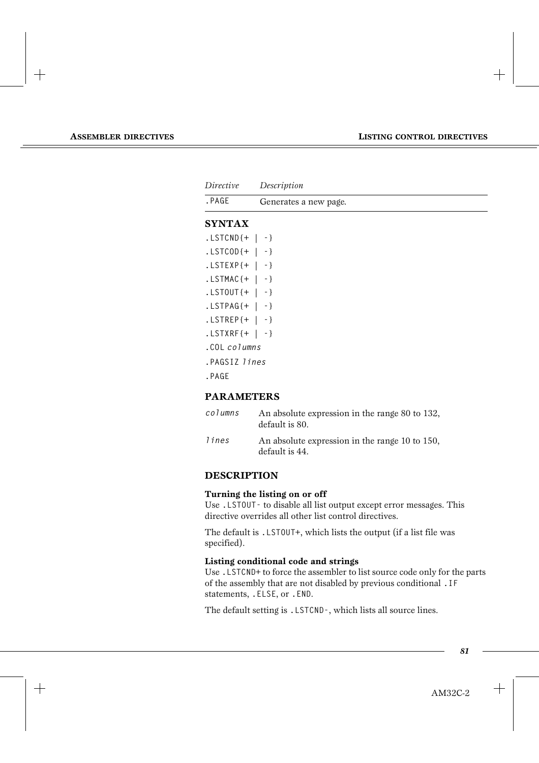| *Directive* | *Description* |
|---|---|
| `.PAGE` | Generates a new page. |

### SYNTAX

```
.LSTCND{+ | -}
.LSTCOD{+ | -}
.LSTEXP{+ | -}
.LSTMAC{+ | -}
.LSTOUT{+ | -}
.LSTPAG{+ | -}
.LSTREP{+ | -}
.LSTXRF{+ | -}
.COL columns
.PAGSIZ lines
.PAGE
```

### PARAMETERS

*columns* An absolute expression in the range 80 to 132, default is 80.

*lines* An absolute expression in the range 10 to 150, default is 44.

### DESCRIPTION

**Turning the listing on or off**

Use `.LSTOUT-` to disable all list output except error messages. This directive overrides all other list control directives.

The default is `.LSTOUT+`, which lists the output (if a list file was specified).

**Listing conditional code and strings**

Use `.LSTCND+` to force the assembler to list source code only for the parts of the assembly that are not disabled by previous conditional `.IF` statements, `.ELSE`, or `.END`.

The default setting is `.LSTCND-`, which lists all source lines.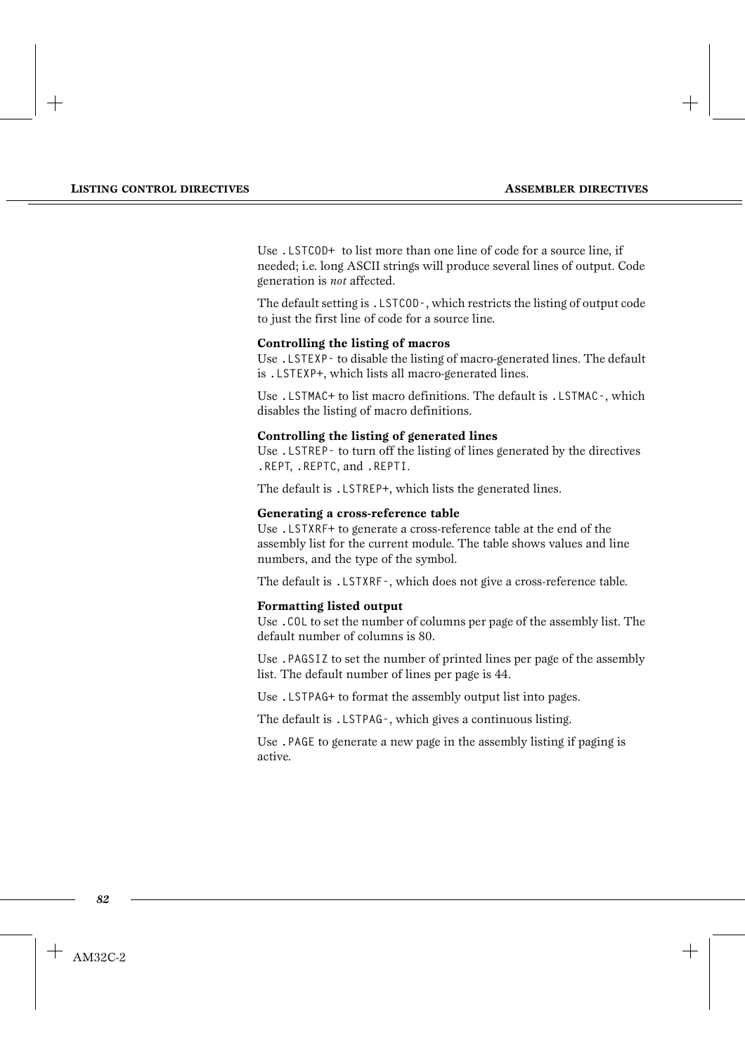Use `.LSTCOD+` to list more than one line of code for a source line, if needed; i.e. long ASCII strings will produce several lines of output. Code generation is *not* affected.

The default setting is `.LSTCOD-`, which restricts the listing of output code to just the first line of code for a source line.

**Controlling the listing of macros**

Use `.LSTEXP-` to disable the listing of macro-generated lines. The default is `.LSTEXP+`, which lists all macro-generated lines.

Use `.LSTMAC+` to list macro definitions. The default is `.LSTMAC-`, which disables the listing of macro definitions.

**Controlling the listing of generated lines**

Use `.LSTREP-` to turn off the listing of lines generated by the directives `.REPT`, `.REPTC`, and `.REPTI`.

The default is `.LSTREP+`, which lists the generated lines.

**Generating a cross-reference table**

Use `.LSTXRF+` to generate a cross-reference table at the end of the assembly list for the current module. The table shows values and line numbers, and the type of the symbol.

The default is `.LSTXRF-`, which does not give a cross-reference table.

**Formatting listed output**

Use `.COL` to set the number of columns per page of the assembly list. The default number of columns is 80.

Use `.PAGSIZ` to set the number of printed lines per page of the assembly list. The default number of lines per page is 44.

Use `.LSTPAG+` to format the assembly output list into pages.

The default is `.LSTPAG-`, which gives a continuous listing.

Use `.PAGE` to generate a new page in the assembly listing if paging is active.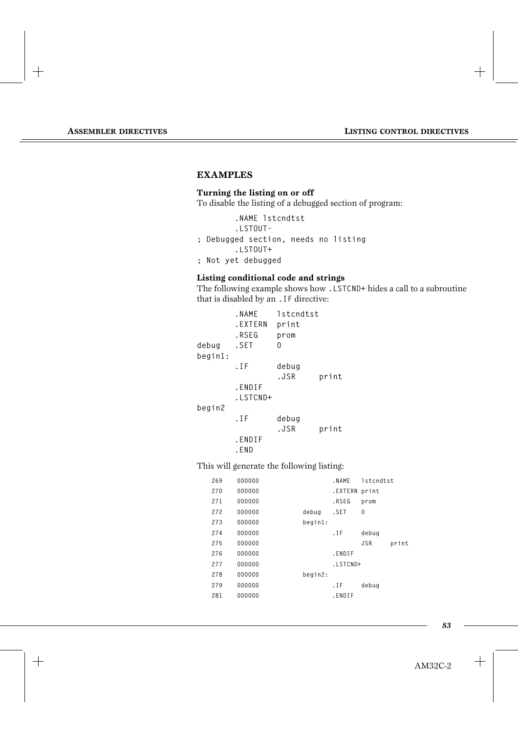## EXAMPLES

### Turning the listing on or off

To disable the listing of a debugged section of program:

```
        .NAME lstcndtst
        .LSTOUT-
; Debugged section, needs no listing
        .LSTOUT+
; Not yet debugged
```

### Listing conditional code and strings

The following example shows how `.LSTCND+` hides a call to a subroutine that is disabled by an `.IF` directive:

```
        .NAME    lstcndtst
        .EXTERN  print
        .RSEG    prom
debug   .SET     0
begin1:
        .IF      debug
                 .JSR     print
        .ENDIF
        .LSTCND+
begin2
        .IF      debug
                 .JSR     print
        .ENDIF
        .END
```

This will generate the following listing:

```
269   000000                 .NAME   lstcndtst
270   000000                 .EXTERN print
271   000000                 .RSEG   prom
272   000000         debug   .SET    0
273   000000         begin1:
274   000000                 .IF     debug
275   000000                         JSR     print
276   000000                 .ENDIF
277   000000                 .LSTCND+
278   000000         begin2:
279   000000                 .IF     debug
281   000000                 .ENDIF
```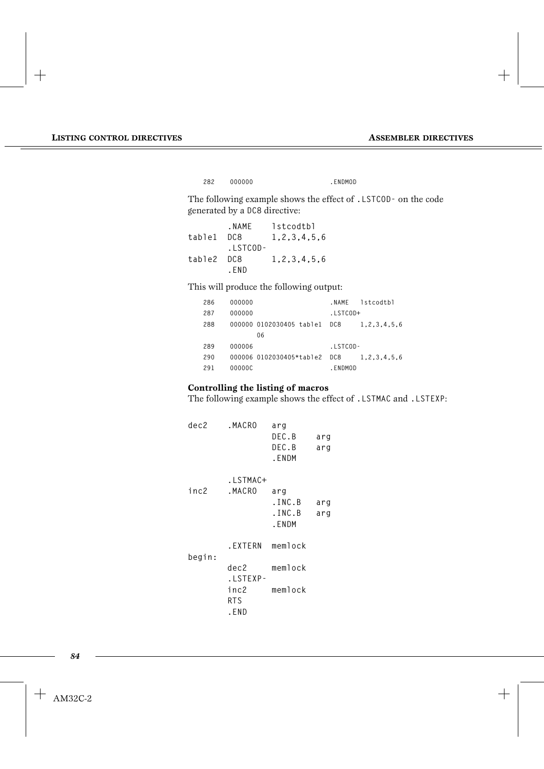```
282    000000                   .ENDMOD
```

The following example shows the effect of `.LSTCOD-` on the code generated by a `DC8` directive:

```
        .NAME     lstcodtbl
table1  DC8       1,2,3,4,5,6
        .LSTCOD-
table2  DC8       1,2,3,4,5,6
        .END
```

This will produce the following output:

```
286    000000                   .NAME   lstcodtbl
287    000000                   .LSTCOD+
288    000000 0102030405 table1  DC8     1,2,3,4,5,6
              06
289    000006                   .LSTCOD-
290    000006 0102030405*table2  DC8     1,2,3,4,5,6
291    00000C                   .ENDMOD
```

### Controlling the listing of macros

The following example shows the effect of `.LSTMAC` and `.LSTEXP`:

```
dec2    .MACRO   arg
                 DEC.B    arg
                 DEC.B    arg
                 .ENDM

        .LSTMAC+
inc2    .MACRO   arg
                 .INC.B   arg
                 .INC.B   arg
                 .ENDM

        .EXTERN  memlock
begin:
        dec2     memlock
        .LSTEXP-
        inc2     memlock
        RTS
        .END
```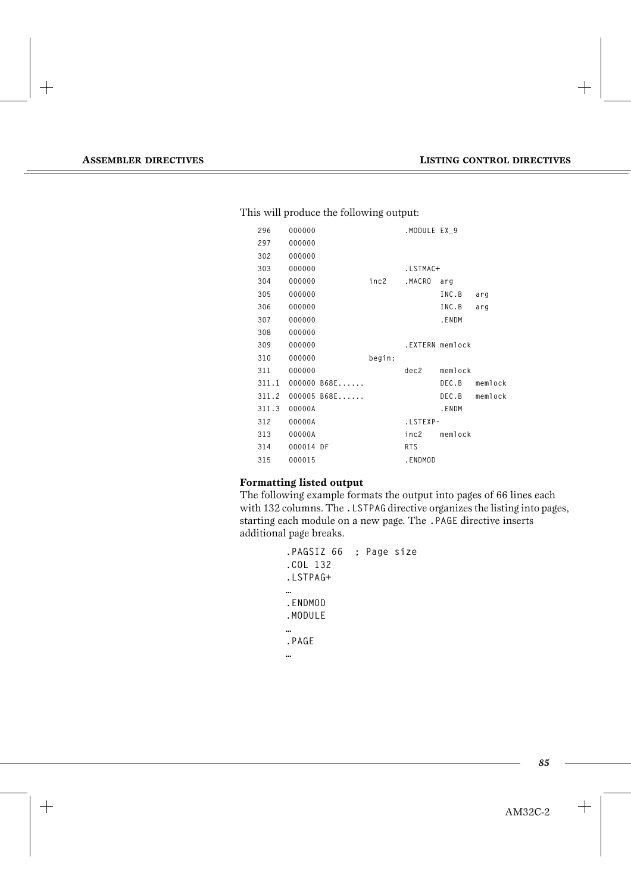This will produce the following output:

```
296    000000                      .MODULE EX_9
297    000000
302    000000
303    000000                      .LSTMAC+
304    000000             inc2     .MACRO  arg
305    000000                              INC.B   arg
306    000000                              INC.B   arg
307    000000                              .ENDM
308    000000
309    000000                      .EXTERN memlock
310    000000             begin:
311    000000                      dec2    memlock
311.1  000000 B68E......                   DEC.B   memlock
311.2  000005 B68E......                   DEC.B   memlock
311.3  00000A                              .ENDM
312    00000A                      .LSTEXP-
313    00000A                      inc2    memlock
314    000014 DF                   RTS
315    000015                      .ENDMOD
```

**Formatting listed output**

The following example formats the output into pages of 66 lines each with 132 columns. The `.LSTPAG` directive organizes the listing into pages, starting each module on a new page. The `.PAGE` directive inserts additional page breaks.

```
.PAGSIZ 66  ; Page size
.COL 132
.LSTPAG+
…
.ENDMOD
.MODULE
…
.PAGE
…
```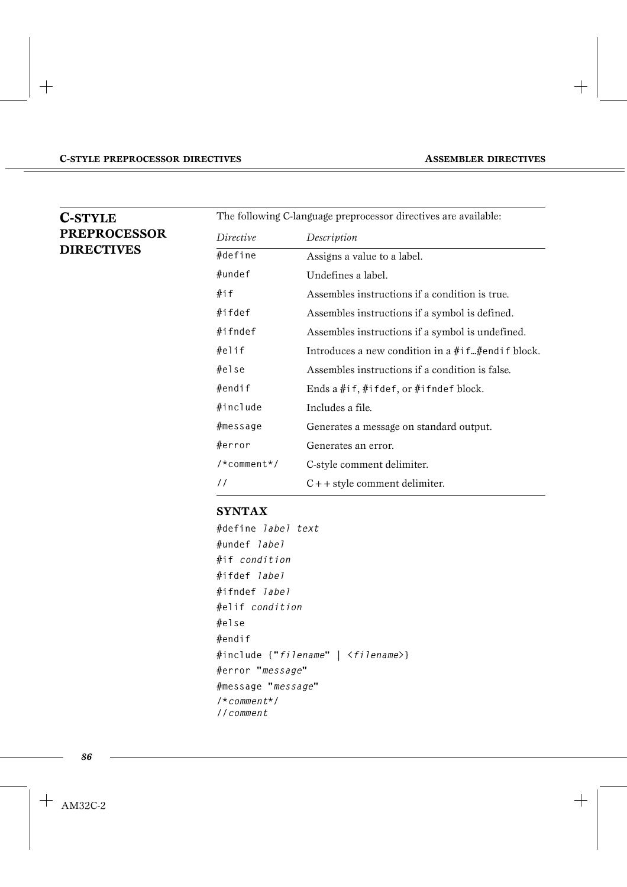## C-STYLE PREPROCESSOR DIRECTIVES

The following C-language preprocessor directives are available:

| *Directive* | *Description* |
|---|---|
| `#define` | Assigns a value to a label. |
| `#undef` | Undefines a label. |
| `#if` | Assembles instructions if a condition is true. |
| `#ifdef` | Assembles instructions if a symbol is defined. |
| `#ifndef` | Assembles instructions if a symbol is undefined. |
| `#elif` | Introduces a new condition in a `#if`...`#endif` block. |
| `#else` | Assembles instructions if a condition is false. |
| `#endif` | Ends a `#if`, `#ifdef`, or `#ifndef` block. |
| `#include` | Includes a file. |
| `#message` | Generates a message on standard output. |
| `#error` | Generates an error. |
| `/*comment*/` | C-style comment delimiter. |
| `//` | C++ style comment delimiter. |

### SYNTAX

```
#define label text
#undef label
#if condition
#ifdef label
#ifndef label
#elif condition
#else
#endif
#include {"filename" | <filename>}
#error "message"
#message "message"
/*comment*/
//comment
```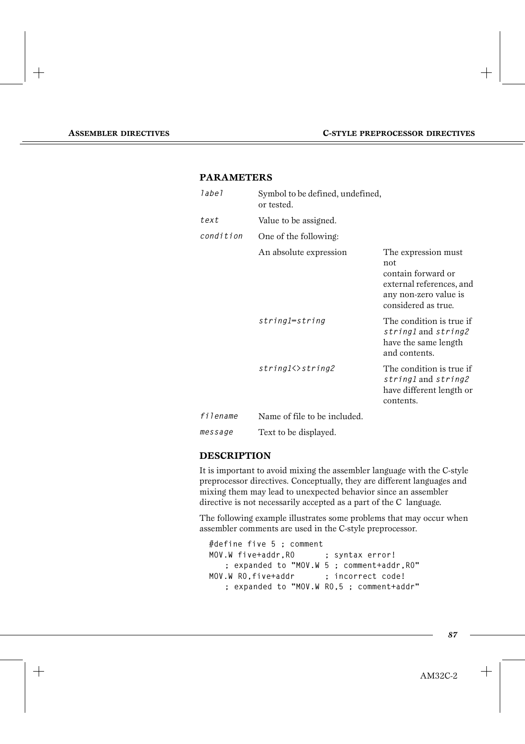## PARAMETERS

| | | |
|---|---|---|
| *label* | Symbol to be defined, undefined, or tested. | |
| *text* | Value to be assigned. | |
| *condition* | One of the following: | |
| | An absolute expression | The expression must not contain forward or external references, and any non-zero value is considered as true. |
| | *string1=string* | The condition is true if *string1* and *string2* have the same length and contents. |
| | *string1<>string2* | The condition is true if *string1* and *string2* have different length or contents. |
| *filename* | Name of file to be included. | |
| *message* | Text to be displayed. | |

## DESCRIPTION

It is important to avoid mixing the assembler language with the C-style preprocessor directives. Conceptually, they are different languages and mixing them may lead to unexpected behavior since an assembler directive is not necessarily accepted as a part of the C language.

The following example illustrates some problems that may occur when assembler comments are used in the C-style preprocessor.

```
#define five 5 ; comment
MOV.W five+addr,R0      ; syntax error!
    ; expanded to "MOV.W 5 ; comment+addr,R0"
MOV.W R0,five+addr      ; incorrect code!
    ; expanded to "MOV.W R0,5 ; comment+addr"
```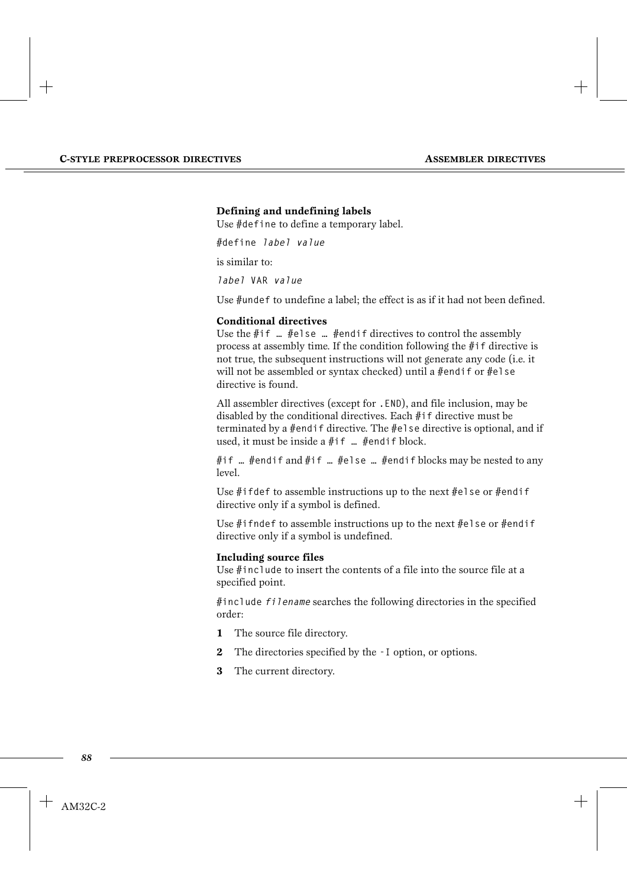### Defining and undefining labels

Use `#define` to define a temporary label.

`#define` *`label value`*

is similar to:

*`label`* `VAR` *`value`*

Use `#undef` to undefine a label; the effect is as if it had not been defined.

### Conditional directives

Use the `#if … #else … #endif` directives to control the assembly process at assembly time. If the condition following the `#if` directive is not true, the subsequent instructions will not generate any code (i.e. it will not be assembled or syntax checked) until a `#endif` or `#else` directive is found.

All assembler directives (except for `.END`), and file inclusion, may be disabled by the conditional directives. Each `#if` directive must be terminated by a `#endif` directive. The `#else` directive is optional, and if used, it must be inside a `#if … #endif` block.

`#if … #endif` and `#if … #else … #endif` blocks may be nested to any level.

Use `#ifdef` to assemble instructions up to the next `#else` or `#endif` directive only if a symbol is defined.

Use `#ifndef` to assemble instructions up to the next `#else` or `#endif` directive only if a symbol is undefined.

### Including source files

Use `#include` to insert the contents of a file into the source file at a specified point.

`#include` *`filename`* searches the following directories in the specified order:

1. The source file directory.
2. The directories specified by the `-I` option, or options.
3. The current directory.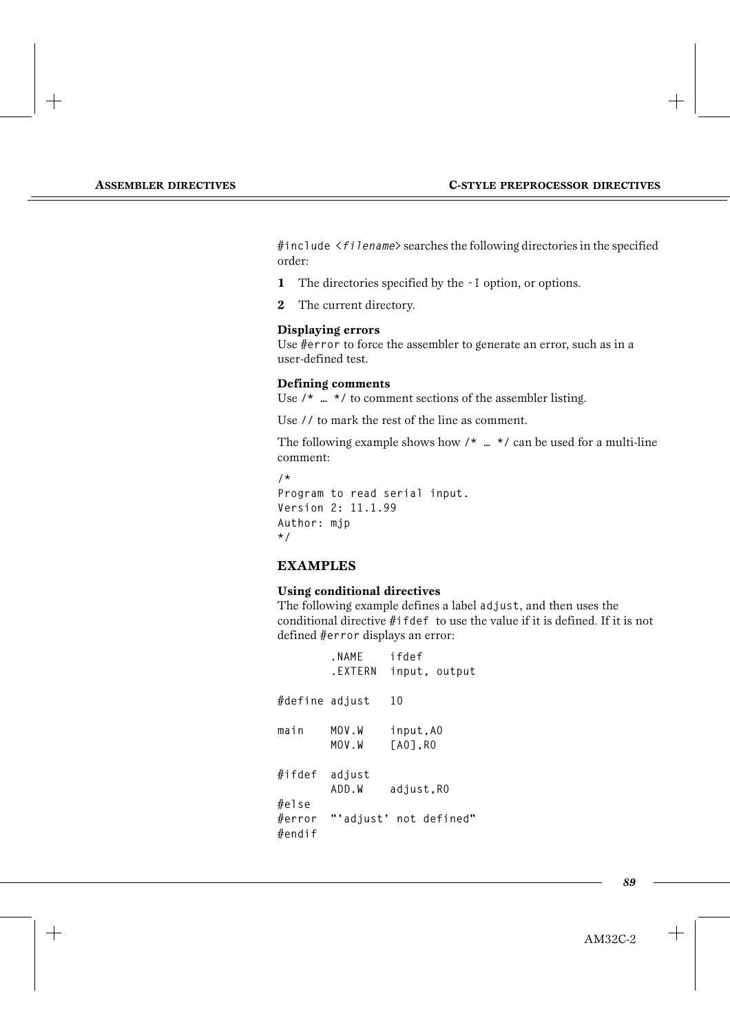`#include <filename>` searches the following directories in the specified order:

**1** The directories specified by the `-I` option, or options.

**2** The current directory.

**Displaying errors**
Use `#error` to force the assembler to generate an error, such as in a user-defined test.

**Defining comments**
Use `/* … */` to comment sections of the assembler listing.

Use `//` to mark the rest of the line as comment.

The following example shows how `/* … */` can be used for a multi-line comment:

```
/*
Program to read serial input.
Version 2: 11.1.99
Author: mjp
*/
```

## EXAMPLES

**Using conditional directives**
The following example defines a label `adjust`, and then uses the conditional directive `#ifdef` to use the value if it is defined. If it is not defined `#error` displays an error:

```
        .NAME    ifdef
        .EXTERN  input, output

#define adjust   10

main    MOV.W    input,A0
        MOV.W    [A0],R0

#ifdef  adjust
        ADD.W    adjust,R0
#else
#error  "'adjust' not defined"
#endif
```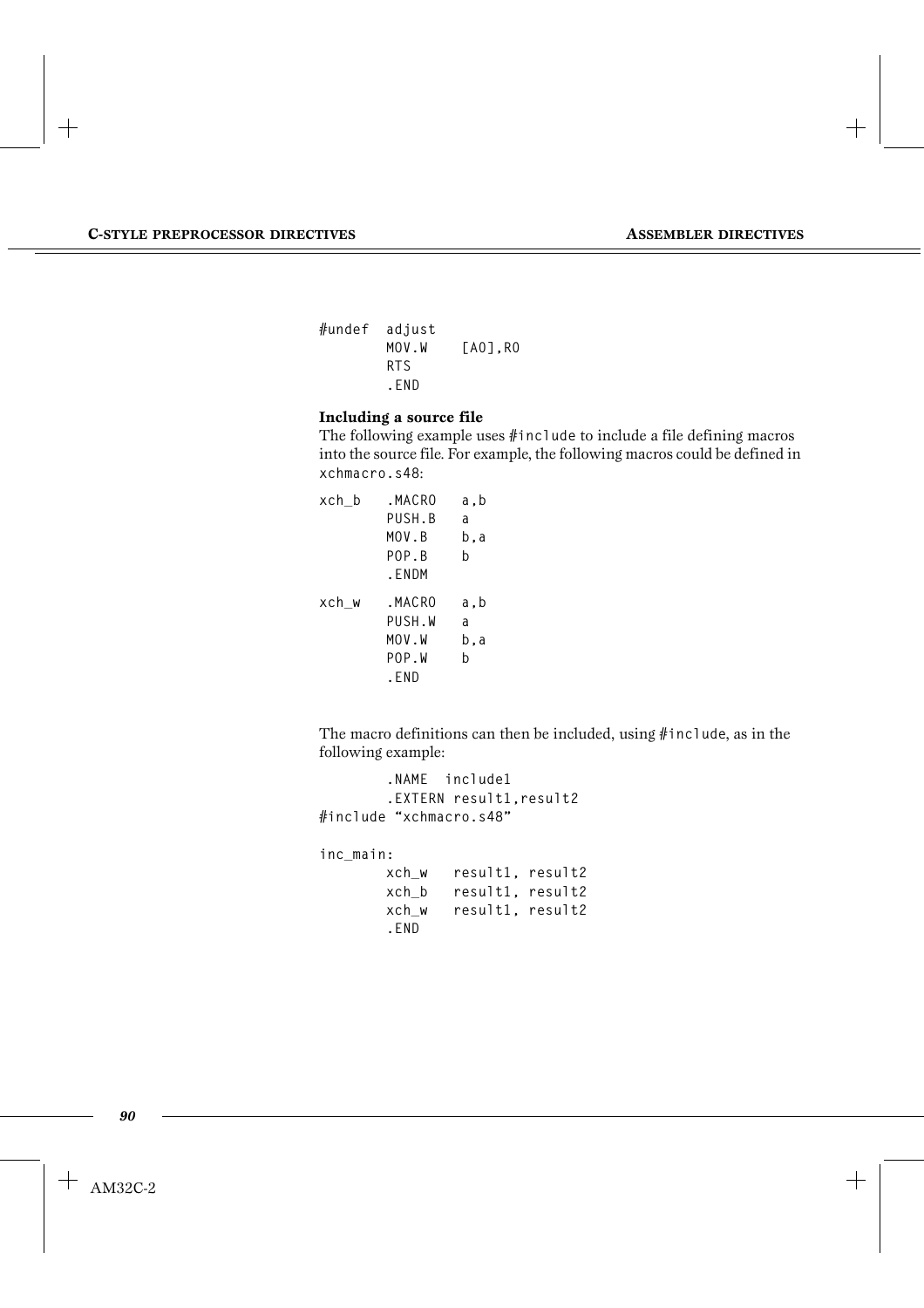```
#undef  adjust
        MOV.W    [A0],R0
        RTS
        .END
```

### Including a source file

The following example uses `#include` to include a file defining macros into the source file. For example, the following macros could be defined in `xchmacro.s48`:

```
xch_b   .MACRO   a,b
        PUSH.B   a
        MOV.B    b,a
        POP.B    b
        .ENDM

xch_w   .MACRO   a,b
        PUSH.W   a
        MOV.W    b,a
        POP.W    b
        .END
```

The macro definitions can then be included, using `#include`, as in the following example:

```
        .NAME  include1
        .EXTERN result1,result2
#include "xchmacro.s48"

inc_main:
        xch_w   result1, result2
        xch_b   result1, result2
        xch_w   result1, result2
        .END
```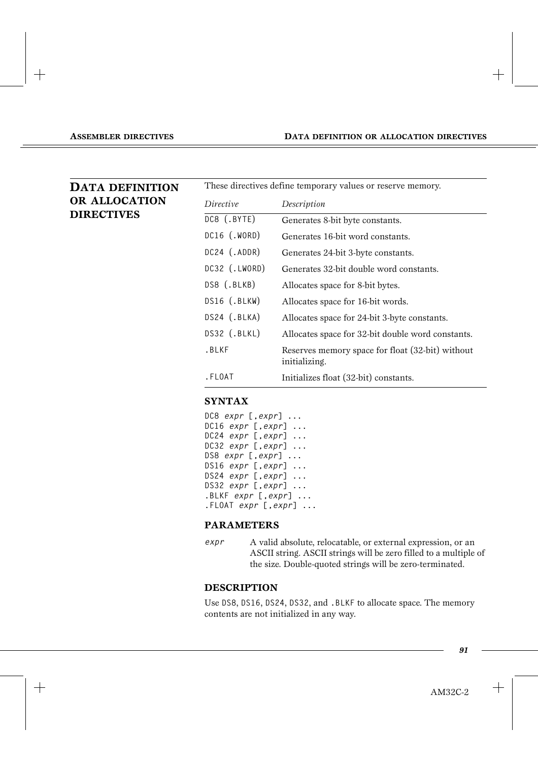## DATA DEFINITION OR ALLOCATION DIRECTIVES

These directives define temporary values or reserve memory.

| *Directive* | *Description* |
|---|---|
| `DC8 (.BYTE)` | Generates 8-bit byte constants. |
| `DC16 (.WORD)` | Generates 16-bit word constants. |
| `DC24 (.ADDR)` | Generates 24-bit 3-byte constants. |
| `DC32 (.LWORD)` | Generates 32-bit double word constants. |
| `DS8 (.BLKB)` | Allocates space for 8-bit bytes. |
| `DS16 (.BLKW)` | Allocates space for 16-bit words. |
| `DS24 (.BLKA)` | Allocates space for 24-bit 3-byte constants. |
| `DS32 (.BLKL)` | Allocates space for 32-bit double word constants. |
| `.BLKF` | Reserves memory space for float (32-bit) without initializing. |
| `.FLOAT` | Initializes float (32-bit) constants. |

### SYNTAX

```
DC8 expr [,expr] ...
DC16 expr [,expr] ...
DC24 expr [,expr] ...
DC32 expr [,expr] ...
DS8 expr [,expr] ...
DS16 expr [,expr] ...
DS24 expr [,expr] ...
DS32 expr [,expr] ...
.BLKF expr [,expr] ...
.FLOAT expr [,expr] ...
```

### PARAMETERS

*expr* — A valid absolute, relocatable, or external expression, or an ASCII string. ASCII strings will be zero filled to a multiple of the size. Double-quoted strings will be zero-terminated.

### DESCRIPTION

Use `DS8`, `DS16`, `DS24`, `DS32`, and `.BLKF` to allocate space. The memory contents are not initialized in any way.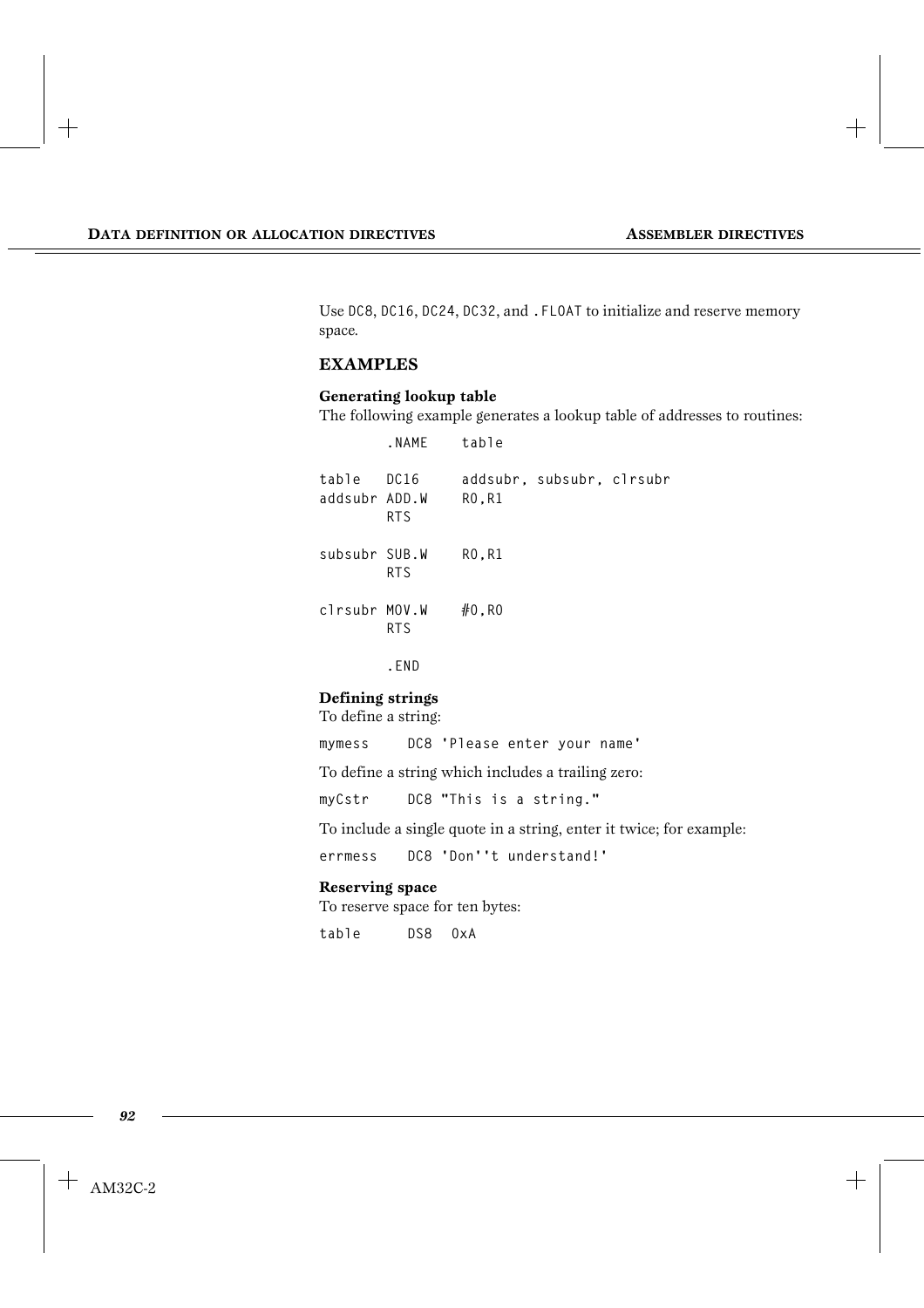Use DC8, DC16, DC24, DC32, and .FLOAT to initialize and reserve memory space.

## EXAMPLES

### Generating lookup table

The following example generates a lookup table of addresses to routines:

```
        .NAME    table

table   DC16     addsubr, subsubr, clrsubr
addsubr ADD.W    R0,R1
        RTS

subsubr SUB.W    R0,R1
        RTS

clrsubr MOV.W    #0,R0
        RTS

        .END
```

### Defining strings

To define a string:

```
mymess     DC8 'Please enter your name'
```

To define a string which includes a trailing zero:

```
myCstr     DC8 "This is a string."
```

To include a single quote in a string, enter it twice; for example:

```
errmess    DC8 'Don''t understand!'
```

### Reserving space

To reserve space for ten bytes:

```
table      DS8   0xA
```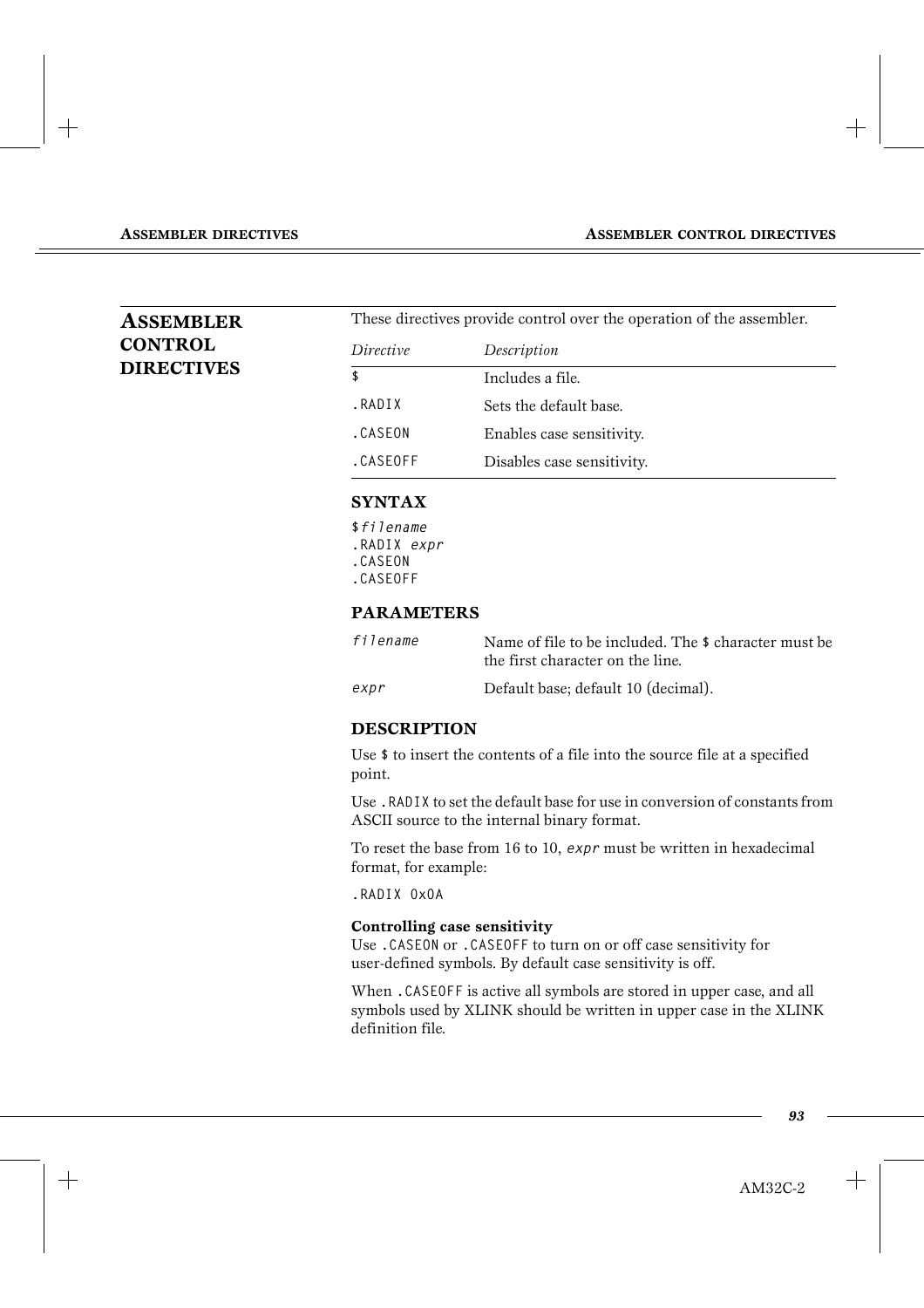## ASSEMBLER CONTROL DIRECTIVES

These directives provide control over the operation of the assembler.

| *Directive* | *Description* |
|---|---|
| `$` | Includes a file. |
| `.RADIX` | Sets the default base. |
| `.CASEON` | Enables case sensitivity. |
| `.CASEOFF` | Disables case sensitivity. |

### SYNTAX

```
$filename
.RADIX expr
.CASEON
.CASEOFF
```

### PARAMETERS

| | |
|---|---|
| *filename* | Name of file to be included. The `$` character must be the first character on the line. |
| *expr* | Default base; default 10 (decimal). |

### DESCRIPTION

Use `$` to insert the contents of a file into the source file at a specified point.

Use `.RADIX` to set the default base for use in conversion of constants from ASCII source to the internal binary format.

To reset the base from 16 to 10, *expr* must be written in hexadecimal format, for example:

```
.RADIX 0x0A
```

**Controlling case sensitivity**

Use `.CASEON` or `.CASEOFF` to turn on or off case sensitivity for user-defined symbols. By default case sensitivity is off.

When `.CASEOFF` is active all symbols are stored in upper case, and all symbols used by XLINK should be written in upper case in the XLINK definition file.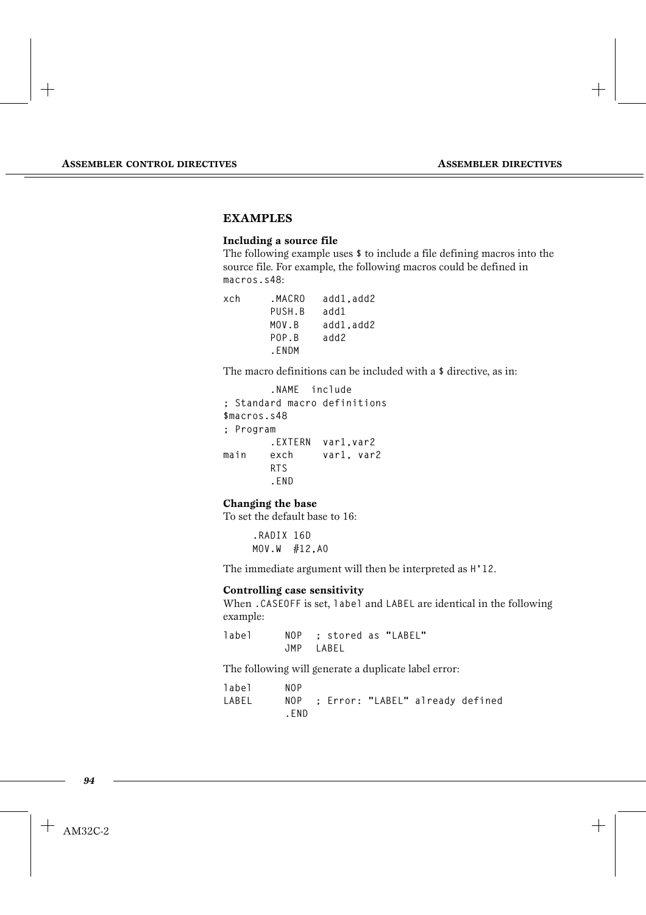## EXAMPLES

### Including a source file

The following example uses `$` to include a file defining macros into the source file. For example, the following macros could be defined in `macros.s48`:

```
xch     .MACRO   add1,add2
        PUSH.B   add1
        MOV.B    add1,add2
        POP.B    add2
        .ENDM
```

The macro definitions can be included with a `$` directive, as in:

```
        .NAME  include
; Standard macro definitions
$macros.s48
; Program
        .EXTERN  var1,var2
main    exch     var1, var2
        RTS
        .END
```

### Changing the base

To set the default base to 16:

```
     .RADIX 16D
     MOV.W  #12,A0
```

The immediate argument will then be interpreted as `H'12`.

### Controlling case sensitivity

When `.CASEOFF` is set, `label` and `LABEL` are identical in the following example:

```
label      NOP  ; stored as "LABEL"
           JMP  LABEL
```

The following will generate a duplicate label error:

```
label      NOP
LABEL      NOP  ; Error: "LABEL" already defined
           .END
```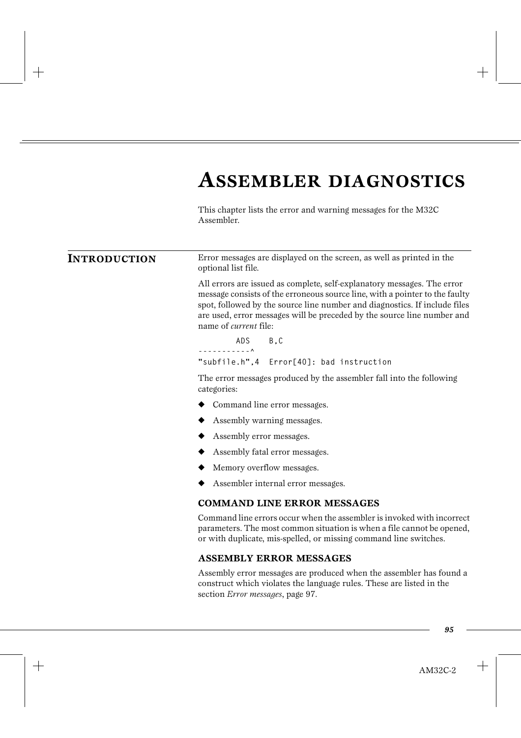# Assembler diagnostics

This chapter lists the error and warning messages for the M32C Assembler.

## Introduction

Error messages are displayed on the screen, as well as printed in the optional list file.

All errors are issued as complete, self-explanatory messages. The error message consists of the erroneous source line, with a pointer to the faulty spot, followed by the source line number and diagnostics. If include files are used, error messages will be preceded by the source line number and name of *current* file:

```
        ADS    B,C
-----------^
"subfile.h",4  Error[40]: bad instruction
```

The error messages produced by the assembler fall into the following categories:

- Command line error messages.
- Assembly warning messages.
- Assembly error messages.
- Assembly fatal error messages.
- Memory overflow messages.
- Assembler internal error messages.

### COMMAND LINE ERROR MESSAGES

Command line errors occur when the assembler is invoked with incorrect parameters. The most common situation is when a file cannot be opened, or with duplicate, mis-spelled, or missing command line switches.

### ASSEMBLY ERROR MESSAGES

Assembly error messages are produced when the assembler has found a construct which violates the language rules. These are listed in the section *Error messages*, page 97.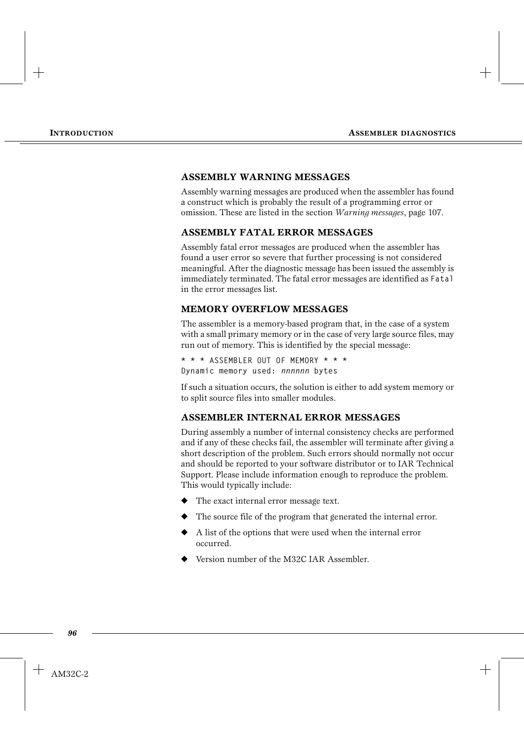### ASSEMBLY WARNING MESSAGES

Assembly warning messages are produced when the assembler has found a construct which is probably the result of a programming error or omission. These are listed in the section *Warning messages*, page 107.

### ASSEMBLY FATAL ERROR MESSAGES

Assembly fatal error messages are produced when the assembler has found a user error so severe that further processing is not considered meaningful. After the diagnostic message has been issued the assembly is immediately terminated. The fatal error messages are identified as `Fatal` in the error messages list.

### MEMORY OVERFLOW MESSAGES

The assembler is a memory-based program that, in the case of a system with a small primary memory or in the case of very large source files, may run out of memory. This is identified by the special message:

```
* * * ASSEMBLER OUT OF MEMORY * * *
Dynamic memory used: nnnnnn bytes
```

If such a situation occurs, the solution is either to add system memory or to split source files into smaller modules.

### ASSEMBLER INTERNAL ERROR MESSAGES

During assembly a number of internal consistency checks are performed and if any of these checks fail, the assembler will terminate after giving a short description of the problem. Such errors should normally not occur and should be reported to your software distributor or to IAR Technical Support. Please include information enough to reproduce the problem. This would typically include:

- The exact internal error message text.
- The source file of the program that generated the internal error.
- A list of the options that were used when the internal error occurred.
- Version number of the M32C IAR Assembler.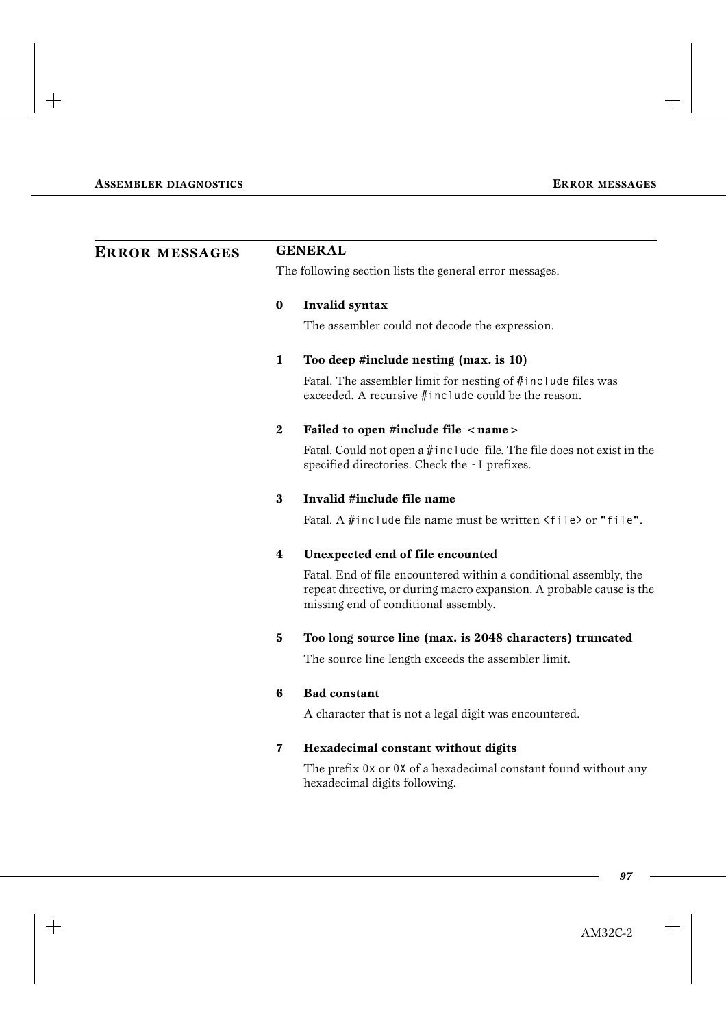# ERROR MESSAGES

## GENERAL

The following section lists the general error messages.

**0 Invalid syntax**

The assembler could not decode the expression.

**1 Too deep #include nesting (max. is 10)**

Fatal. The assembler limit for nesting of `#include` files was exceeded. A recursive `#include` could be the reason.

**2 Failed to open #include file < name >**

Fatal. Could not open a `#include` file. The file does not exist in the specified directories. Check the `-I` prefixes.

**3 Invalid #include file name**

Fatal. A `#include` file name must be written `<file>` or `"file"`.

**4 Unexpected end of file encounted**

Fatal. End of file encountered within a conditional assembly, the repeat directive, or during macro expansion. A probable cause is the missing end of conditional assembly.

**5 Too long source line (max. is 2048 characters) truncated**

The source line length exceeds the assembler limit.

**6 Bad constant**

A character that is not a legal digit was encountered.

**7 Hexadecimal constant without digits**

The prefix `0x` or `0X` of a hexadecimal constant found without any hexadecimal digits following.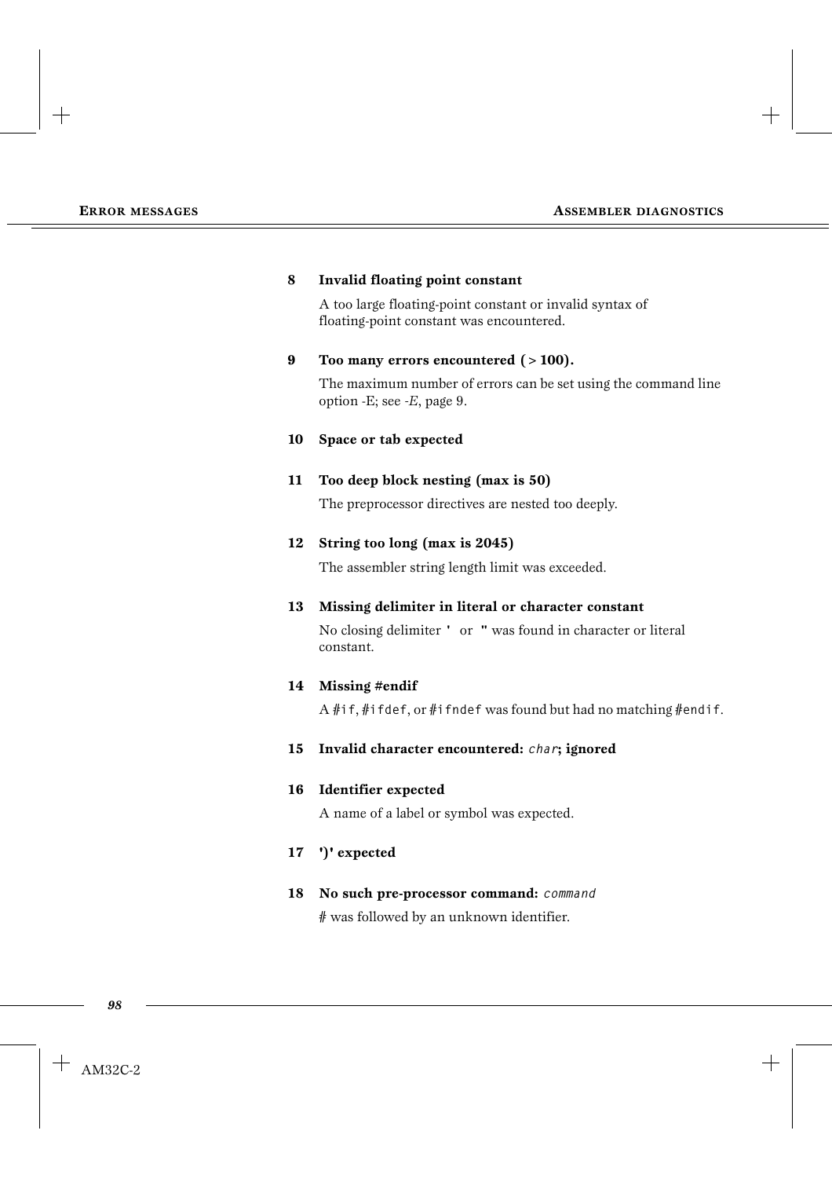**8 Invalid floating point constant**

A too large floating-point constant or invalid syntax of floating-point constant was encountered.

**9 Too many errors encountered ( > 100).**

The maximum number of errors can be set using the command line option -E; see *-E*, page 9.

**10 Space or tab expected**

**11 Too deep block nesting (max is 50)**

The preprocessor directives are nested too deeply.

**12 String too long (max is 2045)**

The assembler string length limit was exceeded.

**13 Missing delimiter in literal or character constant**

No closing delimiter **'** or **"** was found in character or literal constant.

**14 Missing #endif**

A `#if`, `#ifdef`, or `#ifndef` was found but had no matching `#endif`.

**15 Invalid character encountered:** *`char`***; ignored**

**16 Identifier expected**

A name of a label or symbol was expected.

**17 ')' expected**

**18 No such pre-processor command:** *`command`*

# was followed by an unknown identifier.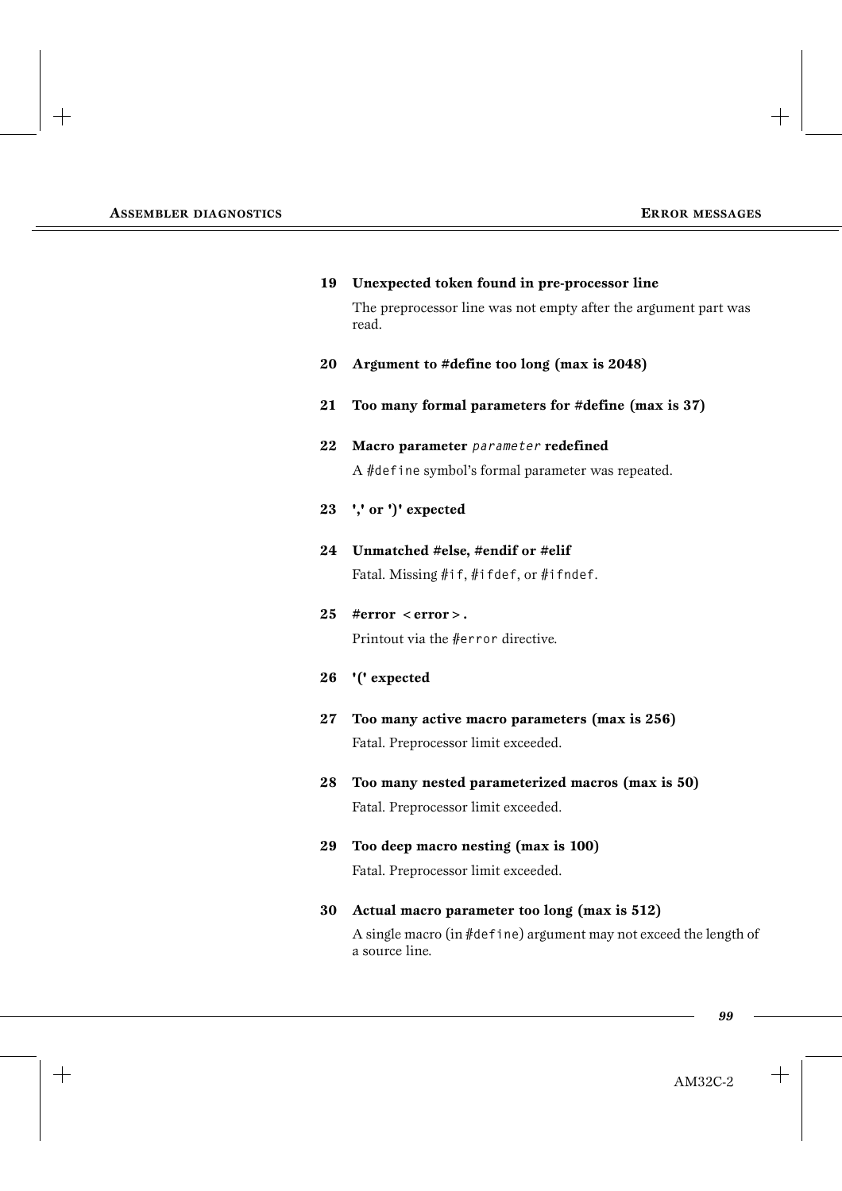**19 Unexpected token found in pre-processor line**

The preprocessor line was not empty after the argument part was read.

**20 Argument to #define too long (max is 2048)**

**21 Too many formal parameters for #define (max is 37)**

**22 Macro parameter** *`parameter`* **redefined**

A `#define` symbol's formal parameter was repeated.

**23 ',' or ')' expected**

**24 Unmatched #else, #endif or #elif**

Fatal. Missing `#if`, `#ifdef`, or `#ifndef`.

**25 #error <error>.**

Printout via the `#error` directive.

**26 '(' expected**

**27 Too many active macro parameters (max is 256)**

Fatal. Preprocessor limit exceeded.

**28 Too many nested parameterized macros (max is 50)**

Fatal. Preprocessor limit exceeded.

**29 Too deep macro nesting (max is 100)**

Fatal. Preprocessor limit exceeded.

**30 Actual macro parameter too long (max is 512)**

A single macro (in `#define`) argument may not exceed the length of a source line.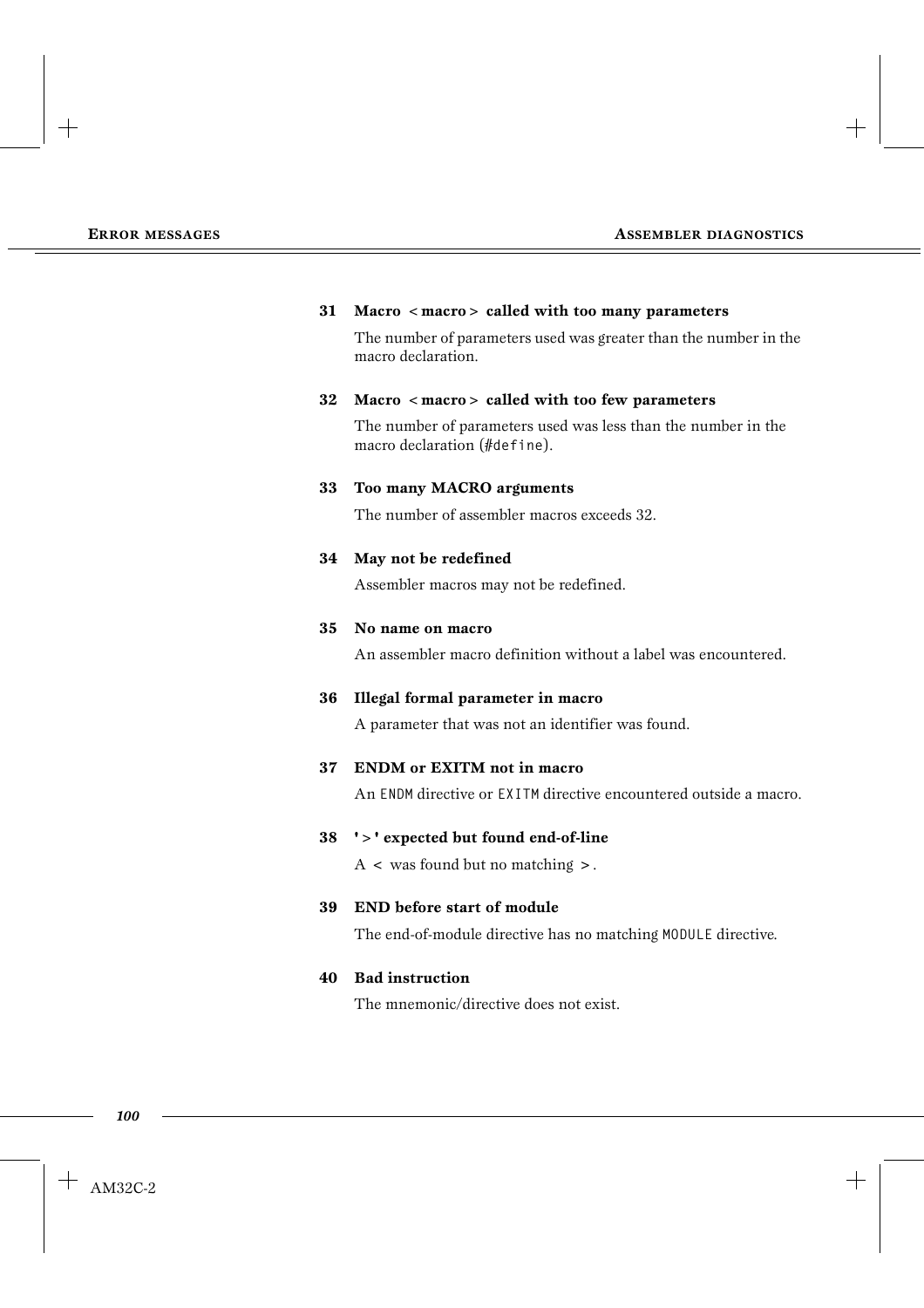**31 Macro <macro> called with too many parameters**

The number of parameters used was greater than the number in the macro declaration.

**32 Macro <macro> called with too few parameters**

The number of parameters used was less than the number in the macro declaration (`#define`).

**33 Too many MACRO arguments**

The number of assembler macros exceeds 32.

**34 May not be redefined**

Assembler macros may not be redefined.

**35 No name on macro**

An assembler macro definition without a label was encountered.

**36 Illegal formal parameter in macro**

A parameter that was not an identifier was found.

**37 ENDM or EXITM not in macro**

An `ENDM` directive or `EXITM` directive encountered outside a macro.

**38 '>' expected but found end-of-line**

A < was found but no matching >.

**39 END before start of module**

The end-of-module directive has no matching `MODULE` directive.

**40 Bad instruction**

The mnemonic/directive does not exist.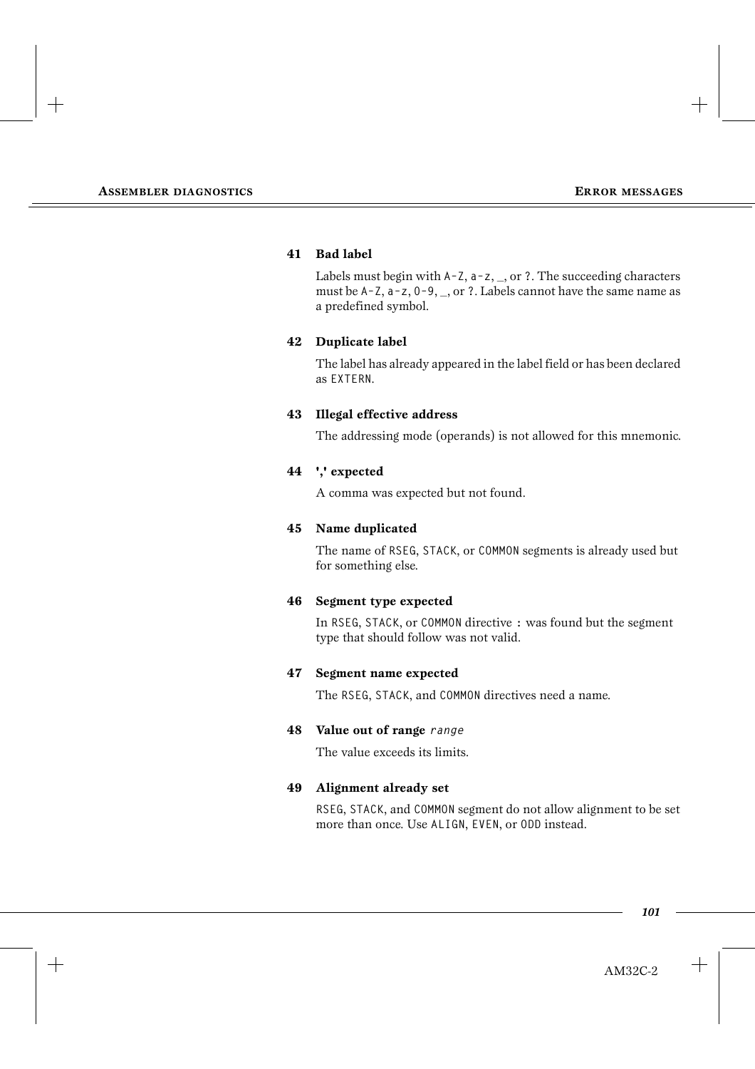**41 Bad label**

Labels must begin with A–Z, a–z, _, or ?. The succeeding characters must be A–Z, a–z, 0–9, _, or ?. Labels cannot have the same name as a predefined symbol.

**42 Duplicate label**

The label has already appeared in the label field or has been declared as EXTERN.

**43 Illegal effective address**

The addressing mode (operands) is not allowed for this mnemonic.

**44 ',' expected**

A comma was expected but not found.

**45 Name duplicated**

The name of RSEG, STACK, or COMMON segments is already used but for something else.

**46 Segment type expected**

In RSEG, STACK, or COMMON directive : was found but the segment type that should follow was not valid.

**47 Segment name expected**

The RSEG, STACK, and COMMON directives need a name.

**48 Value out of range** *range*

The value exceeds its limits.

**49 Alignment already set**

RSEG, STACK, and COMMON segment do not allow alignment to be set more than once. Use ALIGN, EVEN, or ODD instead.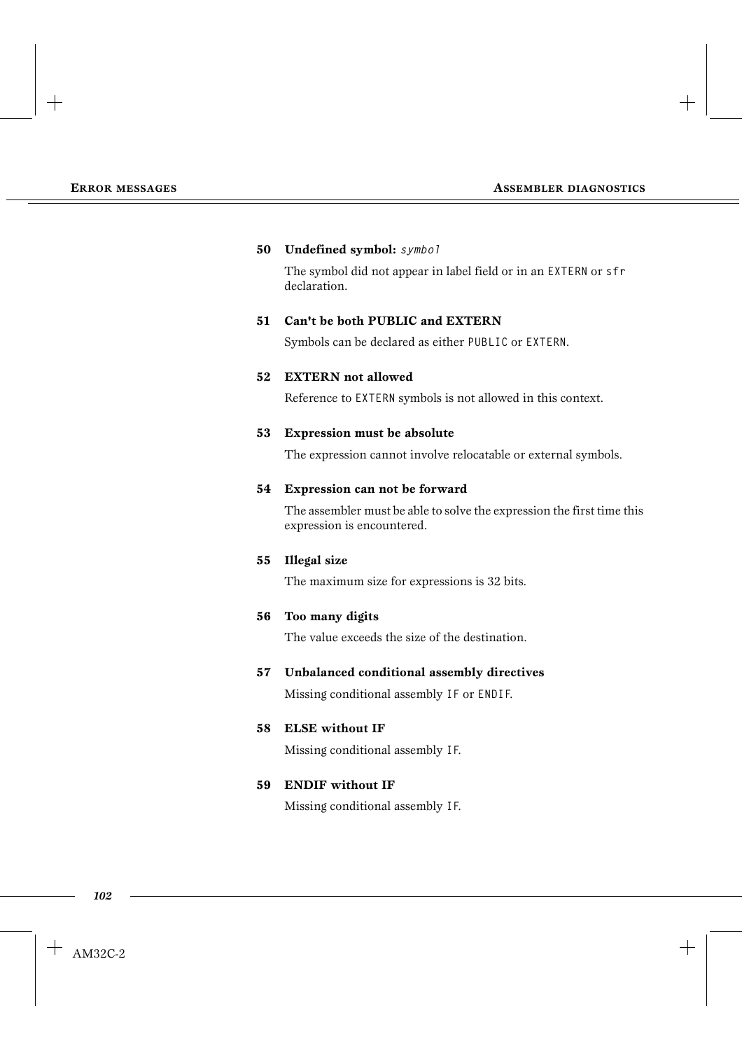**50 Undefined symbol:** *symbol*

The symbol did not appear in label field or in an `EXTERN` or `sfr` declaration.

**51 Can't be both PUBLIC and EXTERN**

Symbols can be declared as either `PUBLIC` or `EXTERN`.

**52 EXTERN not allowed**

Reference to `EXTERN` symbols is not allowed in this context.

**53 Expression must be absolute**

The expression cannot involve relocatable or external symbols.

**54 Expression can not be forward**

The assembler must be able to solve the expression the first time this expression is encountered.

**55 Illegal size**

The maximum size for expressions is 32 bits.

**56 Too many digits**

The value exceeds the size of the destination.

**57 Unbalanced conditional assembly directives**

Missing conditional assembly `IF` or `ENDIF`.

**58 ELSE without IF**

Missing conditional assembly `IF`.

**59 ENDIF without IF**

Missing conditional assembly `IF`.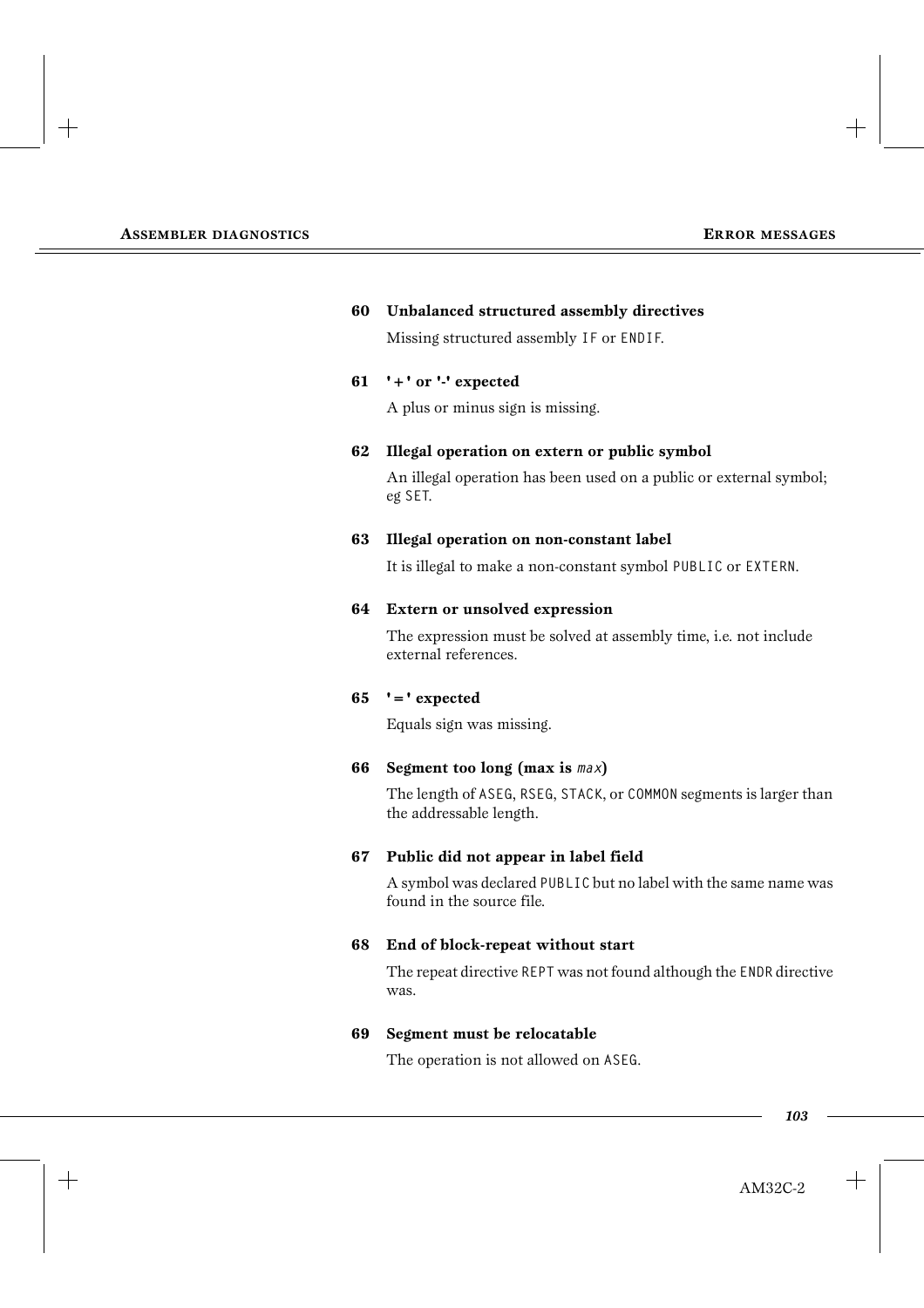**60 Unbalanced structured assembly directives**

Missing structured assembly `IF` or `ENDIF`.

**61 '+' or '-' expected**

A plus or minus sign is missing.

**62 Illegal operation on extern or public symbol**

An illegal operation has been used on a public or external symbol; eg `SET`.

**63 Illegal operation on non-constant label**

It is illegal to make a non-constant symbol `PUBLIC` or `EXTERN`.

**64 Extern or unsolved expression**

The expression must be solved at assembly time, i.e. not include external references.

**65 '=' expected**

Equals sign was missing.

**66 Segment too long (max is *max*)**

The length of `ASEG`, `RSEG`, `STACK`, or `COMMON` segments is larger than the addressable length.

**67 Public did not appear in label field**

A symbol was declared `PUBLIC` but no label with the same name was found in the source file.

**68 End of block-repeat without start**

The repeat directive `REPT` was not found although the `ENDR` directive was.

**69 Segment must be relocatable**

The operation is not allowed on `ASEG`.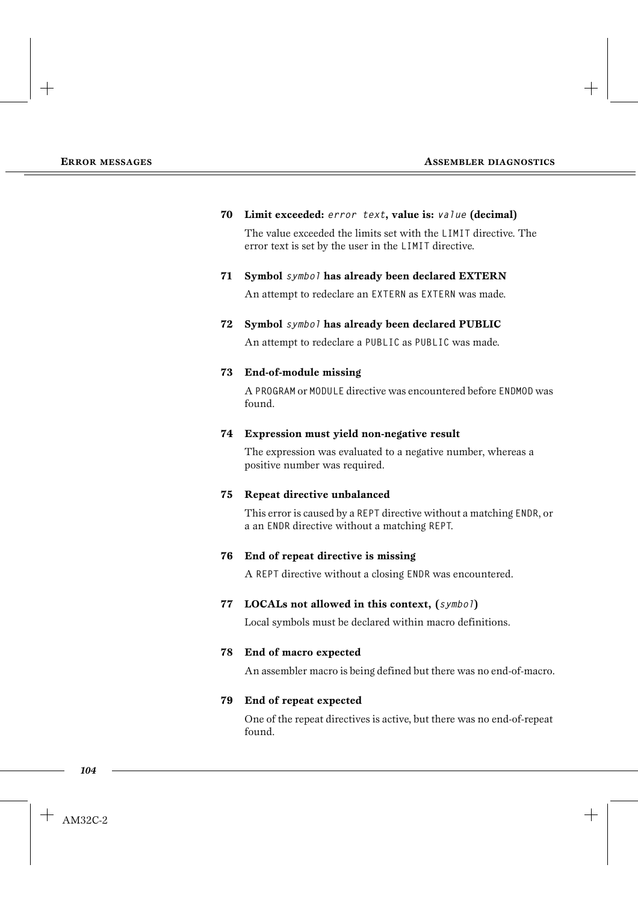**70 Limit exceeded:** `error text`**, value is:** `value` **(decimal)**

The value exceeded the limits set with the `LIMIT` directive. The error text is set by the user in the `LIMIT` directive.

**71 Symbol** `symbol` **has already been declared EXTERN**

An attempt to redeclare an `EXTERN` as `EXTERN` was made.

**72 Symbol** `symbol` **has already been declared PUBLIC**

An attempt to redeclare a `PUBLIC` as `PUBLIC` was made.

**73 End-of-module missing**

A `PROGRAM` or `MODULE` directive was encountered before `ENDMOD` was found.

**74 Expression must yield non-negative result**

The expression was evaluated to a negative number, whereas a positive number was required.

**75 Repeat directive unbalanced**

This error is caused by a `REPT` directive without a matching `ENDR`, or a an `ENDR` directive without a matching `REPT`.

**76 End of repeat directive is missing**

A `REPT` directive without a closing `ENDR` was encountered.

**77 LOCALs not allowed in this context, (**`symbol`**)**

Local symbols must be declared within macro definitions.

**78 End of macro expected**

An assembler macro is being defined but there was no end-of-macro.

**79 End of repeat expected**

One of the repeat directives is active, but there was no end-of-repeat found.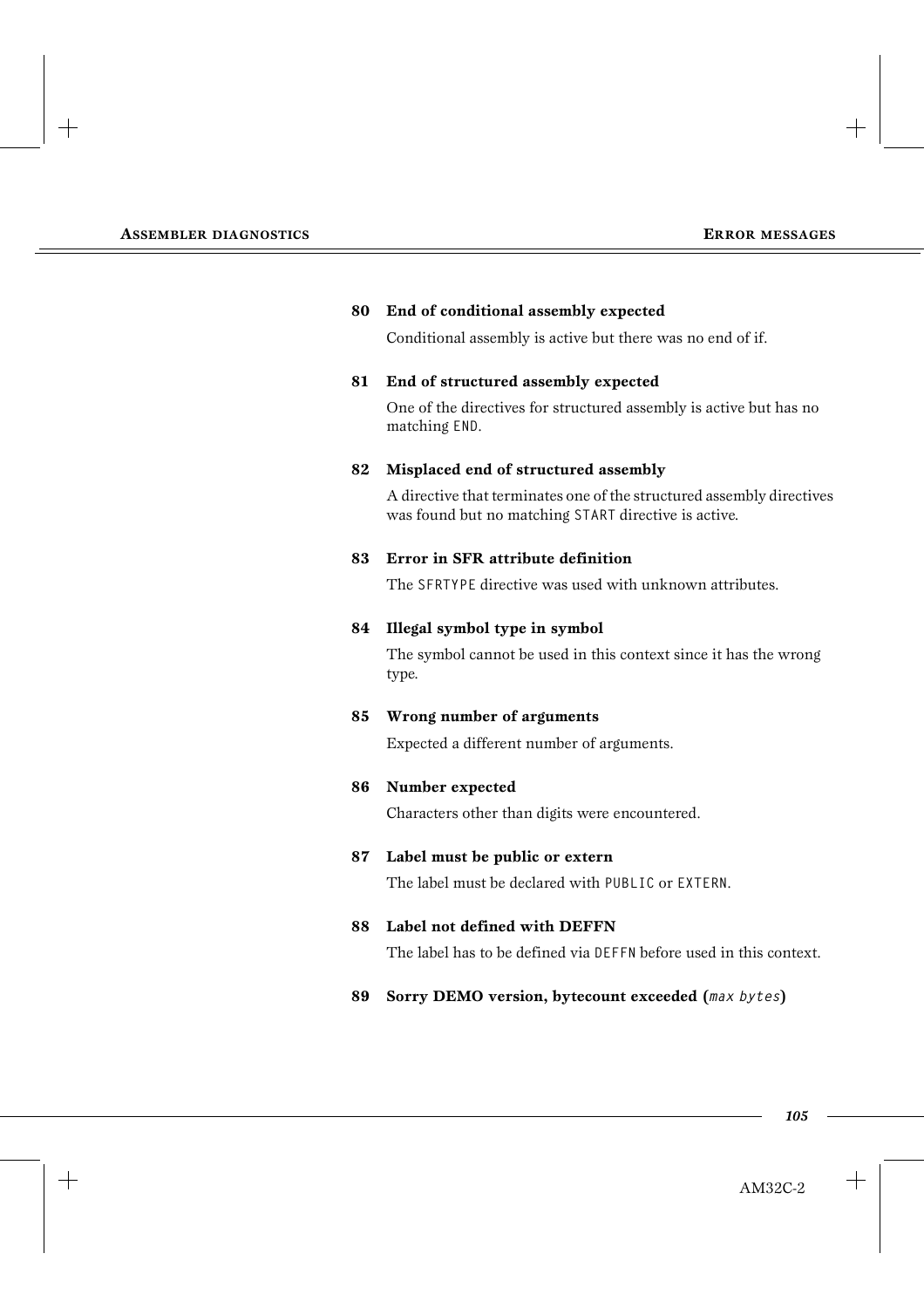**80 End of conditional assembly expected**

Conditional assembly is active but there was no end of if.

**81 End of structured assembly expected**

One of the directives for structured assembly is active but has no matching `END`.

**82 Misplaced end of structured assembly**

A directive that terminates one of the structured assembly directives was found but no matching `START` directive is active.

**83 Error in SFR attribute definition**

The `SFRTYPE` directive was used with unknown attributes.

**84 Illegal symbol type in symbol**

The symbol cannot be used in this context since it has the wrong type.

**85 Wrong number of arguments**

Expected a different number of arguments.

**86 Number expected**

Characters other than digits were encountered.

**87 Label must be public or extern**

The label must be declared with `PUBLIC` or `EXTERN`.

**88 Label not defined with DEFFN**

The label has to be defined via `DEFFN` before used in this context.

**89 Sorry DEMO version, bytecount exceeded (*max bytes*)**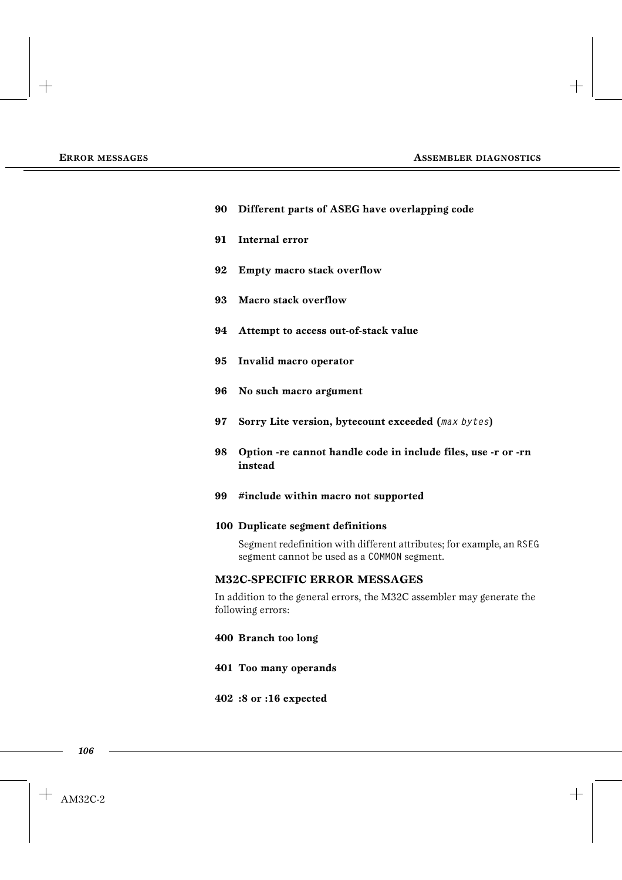**90 Different parts of ASEG have overlapping code**

**91 Internal error**

**92 Empty macro stack overflow**

**93 Macro stack overflow**

**94 Attempt to access out-of-stack value**

**95 Invalid macro operator**

**96 No such macro argument**

**97 Sorry Lite version, bytecount exceeded (*max bytes*)**

**98 Option -re cannot handle code in include files, use -r or -rn instead**

**99 #include within macro not supported**

**100 Duplicate segment definitions**

Segment redefinition with different attributes; for example, an RSEG segment cannot be used as a COMMON segment.

## M32C-SPECIFIC ERROR MESSAGES

In addition to the general errors, the M32C assembler may generate the following errors:

**400 Branch too long**

**401 Too many operands**

**402 :8 or :16 expected**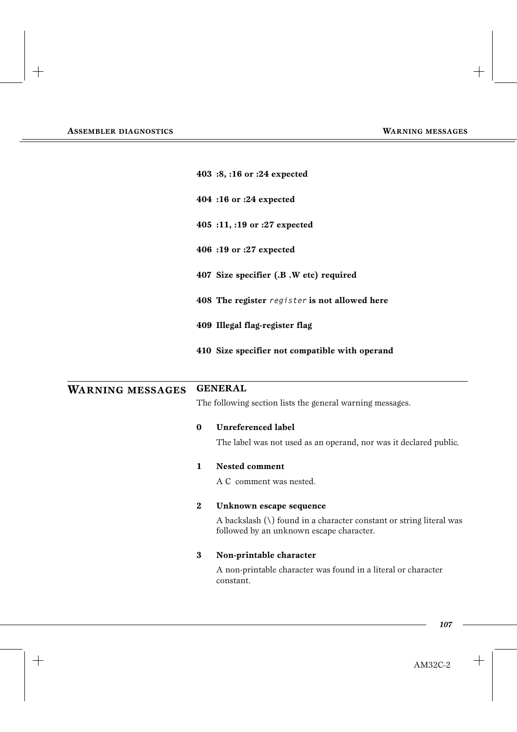**403 :8, :16 or :24 expected**

**404 :16 or :24 expected**

**405 :11, :19 or :27 expected**

**406 :19 or :27 expected**

**407 Size specifier (.B .W etc) required**

**408 The register** `register` **is not allowed here**

**409 Illegal flag-register flag**

**410 Size specifier not compatible with operand**

## WARNING MESSAGES

### GENERAL

The following section lists the general warning messages.

**0 Unreferenced label**

The label was not used as an operand, nor was it declared public.

**1 Nested comment**

A C comment was nested.

**2 Unknown escape sequence**

A backslash (\) found in a character constant or string literal was followed by an unknown escape character.

**3 Non-printable character**

A non-printable character was found in a literal or character constant.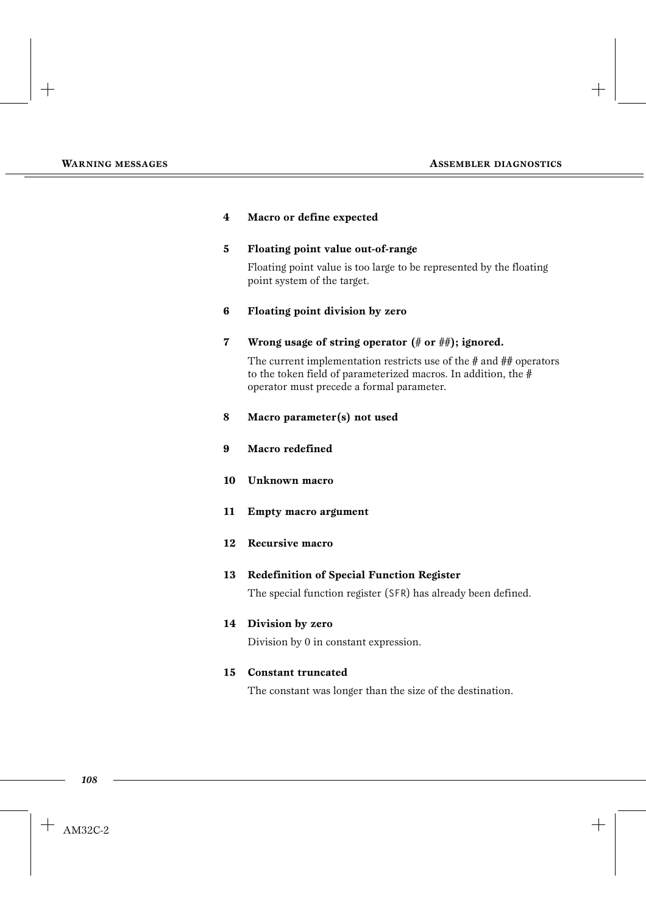**4 Macro or define expected**

**5 Floating point value out-of-range**

Floating point value is too large to be represented by the floating point system of the target.

**6 Floating point division by zero**

**7 Wrong usage of string operator (# or ##); ignored.**

The current implementation restricts use of the # and ## operators to the token field of parameterized macros. In addition, the # operator must precede a formal parameter.

**8 Macro parameter(s) not used**

**9 Macro redefined**

**10 Unknown macro**

**11 Empty macro argument**

**12 Recursive macro**

**13 Redefinition of Special Function Register**

The special function register (`SFR`) has already been defined.

**14 Division by zero**

Division by 0 in constant expression.

**15 Constant truncated**

The constant was longer than the size of the destination.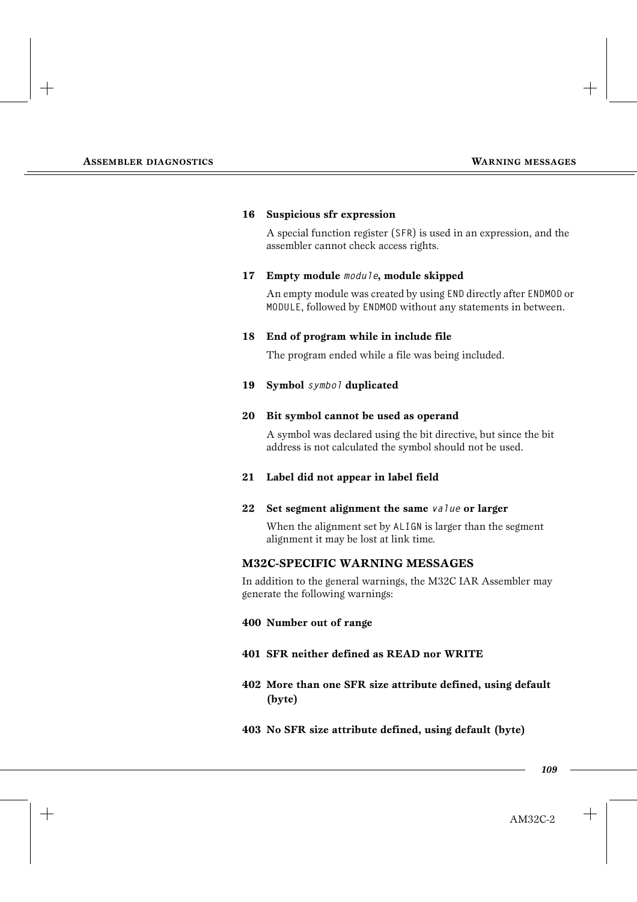**16 Suspicious sfr expression**

A special function register (`SFR`) is used in an expression, and the assembler cannot check access rights.

**17 Empty module** ***module*****, module skipped**

An empty module was created by using `END` directly after `ENDMOD` or `MODULE`, followed by `ENDMOD` without any statements in between.

**18 End of program while in include file**

The program ended while a file was being included.

**19 Symbol** ***symbol*** **duplicated**

**20 Bit symbol cannot be used as operand**

A symbol was declared using the bit directive, but since the bit address is not calculated the symbol should not be used.

**21 Label did not appear in label field**

**22 Set segment alignment the same** ***value*** **or larger**

When the alignment set by `ALIGN` is larger than the segment alignment it may be lost at link time.

### M32C-SPECIFIC WARNING MESSAGES

In addition to the general warnings, the M32C IAR Assembler may generate the following warnings:

**400 Number out of range**

**401 SFR neither defined as READ nor WRITE**

**402 More than one SFR size attribute defined, using default (byte)**

**403 No SFR size attribute defined, using default (byte)**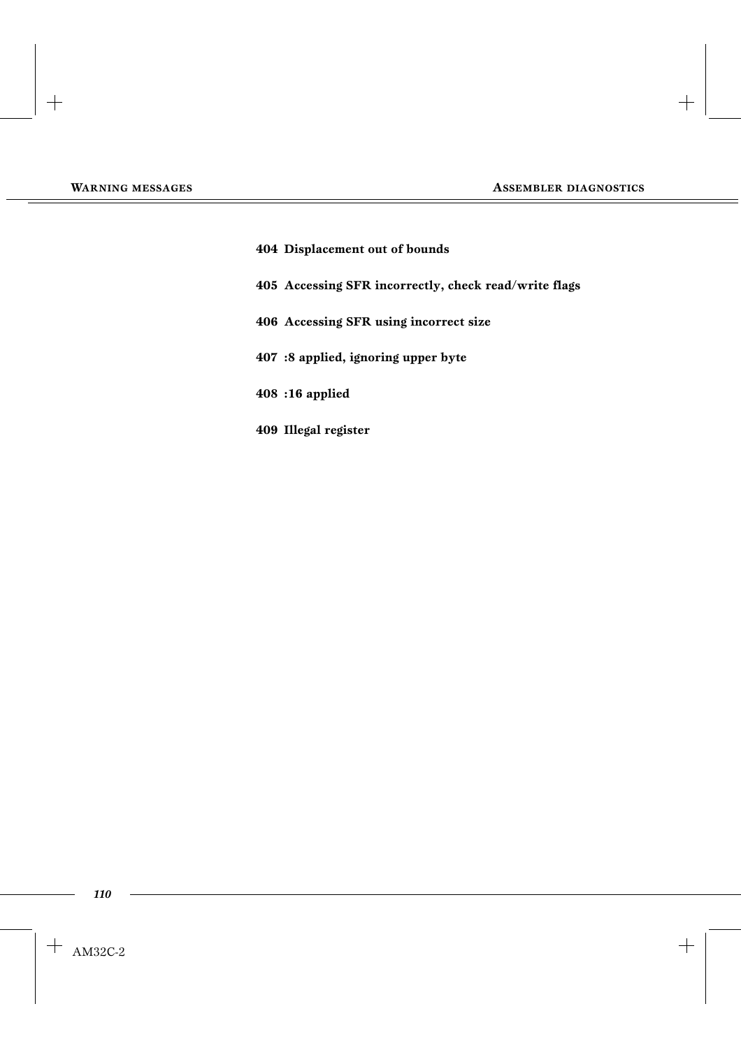**404 Displacement out of bounds**

**405 Accessing SFR incorrectly, check read/write flags**

**406 Accessing SFR using incorrect size**

**407 :8 applied, ignoring upper byte**

**408 :16 applied**

**409 Illegal register**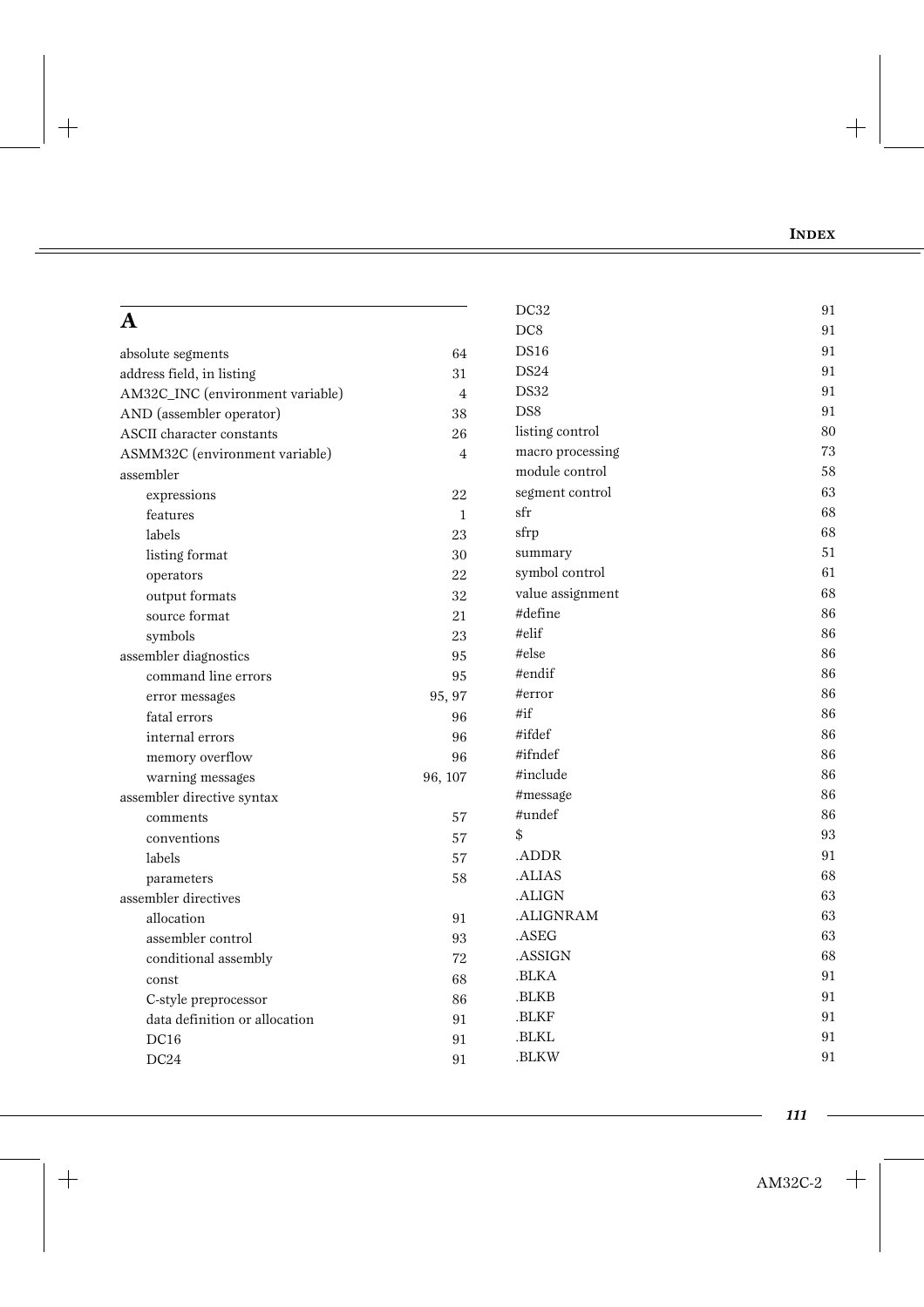# A

absolute segments 64
address field, in listing 31
AM32C_INC (environment variable) 4
AND (assembler operator) 38
ASCII character constants 26
ASMM32C (environment variable) 4
assembler
- expressions 22
- features 1
- labels 23
- listing format 30
- operators 22
- output formats 32
- source format 21
- symbols 23

assembler diagnostics 95
- command line errors 95
- error messages 95, 97
- fatal errors 96
- internal errors 96
- memory overflow 96
- warning messages 96, 107

assembler directive syntax
- comments 57
- conventions 57
- labels 57
- parameters 58

assembler directives
- allocation 91
- assembler control 93
- conditional assembly 72
- const 68
- C-style preprocessor 86
- data definition or allocation 91
- DC16 91
- DC24 91
- DC32 91
- DC8 91
- DS16 91
- DS24 91
- DS32 91
- DS8 91
- listing control 80
- macro processing 73
- module control 58
- segment control 63
- sfr 68
- sfrp 68
- summary 51
- symbol control 61
- value assignment 68
- #define 86
- #elif 86
- #else 86
- #endif 86
- #error 86
- #if 86
- #ifdef 86
- #ifndef 86
- #include 86
- #message 86
- #undef 86
- $ 93
- .ADDR 91
- .ALIAS 68
- .ALIGN 63
- .ALIGNRAM 63
- .ASEG 63
- .ASSIGN 68
- .BLKA 91
- .BLKB 91
- .BLKF 91
- .BLKL 91
- .BLKW 91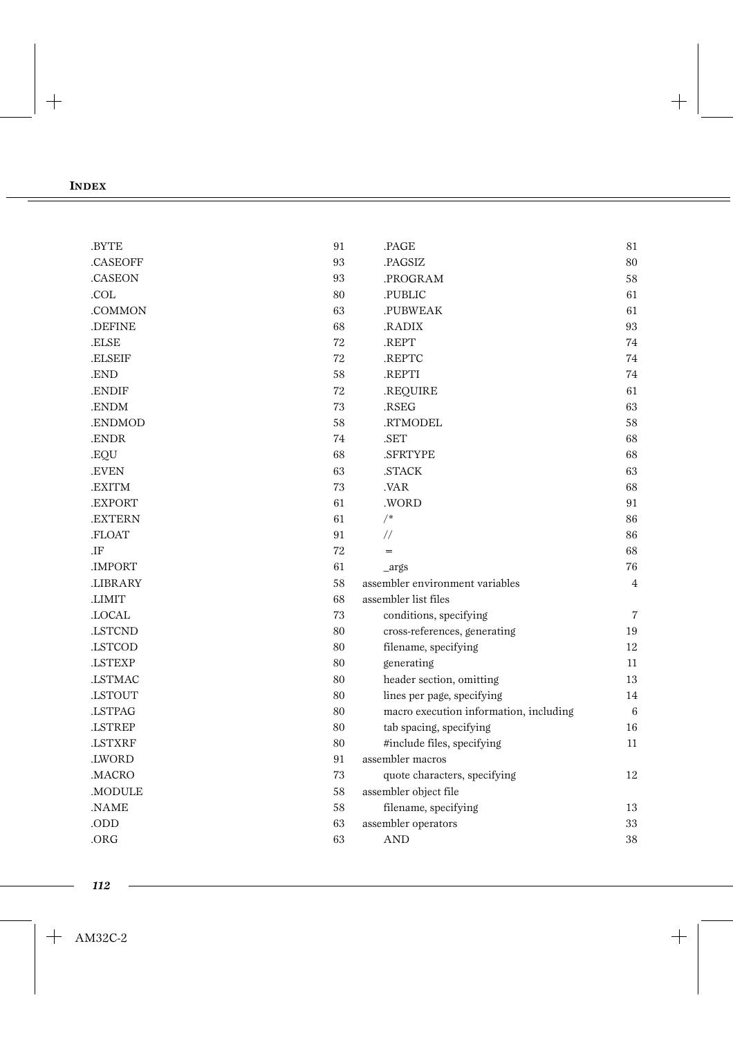.BYTE 91
.CASEOFF 93
.CASEON 93
.COL 80
.COMMON 63
.DEFINE 68
.ELSE 72
.ELSEIF 72
.END 58
.ENDIF 72
.ENDM 73
.ENDMOD 58
.ENDR 74
.EQU 68
.EVEN 63
.EXITM 73
.EXPORT 61
.EXTERN 61
.FLOAT 91
.IF 72
.IMPORT 61
.LIBRARY 58
.LIMIT 68
.LOCAL 73
.LSTCND 80
.LSTCOD 80
.LSTEXP 80
.LSTMAC 80
.LSTOUT 80
.LSTPAG 80
.LSTREP 80
.LSTXRF 80
.LWORD 91
.MACRO 73
.MODULE 58
.NAME 58
.ODD 63
.ORG 63
.PAGE 81
.PAGSIZ 80
.PROGRAM 58
.PUBLIC 61
.PUBWEAK 61
.RADIX 93
.REPT 74
.REPTC 74
.REPTI 74
.REQUIRE 61
.RSEG 63
.RTMODEL 58
.SET 68
.SFRTYPE 68
.STACK 63
.VAR 68
.WORD 91
/* 86
// 86
= 68
_args 76

assembler environment variables 4

assembler list files
- conditions, specifying 7
- cross-references, generating 19
- filename, specifying 12
- generating 11
- header section, omitting 13
- lines per page, specifying 14
- macro execution information, including 6
- tab spacing, specifying 16
- #include files, specifying 11

assembler macros
- quote characters, specifying 12

assembler object file
- filename, specifying 13

assembler operators 33
- AND 38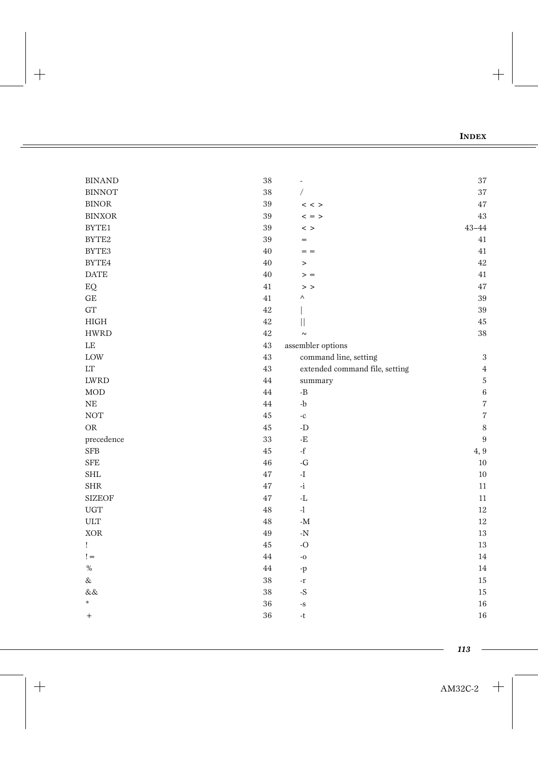BINAND 38
BINNOT 38
BINOR 39
BINXOR 39
BYTE1 39
BYTE2 39
BYTE3 40
BYTE4 40
DATE 40
EQ 41
GE 41
GT 42
HIGH 42
HWRD 42
LE 43
LOW 43
LT 43
LWRD 44
MOD 44
NE 44
NOT 45
OR 45
precedence 33
SFB 45
SFE 46
SHL 47
SHR 47
SIZEOF 47
UGT 48
ULT 48
XOR 49
! 45
!= 44
% 44
& 38
&& 38
* 36
+ 36
- 37
/ 37
<< > 47
<=> 43
<> 43–44
= 41
== 41
> 42
>= 41
>> 47
^ 39
| 39
|| 45
~ 38

assembler options
- command line, setting 3
- extended command file, setting 4
- summary 5
- -B 6
- -b 7
- -c 7
- -D 8
- -E 9
- -f 4, 9
- -G 10
- -I 10
- -i 11
- -L 11
- -l 12
- -M 12
- -N 13
- -O 13
- -o 14
- -p 14
- -r 15
- -S 15
- -s 16
- -t 16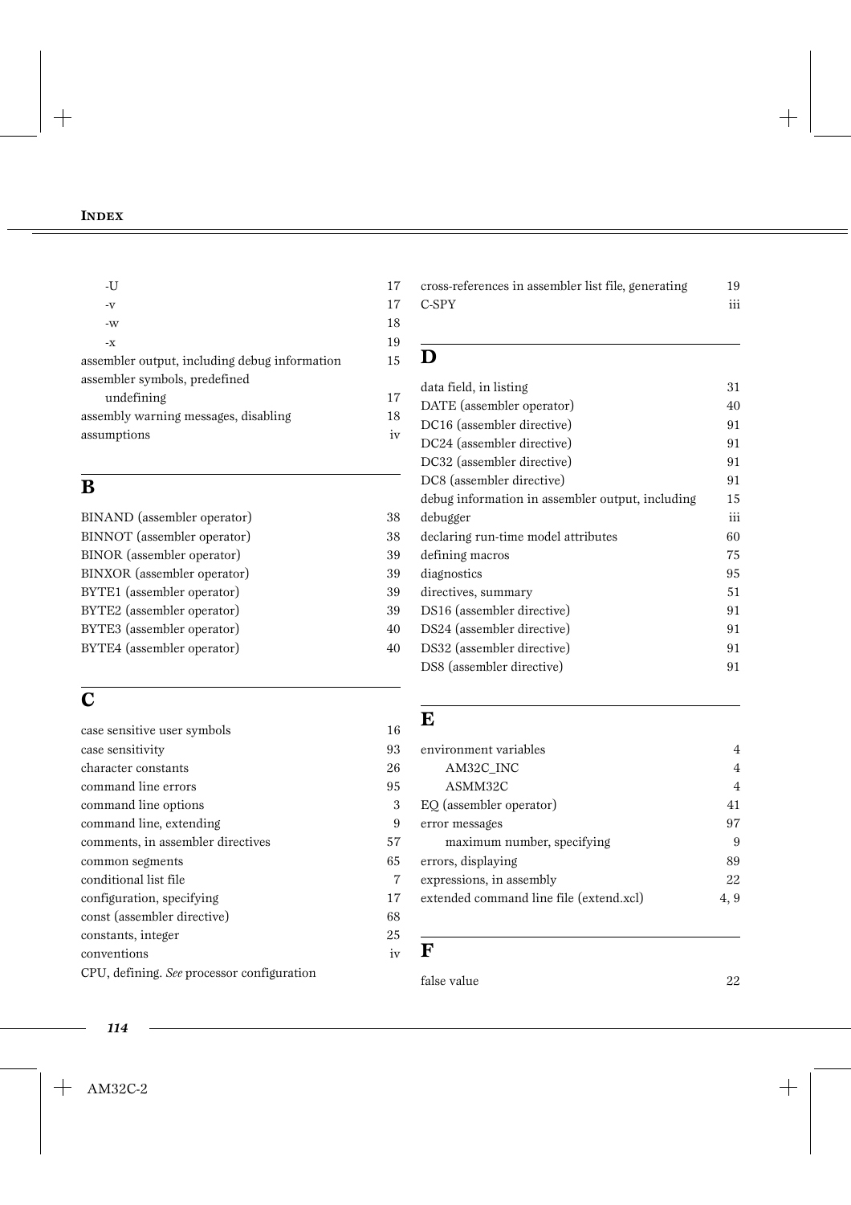-U 17
-v 17
-w 18
-x 19
assembler output, including debug information 15
assembler symbols, predefined
undefining 17
assembly warning messages, disabling 18
assumptions iv

## B

BINAND (assembler operator) 38
BINNOT (assembler operator) 38
BINOR (assembler operator) 39
BINXOR (assembler operator) 39
BYTE1 (assembler operator) 39
BYTE2 (assembler operator) 39
BYTE3 (assembler operator) 40
BYTE4 (assembler operator) 40

## C

case sensitive user symbols 16
case sensitivity 93
character constants 26
command line errors 95
command line options 3
command line, extending 9
comments, in assembler directives 57
common segments 65
conditional list file 7
configuration, specifying 17
const (assembler directive) 68
constants, integer 25
conventions iv
CPU, defining. *See* processor configuration
cross-references in assembler list file, generating 19
C-SPY iii

## D

data field, in listing 31
DATE (assembler operator) 40
DC16 (assembler directive) 91
DC24 (assembler directive) 91
DC32 (assembler directive) 91
DC8 (assembler directive) 91
debug information in assembler output, including 15
debugger iii
declaring run-time model attributes 60
defining macros 75
diagnostics 95
directives, summary 51
DS16 (assembler directive) 91
DS24 (assembler directive) 91
DS32 (assembler directive) 91
DS8 (assembler directive) 91

## E

environment variables 4
AM32C_INC 4
ASMM32C 4
EQ (assembler operator) 41
error messages 97
maximum number, specifying 9
errors, displaying 89
expressions, in assembly 22
extended command line file (extend.xcl) 4, 9

## F

false value 22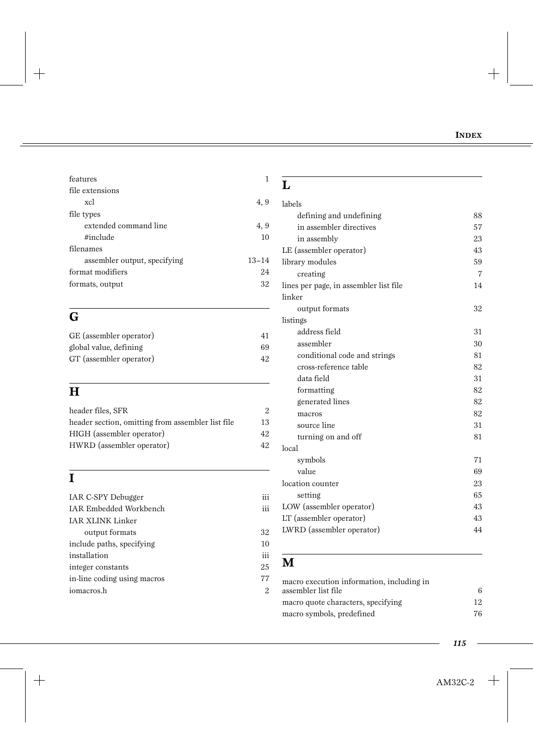features 1
file extensions
 xcl 4, 9
file types
 extended command line 4, 9
 #include 10
filenames
 assembler output, specifying 13–14
format modifiers 24
formats, output 32

## G

GE (assembler operator) 41
global value, defining 69
GT (assembler operator) 42

## H

header files, SFR 2
header section, omitting from assembler list file 13
HIGH (assembler operator) 42
HWRD (assembler operator) 42

## I

IAR C-SPY Debugger iii
IAR Embedded Workbench iii
IAR XLINK Linker
 output formats 32
include paths, specifying 10
installation iii
integer constants 25
in-line coding using macros 77
iomacros.h 2

## L

labels
 defining and undefining 88
 in assembler directives 57
 in assembly 23
LE (assembler operator) 43
library modules 59
 creating 7
lines per page, in assembler list file 14
linker
 output formats 32
listings
 address field 31
 assembler 30
 conditional code and strings 81
 cross-reference table 82
 data field 31
 formatting 82
 generated lines 82
 macros 82
 source line 31
 turning on and off 81
local
 symbols 71
 value 69
location counter 23
 setting 65
LOW (assembler operator) 43
LT (assembler operator) 43
LWRD (assembler operator) 44

## M

macro execution information, including in assembler list file 6
macro quote characters, specifying 12
macro symbols, predefined 76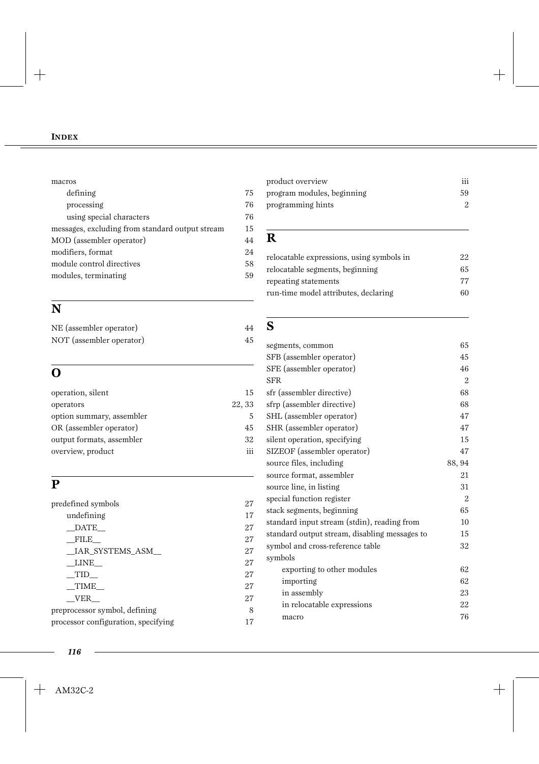macros
- defining 75
- processing 76
- using special characters 76

messages, excluding from standard output stream 15
MOD (assembler operator) 44
modifiers, format 24
module control directives 58
modules, terminating 59

## N

NE (assembler operator) 44
NOT (assembler operator) 45

## O

operation, silent 15
operators 22, 33
option summary, assembler 5
OR (assembler operator) 45
output formats, assembler 32
overview, product iii

## P

predefined symbols 27
- undefining 17
- __DATE__ 27
- __FILE__ 27
- __IAR_SYSTEMS_ASM__ 27
- __LINE__ 27
- __TID__ 27
- __TIME__ 27
- __VER__ 27

preprocessor symbol, defining 8
processor configuration, specifying 17
product overview iii
program modules, beginning 59
programming hints 2

## R

relocatable expressions, using symbols in 22
relocatable segments, beginning 65
repeating statements 77
run-time model attributes, declaring 60

## S

segments, common 65
SFB (assembler operator) 45
SFE (assembler operator) 46
SFR 2
sfr (assembler directive) 68
sfrp (assembler directive) 68
SHL (assembler operator) 47
SHR (assembler operator) 47
silent operation, specifying 15
SIZEOF (assembler operator) 47
source files, including 88, 94
source format, assembler 21
source line, in listing 31
special function register 2
stack segments, beginning 65
standard input stream (stdin), reading from 10
standard output stream, disabling messages to 15
symbol and cross-reference table 32
symbols
- exporting to other modules 62
- importing 62
- in assembly 23
- in relocatable expressions 22
- macro 76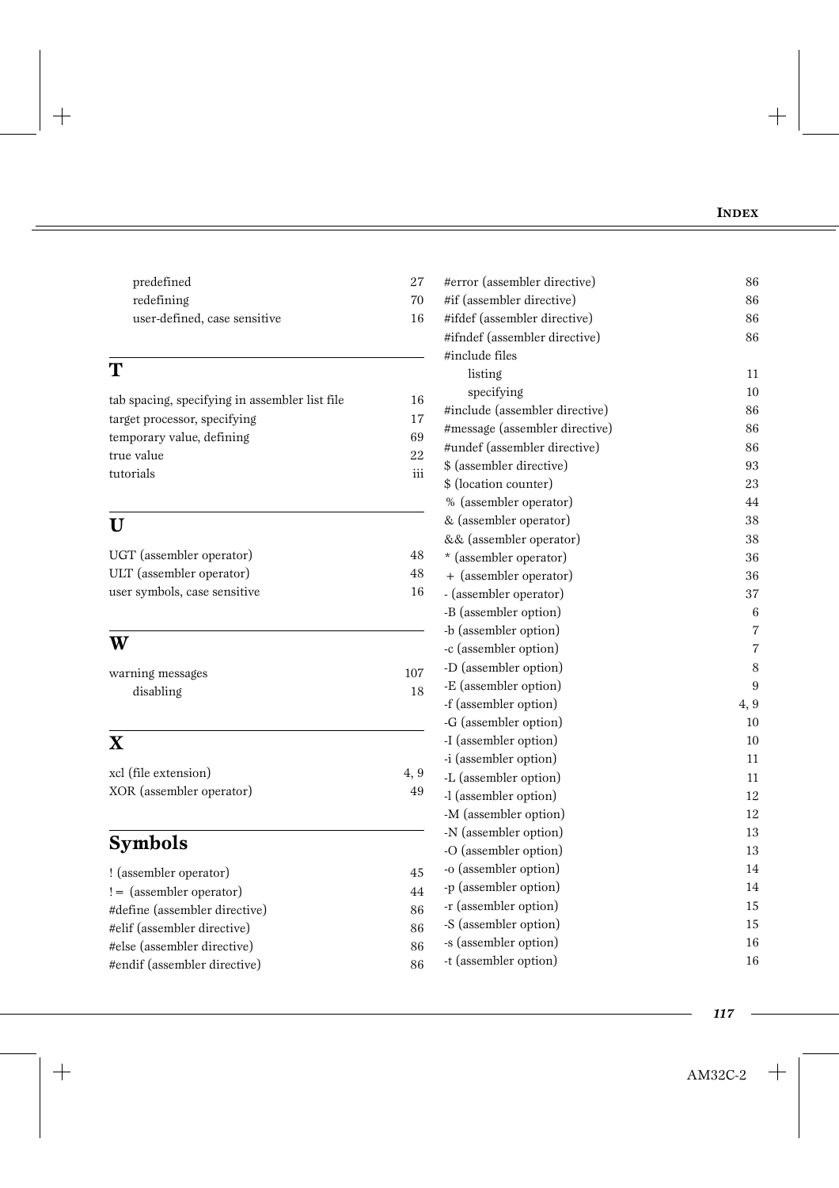predefined 27
redefining 70
user-defined, case sensitive 16

## T

tab spacing, specifying in assembler list file 16
target processor, specifying 17
temporary value, defining 69
true value 22
tutorials iii

## U

UGT (assembler operator) 48
ULT (assembler operator) 48
user symbols, case sensitive 16

## W

warning messages 107
disabling 18

## X

xcl (file extension) 4, 9
XOR (assembler operator) 49

## Symbols

! (assembler operator) 45
!= (assembler operator) 44
#define (assembler directive) 86
#elif (assembler directive) 86
#else (assembler directive) 86
#endif (assembler directive) 86
#error (assembler directive) 86
#if (assembler directive) 86
#ifdef (assembler directive) 86
#ifndef (assembler directive) 86
#include files
listing 11
specifying 10
#include (assembler directive) 86
#message (assembler directive) 86
#undef (assembler directive) 86
$ (assembler directive) 93
$ (location counter) 23
% (assembler operator) 44
& (assembler operator) 38
&& (assembler operator) 38
* (assembler operator) 36
+ (assembler operator) 36
- (assembler operator) 37
-B (assembler option) 6
-b (assembler option) 7
-c (assembler option) 7
-D (assembler option) 8
-E (assembler option) 9
-f (assembler option) 4, 9
-G (assembler option) 10
-I (assembler option) 10
-i (assembler option) 11
-L (assembler option) 11
-l (assembler option) 12
-M (assembler option) 12
-N (assembler option) 13
-O (assembler option) 13
-o (assembler option) 14
-p (assembler option) 14
-r (assembler option) 15
-S (assembler option) 15
-s (assembler option) 16
-t (assembler option) 16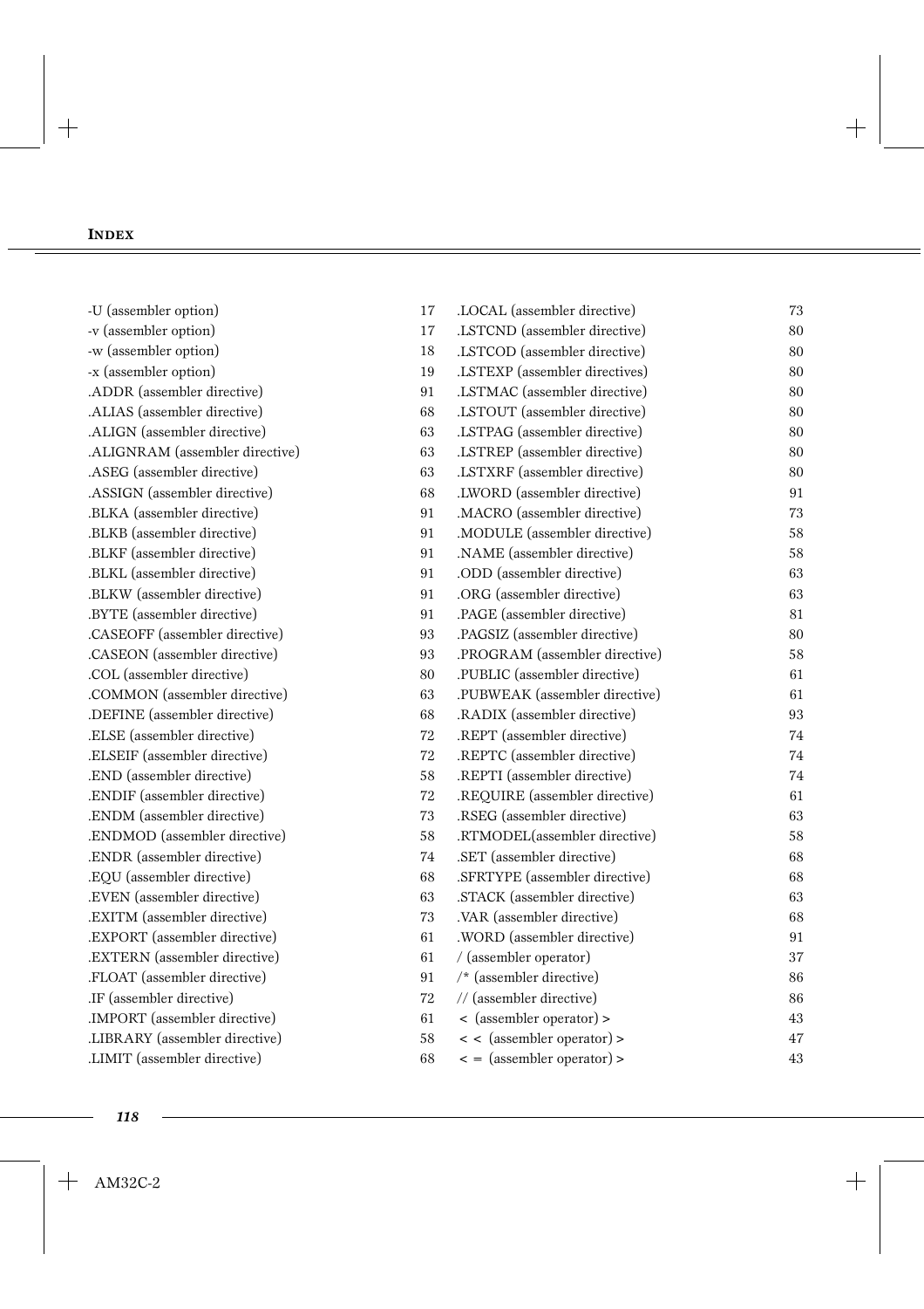## INDEX

-U (assembler option) 17
-v (assembler option) 17
-w (assembler option) 18
-x (assembler option) 19
.ADDR (assembler directive) 91
.ALIAS (assembler directive) 68
.ALIGN (assembler directive) 63
.ALIGNRAM (assembler directive) 63
.ASEG (assembler directive) 63
.ASSIGN (assembler directive) 68
.BLKA (assembler directive) 91
.BLKB (assembler directive) 91
.BLKF (assembler directive) 91
.BLKL (assembler directive) 91
.BLKW (assembler directive) 91
.BYTE (assembler directive) 91
.CASEOFF (assembler directive) 93
.CASEON (assembler directive) 93
.COL (assembler directive) 80
.COMMON (assembler directive) 63
.DEFINE (assembler directive) 68
.ELSE (assembler directive) 72
.ELSEIF (assembler directive) 72
.END (assembler directive) 58
.ENDIF (assembler directive) 72
.ENDM (assembler directive) 73
.ENDMOD (assembler directive) 58
.ENDR (assembler directive) 74
.EQU (assembler directive) 68
.EVEN (assembler directive) 63
.EXITM (assembler directive) 73
.EXPORT (assembler directive) 61
.EXTERN (assembler directive) 61
.FLOAT (assembler directive) 91
.IF (assembler directive) 72
.IMPORT (assembler directive) 61
.LIBRARY (assembler directive) 58
.LIMIT (assembler directive) 68
.LOCAL (assembler directive) 73
.LSTCND (assembler directive) 80
.LSTCOD (assembler directive) 80
.LSTEXP (assembler directives) 80
.LSTMAC (assembler directive) 80
.LSTOUT (assembler directive) 80
.LSTPAG (assembler directive) 80
.LSTREP (assembler directive) 80
.LSTXRF (assembler directive) 80
.LWORD (assembler directive) 91
.MACRO (assembler directive) 73
.MODULE (assembler directive) 58
.NAME (assembler directive) 58
.ODD (assembler directive) 63
.ORG (assembler directive) 63
.PAGE (assembler directive) 81
.PAGSIZ (assembler directive) 80
.PROGRAM (assembler directive) 58
.PUBLIC (assembler directive) 61
.PUBWEAK (assembler directive) 61
.RADIX (assembler directive) 93
.REPT (assembler directive) 74
.REPTC (assembler directive) 74
.REPTI (assembler directive) 74
.REQUIRE (assembler directive) 61
.RSEG (assembler directive) 63
.RTMODEL(assembler directive) 58
.SET (assembler directive) 68
.SFRTYPE (assembler directive) 68
.STACK (assembler directive) 63
.VAR (assembler directive) 68
.WORD (assembler directive) 91
/ (assembler operator) 37
/* (assembler directive) 86
// (assembler directive) 86
< (assembler operator) > 43
< < (assembler operator) > 47
< = (assembler operator) > 43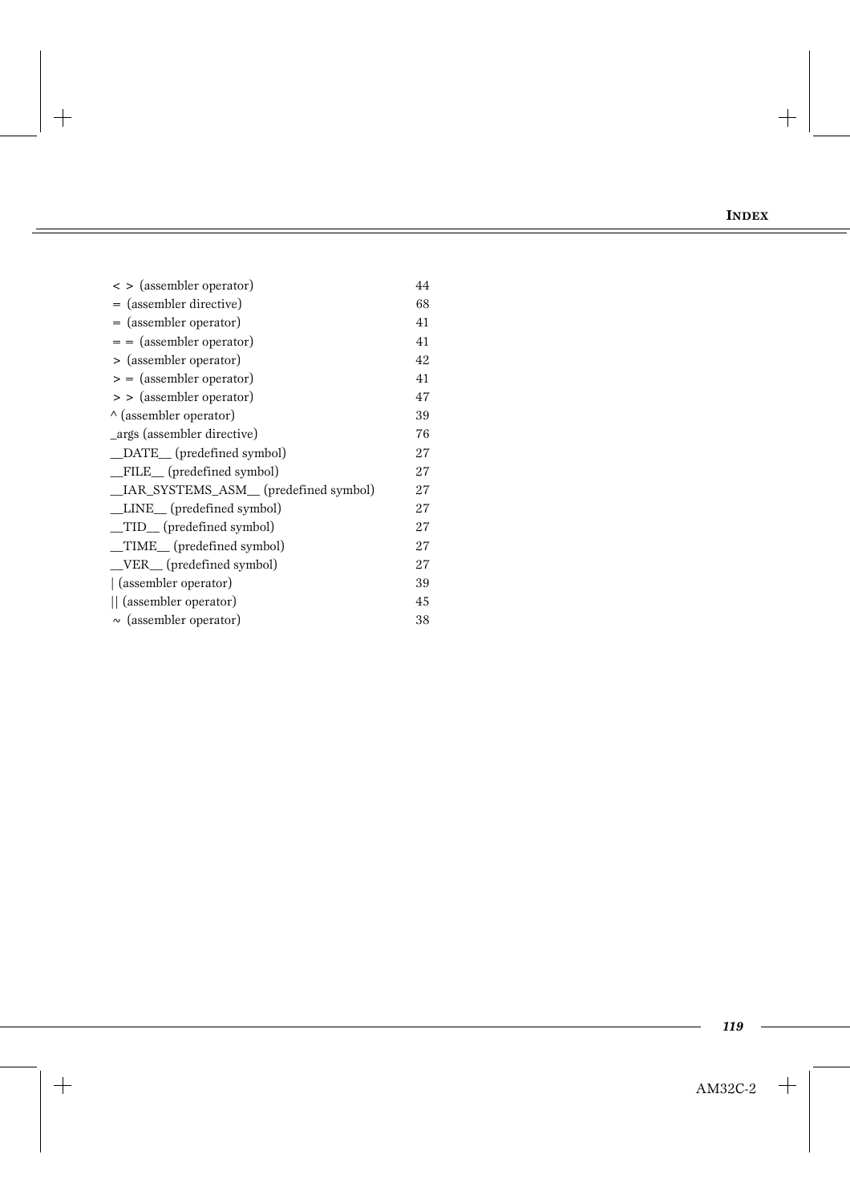< > (assembler operator) 44
= (assembler directive) 68
= (assembler operator) 41
= = (assembler operator) 41
> (assembler operator) 42
> = (assembler operator) 41
> > (assembler operator) 47
^ (assembler operator) 39
_args (assembler directive) 76
__DATE__ (predefined symbol) 27
__FILE__ (predefined symbol) 27
__IAR_SYSTEMS_ASM__ (predefined symbol) 27
__LINE__ (predefined symbol) 27
__TID__ (predefined symbol) 27
__TIME__ (predefined symbol) 27
__VER__ (predefined symbol) 27
| (assembler operator) 39
|| (assembler operator) 45
~ (assembler operator) 38